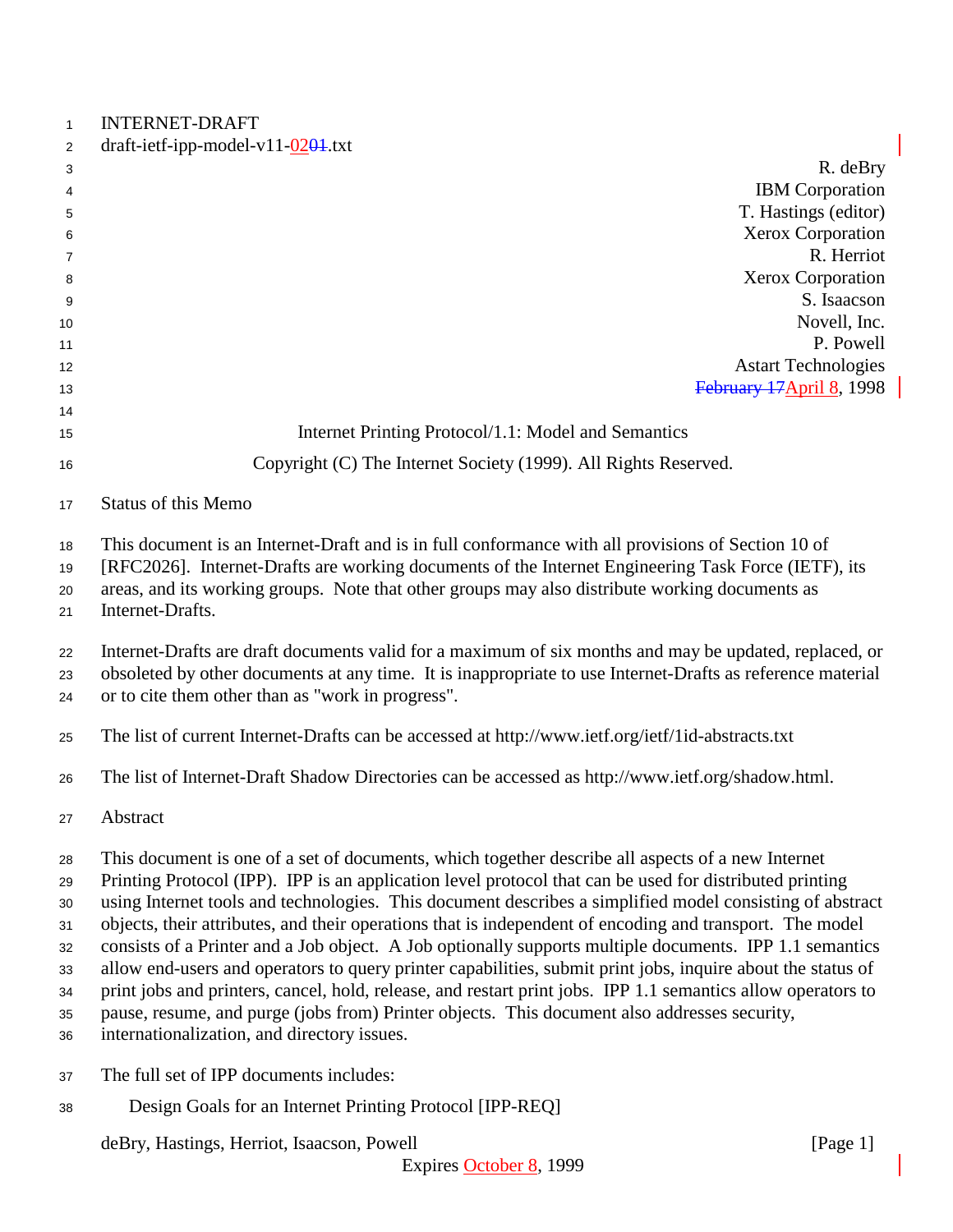INTERNET-DRAFT
draft-ietf-ipp-model-v11-0201.txt

R. deBry
IBM Corporation
T. Hastings (editor)
Xerox Corporation
R. Herriot
Xerox Corporation
S. Isaacson
Novell, Inc.
P. Powell
Astart Technologies
February 17April 8, 1998

Internet Printing Protocol/1.1: Model and Semantics

Copyright (C) The Internet Society (1999). All Rights Reserved.

## Status of this Memo

This document is an Internet-Draft and is in full conformance with all provisions of Section 10 of [RFC2026]. Internet-Drafts are working documents of the Internet Engineering Task Force (IETF), its areas, and its working groups. Note that other groups may also distribute working documents as Internet-Drafts.

Internet-Drafts are draft documents valid for a maximum of six months and may be updated, replaced, or obsoleted by other documents at any time. It is inappropriate to use Internet-Drafts as reference material or to cite them other than as "work in progress".

The list of current Internet-Drafts can be accessed at http://www.ietf.org/ietf/1id-abstracts.txt

The list of Internet-Draft Shadow Directories can be accessed as http://www.ietf.org/shadow.html.

## Abstract

This document is one of a set of documents, which together describe all aspects of a new Internet Printing Protocol (IPP). IPP is an application level protocol that can be used for distributed printing using Internet tools and technologies. This document describes a simplified model consisting of abstract objects, their attributes, and their operations that is independent of encoding and transport. The model consists of a Printer and a Job object. A Job optionally supports multiple documents. IPP 1.1 semantics allow end-users and operators to query printer capabilities, submit print jobs, inquire about the status of print jobs and printers, cancel, hold, release, and restart print jobs. IPP 1.1 semantics allow operators to pause, resume, and purge (jobs from) Printer objects. This document also addresses security, internationalization, and directory issues.

The full set of IPP documents includes:

  Design Goals for an Internet Printing Protocol [IPP-REQ]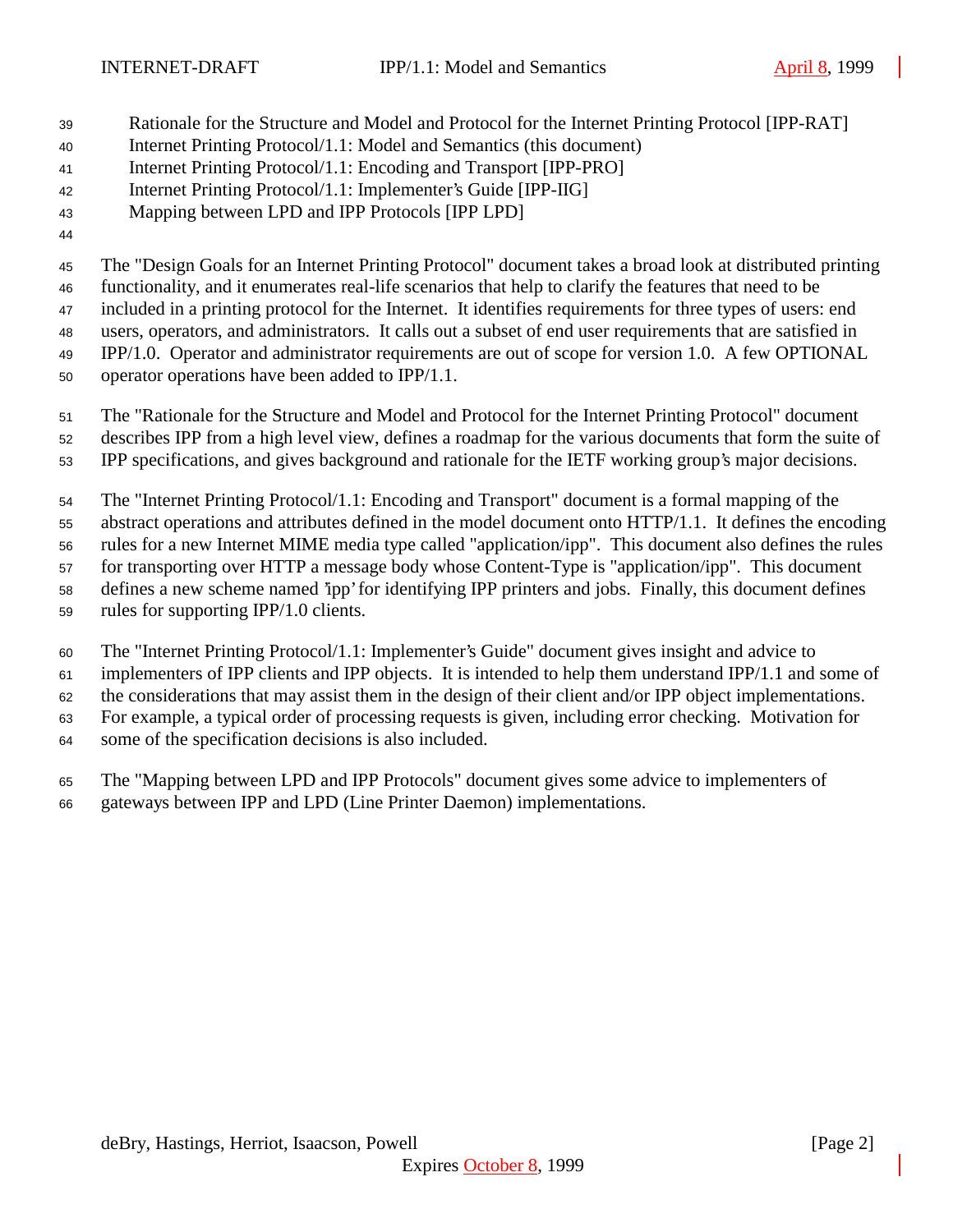Rationale for the Structure and Model and Protocol for the Internet Printing Protocol [IPP-RAT]
Internet Printing Protocol/1.1: Model and Semantics (this document)
Internet Printing Protocol/1.1: Encoding and Transport [IPP-PRO]
Internet Printing Protocol/1.1: Implementer's Guide [IPP-IIG]
Mapping between LPD and IPP Protocols [IPP LPD]

The "Design Goals for an Internet Printing Protocol" document takes a broad look at distributed printing functionality, and it enumerates real-life scenarios that help to clarify the features that need to be included in a printing protocol for the Internet. It identifies requirements for three types of users: end users, operators, and administrators. It calls out a subset of end user requirements that are satisfied in IPP/1.0. Operator and administrator requirements are out of scope for version 1.0. A few OPTIONAL operator operations have been added to IPP/1.1.

The "Rationale for the Structure and Model and Protocol for the Internet Printing Protocol" document describes IPP from a high level view, defines a roadmap for the various documents that form the suite of IPP specifications, and gives background and rationale for the IETF working group's major decisions.

The "Internet Printing Protocol/1.1: Encoding and Transport" document is a formal mapping of the abstract operations and attributes defined in the model document onto HTTP/1.1. It defines the encoding rules for a new Internet MIME media type called "application/ipp". This document also defines the rules for transporting over HTTP a message body whose Content-Type is "application/ipp". This document defines a new scheme named 'ipp' for identifying IPP printers and jobs. Finally, this document defines rules for supporting IPP/1.0 clients.

The "Internet Printing Protocol/1.1: Implementer's Guide" document gives insight and advice to implementers of IPP clients and IPP objects. It is intended to help them understand IPP/1.1 and some of the considerations that may assist them in the design of their client and/or IPP object implementations. For example, a typical order of processing requests is given, including error checking. Motivation for some of the specification decisions is also included.

The "Mapping between LPD and IPP Protocols" document gives some advice to implementers of gateways between IPP and LPD (Line Printer Daemon) implementations.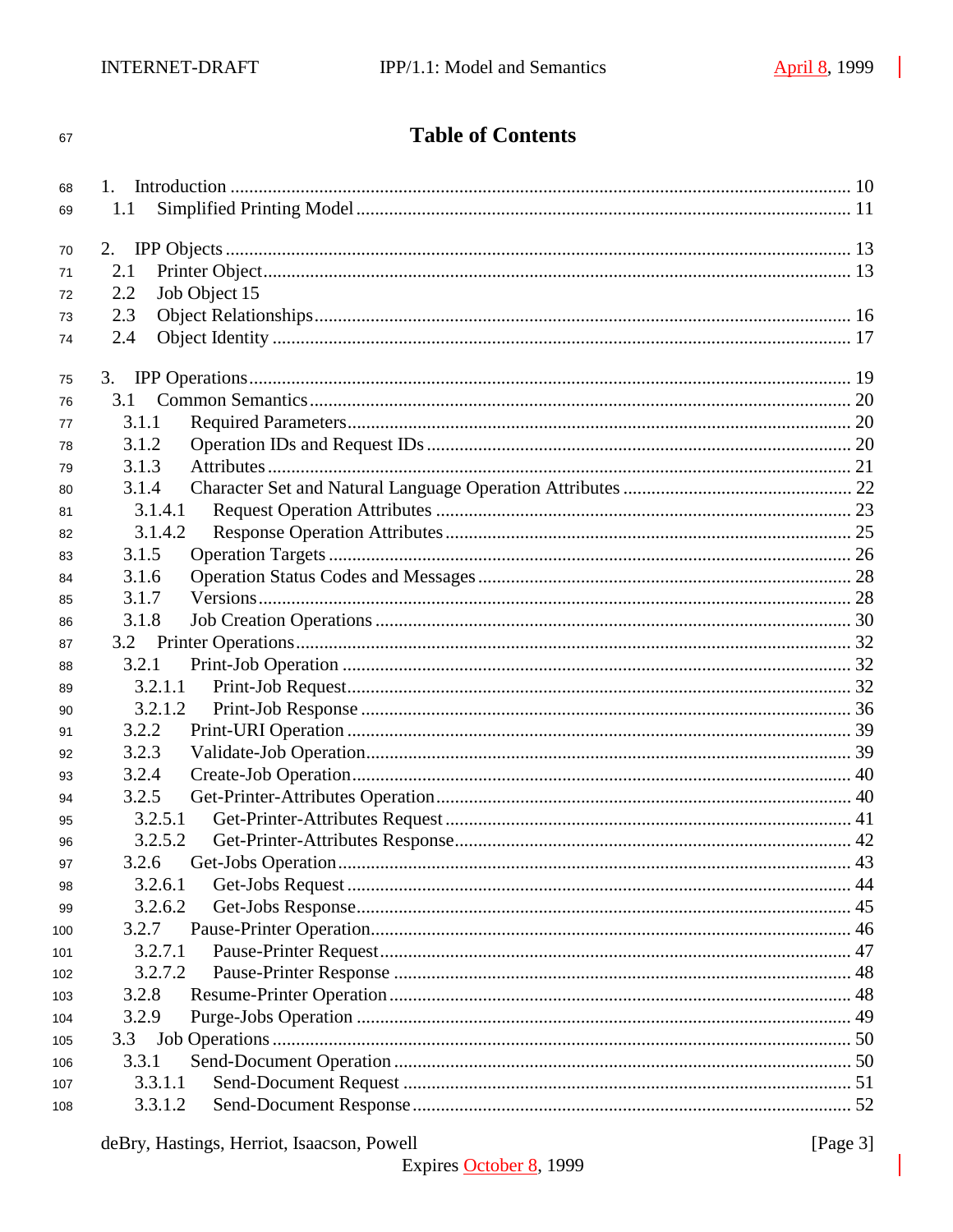# Table of Contents

1. Introduction ........................................................ 10
  1.1 Simplified Printing Model ........................................ 11

2. IPP Objects ......................................................... 13
  2.1 Printer Object ................................................... 13
  2.2 Job Object 15
  2.3 Object Relationships ............................................. 16
  2.4 Object Identity .................................................. 17

3. IPP Operations ...................................................... 19
  3.1 Common Semantics ................................................. 20
    3.1.1 Required Parameters .......................................... 20
    3.1.2 Operation IDs and Request IDs ................................ 20
    3.1.3 Attributes ................................................... 21
    3.1.4 Character Set and Natural Language Operation Attributes ...... 22
      3.1.4.1 Request Operation Attributes ............................. 23
      3.1.4.2 Response Operation Attributes ............................ 25
    3.1.5 Operation Targets ............................................ 26
    3.1.6 Operation Status Codes and Messages .......................... 28
    3.1.7 Versions ..................................................... 28
    3.1.8 Job Creation Operations ...................................... 30
  3.2 Printer Operations ............................................... 32
    3.2.1 Print-Job Operation .......................................... 32
      3.2.1.1 Print-Job Request ........................................ 32
      3.2.1.2 Print-Job Response ....................................... 36
    3.2.2 Print-URI Operation .......................................... 39
    3.2.3 Validate-Job Operation ....................................... 39
    3.2.4 Create-Job Operation ......................................... 40
    3.2.5 Get-Printer-Attributes Operation ............................. 40
      3.2.5.1 Get-Printer-Attributes Request ........................... 41
      3.2.5.2 Get-Printer-Attributes Response .......................... 42
    3.2.6 Get-Jobs Operation ........................................... 43
      3.2.6.1 Get-Jobs Request ......................................... 44
      3.2.6.2 Get-Jobs Response ........................................ 45
    3.2.7 Pause-Printer Operation ...................................... 46
      3.2.7.1 Pause-Printer Request .................................... 47
      3.2.7.2 Pause-Printer Response ................................... 48
    3.2.8 Resume-Printer Operation ..................................... 48
    3.2.9 Purge-Jobs Operation ......................................... 49
  3.3 Job Operations ................................................... 50
    3.3.1 Send-Document Operation ...................................... 50
      3.3.1.1 Send-Document Request .................................... 51
      3.3.1.2 Send-Document Response ................................... 52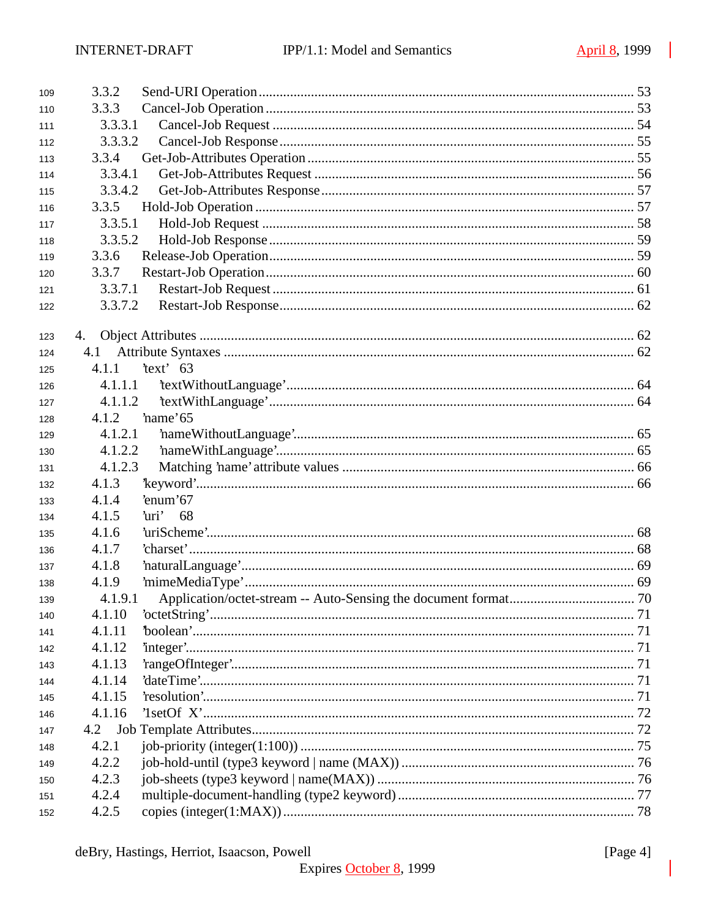3.3.2 Send-URI Operation .......................................................... 53
3.3.3 Cancel-Job Operation ........................................................ 53
3.3.3.1 Cancel-Job Request ........................................................ 54
3.3.3.2 Cancel-Job Response ....................................................... 55
3.3.4 Get-Job-Attributes Operation ................................................ 55
3.3.4.1 Get-Job-Attributes Request ................................................ 56
3.3.4.2 Get-Job-Attributes Response ............................................... 57
3.3.5 Hold-Job Operation .......................................................... 57
3.3.5.1 Hold-Job Request .......................................................... 58
3.3.5.2 Hold-Job Response ......................................................... 59
3.3.6 Release-Job Operation ....................................................... 59
3.3.7 Restart-Job Operation ....................................................... 60
3.3.7.1 Restart-Job Request ....................................................... 61
3.3.7.2 Restart-Job Response ...................................................... 62

4. Object Attributes ............................................................. 62
4.1 Attribute Syntaxes ............................................................. 62
4.1.1 'text' 63
4.1.1.1 'textWithoutLanguage' ..................................................... 64
4.1.1.2 'textWithLanguage' ........................................................ 64
4.1.2 'name' 65
4.1.2.1 'nameWithoutLanguage' ..................................................... 65
4.1.2.2 'nameWithLanguage' ........................................................ 65
4.1.2.3 Matching 'name' attribute values .......................................... 66
4.1.3 'keyword' ................................................................... 66
4.1.4 'enum' 67
4.1.5 'uri' 68
4.1.6 'uriScheme' ................................................................. 68
4.1.7 'charset' ................................................................... 68
4.1.8 'naturalLanguage' ........................................................... 69
4.1.9 'mimeMediaType' ............................................................. 69
4.1.9.1 Application/octet-stream -- Auto-Sensing the document format ............... 70
4.1.10 'octetString' .............................................................. 71
4.1.11 'boolean' .................................................................. 71
4.1.12 'integer' .................................................................. 71
4.1.13 'rangeOfInteger' ........................................................... 71
4.1.14 'dateTime' ................................................................. 71
4.1.15 'resolution' ............................................................... 71
4.1.16 '1setOf X' ................................................................. 72
4.2 Job Template Attributes ........................................................ 72
4.2.1 job-priority (integer(1:100)) ............................................... 75
4.2.2 job-hold-until (type3 keyword | name (MAX)) .................................. 76
4.2.3 job-sheets (type3 keyword | name(MAX)) ....................................... 76
4.2.4 multiple-document-handling (type2 keyword) ................................... 77
4.2.5 copies (integer(1:MAX)) ..................................................... 78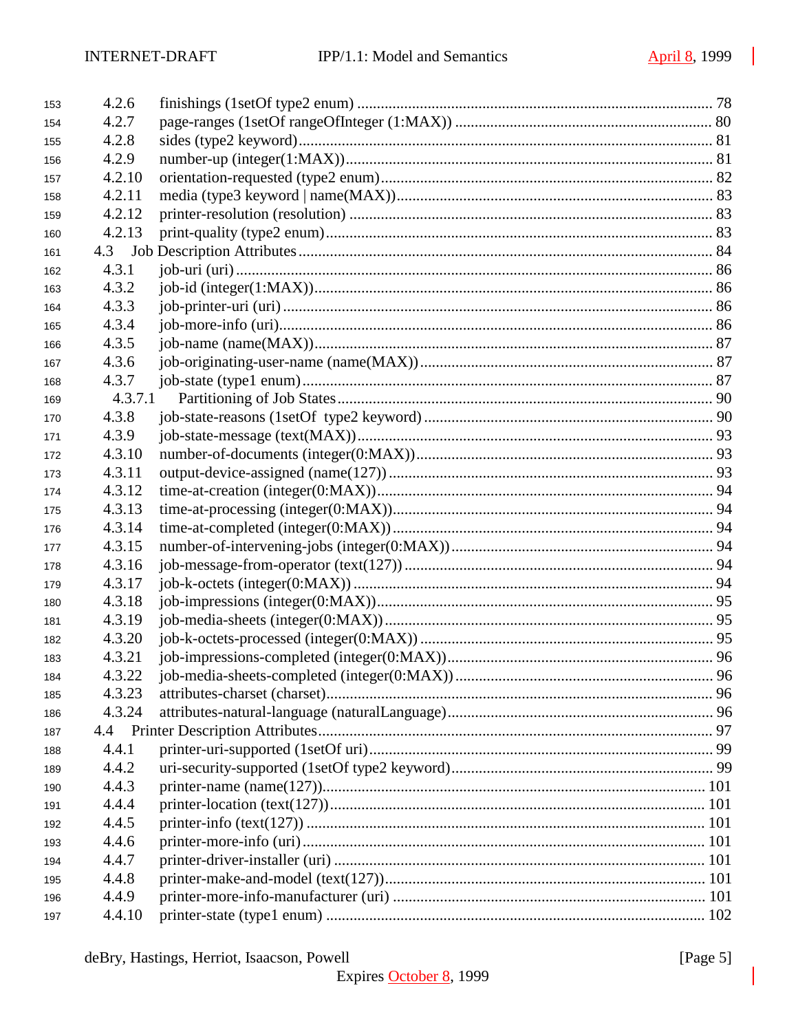4.2.6 finishings (1setOf type2 enum) ........................................................................................ 78
4.2.7 page-ranges (1setOf rangeOfInteger (1:MAX)) ................................................................. 80
4.2.8 sides (type2 keyword)......................................................................................................... 81
4.2.9 number-up (integer(1:MAX))............................................................................................. 81
4.2.10 orientation-requested (type2 enum).................................................................................... 82
4.2.11 media (type3 keyword | name(MAX))................................................................................ 83
4.2.12 printer-resolution (resolution) ............................................................................................ 83
4.2.13 print-quality (type2 enum).................................................................................................. 83
4.3 Job Description Attributes ........................................................................................................ 84
4.3.1 job-uri (uri) ......................................................................................................................... 86
4.3.2 job-id (integer(1:MAX))..................................................................................................... 86
4.3.3 job-printer-uri (uri) ............................................................................................................ 86
4.3.4 job-more-info (uri).............................................................................................................. 86
4.3.5 job-name (name(MAX))..................................................................................................... 87
4.3.6 job-originating-user-name (name(MAX)) .......................................................................... 87
4.3.7 job-state (type1 enum)........................................................................................................ 87
4.3.7.1 Partitioning of Job States ............................................................................................... 90
4.3.8 job-state-reasons (1setOf type2 keyword) ......................................................................... 90
4.3.9 job-state-message (text(MAX))........................................................................................... 93
4.3.10 number-of-documents (integer(0:MAX))........................................................................... 93
4.3.11 output-device-assigned (name(127)) ................................................................................. 93
4.3.12 time-at-creation (integer(0:MAX))..................................................................................... 94
4.3.13 time-at-processing (integer(0:MAX)).................................................................................. 94
4.3.14 time-at-completed (integer(0:MAX)) ................................................................................. 94
4.3.15 number-of-intervening-jobs (integer(0:MAX)).................................................................. 94
4.3.16 job-message-from-operator (text(127)) .............................................................................. 94
4.3.17 job-k-octets (integer(0:MAX)) ........................................................................................... 94
4.3.18 job-impressions (integer(0:MAX))...................................................................................... 95
4.3.19 job-media-sheets (integer(0:MAX)).................................................................................... 95
4.3.20 job-k-octets-processed (integer(0:MAX)) .......................................................................... 95
4.3.21 job-impressions-completed (integer(0:MAX))................................................................... 96
4.3.22 job-media-sheets-completed (integer(0:MAX)) ................................................................. 96
4.3.23 attributes-charset (charset).................................................................................................. 96
4.3.24 attributes-natural-language (naturalLanguage)................................................................... 96
4.4 Printer Description Attributes................................................................................................... 97
4.4.1 printer-uri-supported (1setOf uri)....................................................................................... 99
4.4.2 uri-security-supported (1setOf type2 keyword)................................................................... 99
4.4.3 printer-name (name(127)).................................................................................................. 101
4.4.4 printer-location (text(127))............................................................................................... 101
4.4.5 printer-info (text(127)) ..................................................................................................... 101
4.4.6 printer-more-info (uri)...................................................................................................... 101
4.4.7 printer-driver-installer (uri) .............................................................................................. 101
4.4.8 printer-make-and-model (text(127))................................................................................. 101
4.4.9 printer-more-info-manufacturer (uri) ............................................................................... 101
4.4.10 printer-state (type1 enum) ................................................................................................ 102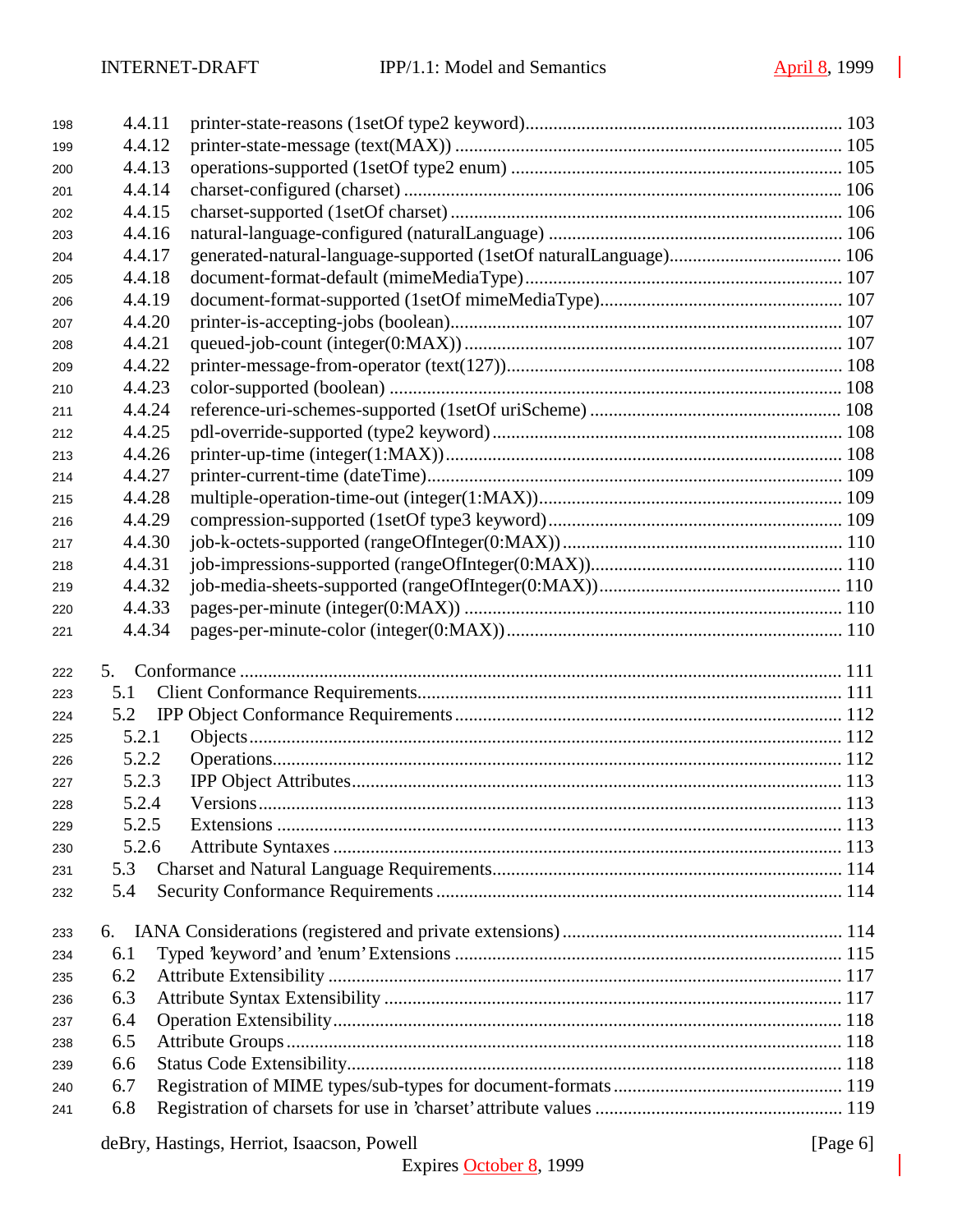4.4.11 printer-state-reasons (1setOf type2 keyword)................................................................... 103
4.4.12 printer-state-message (text(MAX)) ................................................................................. 105
4.4.13 operations-supported (1setOf type2 enum) ...................................................................... 105
4.4.14 charset-configured (charset) ............................................................................................ 106
4.4.15 charset-supported (1setOf charset) .................................................................................. 106
4.4.16 natural-language-configured (naturalLanguage) .............................................................. 106
4.4.17 generated-natural-language-supported (1setOf naturalLanguage)..................................... 106
4.4.18 document-format-default (mimeMediaType)................................................................... 107
4.4.19 document-format-supported (1setOf mimeMediaType)................................................... 107
4.4.20 printer-is-accepting-jobs (boolean)................................................................................... 107
4.4.21 queued-job-count (integer(0:MAX)) ................................................................................ 107
4.4.22 printer-message-from-operator (text(127))....................................................................... 108
4.4.23 color-supported (boolean) ................................................................................................ 108
4.4.24 reference-uri-schemes-supported (1setOf uriScheme) ..................................................... 108
4.4.25 pdl-override-supported (type2 keyword) .......................................................................... 108
4.4.26 printer-up-time (integer(1:MAX)).................................................................................... 108
4.4.27 printer-current-time (dateTime)........................................................................................ 109
4.4.28 multiple-operation-time-out (integer(1:MAX))................................................................ 109
4.4.29 compression-supported (1setOf type3 keyword).............................................................. 109
4.4.30 job-k-octets-supported (rangeOfInteger(0:MAX)) ........................................................... 110
4.4.31 job-impressions-supported (rangeOfInteger(0:MAX))..................................................... 110
4.4.32 job-media-sheets-supported (rangeOfInteger(0:MAX))................................................... 110
4.4.33 pages-per-minute (integer(0:MAX)) ............................................................................... 110
4.4.34 pages-per-minute-color (integer(0:MAX))....................................................................... 110

5. Conformance ................................................................................................................................. 111
5.1 Client Conformance Requirements.......................................................................................... 111
5.2 IPP Object Conformance Requirements.................................................................................. 112
5.2.1 Objects............................................................................................................................. 112
5.2.2 Operations........................................................................................................................ 112
5.2.3 IPP Object Attributes........................................................................................................ 113
5.2.4 Versions........................................................................................................................... 113
5.2.5 Extensions ........................................................................................................................ 113
5.2.6 Attribute Syntaxes ............................................................................................................ 113
5.3 Charset and Natural Language Requirements........................................................................... 114
5.4 Security Conformance Requirements ...................................................................................... 114

6. IANA Considerations (registered and private extensions) ........................................................... 114
6.1 Typed 'keyword' and 'enum' Extensions .................................................................................. 115
6.2 Attribute Extensibility ............................................................................................................. 117
6.3 Attribute Syntax Extensibility ................................................................................................. 117
6.4 Operation Extensibility............................................................................................................ 118
6.5 Attribute Groups ...................................................................................................................... 118
6.6 Status Code Extensibility......................................................................................................... 118
6.7 Registration of MIME types/sub-types for document-formats................................................. 119
6.8 Registration of charsets for use in 'charset' attribute values ..................................................... 119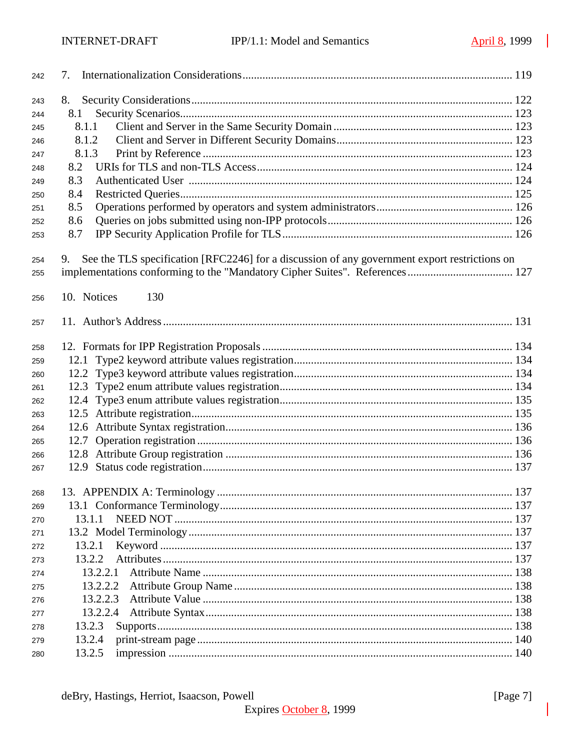7. Internationalization Considerations............................................................................................. 119

8. Security Considerations................................................................................................................ 122
  8.1 Security Scenarios.................................................................................................................... 123
    8.1.1 Client and Server in the Same Security Domain ............................................................... 123
    8.1.2 Client and Server in Different Security Domains.............................................................. 123
    8.1.3 Print by Reference ............................................................................................................. 123
  8.2 URIs for TLS and non-TLS Access......................................................................................... 124
  8.3 Authenticated User ................................................................................................................. 124
  8.4 Restricted Queries................................................................................................................... 125
  8.5 Operations performed by operators and system administrators............................................... 126
  8.6 Queries on jobs submitted using non-IPP protocols................................................................ 126
  8.7 IPP Security Application Profile for TLS................................................................................ 126

9. See the TLS specification [RFC2246] for a discussion of any government export restrictions on implementations conforming to the "Mandatory Cipher Suites". References ..................................... 127

10. Notices 130

11. Author's Address ......................................................................................................................... 131

12. Formats for IPP Registration Proposals ....................................................................................... 134
  12.1 Type2 keyword attribute values registration............................................................................ 134
  12.2 Type3 keyword attribute values registration............................................................................ 134
  12.3 Type2 enum attribute values registration................................................................................. 134
  12.4 Type3 enum attribute values registration................................................................................. 135
  12.5 Attribute registration................................................................................................................ 135
  12.6 Attribute Syntax registration.................................................................................................... 136
  12.7 Operation registration ............................................................................................................. 136
  12.8 Attribute Group registration .................................................................................................... 136
  12.9 Status code registration............................................................................................................ 137

13. APPENDIX A: Terminology ....................................................................................................... 137
  13.1 Conformance Terminology...................................................................................................... 137
    13.1.1 NEED NOT ...................................................................................................................... 137
  13.2 Model Terminology ................................................................................................................. 137
    13.2.1 Keyword ........................................................................................................................... 137
    13.2.2 Attributes ......................................................................................................................... 137
      13.2.2.1 Attribute Name ............................................................................................................ 138
      13.2.2.2 Attribute Group Name .................................................................................................. 138
      13.2.2.3 Attribute Value ............................................................................................................ 138
      13.2.2.4 Attribute Syntax........................................................................................................... 138
    13.2.3 Supports............................................................................................................................ 138
    13.2.4 print-stream page .............................................................................................................. 140
    13.2.5 impression ........................................................................................................................ 140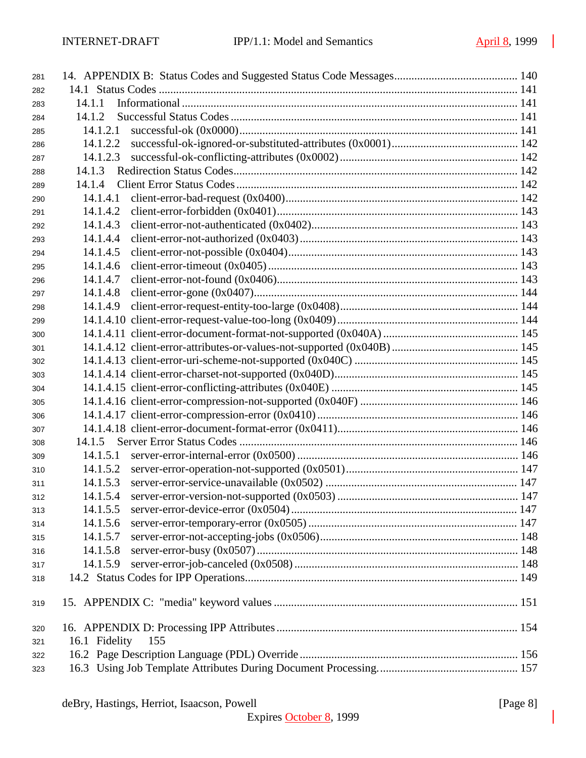14. APPENDIX B: Status Codes and Suggested Status Code Messages .......................................... 140
  14.1 Status Codes ........................................................................................................... 141
    14.1.1 Informational ..................................................................................................... 141
    14.1.2 Successful Status Codes ................................................................................... 141
      14.1.2.1 successful-ok (0x0000) ................................................................................ 141
      14.1.2.2 successful-ok-ignored-or-substituted-attributes (0x0001) ............................ 142
      14.1.2.3 successful-ok-conflicting-attributes (0x0002) ............................................. 142
    14.1.3 Redirection Status Codes .................................................................................. 142
    14.1.4 Client Error Status Codes ................................................................................. 142
      14.1.4.1 client-error-bad-request (0x0400) ................................................................ 142
      14.1.4.2 client-error-forbidden (0x0401) ................................................................... 143
      14.1.4.3 client-error-not-authenticated (0x0402) ....................................................... 143
      14.1.4.4 client-error-not-authorized (0x0403) ........................................................... 143
      14.1.4.5 client-error-not-possible (0x0404) ............................................................... 143
      14.1.4.6 client-error-timeout (0x0405) ...................................................................... 143
      14.1.4.7 client-error-not-found (0x0406) ................................................................... 143
      14.1.4.8 client-error-gone (0x0407) ........................................................................... 144
      14.1.4.9 client-error-request-entity-too-large (0x0408) ............................................. 144
      14.1.4.10 client-error-request-value-too-long (0x0409) ............................................. 144
      14.1.4.11 client-error-document-format-not-supported (0x040A) ............................... 145
      14.1.4.12 client-error-attributes-or-values-not-supported (0x040B) ........................... 145
      14.1.4.13 client-error-uri-scheme-not-supported (0x040C) ........................................ 145
      14.1.4.14 client-error-charset-not-supported (0x040D) ............................................... 145
      14.1.4.15 client-error-conflicting-attributes (0x040E) ................................................ 145
      14.1.4.16 client-error-compression-not-supported (0x040F) ...................................... 146
      14.1.4.17 client-error-compression-error (0x0410) ..................................................... 146
      14.1.4.18 client-error-document-format-error (0x0411) ............................................... 146
    14.1.5 Server Error Status Codes ................................................................................. 146
      14.1.5.1 server-error-internal-error (0x0500) ............................................................. 146
      14.1.5.2 server-error-operation-not-supported (0x0501) ............................................ 147
      14.1.5.3 server-error-service-unavailable (0x0502) .................................................. 147
      14.1.5.4 server-error-version-not-supported (0x0503) .............................................. 147
      14.1.5.5 server-error-device-error (0x0504) .............................................................. 147
      14.1.5.6 server-error-temporary-error (0x0505) ........................................................ 147
      14.1.5.7 server-error-not-accepting-jobs (0x0506) .................................................... 148
      14.1.5.8 server-error-busy (0x0507) .......................................................................... 148
      14.1.5.9 server-error-job-canceled (0x0508) ............................................................. 148
  14.2 Status Codes for IPP Operations ............................................................................. 149

15. APPENDIX C: "media" keyword values .................................................................................... 151

16. APPENDIX D: Processing IPP Attributes ................................................................................... 154
  16.1 Fidelity 155
  16.2 Page Description Language (PDL) Override ........................................................... 156
  16.3 Using Job Template Attributes During Document Processing. ................................ 157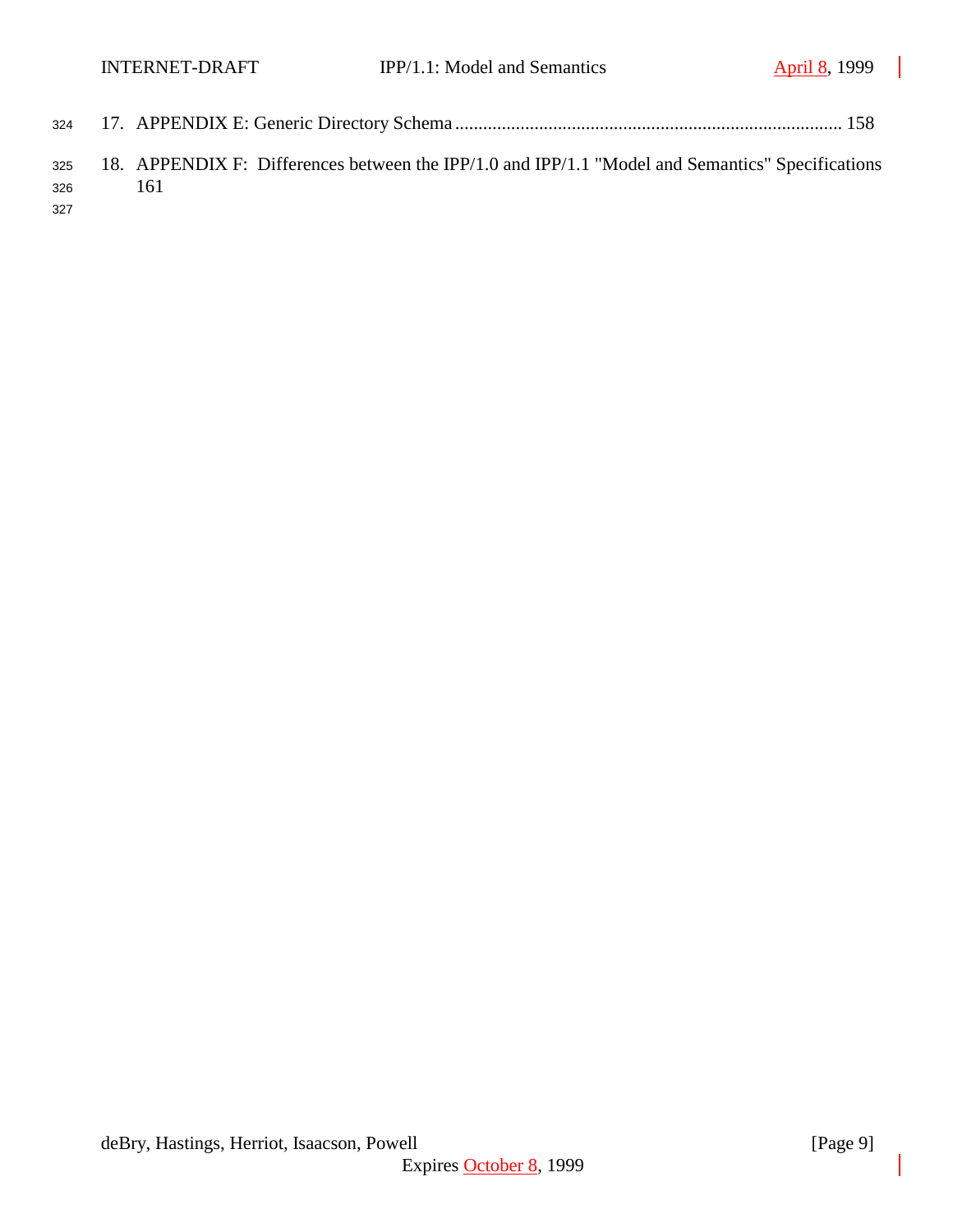17. APPENDIX E: Generic Directory Schema .................................................................................. 158

18. APPENDIX F: Differences between the IPP/1.0 and IPP/1.1 "Model and Semantics" Specifications 161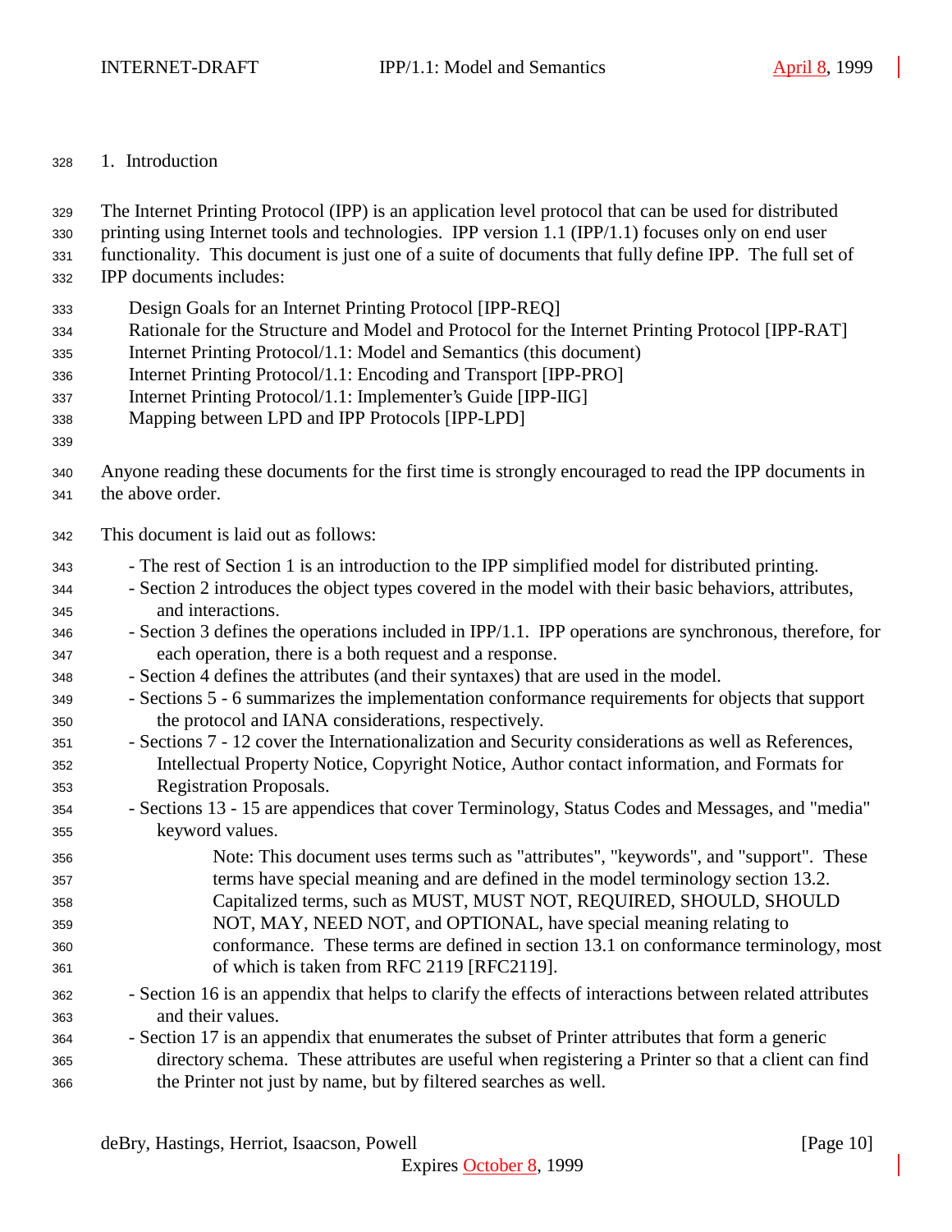# 1. Introduction

The Internet Printing Protocol (IPP) is an application level protocol that can be used for distributed printing using Internet tools and technologies. IPP version 1.1 (IPP/1.1) focuses only on end user functionality. This document is just one of a suite of documents that fully define IPP. The full set of IPP documents includes:

- Design Goals for an Internet Printing Protocol [IPP-REQ]
- Rationale for the Structure and Model and Protocol for the Internet Printing Protocol [IPP-RAT]
- Internet Printing Protocol/1.1: Model and Semantics (this document)
- Internet Printing Protocol/1.1: Encoding and Transport [IPP-PRO]
- Internet Printing Protocol/1.1: Implementer's Guide [IPP-IIG]
- Mapping between LPD and IPP Protocols [IPP-LPD]

Anyone reading these documents for the first time is strongly encouraged to read the IPP documents in the above order.

This document is laid out as follows:

- The rest of Section 1 is an introduction to the IPP simplified model for distributed printing.
- Section 2 introduces the object types covered in the model with their basic behaviors, attributes, and interactions.
- Section 3 defines the operations included in IPP/1.1. IPP operations are synchronous, therefore, for each operation, there is a both request and a response.
- Section 4 defines the attributes (and their syntaxes) that are used in the model.
- Sections 5 - 6 summarizes the implementation conformance requirements for objects that support the protocol and IANA considerations, respectively.
- Sections 7 - 12 cover the Internationalization and Security considerations as well as References, Intellectual Property Notice, Copyright Notice, Author contact information, and Formats for Registration Proposals.
- Sections 13 - 15 are appendices that cover Terminology, Status Codes and Messages, and "media" keyword values.

  Note: This document uses terms such as "attributes", "keywords", and "support". These terms have special meaning and are defined in the model terminology section 13.2. Capitalized terms, such as MUST, MUST NOT, REQUIRED, SHOULD, SHOULD NOT, MAY, NEED NOT, and OPTIONAL, have special meaning relating to conformance. These terms are defined in section 13.1 on conformance terminology, most of which is taken from RFC 2119 [RFC2119].

- Section 16 is an appendix that helps to clarify the effects of interactions between related attributes and their values.
- Section 17 is an appendix that enumerates the subset of Printer attributes that form a generic directory schema. These attributes are useful when registering a Printer so that a client can find the Printer not just by name, but by filtered searches as well.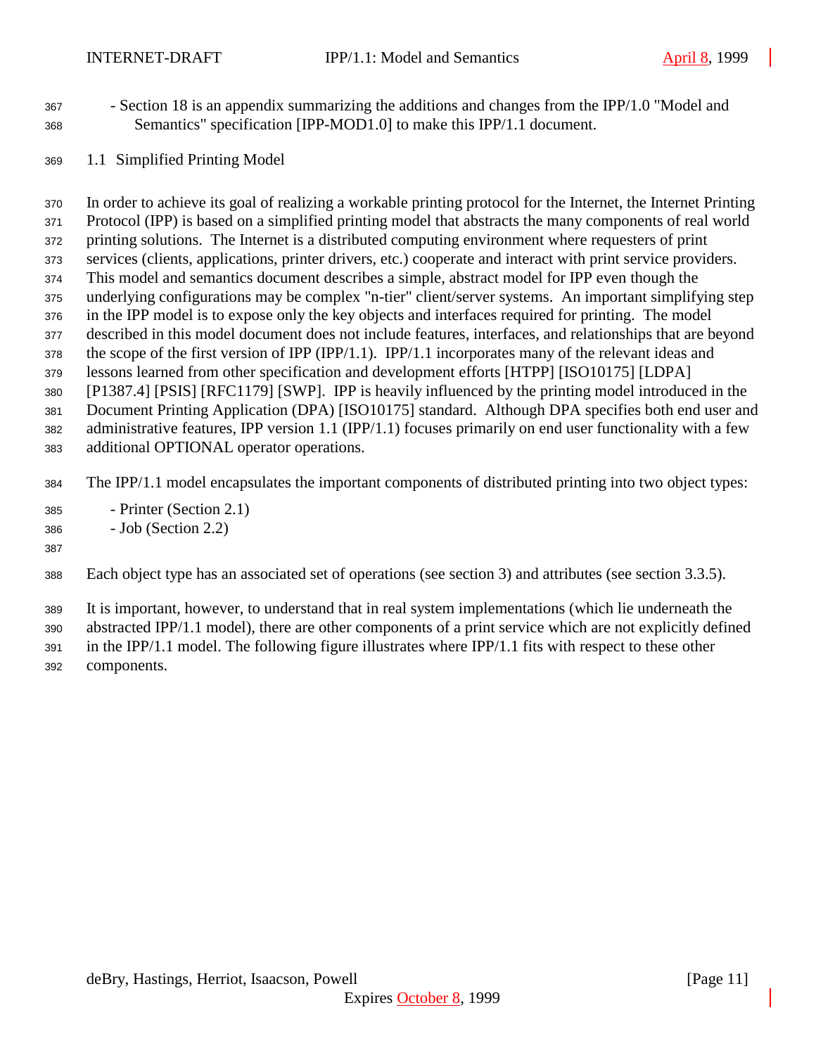- Section 18 is an appendix summarizing the additions and changes from the IPP/1.0 "Model and Semantics" specification [IPP-MOD1.0] to make this IPP/1.1 document.

## 1.1 Simplified Printing Model

In order to achieve its goal of realizing a workable printing protocol for the Internet, the Internet Printing Protocol (IPP) is based on a simplified printing model that abstracts the many components of real world printing solutions. The Internet is a distributed computing environment where requesters of print services (clients, applications, printer drivers, etc.) cooperate and interact with print service providers. This model and semantics document describes a simple, abstract model for IPP even though the underlying configurations may be complex "n-tier" client/server systems. An important simplifying step in the IPP model is to expose only the key objects and interfaces required for printing. The model described in this model document does not include features, interfaces, and relationships that are beyond the scope of the first version of IPP (IPP/1.1). IPP/1.1 incorporates many of the relevant ideas and lessons learned from other specification and development efforts [HTPP] [ISO10175] [LDPA] [P1387.4] [PSIS] [RFC1179] [SWP]. IPP is heavily influenced by the printing model introduced in the Document Printing Application (DPA) [ISO10175] standard. Although DPA specifies both end user and administrative features, IPP version 1.1 (IPP/1.1) focuses primarily on end user functionality with a few additional OPTIONAL operator operations.

The IPP/1.1 model encapsulates the important components of distributed printing into two object types:

- Printer (Section 2.1)
- Job (Section 2.2)

Each object type has an associated set of operations (see section 3) and attributes (see section 3.3.5).

It is important, however, to understand that in real system implementations (which lie underneath the abstracted IPP/1.1 model), there are other components of a print service which are not explicitly defined in the IPP/1.1 model. The following figure illustrates where IPP/1.1 fits with respect to these other components.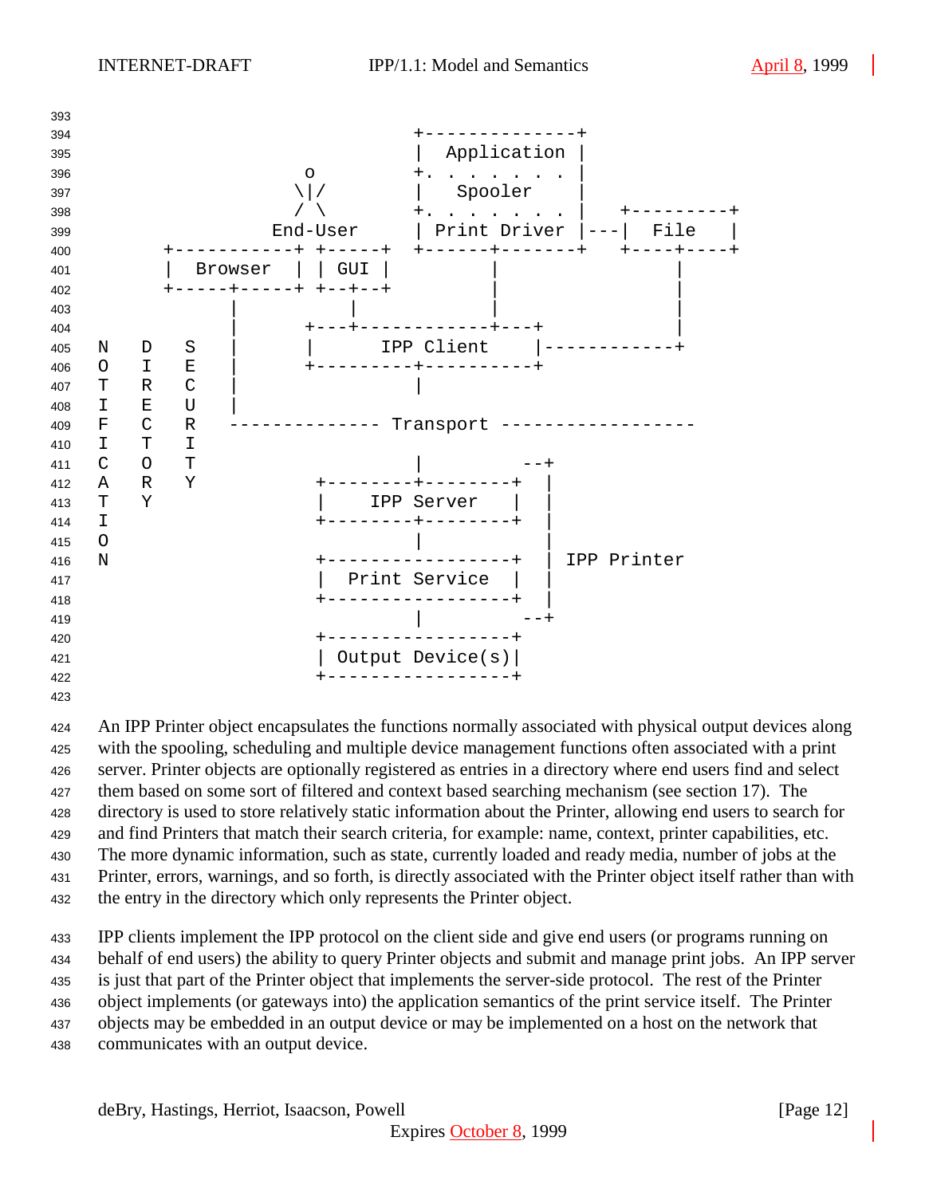```
                                          +--------------+
                                          |  Application |
                          o               +. . . . . . . |
                         \|/              |    Spooler   |
                          / \             +. . . . . . . |   +---------+
                        End-User          | Print Driver |---|  File   |
             +-----------+ +-----+        +------+-------+   +----+----+
             |  Browser  | | GUI |               |                |
             +-----+-----+ +--+--+               |                |
                   |          |                  |                |
                   |       +---+------------+---+                 |
   N   D   S       |       |      IPP Client    |------------+
   O   I   E       |       +---------+----------+
   T   R   C       |                 |
   I   E   U       |
   F   C   R       -------------- Transport ------------------
   I   T   I
   C   O   T                         |         --+
   A   R   Y              +--------+--------+  |
   T   Y                  |    IPP Server   |  |
   I                      +--------+--------+  |
   O                                 |          |
   N                      +-----------------+  | IPP Printer
                          |  Print Service  |  |
                          +-----------------+  |
                                     |         --+
                          +-----------------+
                          | Output Device(s)|
                          +-----------------+
```

An IPP Printer object encapsulates the functions normally associated with physical output devices along with the spooling, scheduling and multiple device management functions often associated with a print server. Printer objects are optionally registered as entries in a directory where end users find and select them based on some sort of filtered and context based searching mechanism (see section 17). The directory is used to store relatively static information about the Printer, allowing end users to search for and find Printers that match their search criteria, for example: name, context, printer capabilities, etc. The more dynamic information, such as state, currently loaded and ready media, number of jobs at the Printer, errors, warnings, and so forth, is directly associated with the Printer object itself rather than with the entry in the directory which only represents the Printer object.

IPP clients implement the IPP protocol on the client side and give end users (or programs running on behalf of end users) the ability to query Printer objects and submit and manage print jobs. An IPP server is just that part of the Printer object that implements the server-side protocol. The rest of the Printer object implements (or gateways into) the application semantics of the print service itself. The Printer objects may be embedded in an output device or may be implemented on a host on the network that communicates with an output device.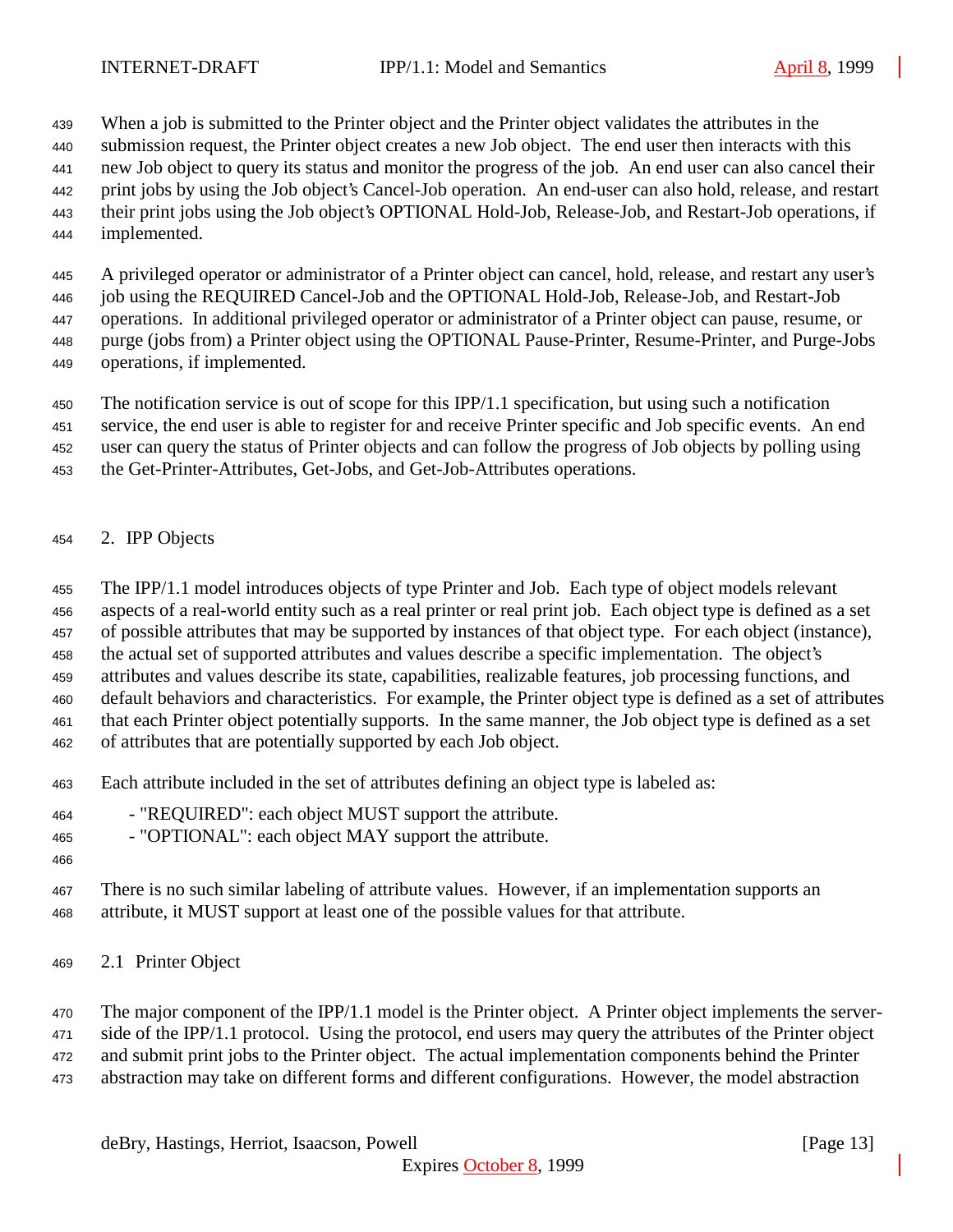When a job is submitted to the Printer object and the Printer object validates the attributes in the submission request, the Printer object creates a new Job object. The end user then interacts with this new Job object to query its status and monitor the progress of the job. An end user can also cancel their print jobs by using the Job object's Cancel-Job operation. An end-user can also hold, release, and restart their print jobs using the Job object's OPTIONAL Hold-Job, Release-Job, and Restart-Job operations, if implemented.

A privileged operator or administrator of a Printer object can cancel, hold, release, and restart any user's job using the REQUIRED Cancel-Job and the OPTIONAL Hold-Job, Release-Job, and Restart-Job operations. In additional privileged operator or administrator of a Printer object can pause, resume, or purge (jobs from) a Printer object using the OPTIONAL Pause-Printer, Resume-Printer, and Purge-Jobs operations, if implemented.

The notification service is out of scope for this IPP/1.1 specification, but using such a notification service, the end user is able to register for and receive Printer specific and Job specific events. An end user can query the status of Printer objects and can follow the progress of Job objects by polling using the Get-Printer-Attributes, Get-Jobs, and Get-Job-Attributes operations.

## 2. IPP Objects

The IPP/1.1 model introduces objects of type Printer and Job. Each type of object models relevant aspects of a real-world entity such as a real printer or real print job. Each object type is defined as a set of possible attributes that may be supported by instances of that object type. For each object (instance), the actual set of supported attributes and values describe a specific implementation. The object's attributes and values describe its state, capabilities, realizable features, job processing functions, and default behaviors and characteristics. For example, the Printer object type is defined as a set of attributes that each Printer object potentially supports. In the same manner, the Job object type is defined as a set of attributes that are potentially supported by each Job object.

Each attribute included in the set of attributes defining an object type is labeled as:

- "REQUIRED": each object MUST support the attribute.
- "OPTIONAL": each object MAY support the attribute.

There is no such similar labeling of attribute values. However, if an implementation supports an attribute, it MUST support at least one of the possible values for that attribute.

### 2.1 Printer Object

The major component of the IPP/1.1 model is the Printer object. A Printer object implements the server-side of the IPP/1.1 protocol. Using the protocol, end users may query the attributes of the Printer object and submit print jobs to the Printer object. The actual implementation components behind the Printer abstraction may take on different forms and different configurations. However, the model abstraction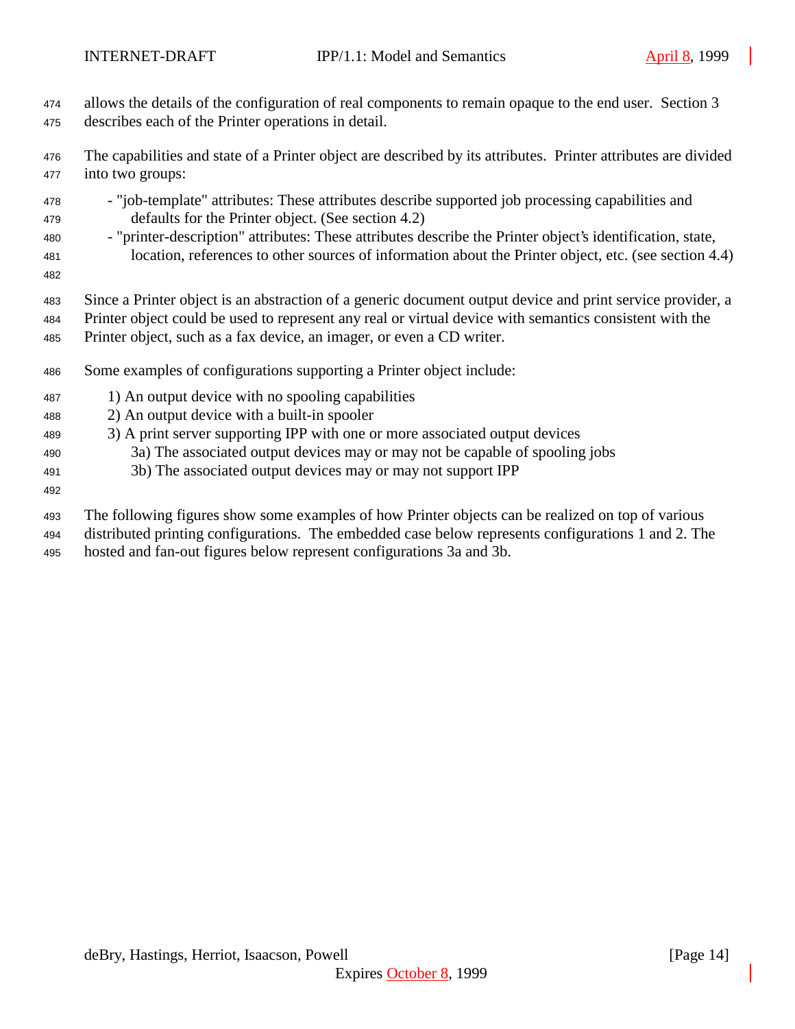allows the details of the configuration of real components to remain opaque to the end user. Section 3 describes each of the Printer operations in detail.

The capabilities and state of a Printer object are described by its attributes. Printer attributes are divided into two groups:

- "job-template" attributes: These attributes describe supported job processing capabilities and defaults for the Printer object. (See section 4.2)
- "printer-description" attributes: These attributes describe the Printer object's identification, state, location, references to other sources of information about the Printer object, etc. (see section 4.4)

Since a Printer object is an abstraction of a generic document output device and print service provider, a Printer object could be used to represent any real or virtual device with semantics consistent with the Printer object, such as a fax device, an imager, or even a CD writer.

Some examples of configurations supporting a Printer object include:

1) An output device with no spooling capabilities
2) An output device with a built-in spooler
3) A print server supporting IPP with one or more associated output devices
    3a) The associated output devices may or may not be capable of spooling jobs
    3b) The associated output devices may or may not support IPP

The following figures show some examples of how Printer objects can be realized on top of various distributed printing configurations. The embedded case below represents configurations 1 and 2. The hosted and fan-out figures below represent configurations 3a and 3b.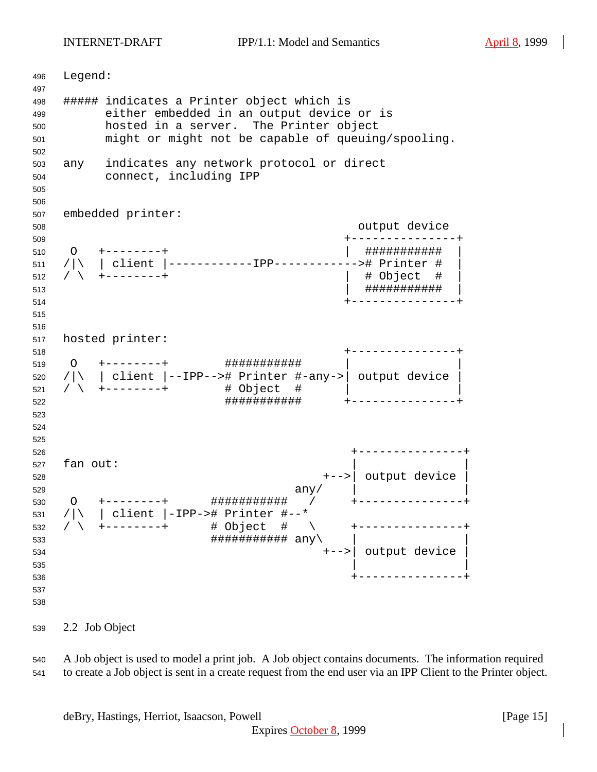```
Legend:

##### indicates a Printer object which is
      either embedded in an output device or is
      hosted in a server.  The Printer object
      might or might not be capable of queuing/spooling.

any   indicates any network protocol or direct
      connect, including IPP


embedded printer:
                                          output device
                                        +---------------+
 O   +--------+                         |  ###########  |
/|\  | client |------------IPP------------># Printer #  |
/ \  +--------+                         |  # Object  #  |
                                        |  ###########  |
                                        +---------------+


hosted printer:
                                        +---------------+
 O   +--------+        ###########      |               |
/|\  | client |--IPP--># Printer #-any->| output device |
/ \  +--------+        # Object  #      |               |
                       ###########      +---------------+



                                         +---------------+
fan out:                                 |               |
                                     +-->| output device |
                                 any/    |               |
 O   +--------+      ###########   /     +---------------+
/|\  | client |-IPP-># Printer #--*
/ \  +--------+      # Object  #   \     +---------------+
                     ########### any\    |               |
                                     +-->| output device |
                                         |               |
                                         +---------------+
```

## 2.2 Job Object

A Job object is used to model a print job. A Job object contains documents. The information required to create a Job object is sent in a create request from the end user via an IPP Client to the Printer object.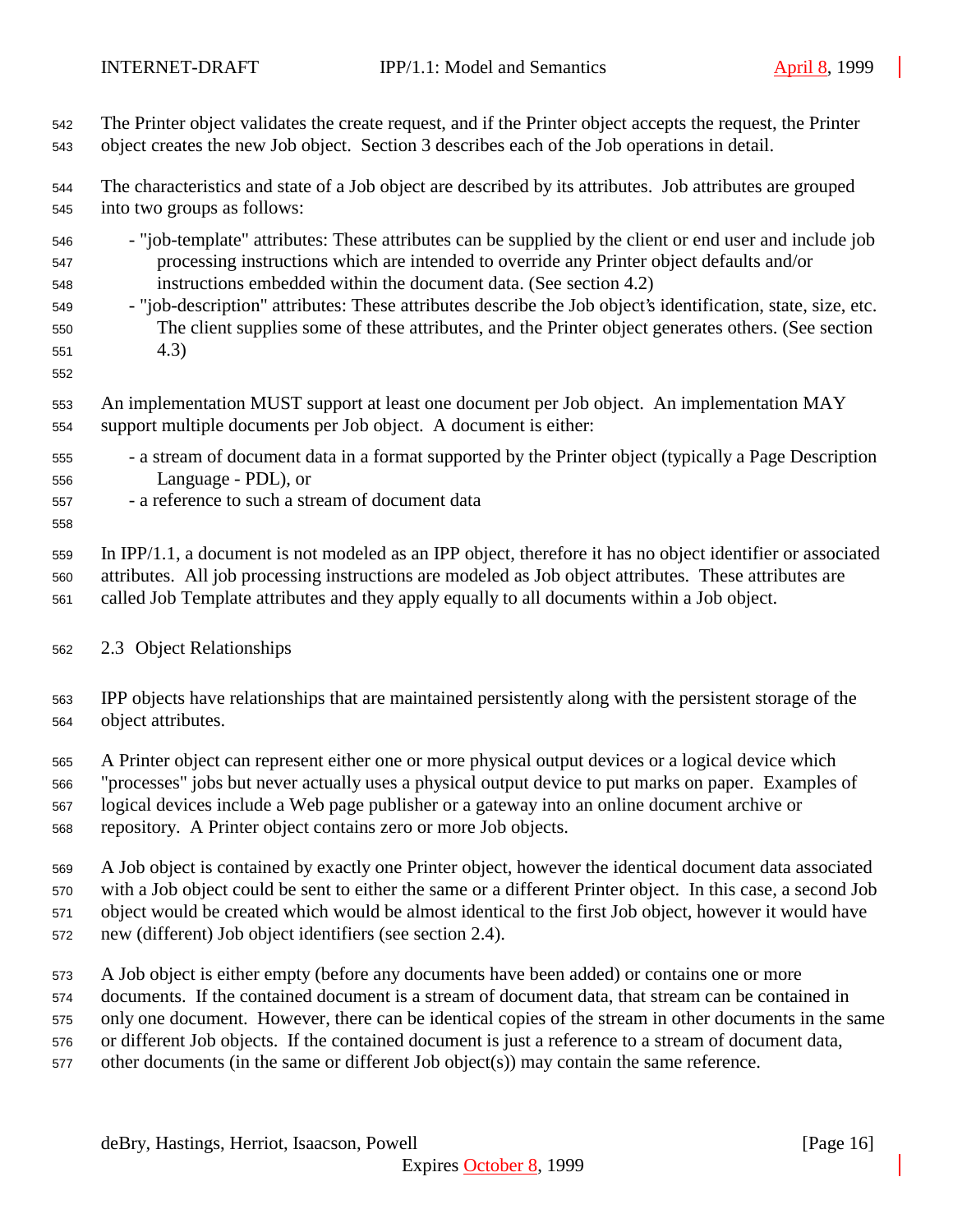The Printer object validates the create request, and if the Printer object accepts the request, the Printer object creates the new Job object. Section 3 describes each of the Job operations in detail.

The characteristics and state of a Job object are described by its attributes. Job attributes are grouped into two groups as follows:

- "job-template" attributes: These attributes can be supplied by the client or end user and include job processing instructions which are intended to override any Printer object defaults and/or instructions embedded within the document data. (See section 4.2)
- "job-description" attributes: These attributes describe the Job object's identification, state, size, etc. The client supplies some of these attributes, and the Printer object generates others. (See section 4.3)

An implementation MUST support at least one document per Job object. An implementation MAY support multiple documents per Job object. A document is either:

- a stream of document data in a format supported by the Printer object (typically a Page Description Language - PDL), or
- a reference to such a stream of document data

In IPP/1.1, a document is not modeled as an IPP object, therefore it has no object identifier or associated attributes. All job processing instructions are modeled as Job object attributes. These attributes are called Job Template attributes and they apply equally to all documents within a Job object.

## 2.3 Object Relationships

IPP objects have relationships that are maintained persistently along with the persistent storage of the object attributes.

A Printer object can represent either one or more physical output devices or a logical device which "processes" jobs but never actually uses a physical output device to put marks on paper. Examples of logical devices include a Web page publisher or a gateway into an online document archive or repository. A Printer object contains zero or more Job objects.

A Job object is contained by exactly one Printer object, however the identical document data associated with a Job object could be sent to either the same or a different Printer object. In this case, a second Job object would be created which would be almost identical to the first Job object, however it would have new (different) Job object identifiers (see section 2.4).

A Job object is either empty (before any documents have been added) or contains one or more documents. If the contained document is a stream of document data, that stream can be contained in only one document. However, there can be identical copies of the stream in other documents in the same or different Job objects. If the contained document is just a reference to a stream of document data, other documents (in the same or different Job object(s)) may contain the same reference.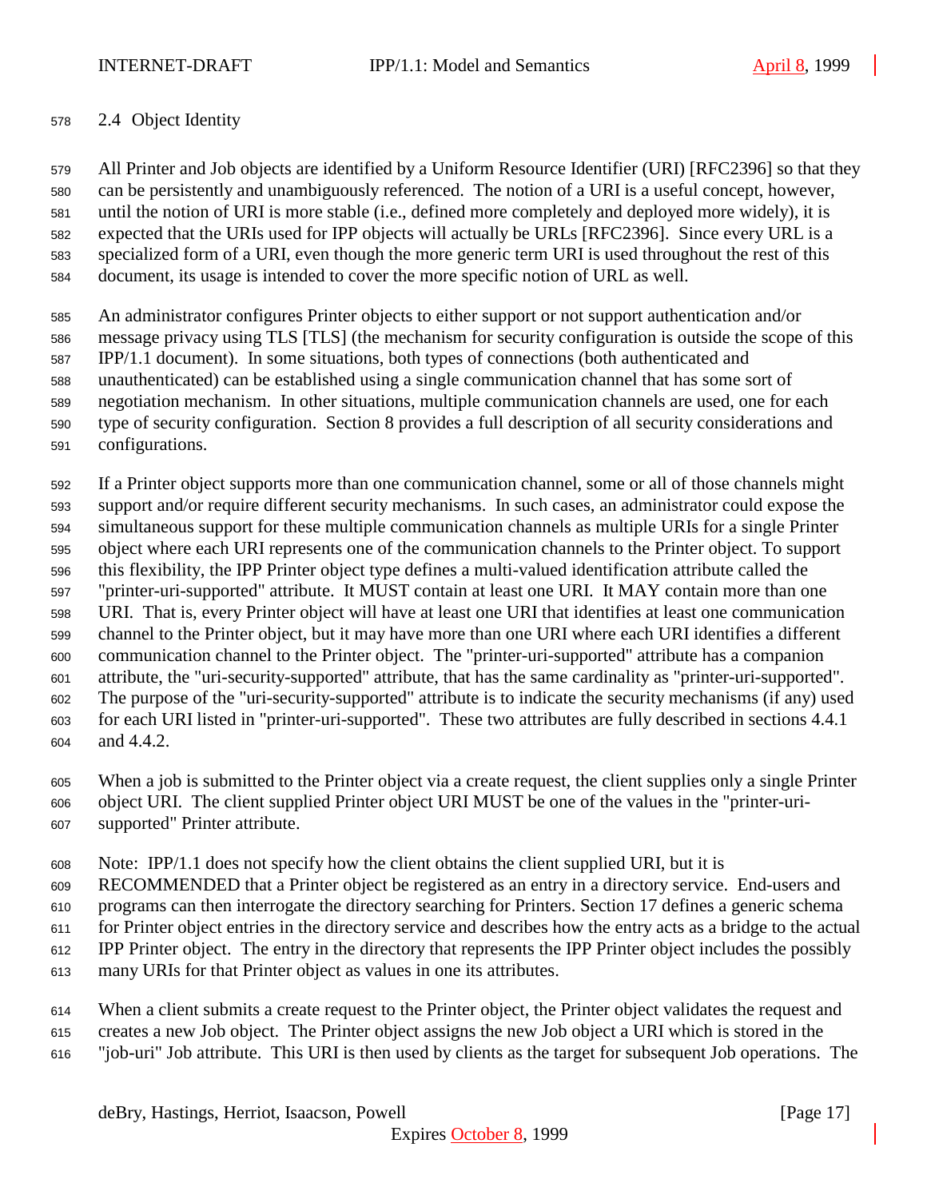## 2.4 Object Identity

All Printer and Job objects are identified by a Uniform Resource Identifier (URI) [RFC2396] so that they can be persistently and unambiguously referenced. The notion of a URI is a useful concept, however, until the notion of URI is more stable (i.e., defined more completely and deployed more widely), it is expected that the URIs used for IPP objects will actually be URLs [RFC2396]. Since every URL is a specialized form of a URI, even though the more generic term URI is used throughout the rest of this document, its usage is intended to cover the more specific notion of URL as well.

An administrator configures Printer objects to either support or not support authentication and/or message privacy using TLS [TLS] (the mechanism for security configuration is outside the scope of this IPP/1.1 document). In some situations, both types of connections (both authenticated and unauthenticated) can be established using a single communication channel that has some sort of negotiation mechanism. In other situations, multiple communication channels are used, one for each type of security configuration. Section 8 provides a full description of all security considerations and configurations.

If a Printer object supports more than one communication channel, some or all of those channels might support and/or require different security mechanisms. In such cases, an administrator could expose the simultaneous support for these multiple communication channels as multiple URIs for a single Printer object where each URI represents one of the communication channels to the Printer object. To support this flexibility, the IPP Printer object type defines a multi-valued identification attribute called the "printer-uri-supported" attribute. It MUST contain at least one URI. It MAY contain more than one URI. That is, every Printer object will have at least one URI that identifies at least one communication channel to the Printer object, but it may have more than one URI where each URI identifies a different communication channel to the Printer object. The "printer-uri-supported" attribute has a companion attribute, the "uri-security-supported" attribute, that has the same cardinality as "printer-uri-supported". The purpose of the "uri-security-supported" attribute is to indicate the security mechanisms (if any) used for each URI listed in "printer-uri-supported". These two attributes are fully described in sections 4.4.1 and 4.4.2.

When a job is submitted to the Printer object via a create request, the client supplies only a single Printer object URI. The client supplied Printer object URI MUST be one of the values in the "printer-uri-supported" Printer attribute.

Note: IPP/1.1 does not specify how the client obtains the client supplied URI, but it is RECOMMENDED that a Printer object be registered as an entry in a directory service. End-users and programs can then interrogate the directory searching for Printers. Section 17 defines a generic schema for Printer object entries in the directory service and describes how the entry acts as a bridge to the actual IPP Printer object. The entry in the directory that represents the IPP Printer object includes the possibly many URIs for that Printer object as values in one its attributes.

When a client submits a create request to the Printer object, the Printer object validates the request and creates a new Job object. The Printer object assigns the new Job object a URI which is stored in the "job-uri" Job attribute. This URI is then used by clients as the target for subsequent Job operations. The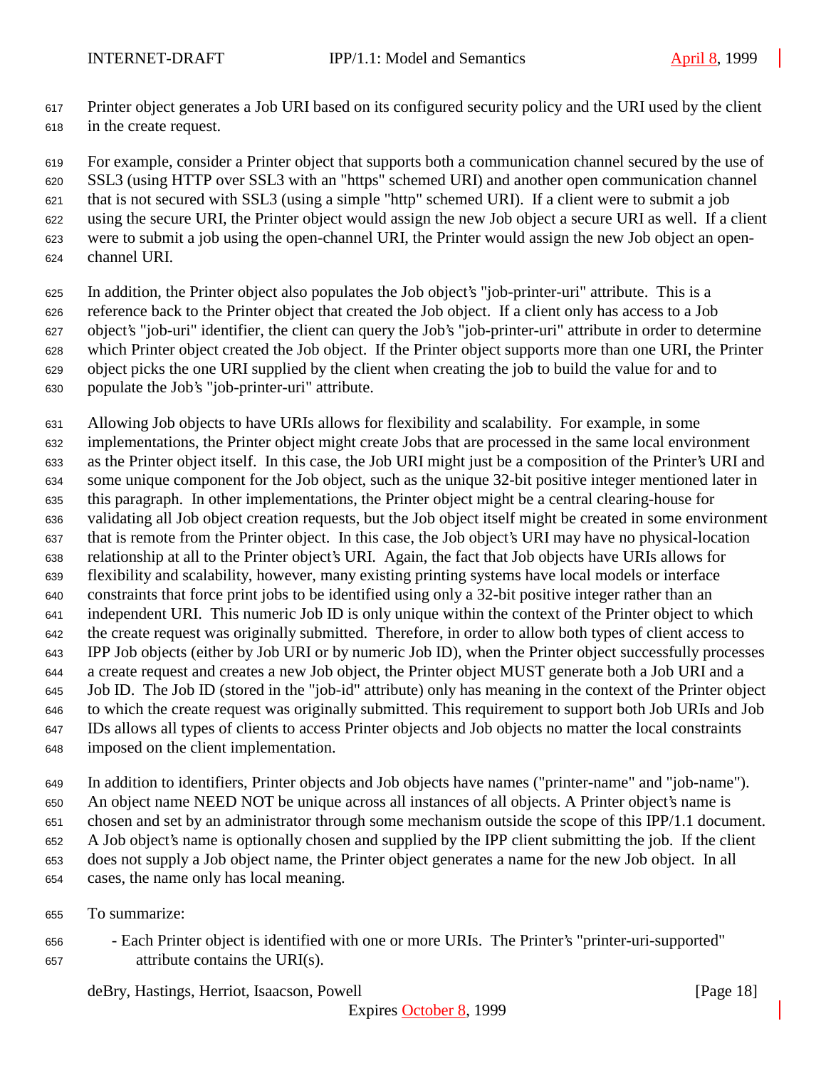Printer object generates a Job URI based on its configured security policy and the URI used by the client in the create request.

For example, consider a Printer object that supports both a communication channel secured by the use of SSL3 (using HTTP over SSL3 with an "https" schemed URI) and another open communication channel that is not secured with SSL3 (using a simple "http" schemed URI). If a client were to submit a job using the secure URI, the Printer object would assign the new Job object a secure URI as well. If a client were to submit a job using the open-channel URI, the Printer would assign the new Job object an open-channel URI.

In addition, the Printer object also populates the Job object's "job-printer-uri" attribute. This is a reference back to the Printer object that created the Job object. If a client only has access to a Job object's "job-uri" identifier, the client can query the Job's "job-printer-uri" attribute in order to determine which Printer object created the Job object. If the Printer object supports more than one URI, the Printer object picks the one URI supplied by the client when creating the job to build the value for and to populate the Job's "job-printer-uri" attribute.

Allowing Job objects to have URIs allows for flexibility and scalability. For example, in some implementations, the Printer object might create Jobs that are processed in the same local environment as the Printer object itself. In this case, the Job URI might just be a composition of the Printer's URI and some unique component for the Job object, such as the unique 32-bit positive integer mentioned later in this paragraph. In other implementations, the Printer object might be a central clearing-house for validating all Job object creation requests, but the Job object itself might be created in some environment that is remote from the Printer object. In this case, the Job object's URI may have no physical-location relationship at all to the Printer object's URI. Again, the fact that Job objects have URIs allows for flexibility and scalability, however, many existing printing systems have local models or interface constraints that force print jobs to be identified using only a 32-bit positive integer rather than an independent URI. This numeric Job ID is only unique within the context of the Printer object to which the create request was originally submitted. Therefore, in order to allow both types of client access to IPP Job objects (either by Job URI or by numeric Job ID), when the Printer object successfully processes a create request and creates a new Job object, the Printer object MUST generate both a Job URI and a Job ID. The Job ID (stored in the "job-id" attribute) only has meaning in the context of the Printer object to which the create request was originally submitted. This requirement to support both Job URIs and Job IDs allows all types of clients to access Printer objects and Job objects no matter the local constraints imposed on the client implementation.

In addition to identifiers, Printer objects and Job objects have names ("printer-name" and "job-name"). An object name NEED NOT be unique across all instances of all objects. A Printer object's name is chosen and set by an administrator through some mechanism outside the scope of this IPP/1.1 document. A Job object's name is optionally chosen and supplied by the IPP client submitting the job. If the client does not supply a Job object name, the Printer object generates a name for the new Job object. In all cases, the name only has local meaning.

To summarize:

- Each Printer object is identified with one or more URIs. The Printer's "printer-uri-supported" attribute contains the URI(s).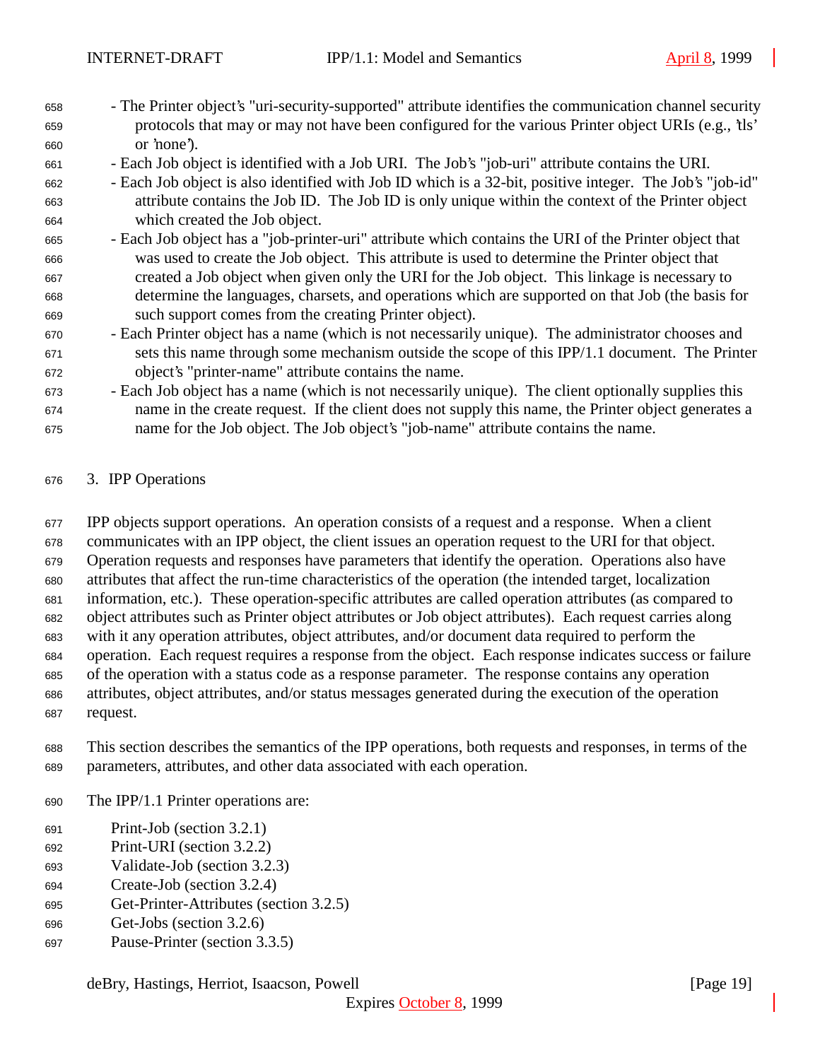- The Printer object's "uri-security-supported" attribute identifies the communication channel security protocols that may or may not have been configured for the various Printer object URIs (e.g., 'tls' or 'none').
- Each Job object is identified with a Job URI. The Job's "job-uri" attribute contains the URI.
- Each Job object is also identified with Job ID which is a 32-bit, positive integer. The Job's "job-id" attribute contains the Job ID. The Job ID is only unique within the context of the Printer object which created the Job object.
- Each Job object has a "job-printer-uri" attribute which contains the URI of the Printer object that was used to create the Job object. This attribute is used to determine the Printer object that created a Job object when given only the URI for the Job object. This linkage is necessary to determine the languages, charsets, and operations which are supported on that Job (the basis for such support comes from the creating Printer object).
- Each Printer object has a name (which is not necessarily unique). The administrator chooses and sets this name through some mechanism outside the scope of this IPP/1.1 document. The Printer object's "printer-name" attribute contains the name.
- Each Job object has a name (which is not necessarily unique). The client optionally supplies this name in the create request. If the client does not supply this name, the Printer object generates a name for the Job object. The Job object's "job-name" attribute contains the name.

# 3. IPP Operations

IPP objects support operations. An operation consists of a request and a response. When a client communicates with an IPP object, the client issues an operation request to the URI for that object. Operation requests and responses have parameters that identify the operation. Operations also have attributes that affect the run-time characteristics of the operation (the intended target, localization information, etc.). These operation-specific attributes are called operation attributes (as compared to object attributes such as Printer object attributes or Job object attributes). Each request carries along with it any operation attributes, object attributes, and/or document data required to perform the operation. Each request requires a response from the object. Each response indicates success or failure of the operation with a status code as a response parameter. The response contains any operation attributes, object attributes, and/or status messages generated during the execution of the operation request.

This section describes the semantics of the IPP operations, both requests and responses, in terms of the parameters, attributes, and other data associated with each operation.

The IPP/1.1 Printer operations are:

- Print-Job (section 3.2.1)
- Print-URI (section 3.2.2)
- Validate-Job (section 3.2.3)
- Create-Job (section 3.2.4)
- Get-Printer-Attributes (section 3.2.5)
- Get-Jobs (section 3.2.6)
- Pause-Printer (section 3.3.5)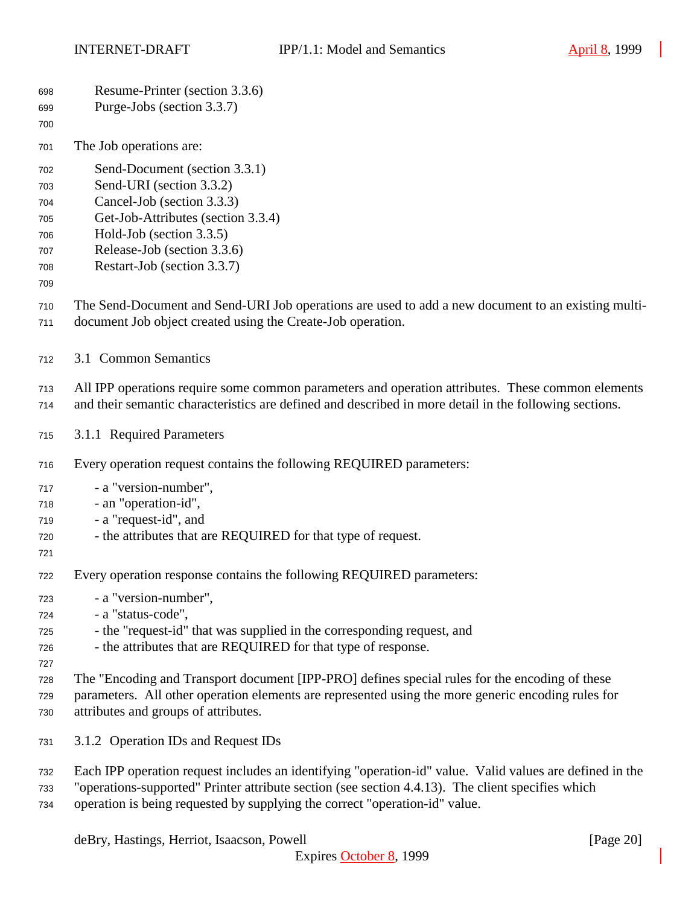Resume-Printer (section 3.3.6)
Purge-Jobs (section 3.3.7)

The Job operations are:

Send-Document (section 3.3.1)
Send-URI (section 3.3.2)
Cancel-Job (section 3.3.3)
Get-Job-Attributes (section 3.3.4)
Hold-Job (section 3.3.5)
Release-Job (section 3.3.6)
Restart-Job (section 3.3.7)

The Send-Document and Send-URI Job operations are used to add a new document to an existing multi-document Job object created using the Create-Job operation.

## 3.1 Common Semantics

All IPP operations require some common parameters and operation attributes. These common elements and their semantic characteristics are defined and described in more detail in the following sections.

### 3.1.1 Required Parameters

Every operation request contains the following REQUIRED parameters:

- a "version-number",
- an "operation-id",
- a "request-id", and
- the attributes that are REQUIRED for that type of request.

Every operation response contains the following REQUIRED parameters:

- a "version-number",
- a "status-code",
- the "request-id" that was supplied in the corresponding request, and
- the attributes that are REQUIRED for that type of response.

The "Encoding and Transport document [IPP-PRO] defines special rules for the encoding of these parameters. All other operation elements are represented using the more generic encoding rules for attributes and groups of attributes.

### 3.1.2 Operation IDs and Request IDs

Each IPP operation request includes an identifying "operation-id" value. Valid values are defined in the "operations-supported" Printer attribute section (see section 4.4.13). The client specifies which operation is being requested by supplying the correct "operation-id" value.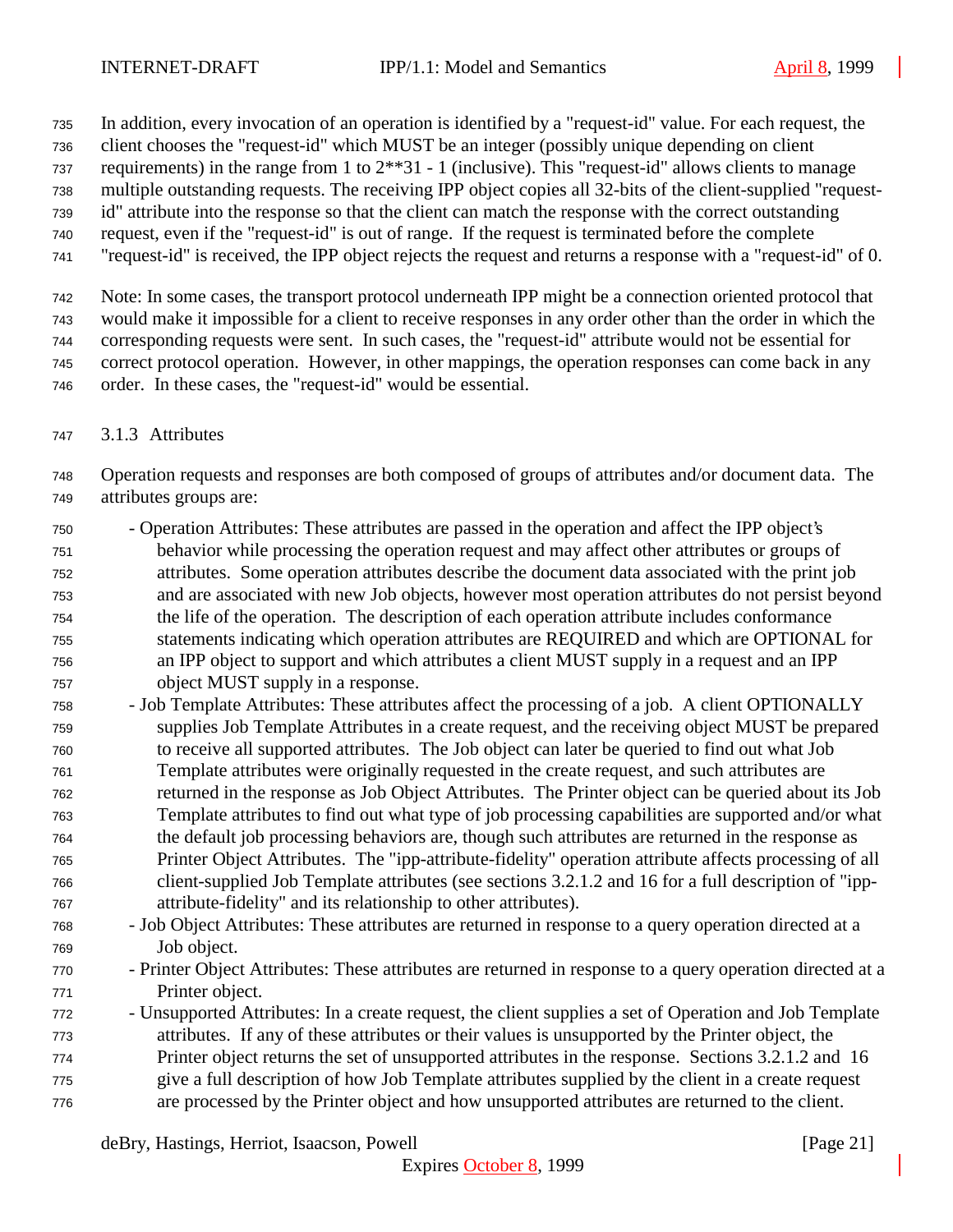In addition, every invocation of an operation is identified by a "request-id" value. For each request, the client chooses the "request-id" which MUST be an integer (possibly unique depending on client requirements) in the range from 1 to 2**31 - 1 (inclusive). This "request-id" allows clients to manage multiple outstanding requests. The receiving IPP object copies all 32-bits of the client-supplied "request-id" attribute into the response so that the client can match the response with the correct outstanding request, even if the "request-id" is out of range. If the request is terminated before the complete "request-id" is received, the IPP object rejects the request and returns a response with a "request-id" of 0.

Note: In some cases, the transport protocol underneath IPP might be a connection oriented protocol that would make it impossible for a client to receive responses in any order other than the order in which the corresponding requests were sent. In such cases, the "request-id" attribute would not be essential for correct protocol operation. However, in other mappings, the operation responses can come back in any order. In these cases, the "request-id" would be essential.

### 3.1.3 Attributes

Operation requests and responses are both composed of groups of attributes and/or document data. The attributes groups are:

- Operation Attributes: These attributes are passed in the operation and affect the IPP object's behavior while processing the operation request and may affect other attributes or groups of attributes. Some operation attributes describe the document data associated with the print job and are associated with new Job objects, however most operation attributes do not persist beyond the life of the operation. The description of each operation attribute includes conformance statements indicating which operation attributes are REQUIRED and which are OPTIONAL for an IPP object to support and which attributes a client MUST supply in a request and an IPP object MUST supply in a response.
- Job Template Attributes: These attributes affect the processing of a job. A client OPTIONALLY supplies Job Template Attributes in a create request, and the receiving object MUST be prepared to receive all supported attributes. The Job object can later be queried to find out what Job Template attributes were originally requested in the create request, and such attributes are returned in the response as Job Object Attributes. The Printer object can be queried about its Job Template attributes to find out what type of job processing capabilities are supported and/or what the default job processing behaviors are, though such attributes are returned in the response as Printer Object Attributes. The "ipp-attribute-fidelity" operation attribute affects processing of all client-supplied Job Template attributes (see sections 3.2.1.2 and 16 for a full description of "ipp-attribute-fidelity" and its relationship to other attributes).
- Job Object Attributes: These attributes are returned in response to a query operation directed at a Job object.
- Printer Object Attributes: These attributes are returned in response to a query operation directed at a Printer object.
- Unsupported Attributes: In a create request, the client supplies a set of Operation and Job Template attributes. If any of these attributes or their values is unsupported by the Printer object, the Printer object returns the set of unsupported attributes in the response. Sections 3.2.1.2 and 16 give a full description of how Job Template attributes supplied by the client in a create request are processed by the Printer object and how unsupported attributes are returned to the client.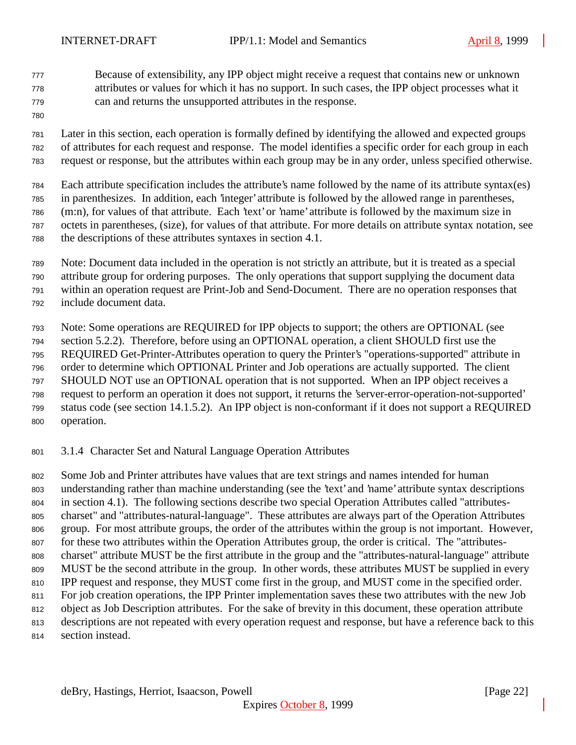Because of extensibility, any IPP object might receive a request that contains new or unknown attributes or values for which it has no support. In such cases, the IPP object processes what it can and returns the unsupported attributes in the response.

Later in this section, each operation is formally defined by identifying the allowed and expected groups of attributes for each request and response. The model identifies a specific order for each group in each request or response, but the attributes within each group may be in any order, unless specified otherwise.

Each attribute specification includes the attribute's name followed by the name of its attribute syntax(es) in parenthesizes. In addition, each 'integer' attribute is followed by the allowed range in parentheses, (m:n), for values of that attribute. Each 'text' or 'name' attribute is followed by the maximum size in octets in parentheses, (size), for values of that attribute. For more details on attribute syntax notation, see the descriptions of these attributes syntaxes in section 4.1.

Note: Document data included in the operation is not strictly an attribute, but it is treated as a special attribute group for ordering purposes. The only operations that support supplying the document data within an operation request are Print-Job and Send-Document. There are no operation responses that include document data.

Note: Some operations are REQUIRED for IPP objects to support; the others are OPTIONAL (see section 5.2.2). Therefore, before using an OPTIONAL operation, a client SHOULD first use the REQUIRED Get-Printer-Attributes operation to query the Printer's "operations-supported" attribute in order to determine which OPTIONAL Printer and Job operations are actually supported. The client SHOULD NOT use an OPTIONAL operation that is not supported. When an IPP object receives a request to perform an operation it does not support, it returns the 'server-error-operation-not-supported' status code (see section 14.1.5.2). An IPP object is non-conformant if it does not support a REQUIRED operation.

### 3.1.4 Character Set and Natural Language Operation Attributes

Some Job and Printer attributes have values that are text strings and names intended for human understanding rather than machine understanding (see the 'text' and 'name' attribute syntax descriptions in section 4.1). The following sections describe two special Operation Attributes called "attributes-charset" and "attributes-natural-language". These attributes are always part of the Operation Attributes group. For most attribute groups, the order of the attributes within the group is not important. However, for these two attributes within the Operation Attributes group, the order is critical. The "attributes-charset" attribute MUST be the first attribute in the group and the "attributes-natural-language" attribute MUST be the second attribute in the group. In other words, these attributes MUST be supplied in every IPP request and response, they MUST come first in the group, and MUST come in the specified order. For job creation operations, the IPP Printer implementation saves these two attributes with the new Job object as Job Description attributes. For the sake of brevity in this document, these operation attribute descriptions are not repeated with every operation request and response, but have a reference back to this section instead.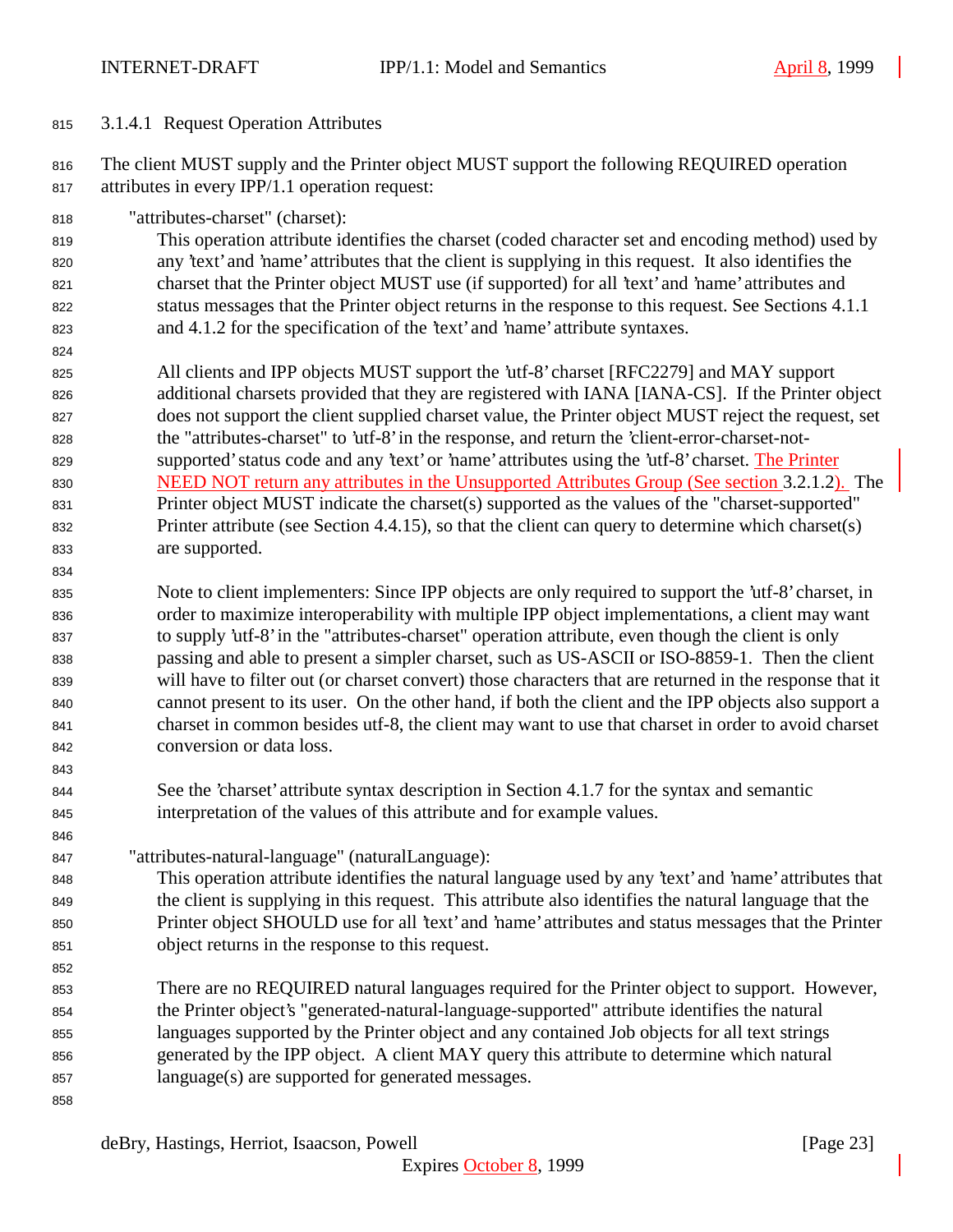#### 3.1.4.1 Request Operation Attributes

The client MUST supply and the Printer object MUST support the following REQUIRED operation attributes in every IPP/1.1 operation request:

"attributes-charset" (charset):

This operation attribute identifies the charset (coded character set and encoding method) used by any 'text' and 'name' attributes that the client is supplying in this request. It also identifies the charset that the Printer object MUST use (if supported) for all 'text' and 'name' attributes and status messages that the Printer object returns in the response to this request. See Sections 4.1.1 and 4.1.2 for the specification of the 'text' and 'name' attribute syntaxes.

All clients and IPP objects MUST support the 'utf-8' charset [RFC2279] and MAY support additional charsets provided that they are registered with IANA [IANA-CS]. If the Printer object does not support the client supplied charset value, the Printer object MUST reject the request, set the "attributes-charset" to 'utf-8' in the response, and return the 'client-error-charset-not-supported' status code and any 'text' or 'name' attributes using the 'utf-8' charset. The Printer NEED NOT return any attributes in the Unsupported Attributes Group (See section 3.2.1.2). The Printer object MUST indicate the charset(s) supported as the values of the "charset-supported" Printer attribute (see Section 4.4.15), so that the client can query to determine which charset(s) are supported.

Note to client implementers: Since IPP objects are only required to support the 'utf-8' charset, in order to maximize interoperability with multiple IPP object implementations, a client may want to supply 'utf-8' in the "attributes-charset" operation attribute, even though the client is only passing and able to present a simpler charset, such as US-ASCII or ISO-8859-1. Then the client will have to filter out (or charset convert) those characters that are returned in the response that it cannot present to its user. On the other hand, if both the client and the IPP objects also support a charset in common besides utf-8, the client may want to use that charset in order to avoid charset conversion or data loss.

See the 'charset' attribute syntax description in Section 4.1.7 for the syntax and semantic interpretation of the values of this attribute and for example values.

"attributes-natural-language" (naturalLanguage):

This operation attribute identifies the natural language used by any 'text' and 'name' attributes that the client is supplying in this request. This attribute also identifies the natural language that the Printer object SHOULD use for all 'text' and 'name' attributes and status messages that the Printer object returns in the response to this request.

There are no REQUIRED natural languages required for the Printer object to support. However, the Printer object's "generated-natural-language-supported" attribute identifies the natural languages supported by the Printer object and any contained Job objects for all text strings generated by the IPP object. A client MAY query this attribute to determine which natural language(s) are supported for generated messages.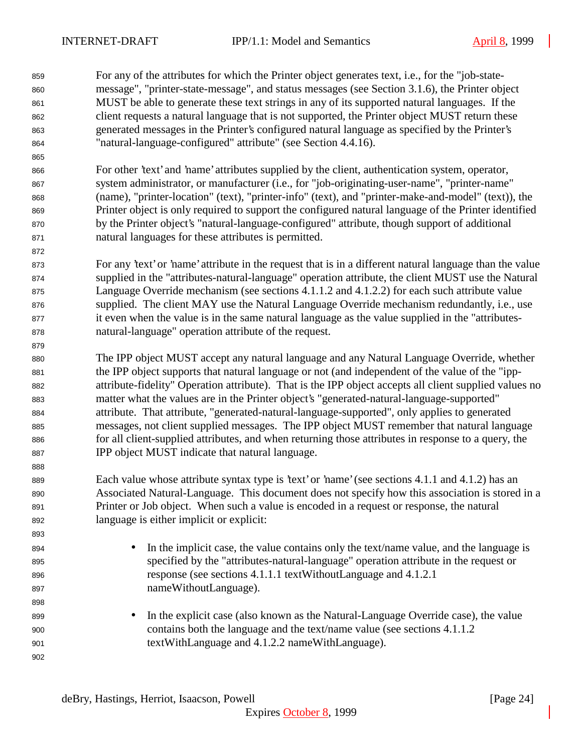For any of the attributes for which the Printer object generates text, i.e., for the "job-state-message", "printer-state-message", and status messages (see Section 3.1.6), the Printer object MUST be able to generate these text strings in any of its supported natural languages. If the client requests a natural language that is not supported, the Printer object MUST return these generated messages in the Printer's configured natural language as specified by the Printer's "natural-language-configured" attribute" (see Section 4.4.16).

For other 'text' and 'name' attributes supplied by the client, authentication system, operator, system administrator, or manufacturer (i.e., for "job-originating-user-name", "printer-name" (name), "printer-location" (text), "printer-info" (text), and "printer-make-and-model" (text)), the Printer object is only required to support the configured natural language of the Printer identified by the Printer object's "natural-language-configured" attribute, though support of additional natural languages for these attributes is permitted.

For any 'text' or 'name' attribute in the request that is in a different natural language than the value supplied in the "attributes-natural-language" operation attribute, the client MUST use the Natural Language Override mechanism (see sections 4.1.1.2 and 4.1.2.2) for each such attribute value supplied. The client MAY use the Natural Language Override mechanism redundantly, i.e., use it even when the value is in the same natural language as the value supplied in the "attributes-natural-language" operation attribute of the request.

The IPP object MUST accept any natural language and any Natural Language Override, whether the IPP object supports that natural language or not (and independent of the value of the "ipp-attribute-fidelity" Operation attribute). That is the IPP object accepts all client supplied values no matter what the values are in the Printer object's "generated-natural-language-supported" attribute. That attribute, "generated-natural-language-supported", only applies to generated messages, not client supplied messages. The IPP object MUST remember that natural language for all client-supplied attributes, and when returning those attributes in response to a query, the IPP object MUST indicate that natural language.

Each value whose attribute syntax type is 'text' or 'name' (see sections 4.1.1 and 4.1.2) has an Associated Natural-Language. This document does not specify how this association is stored in a Printer or Job object. When such a value is encoded in a request or response, the natural language is either implicit or explicit:

- In the implicit case, the value contains only the text/name value, and the language is specified by the "attributes-natural-language" operation attribute in the request or response (see sections 4.1.1.1 textWithoutLanguage and 4.1.2.1 nameWithoutLanguage).

- In the explicit case (also known as the Natural-Language Override case), the value contains both the language and the text/name value (see sections 4.1.1.2 textWithLanguage and 4.1.2.2 nameWithLanguage).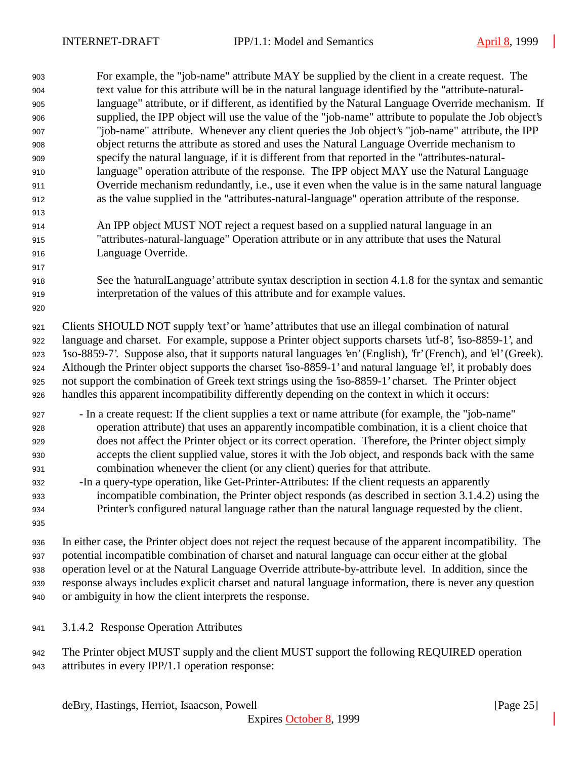For example, the "job-name" attribute MAY be supplied by the client in a create request. The text value for this attribute will be in the natural language identified by the "attribute-natural-language" attribute, or if different, as identified by the Natural Language Override mechanism. If supplied, the IPP object will use the value of the "job-name" attribute to populate the Job object's "job-name" attribute. Whenever any client queries the Job object's "job-name" attribute, the IPP object returns the attribute as stored and uses the Natural Language Override mechanism to specify the natural language, if it is different from that reported in the "attributes-natural-language" operation attribute of the response. The IPP object MAY use the Natural Language Override mechanism redundantly, i.e., use it even when the value is in the same natural language as the value supplied in the "attributes-natural-language" operation attribute of the response.

An IPP object MUST NOT reject a request based on a supplied natural language in an "attributes-natural-language" Operation attribute or in any attribute that uses the Natural Language Override.

See the 'naturalLanguage' attribute syntax description in section 4.1.8 for the syntax and semantic interpretation of the values of this attribute and for example values.

Clients SHOULD NOT supply 'text' or 'name' attributes that use an illegal combination of natural language and charset. For example, suppose a Printer object supports charsets 'utf-8', 'iso-8859-1', and 'iso-8859-7'. Suppose also, that it supports natural languages 'en' (English), 'fr' (French), and 'el' (Greek). Although the Printer object supports the charset 'iso-8859-1' and natural language 'el', it probably does not support the combination of Greek text strings using the 'iso-8859-1' charset. The Printer object handles this apparent incompatibility differently depending on the context in which it occurs:

- In a create request: If the client supplies a text or name attribute (for example, the "job-name" operation attribute) that uses an apparently incompatible combination, it is a client choice that does not affect the Printer object or its correct operation. Therefore, the Printer object simply accepts the client supplied value, stores it with the Job object, and responds back with the same combination whenever the client (or any client) queries for that attribute.
- In a query-type operation, like Get-Printer-Attributes: If the client requests an apparently incompatible combination, the Printer object responds (as described in section 3.1.4.2) using the Printer's configured natural language rather than the natural language requested by the client.

In either case, the Printer object does not reject the request because of the apparent incompatibility. The potential incompatible combination of charset and natural language can occur either at the global operation level or at the Natural Language Override attribute-by-attribute level. In addition, since the response always includes explicit charset and natural language information, there is never any question or ambiguity in how the client interprets the response.

#### 3.1.4.2 Response Operation Attributes

The Printer object MUST supply and the client MUST support the following REQUIRED operation attributes in every IPP/1.1 operation response: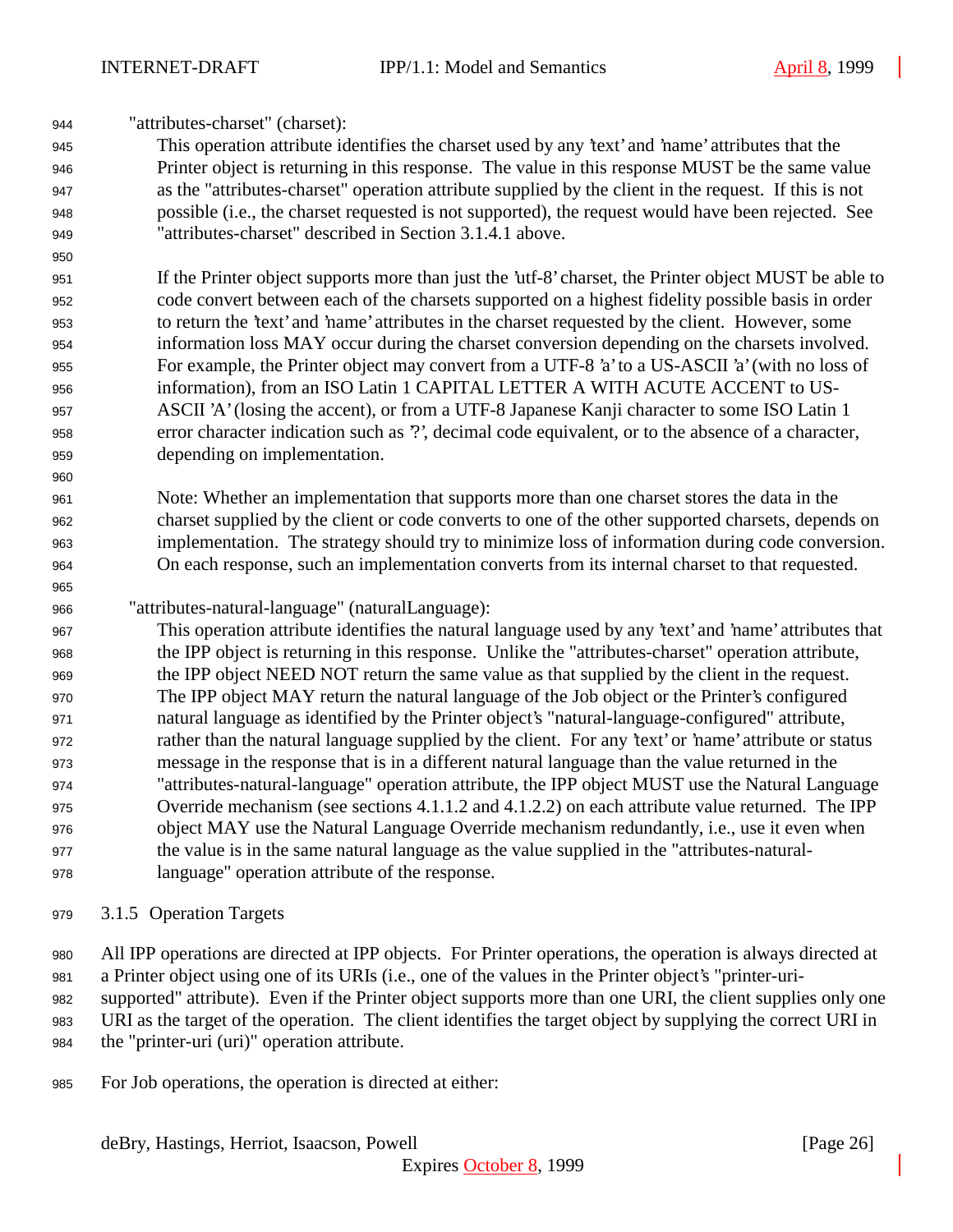"attributes-charset" (charset):

This operation attribute identifies the charset used by any 'text' and 'name' attributes that the Printer object is returning in this response. The value in this response MUST be the same value as the "attributes-charset" operation attribute supplied by the client in the request. If this is not possible (i.e., the charset requested is not supported), the request would have been rejected. See "attributes-charset" described in Section 3.1.4.1 above.

If the Printer object supports more than just the 'utf-8' charset, the Printer object MUST be able to code convert between each of the charsets supported on a highest fidelity possible basis in order to return the 'text' and 'name' attributes in the charset requested by the client. However, some information loss MAY occur during the charset conversion depending on the charsets involved. For example, the Printer object may convert from a UTF-8 'a' to a US-ASCII 'a' (with no loss of information), from an ISO Latin 1 CAPITAL LETTER A WITH ACUTE ACCENT to US-ASCII 'A' (losing the accent), or from a UTF-8 Japanese Kanji character to some ISO Latin 1 error character indication such as '?', decimal code equivalent, or to the absence of a character, depending on implementation.

Note: Whether an implementation that supports more than one charset stores the data in the charset supplied by the client or code converts to one of the other supported charsets, depends on implementation. The strategy should try to minimize loss of information during code conversion. On each response, such an implementation converts from its internal charset to that requested.

"attributes-natural-language" (naturalLanguage):

This operation attribute identifies the natural language used by any 'text' and 'name' attributes that the IPP object is returning in this response. Unlike the "attributes-charset" operation attribute, the IPP object NEED NOT return the same value as that supplied by the client in the request. The IPP object MAY return the natural language of the Job object or the Printer's configured natural language as identified by the Printer object's "natural-language-configured" attribute, rather than the natural language supplied by the client. For any 'text' or 'name' attribute or status message in the response that is in a different natural language than the value returned in the "attributes-natural-language" operation attribute, the IPP object MUST use the Natural Language Override mechanism (see sections 4.1.1.2 and 4.1.2.2) on each attribute value returned. The IPP object MAY use the Natural Language Override mechanism redundantly, i.e., use it even when the value is in the same natural language as the value supplied in the "attributes-natural-language" operation attribute of the response.

### 3.1.5 Operation Targets

All IPP operations are directed at IPP objects. For Printer operations, the operation is always directed at a Printer object using one of its URIs (i.e., one of the values in the Printer object's "printer-uri-supported" attribute). Even if the Printer object supports more than one URI, the client supplies only one URI as the target of the operation. The client identifies the target object by supplying the correct URI in the "printer-uri (uri)" operation attribute.

For Job operations, the operation is directed at either: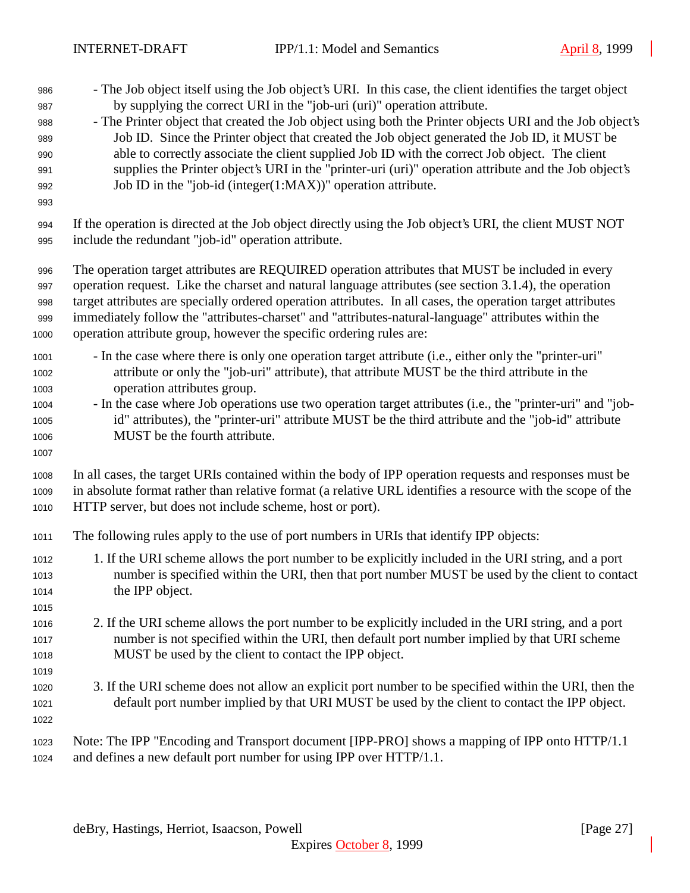- The Job object itself using the Job object's URI. In this case, the client identifies the target object by supplying the correct URI in the "job-uri (uri)" operation attribute.
- The Printer object that created the Job object using both the Printer objects URI and the Job object's Job ID. Since the Printer object that created the Job object generated the Job ID, it MUST be able to correctly associate the client supplied Job ID with the correct Job object. The client supplies the Printer object's URI in the "printer-uri (uri)" operation attribute and the Job object's Job ID in the "job-id (integer(1:MAX))" operation attribute.

If the operation is directed at the Job object directly using the Job object's URI, the client MUST NOT include the redundant "job-id" operation attribute.

The operation target attributes are REQUIRED operation attributes that MUST be included in every operation request. Like the charset and natural language attributes (see section 3.1.4), the operation target attributes are specially ordered operation attributes. In all cases, the operation target attributes immediately follow the "attributes-charset" and "attributes-natural-language" attributes within the operation attribute group, however the specific ordering rules are:

- In the case where there is only one operation target attribute (i.e., either only the "printer-uri" attribute or only the "job-uri" attribute), that attribute MUST be the third attribute in the operation attributes group.
- In the case where Job operations use two operation target attributes (i.e., the "printer-uri" and "job-id" attributes), the "printer-uri" attribute MUST be the third attribute and the "job-id" attribute MUST be the fourth attribute.

In all cases, the target URIs contained within the body of IPP operation requests and responses must be in absolute format rather than relative format (a relative URL identifies a resource with the scope of the HTTP server, but does not include scheme, host or port).

The following rules apply to the use of port numbers in URIs that identify IPP objects:

1. If the URI scheme allows the port number to be explicitly included in the URI string, and a port number is specified within the URI, then that port number MUST be used by the client to contact the IPP object.

2. If the URI scheme allows the port number to be explicitly included in the URI string, and a port number is not specified within the URI, then default port number implied by that URI scheme MUST be used by the client to contact the IPP object.

3. If the URI scheme does not allow an explicit port number to be specified within the URI, then the default port number implied by that URI MUST be used by the client to contact the IPP object.

Note: The IPP "Encoding and Transport document [IPP-PRO] shows a mapping of IPP onto HTTP/1.1 and defines a new default port number for using IPP over HTTP/1.1.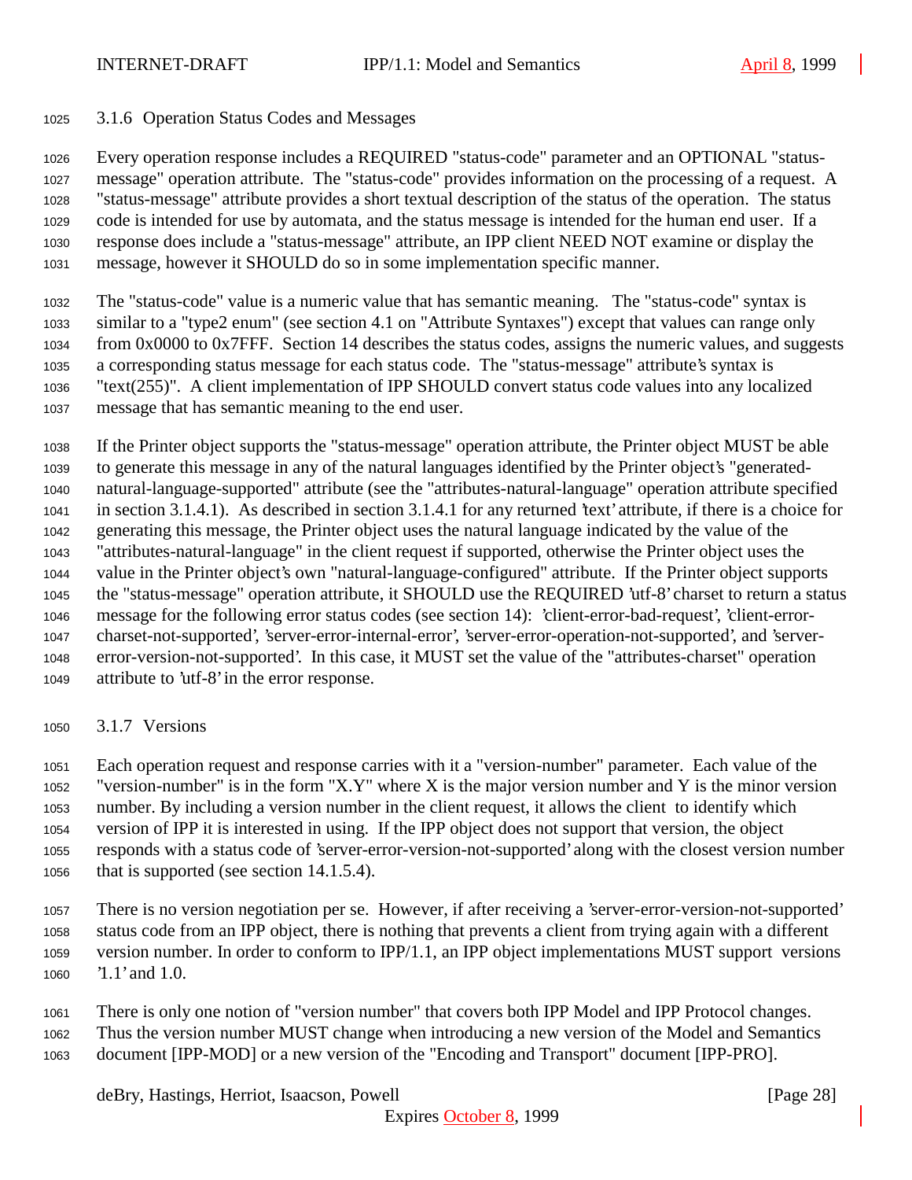### 3.1.6 Operation Status Codes and Messages

Every operation response includes a REQUIRED "status-code" parameter and an OPTIONAL "status-message" operation attribute. The "status-code" provides information on the processing of a request. A "status-message" attribute provides a short textual description of the status of the operation. The status code is intended for use by automata, and the status message is intended for the human end user. If a response does include a "status-message" attribute, an IPP client NEED NOT examine or display the message, however it SHOULD do so in some implementation specific manner.

The "status-code" value is a numeric value that has semantic meaning. The "status-code" syntax is similar to a "type2 enum" (see section 4.1 on "Attribute Syntaxes") except that values can range only from 0x0000 to 0x7FFF. Section 14 describes the status codes, assigns the numeric values, and suggests a corresponding status message for each status code. The "status-message" attribute's syntax is "text(255)". A client implementation of IPP SHOULD convert status code values into any localized message that has semantic meaning to the end user.

If the Printer object supports the "status-message" operation attribute, the Printer object MUST be able to generate this message in any of the natural languages identified by the Printer object's "generated-natural-language-supported" attribute (see the "attributes-natural-language" operation attribute specified in section 3.1.4.1). As described in section 3.1.4.1 for any returned 'text' attribute, if there is a choice for generating this message, the Printer object uses the natural language indicated by the value of the "attributes-natural-language" in the client request if supported, otherwise the Printer object uses the value in the Printer object's own "natural-language-configured" attribute. If the Printer object supports the "status-message" operation attribute, it SHOULD use the REQUIRED 'utf-8' charset to return a status message for the following error status codes (see section 14): 'client-error-bad-request', 'client-error-charset-not-supported', 'server-error-internal-error', 'server-error-operation-not-supported', and 'server-error-version-not-supported'. In this case, it MUST set the value of the "attributes-charset" operation attribute to 'utf-8' in the error response.

### 3.1.7 Versions

Each operation request and response carries with it a "version-number" parameter. Each value of the "version-number" is in the form "X.Y" where X is the major version number and Y is the minor version number. By including a version number in the client request, it allows the client to identify which version of IPP it is interested in using. If the IPP object does not support that version, the object responds with a status code of 'server-error-version-not-supported' along with the closest version number that is supported (see section 14.1.5.4).

There is no version negotiation per se. However, if after receiving a 'server-error-version-not-supported' status code from an IPP object, there is nothing that prevents a client from trying again with a different version number. In order to conform to IPP/1.1, an IPP object implementations MUST support versions '1.1' and 1.0.

There is only one notion of "version number" that covers both IPP Model and IPP Protocol changes. Thus the version number MUST change when introducing a new version of the Model and Semantics document [IPP-MOD] or a new version of the "Encoding and Transport" document [IPP-PRO].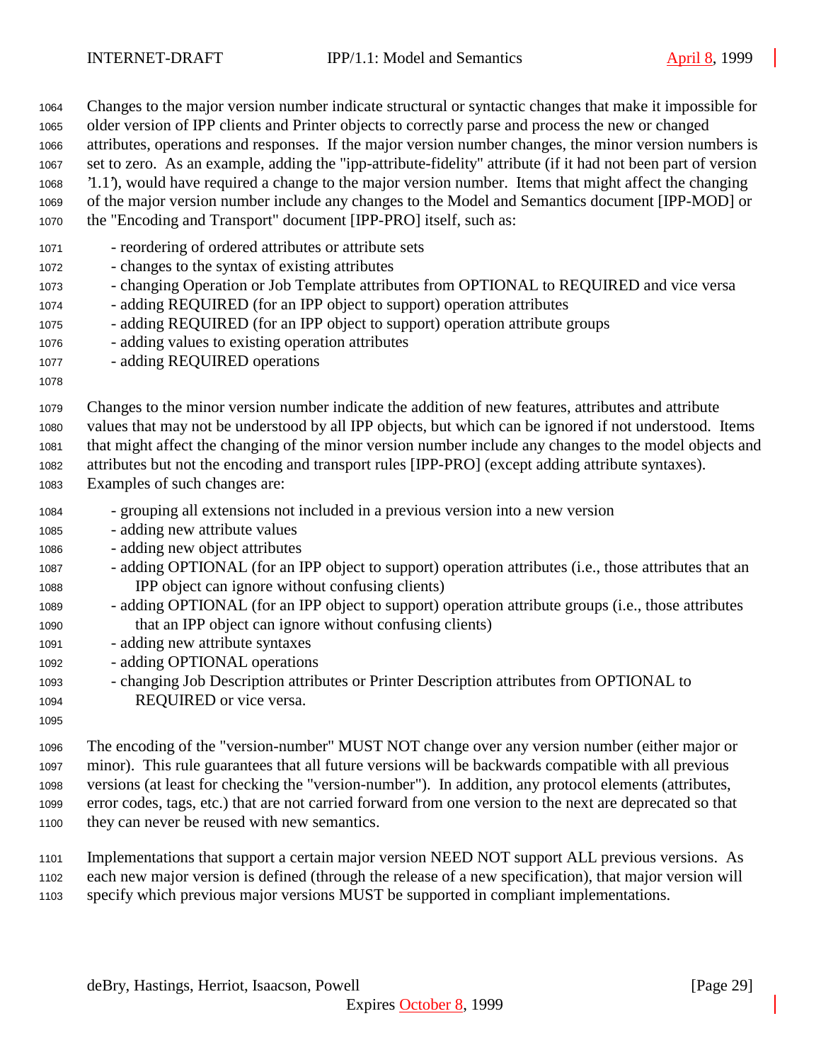Changes to the major version number indicate structural or syntactic changes that make it impossible for older version of IPP clients and Printer objects to correctly parse and process the new or changed attributes, operations and responses. If the major version number changes, the minor version numbers is set to zero. As an example, adding the "ipp-attribute-fidelity" attribute (if it had not been part of version '1.1'), would have required a change to the major version number. Items that might affect the changing of the major version number include any changes to the Model and Semantics document [IPP-MOD] or the "Encoding and Transport" document [IPP-PRO] itself, such as:

- reordering of ordered attributes or attribute sets
- changes to the syntax of existing attributes
- changing Operation or Job Template attributes from OPTIONAL to REQUIRED and vice versa
- adding REQUIRED (for an IPP object to support) operation attributes
- adding REQUIRED (for an IPP object to support) operation attribute groups
- adding values to existing operation attributes
- adding REQUIRED operations

Changes to the minor version number indicate the addition of new features, attributes and attribute values that may not be understood by all IPP objects, but which can be ignored if not understood. Items that might affect the changing of the minor version number include any changes to the model objects and attributes but not the encoding and transport rules [IPP-PRO] (except adding attribute syntaxes). Examples of such changes are:

- grouping all extensions not included in a previous version into a new version
- adding new attribute values
- adding new object attributes
- adding OPTIONAL (for an IPP object to support) operation attributes (i.e., those attributes that an IPP object can ignore without confusing clients)
- adding OPTIONAL (for an IPP object to support) operation attribute groups (i.e., those attributes that an IPP object can ignore without confusing clients)
- adding new attribute syntaxes
- adding OPTIONAL operations
- changing Job Description attributes or Printer Description attributes from OPTIONAL to REQUIRED or vice versa.

The encoding of the "version-number" MUST NOT change over any version number (either major or minor). This rule guarantees that all future versions will be backwards compatible with all previous versions (at least for checking the "version-number"). In addition, any protocol elements (attributes, error codes, tags, etc.) that are not carried forward from one version to the next are deprecated so that they can never be reused with new semantics.

Implementations that support a certain major version NEED NOT support ALL previous versions. As each new major version is defined (through the release of a new specification), that major version will specify which previous major versions MUST be supported in compliant implementations.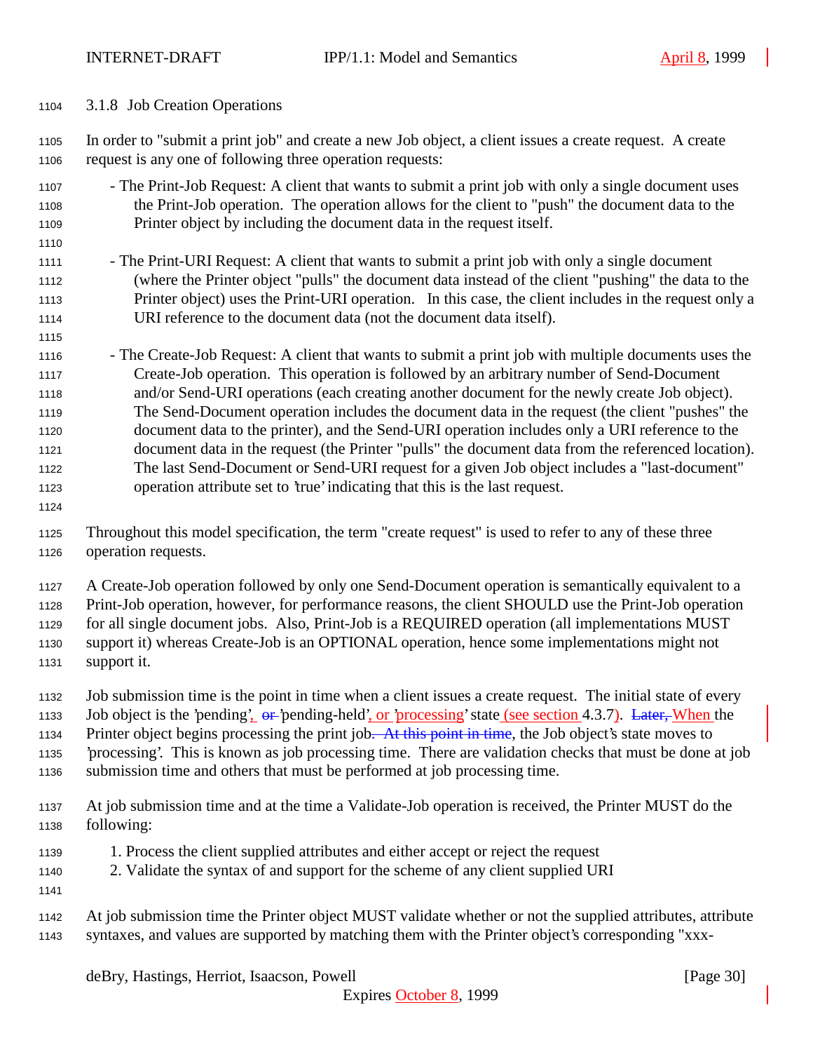### 3.1.8 Job Creation Operations

In order to "submit a print job" and create a new Job object, a client issues a create request. A create request is any one of following three operation requests:

- The Print-Job Request: A client that wants to submit a print job with only a single document uses the Print-Job operation. The operation allows for the client to "push" the document data to the Printer object by including the document data in the request itself.

- The Print-URI Request: A client that wants to submit a print job with only a single document (where the Printer object "pulls" the document data instead of the client "pushing" the data to the Printer object) uses the Print-URI operation. In this case, the client includes in the request only a URI reference to the document data (not the document data itself).

- The Create-Job Request: A client that wants to submit a print job with multiple documents uses the Create-Job operation. This operation is followed by an arbitrary number of Send-Document and/or Send-URI operations (each creating another document for the newly create Job object). The Send-Document operation includes the document data in the request (the client "pushes" the document data to the printer), and the Send-URI operation includes only a URI reference to the document data in the request (the Printer "pulls" the document data from the referenced location). The last Send-Document or Send-URI request for a given Job object includes a "last-document" operation attribute set to 'true' indicating that this is the last request.

Throughout this model specification, the term "create request" is used to refer to any of these three operation requests.

A Create-Job operation followed by only one Send-Document operation is semantically equivalent to a Print-Job operation, however, for performance reasons, the client SHOULD use the Print-Job operation for all single document jobs. Also, Print-Job is a REQUIRED operation (all implementations MUST support it) whereas Create-Job is an OPTIONAL operation, hence some implementations might not support it.

Job submission time is the point in time when a client issues a create request. The initial state of every Job object is the 'pending', ~~or~~ 'pending-held', or 'processing' state (see section 4.3.7). ~~Later,~~ When the Printer object begins processing the print job~~. At this point in time~~, the Job object's state moves to 'processing'. This is known as job processing time. There are validation checks that must be done at job submission time and others that must be performed at job processing time.

At job submission time and at the time a Validate-Job operation is received, the Printer MUST do the following:

1. Process the client supplied attributes and either accept or reject the request
2. Validate the syntax of and support for the scheme of any client supplied URI

At job submission time the Printer object MUST validate whether or not the supplied attributes, attribute syntaxes, and values are supported by matching them with the Printer object's corresponding "xxx-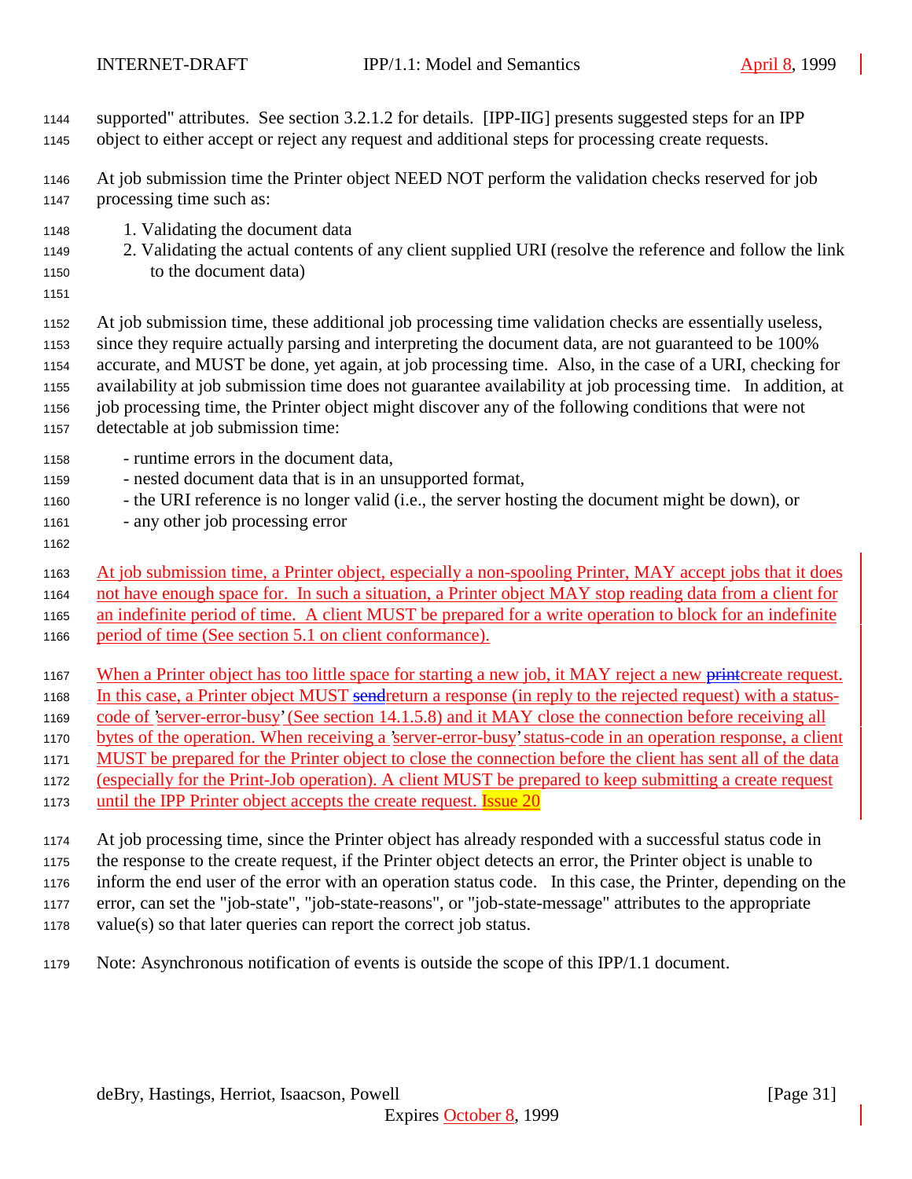supported" attributes. See section 3.2.1.2 for details. [IPP-IIG] presents suggested steps for an IPP object to either accept or reject any request and additional steps for processing create requests.

At job submission time the Printer object NEED NOT perform the validation checks reserved for job processing time such as:

1. Validating the document data
2. Validating the actual contents of any client supplied URI (resolve the reference and follow the link to the document data)

At job submission time, these additional job processing time validation checks are essentially useless, since they require actually parsing and interpreting the document data, are not guaranteed to be 100% accurate, and MUST be done, yet again, at job processing time. Also, in the case of a URI, checking for availability at job submission time does not guarantee availability at job processing time. In addition, at job processing time, the Printer object might discover any of the following conditions that were not detectable at job submission time:

- runtime errors in the document data,
- nested document data that is in an unsupported format,
- the URI reference is no longer valid (i.e., the server hosting the document might be down), or
- any other job processing error

At job submission time, a Printer object, especially a non-spooling Printer, MAY accept jobs that it does not have enough space for. In such a situation, a Printer object MAY stop reading data from a client for an indefinite period of time. A client MUST be prepared for a write operation to block for an indefinite period of time (See section 5.1 on client conformance).

When a Printer object has too little space for starting a new job, it MAY reject a new ~~print~~create request. In this case, a Printer object MUST ~~send~~return a response (in reply to the rejected request) with a status-code of 'server-error-busy' (See section 14.1.5.8) and it MAY close the connection before receiving all bytes of the operation. When receiving a 'server-error-busy' status-code in an operation response, a client MUST be prepared for the Printer object to close the connection before the client has sent all of the data (especially for the Print-Job operation). A client MUST be prepared to keep submitting a create request until the IPP Printer object accepts the create request. Issue 20

At job processing time, since the Printer object has already responded with a successful status code in the response to the create request, if the Printer object detects an error, the Printer object is unable to inform the end user of the error with an operation status code. In this case, the Printer, depending on the error, can set the "job-state", "job-state-reasons", or "job-state-message" attributes to the appropriate value(s) so that later queries can report the correct job status.

Note: Asynchronous notification of events is outside the scope of this IPP/1.1 document.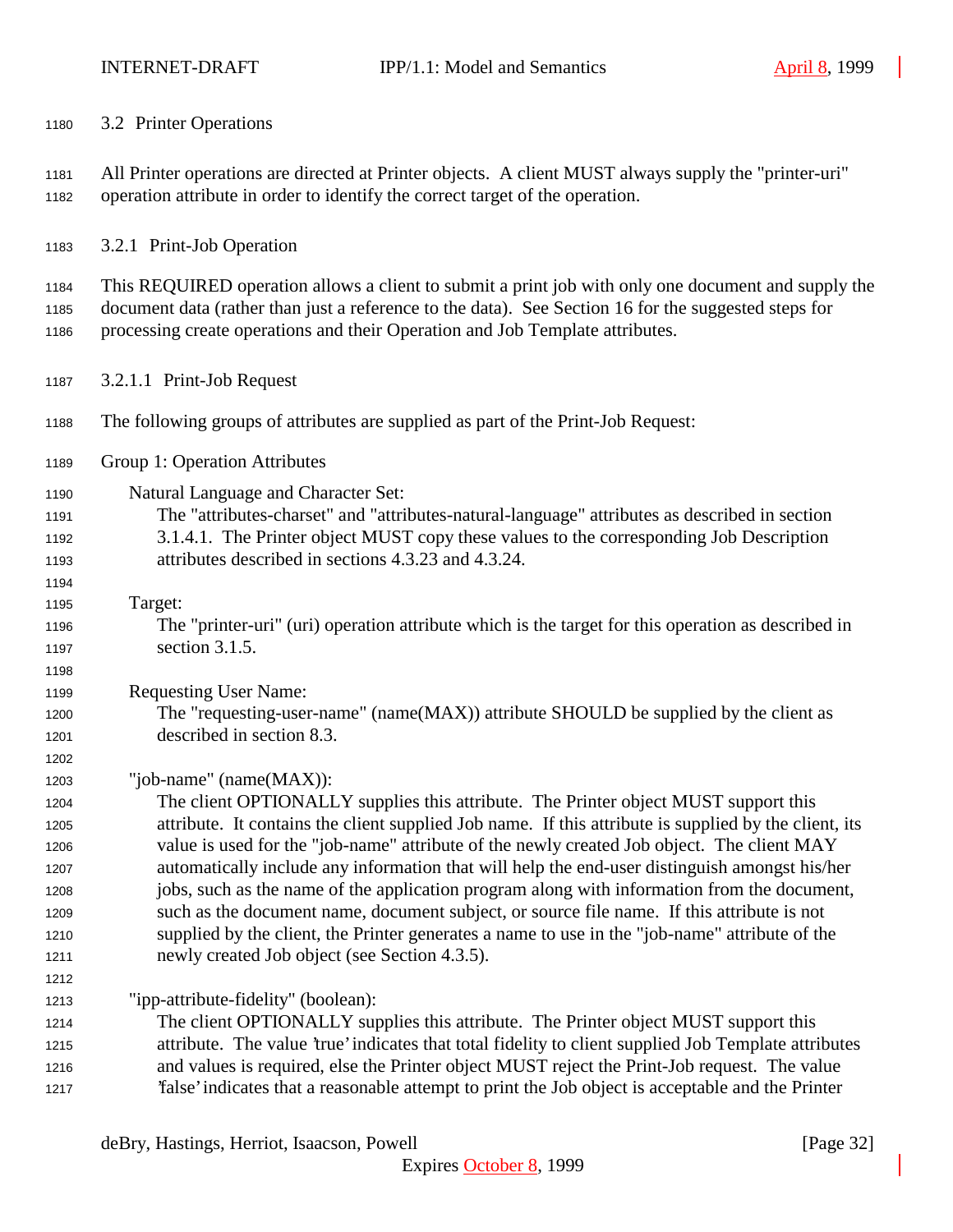## 3.2 Printer Operations

All Printer operations are directed at Printer objects. A client MUST always supply the "printer-uri" operation attribute in order to identify the correct target of the operation.

### 3.2.1 Print-Job Operation

This REQUIRED operation allows a client to submit a print job with only one document and supply the document data (rather than just a reference to the data). See Section 16 for the suggested steps for processing create operations and their Operation and Job Template attributes.

#### 3.2.1.1 Print-Job Request

The following groups of attributes are supplied as part of the Print-Job Request:

Group 1: Operation Attributes

Natural Language and Character Set:
The "attributes-charset" and "attributes-natural-language" attributes as described in section 3.1.4.1. The Printer object MUST copy these values to the corresponding Job Description attributes described in sections 4.3.23 and 4.3.24.

Target:
The "printer-uri" (uri) operation attribute which is the target for this operation as described in section 3.1.5.

Requesting User Name:
The "requesting-user-name" (name(MAX)) attribute SHOULD be supplied by the client as described in section 8.3.

"job-name" (name(MAX)):
The client OPTIONALLY supplies this attribute. The Printer object MUST support this attribute. It contains the client supplied Job name. If this attribute is supplied by the client, its value is used for the "job-name" attribute of the newly created Job object. The client MAY automatically include any information that will help the end-user distinguish amongst his/her jobs, such as the name of the application program along with information from the document, such as the document name, document subject, or source file name. If this attribute is not supplied by the client, the Printer generates a name to use in the "job-name" attribute of the newly created Job object (see Section 4.3.5).

"ipp-attribute-fidelity" (boolean):
The client OPTIONALLY supplies this attribute. The Printer object MUST support this attribute. The value 'true' indicates that total fidelity to client supplied Job Template attributes and values is required, else the Printer object MUST reject the Print-Job request. The value 'false' indicates that a reasonable attempt to print the Job object is acceptable and the Printer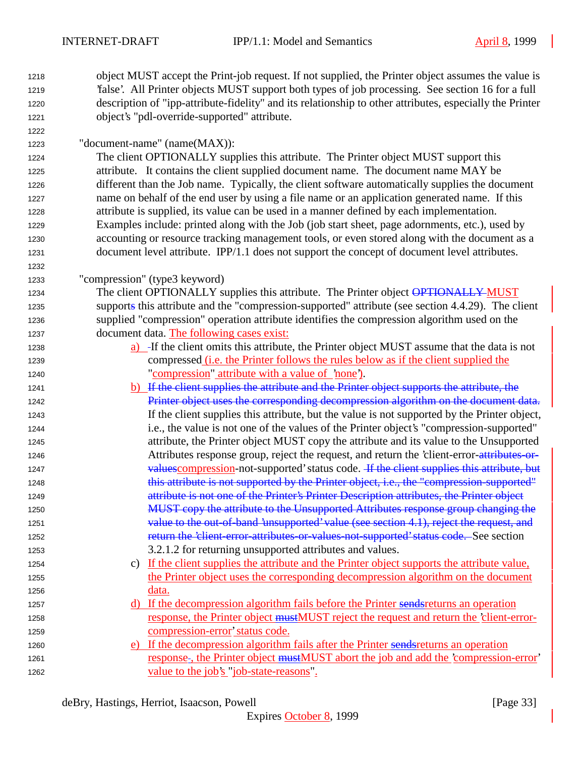object MUST accept the Print-job request. If not supplied, the Printer object assumes the value is 'false'. All Printer objects MUST support both types of job processing. See section 16 for a full description of "ipp-attribute-fidelity" and its relationship to other attributes, especially the Printer object's "pdl-override-supported" attribute.

"document-name" (name(MAX)):

The client OPTIONALLY supplies this attribute. The Printer object MUST support this attribute. It contains the client supplied document name. The document name MAY be different than the Job name. Typically, the client software automatically supplies the document name on behalf of the end user by using a file name or an application generated name. If this attribute is supplied, its value can be used in a manner defined by each implementation. Examples include: printed along with the Job (job start sheet, page adornments, etc.), used by accounting or resource tracking management tools, or even stored along with the document as a document level attribute. IPP/1.1 does not support the concept of document level attributes.

"compression" (type3 keyword)

The client OPTIONALLY supplies this attribute. The Printer object ~~OPTIONALLY~~ MUST support~~s~~ this attribute and the "compression-supported" attribute (see section 4.4.29). The client supplied "compression" operation attribute identifies the compression algorithm used on the document data. The following cases exist:

a) If the client omits this attribute, the Printer object MUST assume that the data is not compressed (i.e. the Printer follows the rules below as if the client supplied the "compression" attribute with a value of 'none').

b) ~~If the client supplies the attribute and the Printer object supports the attribute, the Printer object uses the corresponding decompression algorithm on the document data.~~ If the client supplies this attribute, but the value is not supported by the Printer object, i.e., the value is not one of the values of the Printer object's "compression-supported" attribute, the Printer object MUST copy the attribute and its value to the Unsupported Attributes response group, reject the request, and return the 'client-error-~~attributes-or-values~~compression-not-supported' status code. ~~If the client supplies this attribute, but this attribute is not supported by the Printer object, i.e., the "compression-supported" attribute is not one of the Printer's Printer Description attributes, the Printer object MUST copy the attribute to the Unsupported Attributes response group changing the value to the out-of-band 'unsupported' value (see section 4.1), reject the request, and return the 'client-error-attributes-or-values-not-supported' status code.~~ See section 3.2.1.2 for returning unsupported attributes and values.

c) If the client supplies the attribute and the Printer object supports the attribute value, the Printer object uses the corresponding decompression algorithm on the document data.

d) If the decompression algorithm fails before the Printer ~~sends~~returns an operation response, the Printer object ~~must~~MUST reject the request and return the 'client-error-compression-error' status code.

e) If the decompression algorithm fails after the Printer ~~sends~~returns an operation response~~-~~, the Printer object ~~must~~MUST abort the job and add the 'compression-error' value to the job's "job-state-reasons".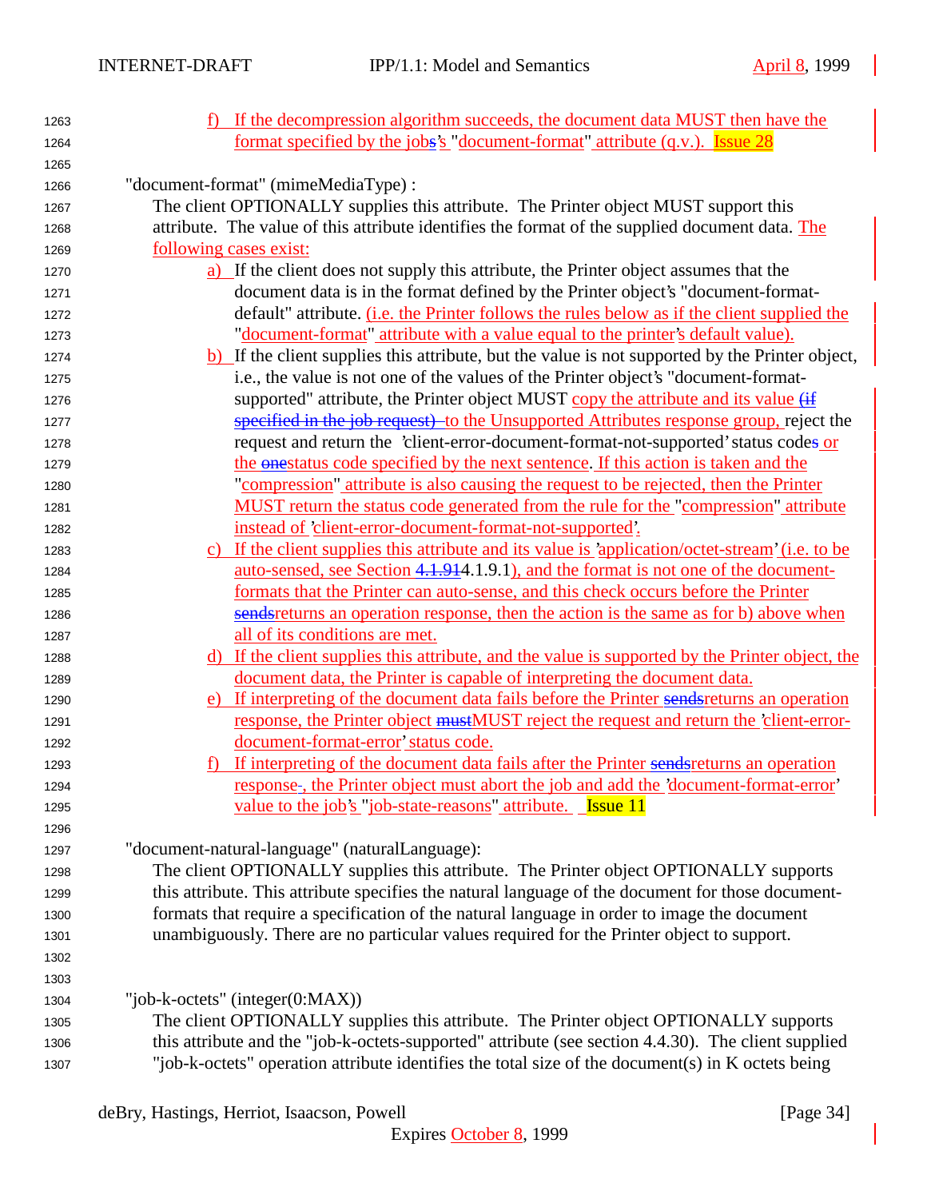f) If the decompression algorithm succeeds, the document data MUST then have the format specified by the jobs's "document-format" attribute (q.v.). Issue 28

"document-format" (mimeMediaType) :

The client OPTIONALLY supplies this attribute. The Printer object MUST support this attribute. The value of this attribute identifies the format of the supplied document data. The following cases exist:

a) If the client does not supply this attribute, the Printer object assumes that the document data is in the format defined by the Printer object's "document-format-default" attribute. (i.e. the Printer follows the rules below as if the client supplied the "document-format" attribute with a value equal to the printer's default value).

b) If the client supplies this attribute, but the value is not supported by the Printer object, i.e., the value is not one of the values of the Printer object's "document-format-supported" attribute, the Printer object MUST copy the attribute and its value (if specified in the job request) to the Unsupported Attributes response group, reject the request and return the 'client-error-document-format-not-supported' status codes or the onestatus code specified by the next sentence. If this action is taken and the "compression" attribute is also causing the request to be rejected, then the Printer MUST return the status code generated from the rule for the "compression" attribute instead of 'client-error-document-format-not-supported'.

c) If the client supplies this attribute and its value is 'application/octet-stream' (i.e. to be auto-sensed, see Section 4.1.914.1.9.1), and the format is not one of the document-formats that the Printer can auto-sense, and this check occurs before the Printer sendsreturns an operation response, then the action is the same as for b) above when all of its conditions are met.

d) If the client supplies this attribute, and the value is supported by the Printer object, the document data, the Printer is capable of interpreting the document data.

e) If interpreting of the document data fails before the Printer sendsreturns an operation response, the Printer object mustMUST reject the request and return the 'client-error-document-format-error' status code.

f) If interpreting of the document data fails after the Printer sendsreturns an operation response-, the Printer object must abort the job and add the 'document-format-error' value to the job's "job-state-reasons" attribute. Issue 11

"document-natural-language" (naturalLanguage):

The client OPTIONALLY supplies this attribute. The Printer object OPTIONALLY supports this attribute. This attribute specifies the natural language of the document for those document-formats that require a specification of the natural language in order to image the document unambiguously. There are no particular values required for the Printer object to support.

"job-k-octets" (integer(0:MAX))

The client OPTIONALLY supplies this attribute. The Printer object OPTIONALLY supports this attribute and the "job-k-octets-supported" attribute (see section 4.4.30). The client supplied "job-k-octets" operation attribute identifies the total size of the document(s) in K octets being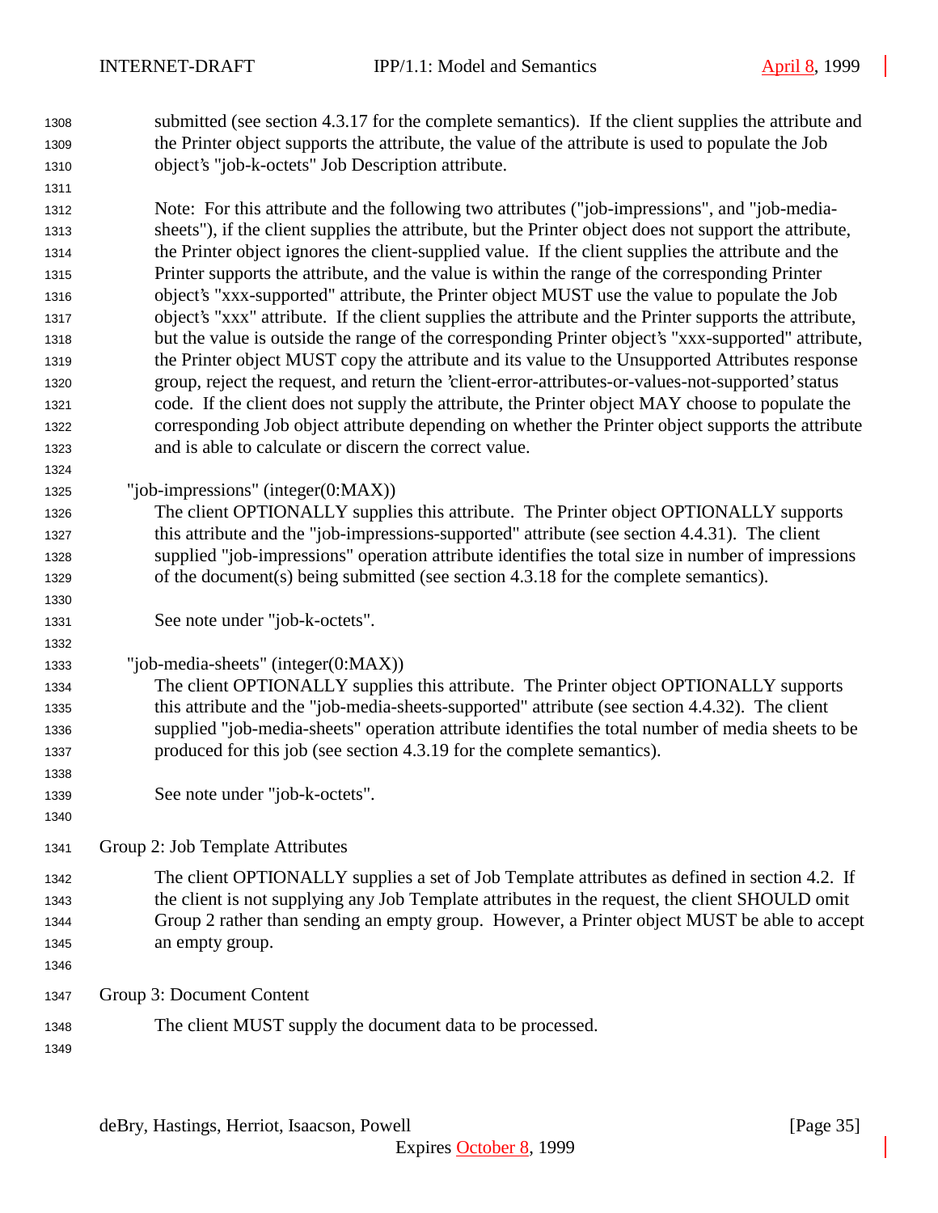submitted (see section 4.3.17 for the complete semantics). If the client supplies the attribute and the Printer object supports the attribute, the value of the attribute is used to populate the Job object's "job-k-octets" Job Description attribute.

Note: For this attribute and the following two attributes ("job-impressions", and "job-media-sheets"), if the client supplies the attribute, but the Printer object does not support the attribute, the Printer object ignores the client-supplied value. If the client supplies the attribute and the Printer supports the attribute, and the value is within the range of the corresponding Printer object's "xxx-supported" attribute, the Printer object MUST use the value to populate the Job object's "xxx" attribute. If the client supplies the attribute and the Printer supports the attribute, but the value is outside the range of the corresponding Printer object's "xxx-supported" attribute, the Printer object MUST copy the attribute and its value to the Unsupported Attributes response group, reject the request, and return the 'client-error-attributes-or-values-not-supported' status code. If the client does not supply the attribute, the Printer object MAY choose to populate the corresponding Job object attribute depending on whether the Printer object supports the attribute and is able to calculate or discern the correct value.

"job-impressions" (integer(0:MAX))

The client OPTIONALLY supplies this attribute. The Printer object OPTIONALLY supports this attribute and the "job-impressions-supported" attribute (see section 4.4.31). The client supplied "job-impressions" operation attribute identifies the total size in number of impressions of the document(s) being submitted (see section 4.3.18 for the complete semantics).

See note under "job-k-octets".

"job-media-sheets" (integer(0:MAX))

The client OPTIONALLY supplies this attribute. The Printer object OPTIONALLY supports this attribute and the "job-media-sheets-supported" attribute (see section 4.4.32). The client supplied "job-media-sheets" operation attribute identifies the total number of media sheets to be produced for this job (see section 4.3.19 for the complete semantics).

See note under "job-k-octets".

Group 2: Job Template Attributes

The client OPTIONALLY supplies a set of Job Template attributes as defined in section 4.2. If the client is not supplying any Job Template attributes in the request, the client SHOULD omit Group 2 rather than sending an empty group. However, a Printer object MUST be able to accept an empty group.

Group 3: Document Content

The client MUST supply the document data to be processed.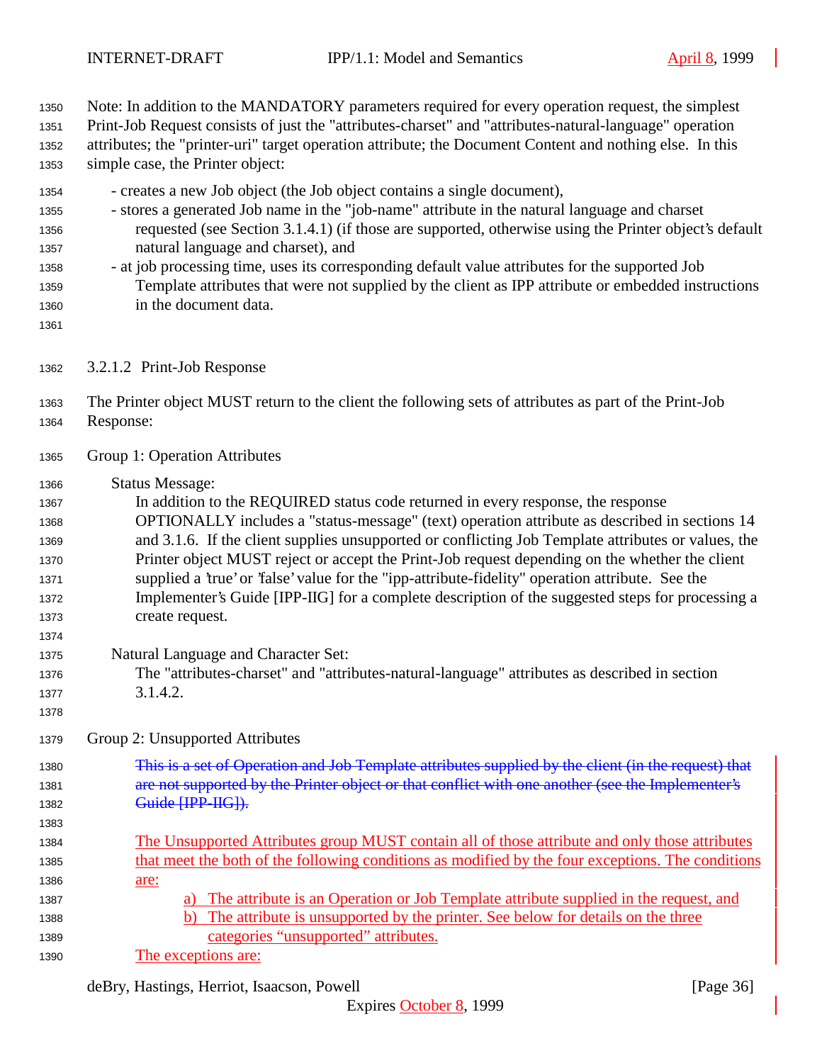Note: In addition to the MANDATORY parameters required for every operation request, the simplest Print-Job Request consists of just the "attributes-charset" and "attributes-natural-language" operation attributes; the "printer-uri" target operation attribute; the Document Content and nothing else. In this simple case, the Printer object:

- creates a new Job object (the Job object contains a single document),
- stores a generated Job name in the "job-name" attribute in the natural language and charset requested (see Section 3.1.4.1) (if those are supported, otherwise using the Printer object's default natural language and charset), and
- at job processing time, uses its corresponding default value attributes for the supported Job Template attributes that were not supplied by the client as IPP attribute or embedded instructions in the document data.

#### 3.2.1.2 Print-Job Response

The Printer object MUST return to the client the following sets of attributes as part of the Print-Job Response:

Group 1: Operation Attributes

Status Message:
In addition to the REQUIRED status code returned in every response, the response OPTIONALLY includes a "status-message" (text) operation attribute as described in sections 14 and 3.1.6. If the client supplies unsupported or conflicting Job Template attributes or values, the Printer object MUST reject or accept the Print-Job request depending on the whether the client supplied a 'true' or 'false' value for the "ipp-attribute-fidelity" operation attribute. See the Implementer's Guide [IPP-IIG] for a complete description of the suggested steps for processing a create request.

Natural Language and Character Set:
The "attributes-charset" and "attributes-natural-language" attributes as described in section 3.1.4.2.

Group 2: Unsupported Attributes

~~This is a set of Operation and Job Template attributes supplied by the client (in the request) that are not supported by the Printer object or that conflict with one another (see the Implementer's Guide [IPP-IIG]).~~

The Unsupported Attributes group MUST contain all of those attribute and only those attributes that meet the both of the following conditions as modified by the four exceptions. The conditions are:

a) The attribute is an Operation or Job Template attribute supplied in the request, and
b) The attribute is unsupported by the printer. See below for details on the three categories "unsupported" attributes.

The exceptions are: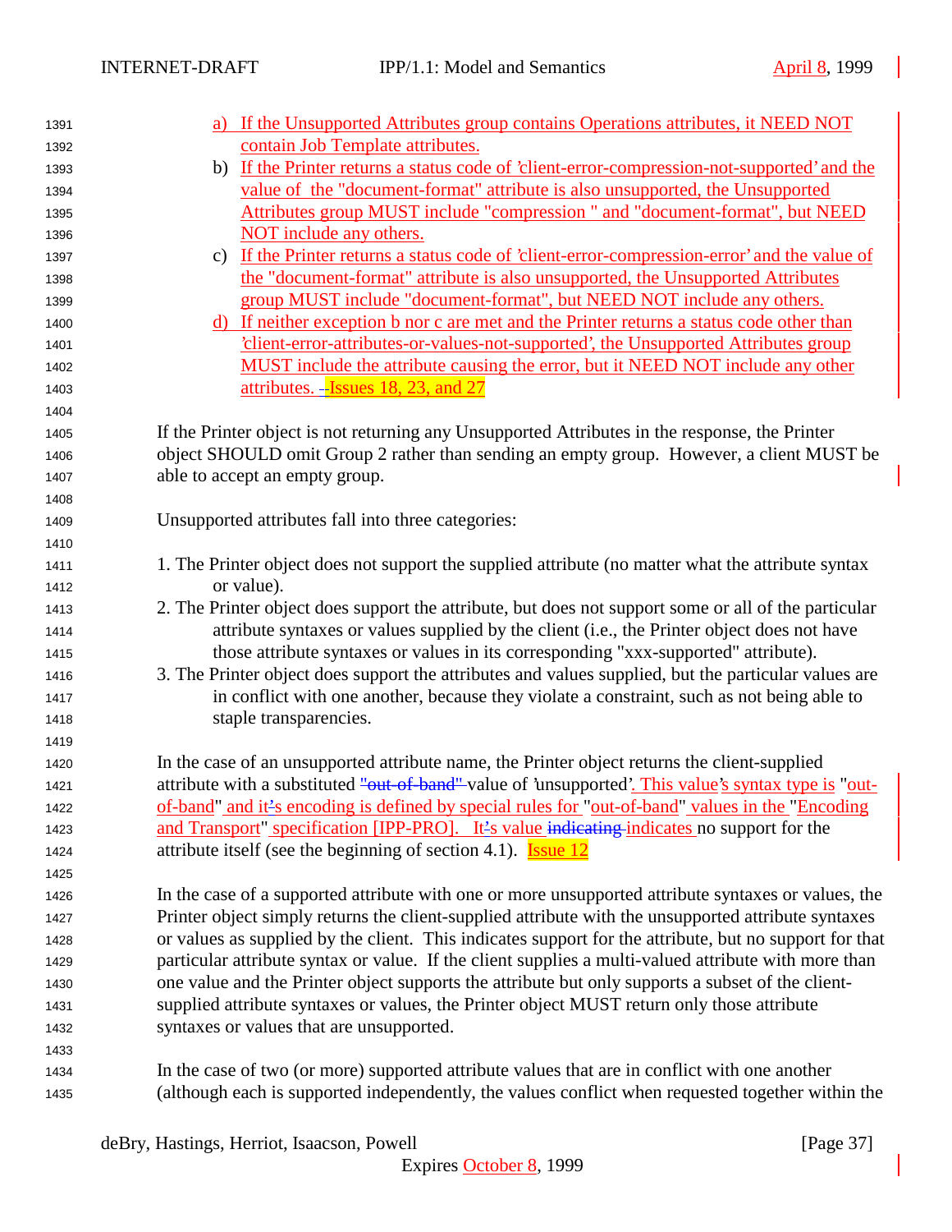a) If the Unsupported Attributes group contains Operations attributes, it NEED NOT contain Job Template attributes.
b) If the Printer returns a status code of 'client-error-compression-not-supported' and the value of the "document-format" attribute is also unsupported, the Unsupported Attributes group MUST include "compression " and "document-format", but NEED NOT include any others.
c) If the Printer returns a status code of 'client-error-compression-error' and the value of the "document-format" attribute is also unsupported, the Unsupported Attributes group MUST include "document-format", but NEED NOT include any others.
d) If neither exception b nor c are met and the Printer returns a status code other than 'client-error-attributes-or-values-not-supported', the Unsupported Attributes group MUST include the attribute causing the error, but it NEED NOT include any other attributes. --Issues 18, 23, and 27

If the Printer object is not returning any Unsupported Attributes in the response, the Printer object SHOULD omit Group 2 rather than sending an empty group. However, a client MUST be able to accept an empty group.

Unsupported attributes fall into three categories:

1. The Printer object does not support the supplied attribute (no matter what the attribute syntax or value).
2. The Printer object does support the attribute, but does not support some or all of the particular attribute syntaxes or values supplied by the client (i.e., the Printer object does not have those attribute syntaxes or values in its corresponding "xxx-supported" attribute).
3. The Printer object does support the attributes and values supplied, but the particular values are in conflict with one another, because they violate a constraint, such as not being able to staple transparencies.

In the case of an unsupported attribute name, the Printer object returns the client-supplied attribute with a substituted "out-of-band" value of 'unsupported'. This value's syntax type is "out-of-band" and it's encoding is defined by special rules for "out-of-band" values in the "Encoding and Transport" specification [IPP-PRO]. It's value indicating indicates no support for the attribute itself (see the beginning of section 4.1). Issue 12

In the case of a supported attribute with one or more unsupported attribute syntaxes or values, the Printer object simply returns the client-supplied attribute with the unsupported attribute syntaxes or values as supplied by the client. This indicates support for the attribute, but no support for that particular attribute syntax or value. If the client supplies a multi-valued attribute with more than one value and the Printer object supports the attribute but only supports a subset of the client-supplied attribute syntaxes or values, the Printer object MUST return only those attribute syntaxes or values that are unsupported.

In the case of two (or more) supported attribute values that are in conflict with one another (although each is supported independently, the values conflict when requested together within the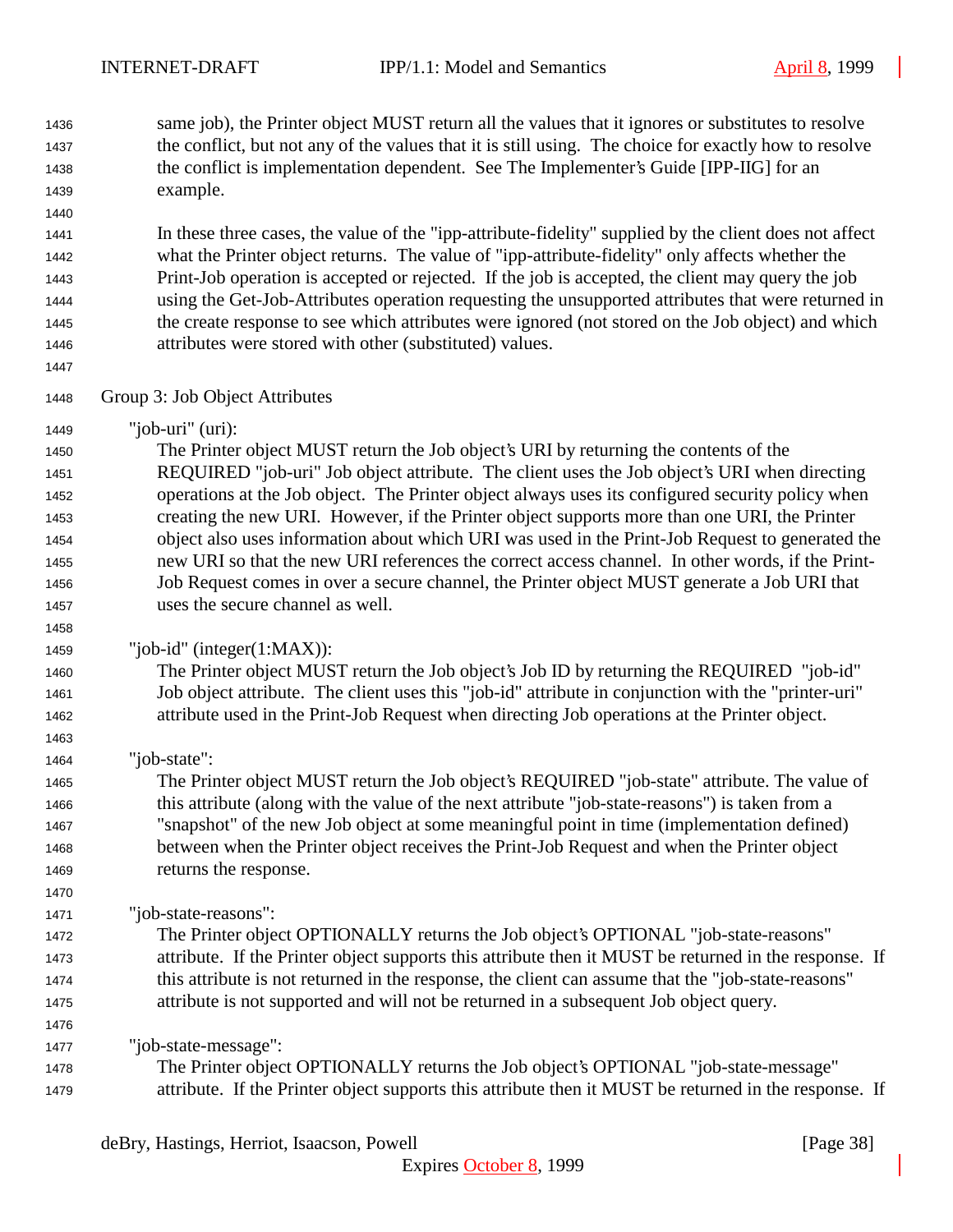same job), the Printer object MUST return all the values that it ignores or substitutes to resolve the conflict, but not any of the values that it is still using. The choice for exactly how to resolve the conflict is implementation dependent. See The Implementer's Guide [IPP-IIG] for an example.

In these three cases, the value of the "ipp-attribute-fidelity" supplied by the client does not affect what the Printer object returns. The value of "ipp-attribute-fidelity" only affects whether the Print-Job operation is accepted or rejected. If the job is accepted, the client may query the job using the Get-Job-Attributes operation requesting the unsupported attributes that were returned in the create response to see which attributes were ignored (not stored on the Job object) and which attributes were stored with other (substituted) values.

Group 3: Job Object Attributes

"job-uri" (uri):
The Printer object MUST return the Job object's URI by returning the contents of the REQUIRED "job-uri" Job object attribute. The client uses the Job object's URI when directing operations at the Job object. The Printer object always uses its configured security policy when creating the new URI. However, if the Printer object supports more than one URI, the Printer object also uses information about which URI was used in the Print-Job Request to generated the new URI so that the new URI references the correct access channel. In other words, if the Print-Job Request comes in over a secure channel, the Printer object MUST generate a Job URI that uses the secure channel as well.

"job-id" (integer(1:MAX)):
The Printer object MUST return the Job object's Job ID by returning the REQUIRED "job-id" Job object attribute. The client uses this "job-id" attribute in conjunction with the "printer-uri" attribute used in the Print-Job Request when directing Job operations at the Printer object.

"job-state":
The Printer object MUST return the Job object's REQUIRED "job-state" attribute. The value of this attribute (along with the value of the next attribute "job-state-reasons") is taken from a "snapshot" of the new Job object at some meaningful point in time (implementation defined) between when the Printer object receives the Print-Job Request and when the Printer object returns the response.

"job-state-reasons":
The Printer object OPTIONALLY returns the Job object's OPTIONAL "job-state-reasons" attribute. If the Printer object supports this attribute then it MUST be returned in the response. If this attribute is not returned in the response, the client can assume that the "job-state-reasons" attribute is not supported and will not be returned in a subsequent Job object query.

"job-state-message":
The Printer object OPTIONALLY returns the Job object's OPTIONAL "job-state-message" attribute. If the Printer object supports this attribute then it MUST be returned in the response. If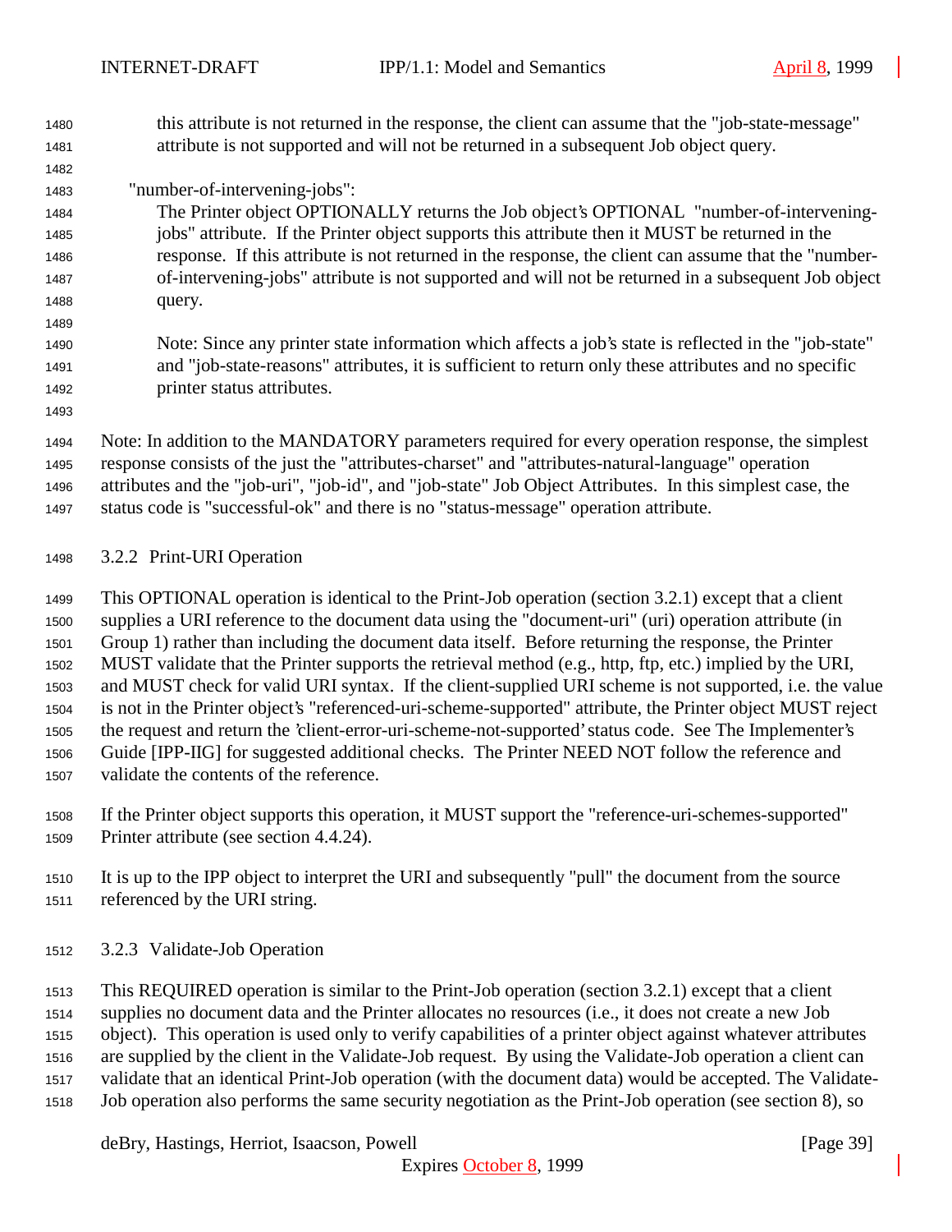this attribute is not returned in the response, the client can assume that the "job-state-message" attribute is not supported and will not be returned in a subsequent Job object query.

"number-of-intervening-jobs":

The Printer object OPTIONALLY returns the Job object's OPTIONAL "number-of-intervening-jobs" attribute. If the Printer object supports this attribute then it MUST be returned in the response. If this attribute is not returned in the response, the client can assume that the "number-of-intervening-jobs" attribute is not supported and will not be returned in a subsequent Job object query.

Note: Since any printer state information which affects a job's state is reflected in the "job-state" and "job-state-reasons" attributes, it is sufficient to return only these attributes and no specific printer status attributes.

Note: In addition to the MANDATORY parameters required for every operation response, the simplest response consists of the just the "attributes-charset" and "attributes-natural-language" operation attributes and the "job-uri", "job-id", and "job-state" Job Object Attributes. In this simplest case, the status code is "successful-ok" and there is no "status-message" operation attribute.

### 3.2.2 Print-URI Operation

This OPTIONAL operation is identical to the Print-Job operation (section 3.2.1) except that a client supplies a URI reference to the document data using the "document-uri" (uri) operation attribute (in Group 1) rather than including the document data itself. Before returning the response, the Printer MUST validate that the Printer supports the retrieval method (e.g., http, ftp, etc.) implied by the URI, and MUST check for valid URI syntax. If the client-supplied URI scheme is not supported, i.e. the value is not in the Printer object's "referenced-uri-scheme-supported" attribute, the Printer object MUST reject the request and return the 'client-error-uri-scheme-not-supported' status code. See The Implementer's Guide [IPP-IIG] for suggested additional checks. The Printer NEED NOT follow the reference and validate the contents of the reference.

If the Printer object supports this operation, it MUST support the "reference-uri-schemes-supported" Printer attribute (see section 4.4.24).

It is up to the IPP object to interpret the URI and subsequently "pull" the document from the source referenced by the URI string.

### 3.2.3 Validate-Job Operation

This REQUIRED operation is similar to the Print-Job operation (section 3.2.1) except that a client supplies no document data and the Printer allocates no resources (i.e., it does not create a new Job object). This operation is used only to verify capabilities of a printer object against whatever attributes are supplied by the client in the Validate-Job request. By using the Validate-Job operation a client can validate that an identical Print-Job operation (with the document data) would be accepted. The Validate-Job operation also performs the same security negotiation as the Print-Job operation (see section 8), so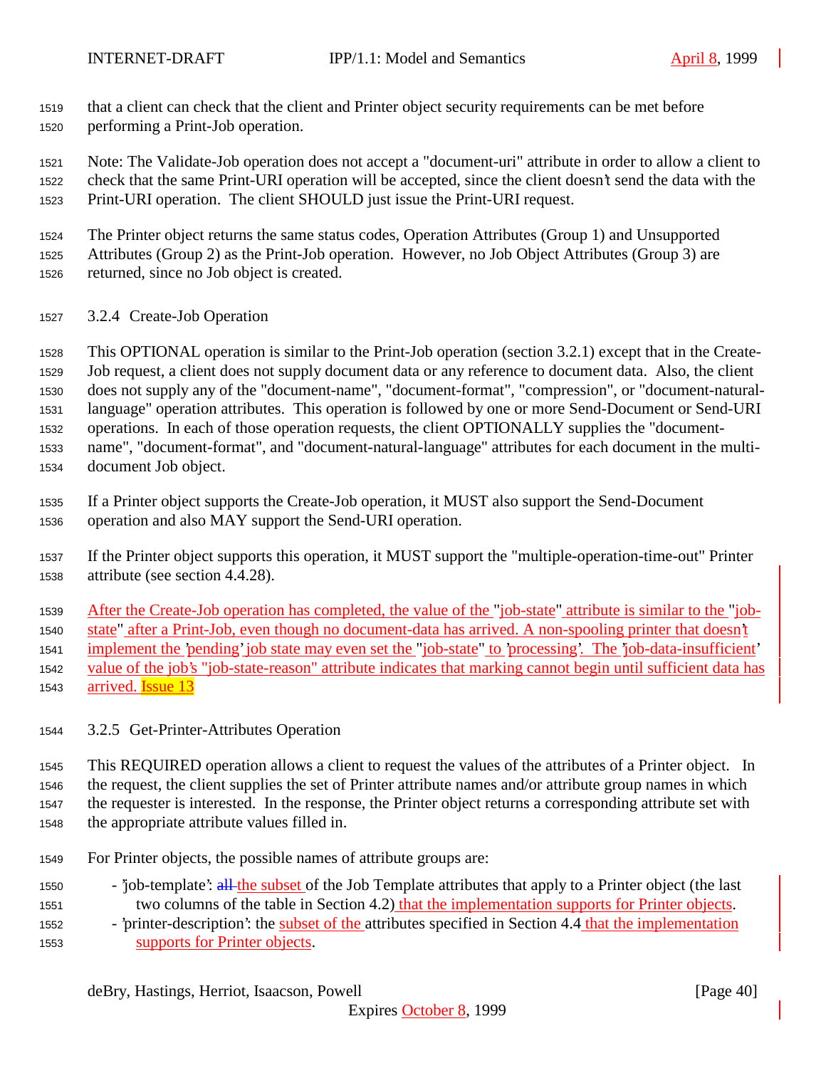that a client can check that the client and Printer object security requirements can be met before performing a Print-Job operation.

Note: The Validate-Job operation does not accept a "document-uri" attribute in order to allow a client to check that the same Print-URI operation will be accepted, since the client doesn't send the data with the Print-URI operation. The client SHOULD just issue the Print-URI request.

The Printer object returns the same status codes, Operation Attributes (Group 1) and Unsupported Attributes (Group 2) as the Print-Job operation. However, no Job Object Attributes (Group 3) are returned, since no Job object is created.

### 3.2.4 Create-Job Operation

This OPTIONAL operation is similar to the Print-Job operation (section 3.2.1) except that in the Create-Job request, a client does not supply document data or any reference to document data. Also, the client does not supply any of the "document-name", "document-format", "compression", or "document-natural-language" operation attributes. This operation is followed by one or more Send-Document or Send-URI operations. In each of those operation requests, the client OPTIONALLY supplies the "document-name", "document-format", and "document-natural-language" attributes for each document in the multi-document Job object.

If a Printer object supports the Create-Job operation, it MUST also support the Send-Document operation and also MAY support the Send-URI operation.

If the Printer object supports this operation, it MUST support the "multiple-operation-time-out" Printer attribute (see section 4.4.28).

After the Create-Job operation has completed, the value of the "job-state" attribute is similar to the "job-state" after a Print-Job, even though no document-data has arrived. A non-spooling printer that doesn't implement the 'pending' job state may even set the "job-state" to 'processing'. The 'job-data-insufficient' value of the job's "job-state-reason" attribute indicates that marking cannot begin until sufficient data has arrived. Issue 13

### 3.2.5 Get-Printer-Attributes Operation

This REQUIRED operation allows a client to request the values of the attributes of a Printer object. In the request, the client supplies the set of Printer attribute names and/or attribute group names in which the requester is interested. In the response, the Printer object returns a corresponding attribute set with the appropriate attribute values filled in.

For Printer objects, the possible names of attribute groups are:

- 'job-template': ~~all~~ the subset of the Job Template attributes that apply to a Printer object (the last two columns of the table in Section 4.2) that the implementation supports for Printer objects.
- 'printer-description': the subset of the attributes specified in Section 4.4 that the implementation supports for Printer objects.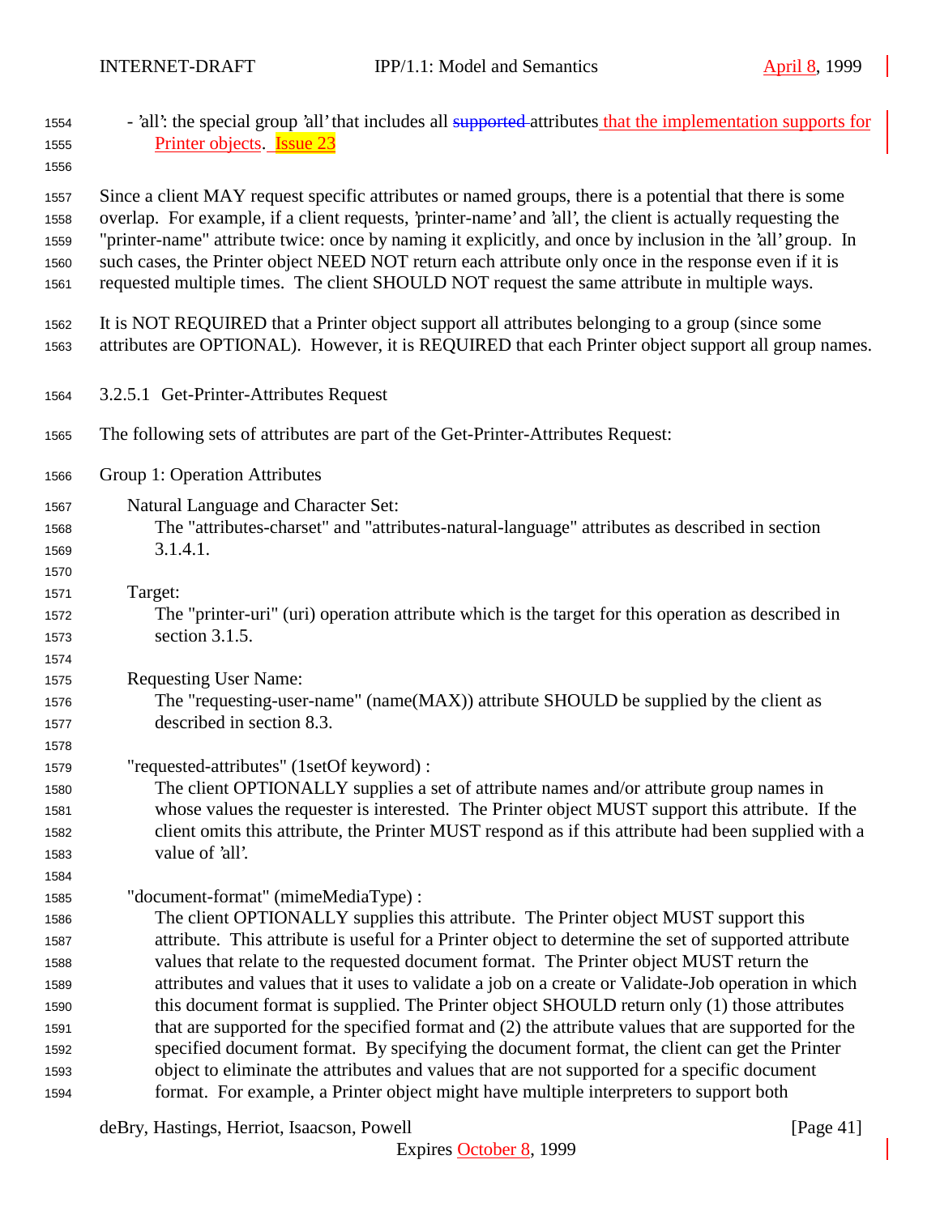- 'all': the special group 'all' that includes all ~~supported~~ attributes that the implementation supports for Printer objects. Issue 23

Since a client MAY request specific attributes or named groups, there is a potential that there is some overlap. For example, if a client requests, 'printer-name' and 'all', the client is actually requesting the "printer-name" attribute twice: once by naming it explicitly, and once by inclusion in the 'all' group. In such cases, the Printer object NEED NOT return each attribute only once in the response even if it is requested multiple times. The client SHOULD NOT request the same attribute in multiple ways.

It is NOT REQUIRED that a Printer object support all attributes belonging to a group (since some attributes are OPTIONAL). However, it is REQUIRED that each Printer object support all group names.

#### 3.2.5.1 Get-Printer-Attributes Request

The following sets of attributes are part of the Get-Printer-Attributes Request:

Group 1: Operation Attributes

Natural Language and Character Set:
The "attributes-charset" and "attributes-natural-language" attributes as described in section 3.1.4.1.

Target:
The "printer-uri" (uri) operation attribute which is the target for this operation as described in section 3.1.5.

Requesting User Name:
The "requesting-user-name" (name(MAX)) attribute SHOULD be supplied by the client as described in section 8.3.

"requested-attributes" (1setOf keyword) :
The client OPTIONALLY supplies a set of attribute names and/or attribute group names in whose values the requester is interested. The Printer object MUST support this attribute. If the client omits this attribute, the Printer MUST respond as if this attribute had been supplied with a value of 'all'.

"document-format" (mimeMediaType) :
The client OPTIONALLY supplies this attribute. The Printer object MUST support this attribute. This attribute is useful for a Printer object to determine the set of supported attribute values that relate to the requested document format. The Printer object MUST return the attributes and values that it uses to validate a job on a create or Validate-Job operation in which this document format is supplied. The Printer object SHOULD return only (1) those attributes that are supported for the specified format and (2) the attribute values that are supported for the specified document format. By specifying the document format, the client can get the Printer object to eliminate the attributes and values that are not supported for a specific document format. For example, a Printer object might have multiple interpreters to support both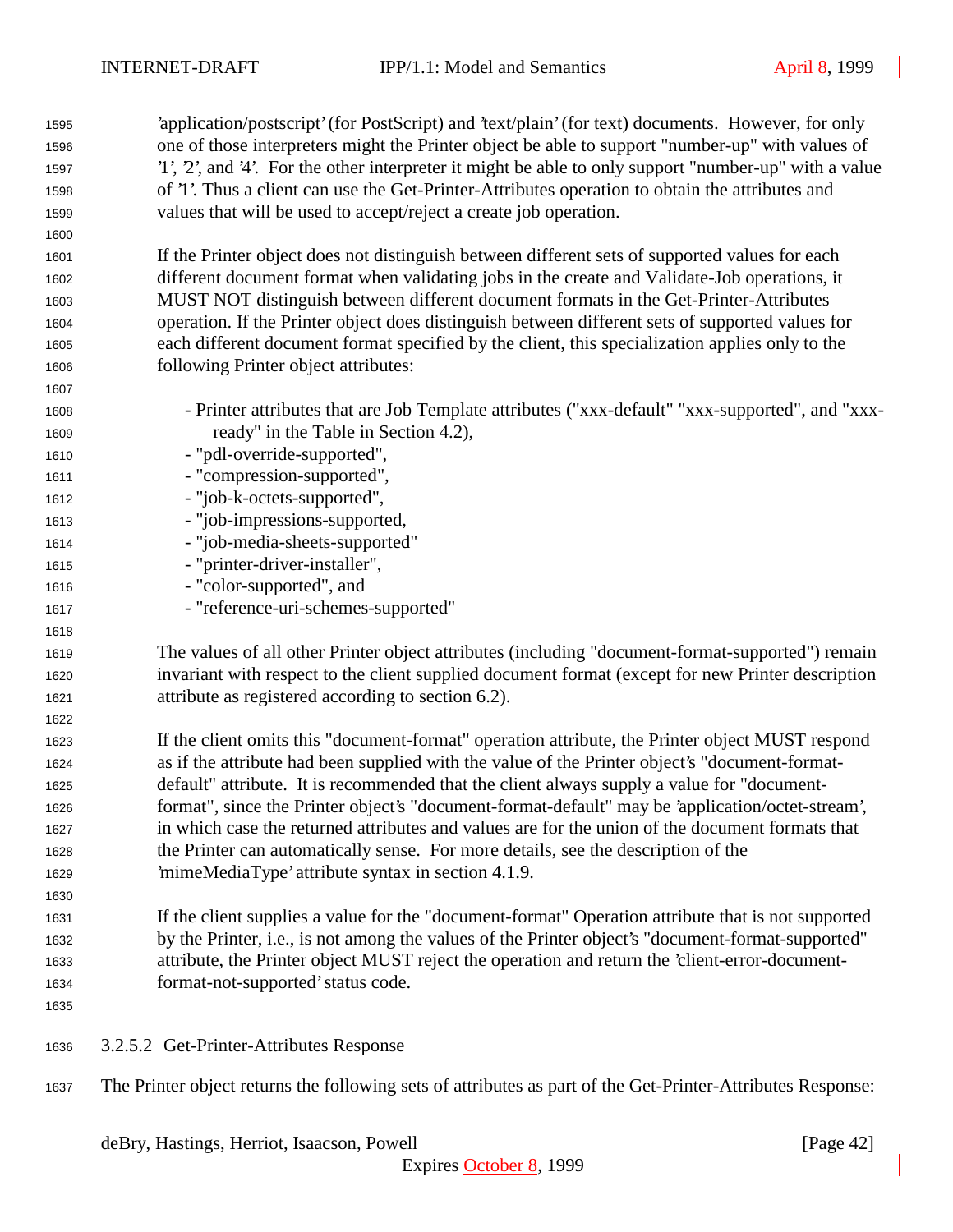'application/postscript' (for PostScript) and 'text/plain' (for text) documents. However, for only one of those interpreters might the Printer object be able to support "number-up" with values of '1', '2', and '4'. For the other interpreter it might be able to only support "number-up" with a value of '1'. Thus a client can use the Get-Printer-Attributes operation to obtain the attributes and values that will be used to accept/reject a create job operation.

If the Printer object does not distinguish between different sets of supported values for each different document format when validating jobs in the create and Validate-Job operations, it MUST NOT distinguish between different document formats in the Get-Printer-Attributes operation. If the Printer object does distinguish between different sets of supported values for each different document format specified by the client, this specialization applies only to the following Printer object attributes:

- Printer attributes that are Job Template attributes ("xxx-default" "xxx-supported", and "xxx-ready" in the Table in Section 4.2),
- "pdl-override-supported",
- "compression-supported",
- "job-k-octets-supported",
- "job-impressions-supported,
- "job-media-sheets-supported"
- "printer-driver-installer",
- "color-supported", and
- "reference-uri-schemes-supported"

The values of all other Printer object attributes (including "document-format-supported") remain invariant with respect to the client supplied document format (except for new Printer description attribute as registered according to section 6.2).

If the client omits this "document-format" operation attribute, the Printer object MUST respond as if the attribute had been supplied with the value of the Printer object's "document-format-default" attribute. It is recommended that the client always supply a value for "document-format", since the Printer object's "document-format-default" may be 'application/octet-stream', in which case the returned attributes and values are for the union of the document formats that the Printer can automatically sense. For more details, see the description of the 'mimeMediaType' attribute syntax in section 4.1.9.

If the client supplies a value for the "document-format" Operation attribute that is not supported by the Printer, i.e., is not among the values of the Printer object's "document-format-supported" attribute, the Printer object MUST reject the operation and return the 'client-error-document-format-not-supported' status code.

#### 3.2.5.2 Get-Printer-Attributes Response

The Printer object returns the following sets of attributes as part of the Get-Printer-Attributes Response: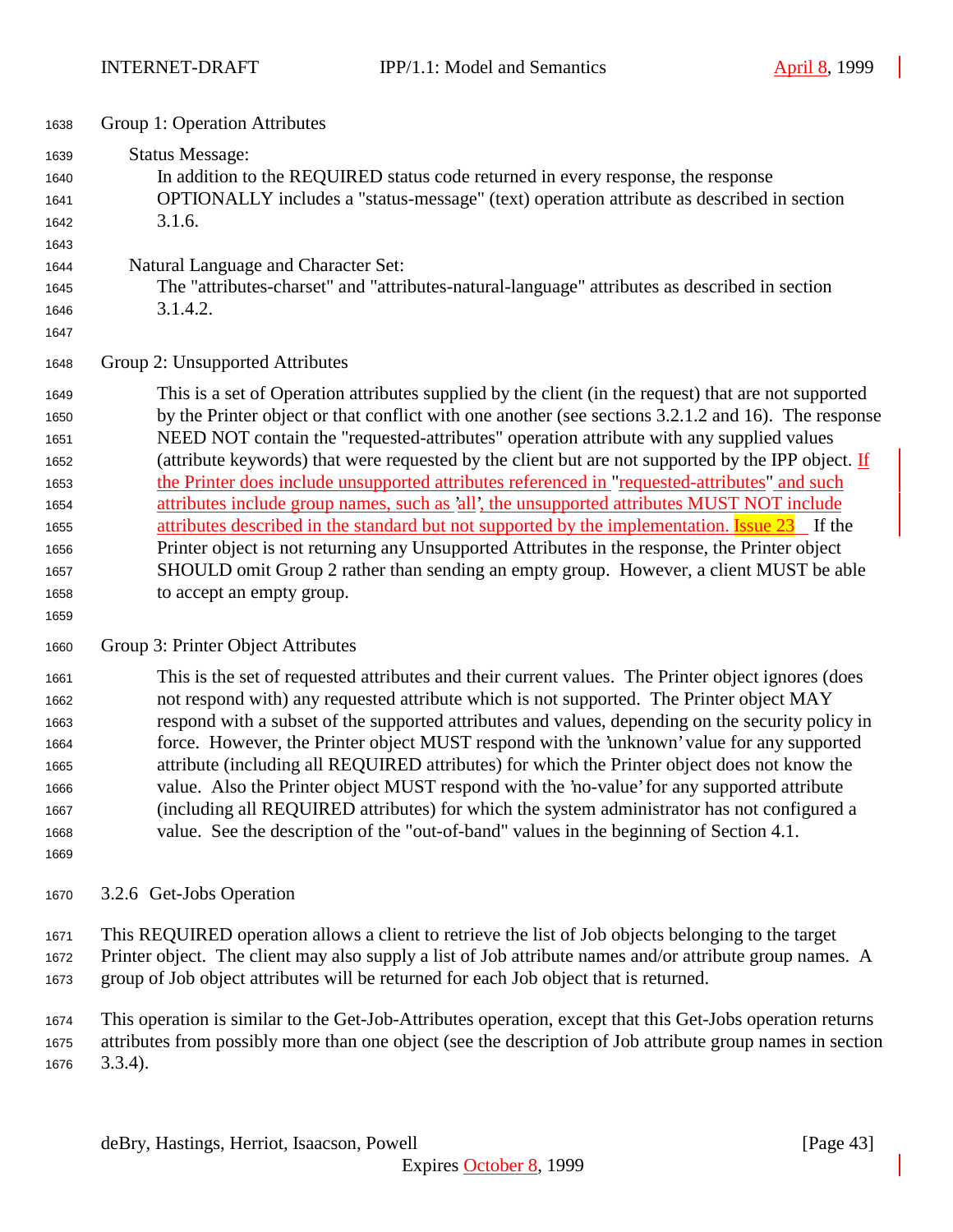Group 1: Operation Attributes

Status Message:
In addition to the REQUIRED status code returned in every response, the response OPTIONALLY includes a "status-message" (text) operation attribute as described in section 3.1.6.

Natural Language and Character Set:
The "attributes-charset" and "attributes-natural-language" attributes as described in section 3.1.4.2.

Group 2: Unsupported Attributes

This is a set of Operation attributes supplied by the client (in the request) that are not supported by the Printer object or that conflict with one another (see sections 3.2.1.2 and 16). The response NEED NOT contain the "requested-attributes" operation attribute with any supplied values (attribute keywords) that were requested by the client but are not supported by the IPP object. If the Printer does include unsupported attributes referenced in "requested-attributes" and such attributes include group names, such as 'all', the unsupported attributes MUST NOT include attributes described in the standard but not supported by the implementation. Issue 23 If the Printer object is not returning any Unsupported Attributes in the response, the Printer object SHOULD omit Group 2 rather than sending an empty group. However, a client MUST be able to accept an empty group.

Group 3: Printer Object Attributes

This is the set of requested attributes and their current values. The Printer object ignores (does not respond with) any requested attribute which is not supported. The Printer object MAY respond with a subset of the supported attributes and values, depending on the security policy in force. However, the Printer object MUST respond with the 'unknown' value for any supported attribute (including all REQUIRED attributes) for which the Printer object does not know the value. Also the Printer object MUST respond with the 'no-value' for any supported attribute (including all REQUIRED attributes) for which the system administrator has not configured a value. See the description of the "out-of-band" values in the beginning of Section 4.1.

### 3.2.6 Get-Jobs Operation

This REQUIRED operation allows a client to retrieve the list of Job objects belonging to the target Printer object. The client may also supply a list of Job attribute names and/or attribute group names. A group of Job object attributes will be returned for each Job object that is returned.

This operation is similar to the Get-Job-Attributes operation, except that this Get-Jobs operation returns attributes from possibly more than one object (see the description of Job attribute group names in section 3.3.4).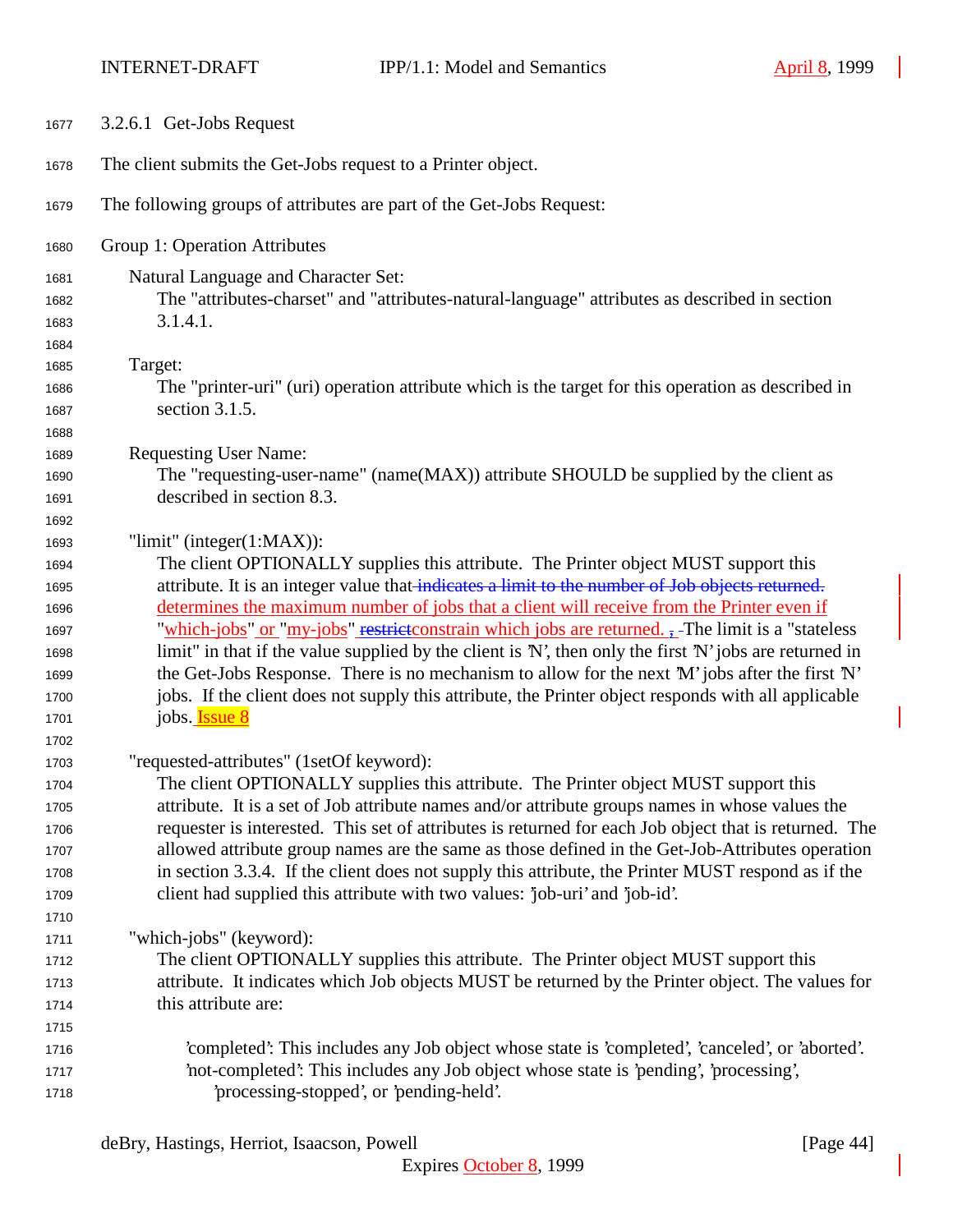#### 3.2.6.1 Get-Jobs Request

The client submits the Get-Jobs request to a Printer object.

The following groups of attributes are part of the Get-Jobs Request:

Group 1: Operation Attributes

Natural Language and Character Set:
The "attributes-charset" and "attributes-natural-language" attributes as described in section 3.1.4.1.

Target:
The "printer-uri" (uri) operation attribute which is the target for this operation as described in section 3.1.5.

Requesting User Name:
The "requesting-user-name" (name(MAX)) attribute SHOULD be supplied by the client as described in section 8.3.

"limit" (integer(1:MAX)):
The client OPTIONALLY supplies this attribute. The Printer object MUST support this attribute. It is an integer value that ~~indicates a limit to the number of Job objects returned.~~ determines the maximum number of jobs that a client will receive from the Printer even if "which-jobs" or "my-jobs" ~~restrict~~constrain which jobs are returned. ~~,~~ The limit is a "stateless limit" in that if the value supplied by the client is 'N', then only the first 'N' jobs are returned in the Get-Jobs Response. There is no mechanism to allow for the next 'M' jobs after the first 'N' jobs. If the client does not supply this attribute, the Printer object responds with all applicable jobs. Issue 8

"requested-attributes" (1setOf keyword):
The client OPTIONALLY supplies this attribute. The Printer object MUST support this attribute. It is a set of Job attribute names and/or attribute groups names in whose values the requester is interested. This set of attributes is returned for each Job object that is returned. The allowed attribute group names are the same as those defined in the Get-Job-Attributes operation in section 3.3.4. If the client does not supply this attribute, the Printer MUST respond as if the client had supplied this attribute with two values: 'job-uri' and 'job-id'.

"which-jobs" (keyword):
The client OPTIONALLY supplies this attribute. The Printer object MUST support this attribute. It indicates which Job objects MUST be returned by the Printer object. The values for this attribute are:

'completed': This includes any Job object whose state is 'completed', 'canceled', or 'aborted'.
'not-completed': This includes any Job object whose state is 'pending', 'processing', 'processing-stopped', or 'pending-held'.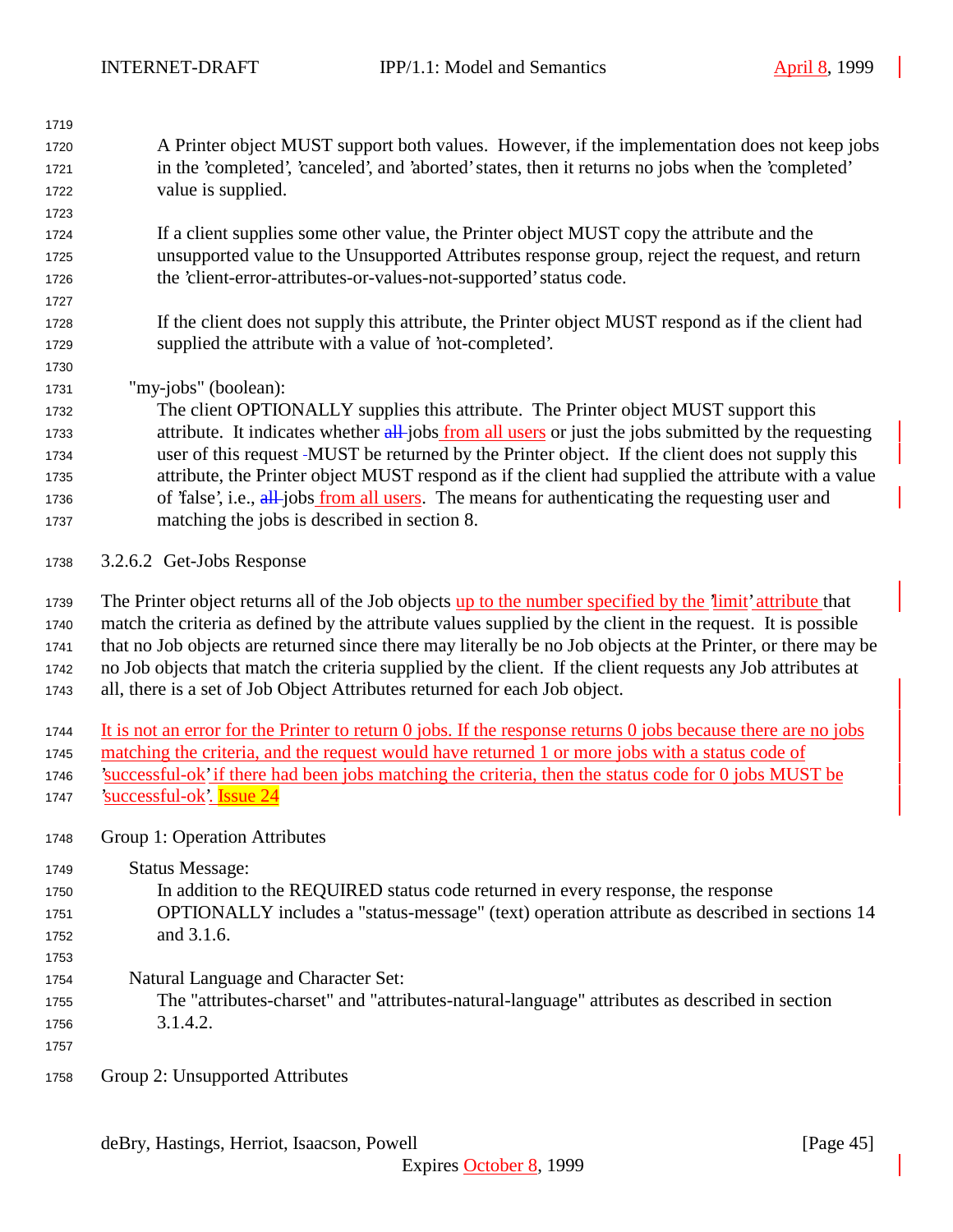A Printer object MUST support both values. However, if the implementation does not keep jobs in the 'completed', 'canceled', and 'aborted' states, then it returns no jobs when the 'completed' value is supplied.

If a client supplies some other value, the Printer object MUST copy the attribute and the unsupported value to the Unsupported Attributes response group, reject the request, and return the 'client-error-attributes-or-values-not-supported' status code.

If the client does not supply this attribute, the Printer object MUST respond as if the client had supplied the attribute with a value of 'not-completed'.

"my-jobs" (boolean):

The client OPTIONALLY supplies this attribute. The Printer object MUST support this attribute. It indicates whether ~~all~~ jobs from all users or just the jobs submitted by the requesting user of this request MUST be returned by the Printer object. If the client does not supply this attribute, the Printer object MUST respond as if the client had supplied the attribute with a value of 'false', i.e., ~~all~~ jobs from all users. The means for authenticating the requesting user and matching the jobs is described in section 8.

#### 3.2.6.2 Get-Jobs Response

The Printer object returns all of the Job objects up to the number specified by the 'limit' attribute that match the criteria as defined by the attribute values supplied by the client in the request. It is possible that no Job objects are returned since there may literally be no Job objects at the Printer, or there may be no Job objects that match the criteria supplied by the client. If the client requests any Job attributes at all, there is a set of Job Object Attributes returned for each Job object.

It is not an error for the Printer to return 0 jobs. If the response returns 0 jobs because there are no jobs matching the criteria, and the request would have returned 1 or more jobs with a status code of 'successful-ok' if there had been jobs matching the criteria, then the status code for 0 jobs MUST be 'successful-ok'. Issue 24

Group 1: Operation Attributes

Status Message:

In addition to the REQUIRED status code returned in every response, the response OPTIONALLY includes a "status-message" (text) operation attribute as described in sections 14 and 3.1.6.

Natural Language and Character Set:

The "attributes-charset" and "attributes-natural-language" attributes as described in section 3.1.4.2.

Group 2: Unsupported Attributes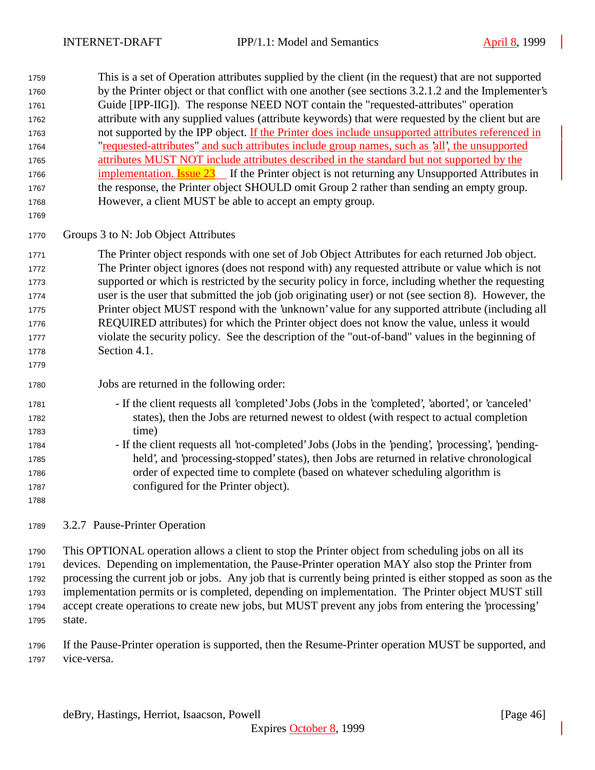This is a set of Operation attributes supplied by the client (in the request) that are not supported by the Printer object or that conflict with one another (see sections 3.2.1.2 and the Implementer's Guide [IPP-IIG]). The response NEED NOT contain the "requested-attributes" operation attribute with any supplied values (attribute keywords) that were requested by the client but are not supported by the IPP object. If the Printer does include unsupported attributes referenced in "requested-attributes" and such attributes include group names, such as 'all', the unsupported attributes MUST NOT include attributes described in the standard but not supported by the implementation. Issue 23 If the Printer object is not returning any Unsupported Attributes in the response, the Printer object SHOULD omit Group 2 rather than sending an empty group. However, a client MUST be able to accept an empty group.

Groups 3 to N: Job Object Attributes

The Printer object responds with one set of Job Object Attributes for each returned Job object. The Printer object ignores (does not respond with) any requested attribute or value which is not supported or which is restricted by the security policy in force, including whether the requesting user is the user that submitted the job (job originating user) or not (see section 8). However, the Printer object MUST respond with the 'unknown' value for any supported attribute (including all REQUIRED attributes) for which the Printer object does not know the value, unless it would violate the security policy. See the description of the "out-of-band" values in the beginning of Section 4.1.

Jobs are returned in the following order:

- If the client requests all 'completed' Jobs (Jobs in the 'completed', 'aborted', or 'canceled' states), then the Jobs are returned newest to oldest (with respect to actual completion time)
- If the client requests all 'not-completed' Jobs (Jobs in the 'pending', 'processing', 'pending-held', and 'processing-stopped' states), then Jobs are returned in relative chronological order of expected time to complete (based on whatever scheduling algorithm is configured for the Printer object).

### 3.2.7 Pause-Printer Operation

This OPTIONAL operation allows a client to stop the Printer object from scheduling jobs on all its devices. Depending on implementation, the Pause-Printer operation MAY also stop the Printer from processing the current job or jobs. Any job that is currently being printed is either stopped as soon as the implementation permits or is completed, depending on implementation. The Printer object MUST still accept create operations to create new jobs, but MUST prevent any jobs from entering the 'processing' state.

If the Pause-Printer operation is supported, then the Resume-Printer operation MUST be supported, and vice-versa.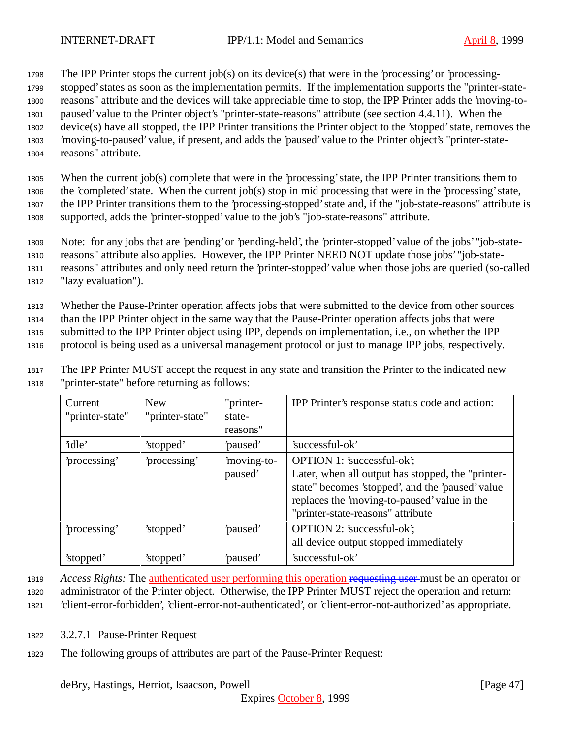The IPP Printer stops the current job(s) on its device(s) that were in the 'processing' or 'processing-stopped' states as soon as the implementation permits. If the implementation supports the "printer-state-reasons" attribute and the devices will take appreciable time to stop, the IPP Printer adds the 'moving-to-paused' value to the Printer object's "printer-state-reasons" attribute (see section 4.4.11). When the device(s) have all stopped, the IPP Printer transitions the Printer object to the 'stopped' state, removes the 'moving-to-paused' value, if present, and adds the 'paused' value to the Printer object's "printer-state-reasons" attribute.

When the current job(s) complete that were in the 'processing' state, the IPP Printer transitions them to the 'completed' state. When the current job(s) stop in mid processing that were in the 'processing' state, the IPP Printer transitions them to the 'processing-stopped' state and, if the "job-state-reasons" attribute is supported, adds the 'printer-stopped' value to the job's "job-state-reasons" attribute.

Note: for any jobs that are 'pending' or 'pending-held', the 'printer-stopped' value of the jobs' "job-state-reasons" attribute also applies. However, the IPP Printer NEED NOT update those jobs' "job-state-reasons" attributes and only need return the 'printer-stopped' value when those jobs are queried (so-called "lazy evaluation").

Whether the Pause-Printer operation affects jobs that were submitted to the device from other sources than the IPP Printer object in the same way that the Pause-Printer operation affects jobs that were submitted to the IPP Printer object using IPP, depends on implementation, i.e., on whether the IPP protocol is being used as a universal management protocol or just to manage IPP jobs, respectively.

The IPP Printer MUST accept the request in any state and transition the Printer to the indicated new "printer-state" before returning as follows:

| Current "printer-state" | New "printer-state" | "printer-state-reasons" | IPP Printer's response status code and action: |
|---|---|---|---|
| 'idle' | 'stopped' | 'paused' | 'successful-ok' |
| 'processing' | 'processing' | 'moving-to-paused' | OPTION 1: 'successful-ok'; Later, when all output has stopped, the "printer-state" becomes 'stopped', and the 'paused' value replaces the 'moving-to-paused' value in the "printer-state-reasons" attribute |
| 'processing' | 'stopped' | 'paused' | OPTION 2: 'successful-ok'; all device output stopped immediately |
| 'stopped' | 'stopped' | 'paused' | 'successful-ok' |

*Access Rights:* The authenticated user performing this operation ~~requesting user~~ must be an operator or administrator of the Printer object. Otherwise, the IPP Printer MUST reject the operation and return: 'client-error-forbidden', 'client-error-not-authenticated', or 'client-error-not-authorized' as appropriate.

#### 3.2.7.1 Pause-Printer Request

The following groups of attributes are part of the Pause-Printer Request: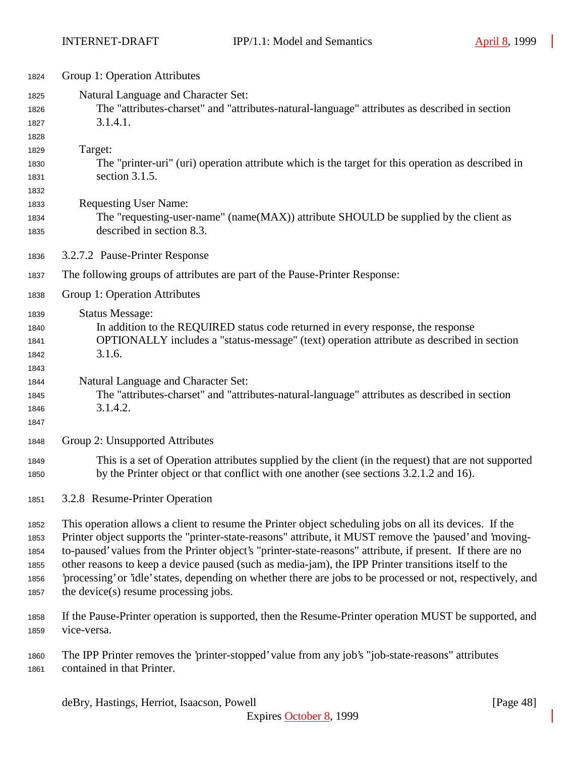Group 1: Operation Attributes

Natural Language and Character Set:
The "attributes-charset" and "attributes-natural-language" attributes as described in section 3.1.4.1.

Target:
The "printer-uri" (uri) operation attribute which is the target for this operation as described in section 3.1.5.

Requesting User Name:
The "requesting-user-name" (name(MAX)) attribute SHOULD be supplied by the client as described in section 8.3.

#### 3.2.7.2 Pause-Printer Response

The following groups of attributes are part of the Pause-Printer Response:

Group 1: Operation Attributes

Status Message:
In addition to the REQUIRED status code returned in every response, the response OPTIONALLY includes a "status-message" (text) operation attribute as described in section 3.1.6.

Natural Language and Character Set:
The "attributes-charset" and "attributes-natural-language" attributes as described in section 3.1.4.2.

Group 2: Unsupported Attributes

This is a set of Operation attributes supplied by the client (in the request) that are not supported by the Printer object or that conflict with one another (see sections 3.2.1.2 and 16).

### 3.2.8 Resume-Printer Operation

This operation allows a client to resume the Printer object scheduling jobs on all its devices. If the Printer object supports the "printer-state-reasons" attribute, it MUST remove the 'paused' and 'moving-to-paused' values from the Printer object's "printer-state-reasons" attribute, if present. If there are no other reasons to keep a device paused (such as media-jam), the IPP Printer transitions itself to the 'processing' or 'idle' states, depending on whether there are jobs to be processed or not, respectively, and the device(s) resume processing jobs.

If the Pause-Printer operation is supported, then the Resume-Printer operation MUST be supported, and vice-versa.

The IPP Printer removes the 'printer-stopped' value from any job's "job-state-reasons" attributes contained in that Printer.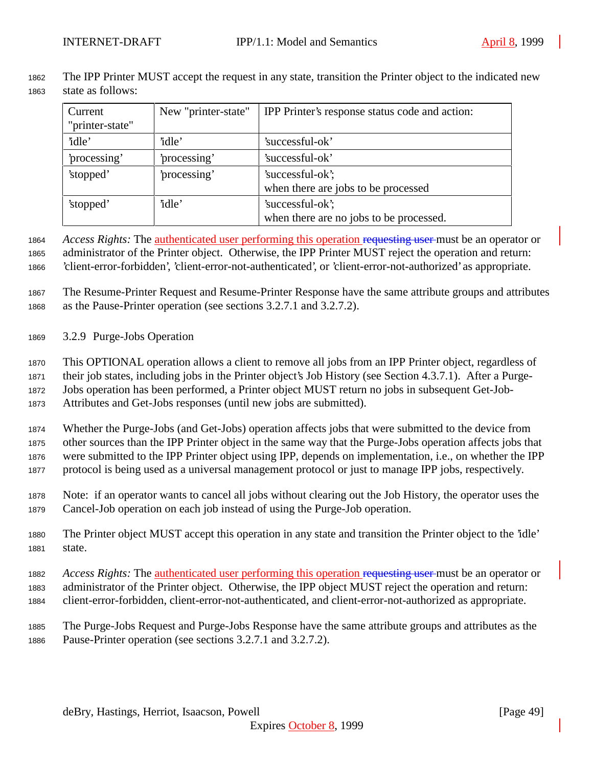The IPP Printer MUST accept the request in any state, transition the Printer object to the indicated new state as follows:

| Current "printer-state" | New "printer-state" | IPP Printer's response status code and action: |
|---|---|---|
| 'idle' | 'idle' | 'successful-ok' |
| 'processing' | 'processing' | 'successful-ok' |
| 'stopped' | 'processing' | 'successful-ok'; when there are jobs to be processed |
| 'stopped' | 'idle' | 'successful-ok'; when there are no jobs to be processed. |

*Access Rights:* The authenticated user performing this operation ~~requesting user~~ must be an operator or administrator of the Printer object. Otherwise, the IPP Printer MUST reject the operation and return: 'client-error-forbidden', 'client-error-not-authenticated', or 'client-error-not-authorized' as appropriate.

The Resume-Printer Request and Resume-Printer Response have the same attribute groups and attributes as the Pause-Printer operation (see sections 3.2.7.1 and 3.2.7.2).

### 3.2.9 Purge-Jobs Operation

This OPTIONAL operation allows a client to remove all jobs from an IPP Printer object, regardless of their job states, including jobs in the Printer object's Job History (see Section 4.3.7.1). After a Purge-Jobs operation has been performed, a Printer object MUST return no jobs in subsequent Get-Job-Attributes and Get-Jobs responses (until new jobs are submitted).

Whether the Purge-Jobs (and Get-Jobs) operation affects jobs that were submitted to the device from other sources than the IPP Printer object in the same way that the Purge-Jobs operation affects jobs that were submitted to the IPP Printer object using IPP, depends on implementation, i.e., on whether the IPP protocol is being used as a universal management protocol or just to manage IPP jobs, respectively.

Note: if an operator wants to cancel all jobs without clearing out the Job History, the operator uses the Cancel-Job operation on each job instead of using the Purge-Job operation.

The Printer object MUST accept this operation in any state and transition the Printer object to the 'idle' state.

*Access Rights:* The authenticated user performing this operation ~~requesting user~~ must be an operator or administrator of the Printer object. Otherwise, the IPP object MUST reject the operation and return: client-error-forbidden, client-error-not-authenticated, and client-error-not-authorized as appropriate.

The Purge-Jobs Request and Purge-Jobs Response have the same attribute groups and attributes as the Pause-Printer operation (see sections 3.2.7.1 and 3.2.7.2).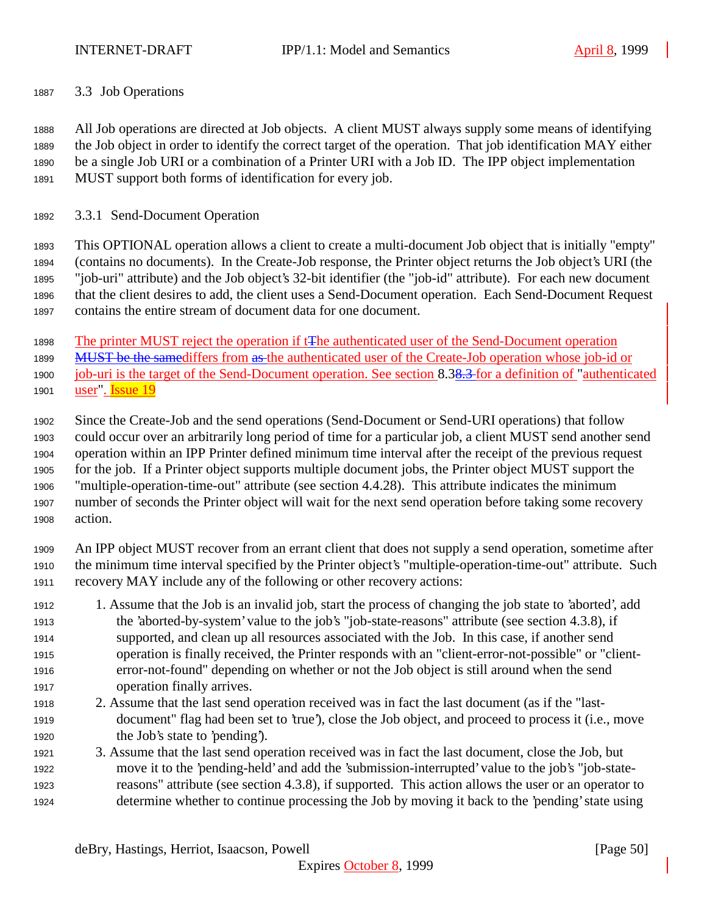### 3.3 Job Operations

All Job operations are directed at Job objects. A client MUST always supply some means of identifying the Job object in order to identify the correct target of the operation. That job identification MAY either be a single Job URI or a combination of a Printer URI with a Job ID. The IPP object implementation MUST support both forms of identification for every job.

#### 3.3.1 Send-Document Operation

This OPTIONAL operation allows a client to create a multi-document Job object that is initially "empty" (contains no documents). In the Create-Job response, the Printer object returns the Job object's URI (the "job-uri" attribute) and the Job object's 32-bit identifier (the "job-id" attribute). For each new document that the client desires to add, the client uses a Send-Document operation. Each Send-Document Request contains the entire stream of document data for one document.

The printer MUST reject the operation if tThe authenticated user of the Send-Document operation ~~MUST be the same~~differs from ~~as~~ the authenticated user of the Create-Job operation whose job-id or job-uri is the target of the Send-Document operation. See section 8.3~~8.3~~ for a definition of "authenticated user". Issue 19

Since the Create-Job and the send operations (Send-Document or Send-URI operations) that follow could occur over an arbitrarily long period of time for a particular job, a client MUST send another send operation within an IPP Printer defined minimum time interval after the receipt of the previous request for the job. If a Printer object supports multiple document jobs, the Printer object MUST support the "multiple-operation-time-out" attribute (see section 4.4.28). This attribute indicates the minimum number of seconds the Printer object will wait for the next send operation before taking some recovery action.

An IPP object MUST recover from an errant client that does not supply a send operation, sometime after the minimum time interval specified by the Printer object's "multiple-operation-time-out" attribute. Such recovery MAY include any of the following or other recovery actions:

1. Assume that the Job is an invalid job, start the process of changing the job state to 'aborted', add the 'aborted-by-system' value to the job's "job-state-reasons" attribute (see section 4.3.8), if supported, and clean up all resources associated with the Job. In this case, if another send operation is finally received, the Printer responds with an "client-error-not-possible" or "client-error-not-found" depending on whether or not the Job object is still around when the send operation finally arrives.
2. Assume that the last send operation received was in fact the last document (as if the "last-document" flag had been set to 'true'), close the Job object, and proceed to process it (i.e., move the Job's state to 'pending').
3. Assume that the last send operation received was in fact the last document, close the Job, but move it to the 'pending-held' and add the 'submission-interrupted' value to the job's "job-state-reasons" attribute (see section 4.3.8), if supported. This action allows the user or an operator to determine whether to continue processing the Job by moving it back to the 'pending' state using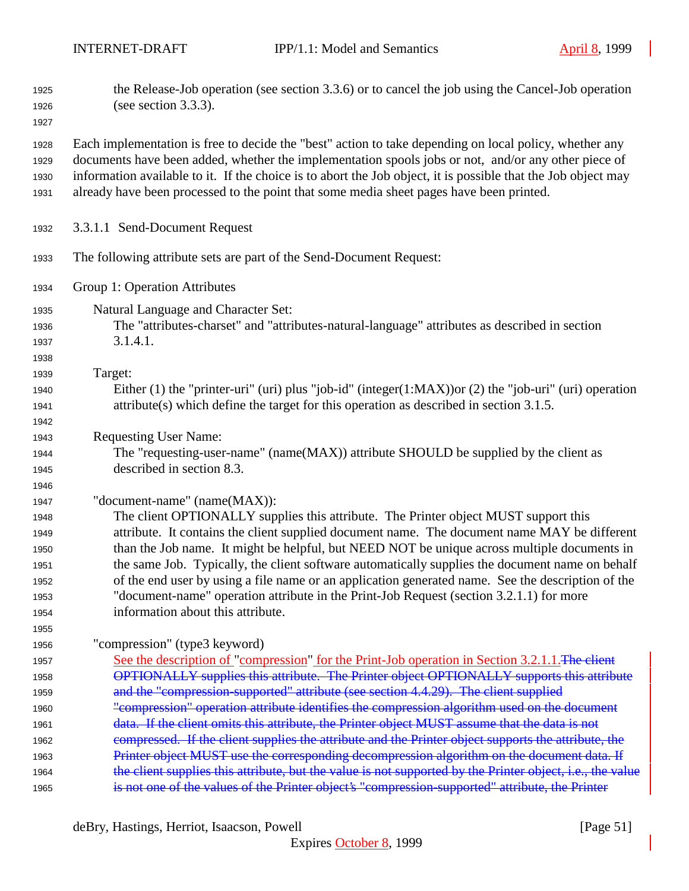the Release-Job operation (see section 3.3.6) or to cancel the job using the Cancel-Job operation (see section 3.3.3).

Each implementation is free to decide the "best" action to take depending on local policy, whether any documents have been added, whether the implementation spools jobs or not, and/or any other piece of information available to it. If the choice is to abort the Job object, it is possible that the Job object may already have been processed to the point that some media sheet pages have been printed.

#### 3.3.1.1 Send-Document Request

The following attribute sets are part of the Send-Document Request:

Group 1: Operation Attributes

Natural Language and Character Set:
The "attributes-charset" and "attributes-natural-language" attributes as described in section 3.1.4.1.

Target:
Either (1) the "printer-uri" (uri) plus "job-id" (integer(1:MAX))or (2) the "job-uri" (uri) operation attribute(s) which define the target for this operation as described in section 3.1.5.

Requesting User Name:
The "requesting-user-name" (name(MAX)) attribute SHOULD be supplied by the client as described in section 8.3.

"document-name" (name(MAX)):
The client OPTIONALLY supplies this attribute. The Printer object MUST support this attribute. It contains the client supplied document name. The document name MAY be different than the Job name. It might be helpful, but NEED NOT be unique across multiple documents in the same Job. Typically, the client software automatically supplies the document name on behalf of the end user by using a file name or an application generated name. See the description of the "document-name" operation attribute in the Print-Job Request (section 3.2.1.1) for more information about this attribute.

"compression" (type3 keyword)
See the description of "compression" for the Print-Job operation in Section 3.2.1.1. ~~The client OPTIONALLY supplies this attribute. The Printer object OPTIONALLY supports this attribute and the "compression-supported" attribute (see section 4.4.29). The client supplied "compression" operation attribute identifies the compression algorithm used on the document data. If the client omits this attribute, the Printer object MUST assume that the data is not compressed. If the client supplies the attribute and the Printer object supports the attribute, the Printer object MUST use the corresponding decompression algorithm on the document data. If the client supplies this attribute, but the value is not supported by the Printer object, i.e., the value is not one of the values of the Printer object's "compression-supported" attribute, the Printer~~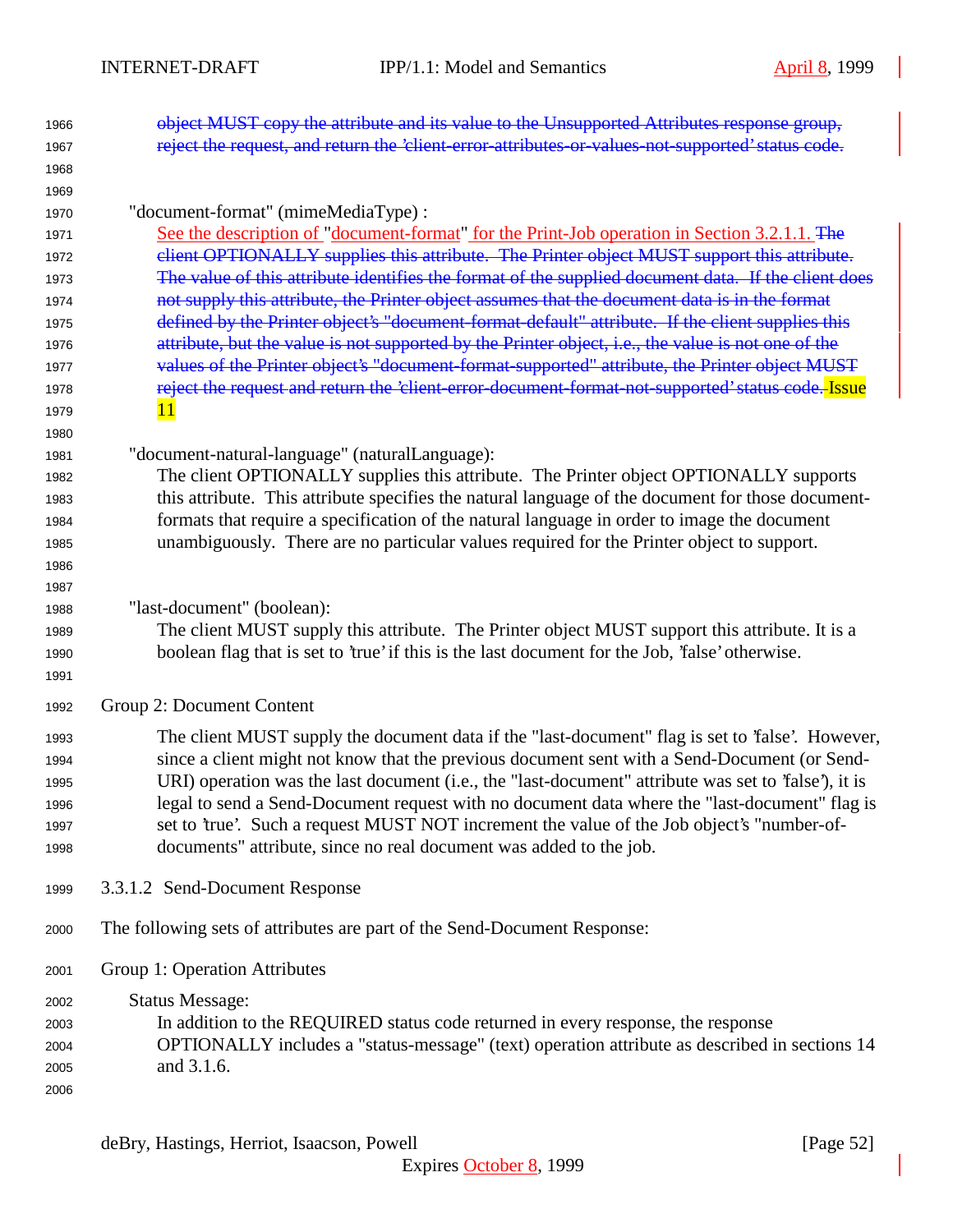~~object MUST copy the attribute and its value to the Unsupported Attributes response group, reject the request, and return the 'client-error-attributes-or-values-not-supported' status code.~~

"document-format" (mimeMediaType) :

See the description of "document-format" for the Print-Job operation in Section 3.2.1.1. ~~The client OPTIONALLY supplies this attribute. The Printer object MUST support this attribute. The value of this attribute identifies the format of the supplied document data. If the client does not supply this attribute, the Printer object assumes that the document data is in the format defined by the Printer object's "document-format-default" attribute. If the client supplies this attribute, but the value is not supported by the Printer object, i.e., the value is not one of the values of the Printer object's "document-format-supported" attribute, the Printer object MUST reject the request and return the 'client-error-document-format-not-supported' status code.~~ Issue 11

"document-natural-language" (naturalLanguage):

The client OPTIONALLY supplies this attribute. The Printer object OPTIONALLY supports this attribute. This attribute specifies the natural language of the document for those document-formats that require a specification of the natural language in order to image the document unambiguously. There are no particular values required for the Printer object to support.

"last-document" (boolean):

The client MUST supply this attribute. The Printer object MUST support this attribute. It is a boolean flag that is set to 'true' if this is the last document for the Job, 'false' otherwise.

Group 2: Document Content

The client MUST supply the document data if the "last-document" flag is set to 'false'. However, since a client might not know that the previous document sent with a Send-Document (or Send-URI) operation was the last document (i.e., the "last-document" attribute was set to 'false'), it is legal to send a Send-Document request with no document data where the "last-document" flag is set to 'true'. Such a request MUST NOT increment the value of the Job object's "number-of-documents" attribute, since no real document was added to the job.

#### 3.3.1.2 Send-Document Response

The following sets of attributes are part of the Send-Document Response:

Group 1: Operation Attributes

Status Message:

In addition to the REQUIRED status code returned in every response, the response OPTIONALLY includes a "status-message" (text) operation attribute as described in sections 14 and 3.1.6.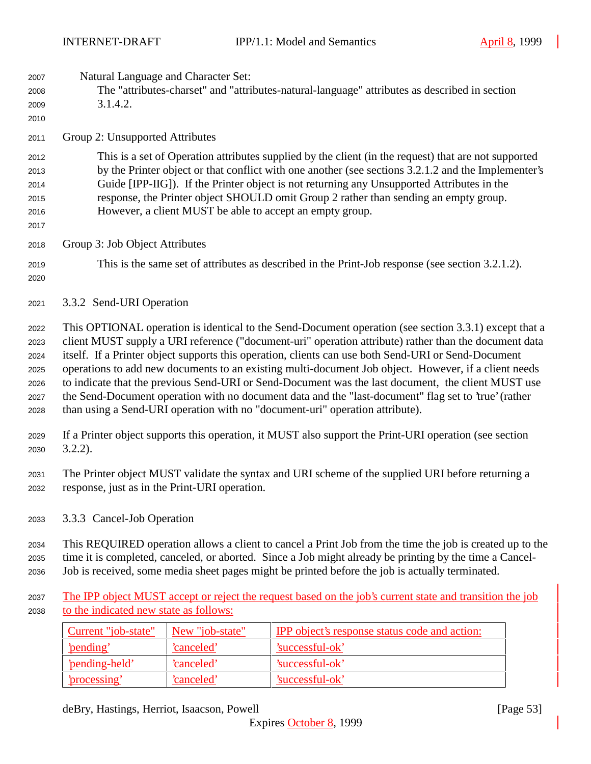Natural Language and Character Set:
The "attributes-charset" and "attributes-natural-language" attributes as described in section 3.1.4.2.

Group 2: Unsupported Attributes

This is a set of Operation attributes supplied by the client (in the request) that are not supported by the Printer object or that conflict with one another (see sections 3.2.1.2 and the Implementer's Guide [IPP-IIG]). If the Printer object is not returning any Unsupported Attributes in the response, the Printer object SHOULD omit Group 2 rather than sending an empty group. However, a client MUST be able to accept an empty group.

Group 3: Job Object Attributes

This is the same set of attributes as described in the Print-Job response (see section 3.2.1.2).

### 3.3.2 Send-URI Operation

This OPTIONAL operation is identical to the Send-Document operation (see section 3.3.1) except that a client MUST supply a URI reference ("document-uri" operation attribute) rather than the document data itself. If a Printer object supports this operation, clients can use both Send-URI or Send-Document operations to add new documents to an existing multi-document Job object. However, if a client needs to indicate that the previous Send-URI or Send-Document was the last document, the client MUST use the Send-Document operation with no document data and the "last-document" flag set to 'true' (rather than using a Send-URI operation with no "document-uri" operation attribute).

If a Printer object supports this operation, it MUST also support the Print-URI operation (see section 3.2.2).

The Printer object MUST validate the syntax and URI scheme of the supplied URI before returning a response, just as in the Print-URI operation.

### 3.3.3 Cancel-Job Operation

This REQUIRED operation allows a client to cancel a Print Job from the time the job is created up to the time it is completed, canceled, or aborted. Since a Job might already be printing by the time a Cancel-Job is received, some media sheet pages might be printed before the job is actually terminated.

The IPP object MUST accept or reject the request based on the job's current state and transition the job to the indicated new state as follows:

| Current "job-state" | New "job-state" | IPP object's response status code and action: |
|---|---|---|
| 'pending' | 'canceled' | 'successful-ok' |
| 'pending-held' | 'canceled' | 'successful-ok' |
| 'processing' | 'canceled' | 'successful-ok' |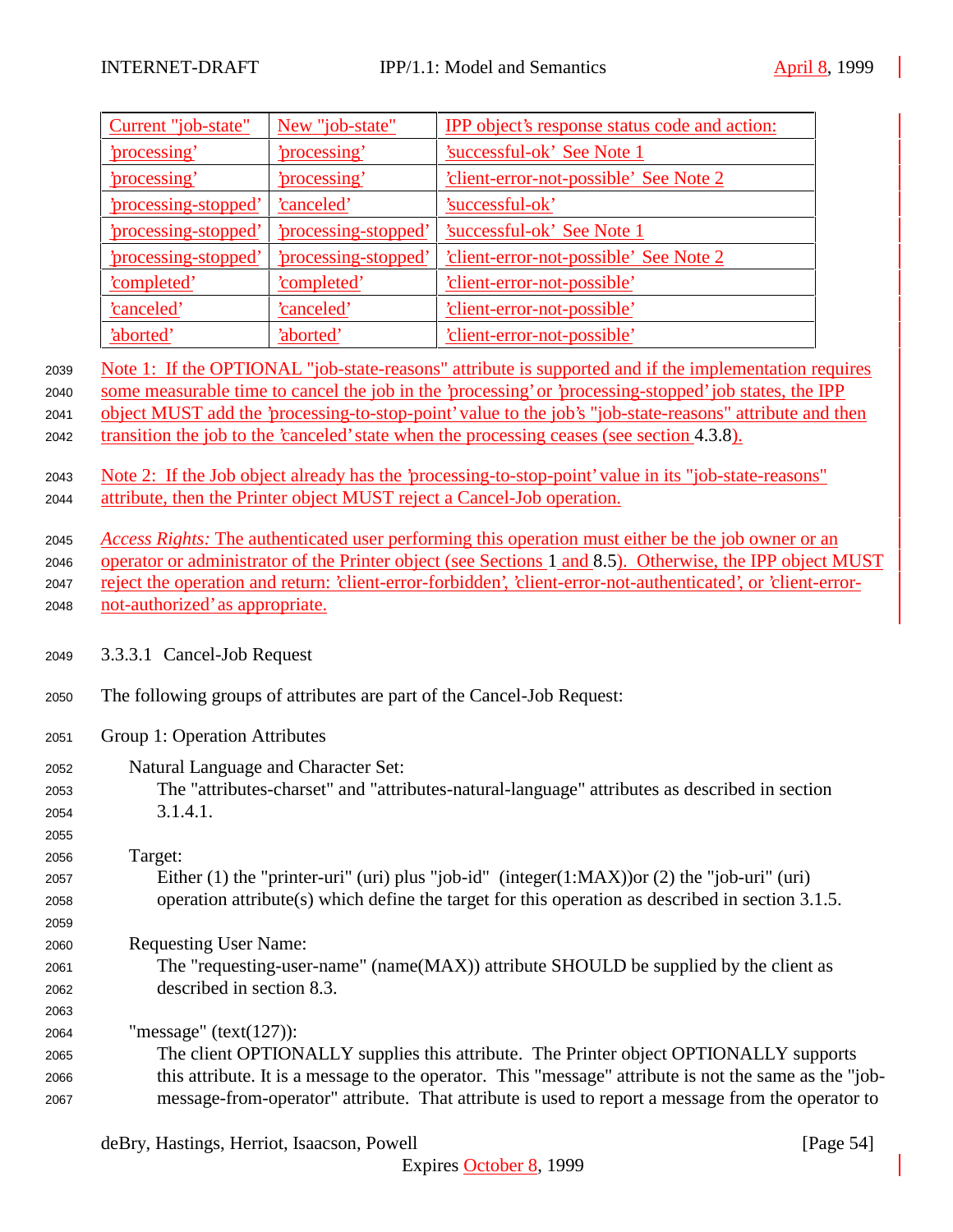| Current "job-state" | New "job-state" | IPP object's response status code and action: |
|---|---|---|
| 'processing' | 'processing' | 'successful-ok' See Note 1 |
| 'processing' | 'processing' | 'client-error-not-possible' See Note 2 |
| 'processing-stopped' | 'canceled' | 'successful-ok' |
| 'processing-stopped' | 'processing-stopped' | 'successful-ok' See Note 1 |
| 'processing-stopped' | 'processing-stopped' | 'client-error-not-possible' See Note 2 |
| 'completed' | 'completed' | 'client-error-not-possible' |
| 'canceled' | 'canceled' | 'client-error-not-possible' |
| 'aborted' | 'aborted' | 'client-error-not-possible' |

Note 1: If the OPTIONAL "job-state-reasons" attribute is supported and if the implementation requires some measurable time to cancel the job in the 'processing' or 'processing-stopped' job states, the IPP object MUST add the 'processing-to-stop-point' value to the job's "job-state-reasons" attribute and then transition the job to the 'canceled' state when the processing ceases (see section 4.3.8).

Note 2: If the Job object already has the 'processing-to-stop-point' value in its "job-state-reasons" attribute, then the Printer object MUST reject a Cancel-Job operation.

*Access Rights:* The authenticated user performing this operation must either be the job owner or an operator or administrator of the Printer object (see Sections 1 and 8.5). Otherwise, the IPP object MUST reject the operation and return: 'client-error-forbidden', 'client-error-not-authenticated', or 'client-error-not-authorized' as appropriate.

#### 3.3.3.1 Cancel-Job Request

The following groups of attributes are part of the Cancel-Job Request:

Group 1: Operation Attributes

Natural Language and Character Set:
The "attributes-charset" and "attributes-natural-language" attributes as described in section 3.1.4.1.

Target:
Either (1) the "printer-uri" (uri) plus "job-id" (integer(1:MAX))or (2) the "job-uri" (uri) operation attribute(s) which define the target for this operation as described in section 3.1.5.

Requesting User Name:
The "requesting-user-name" (name(MAX)) attribute SHOULD be supplied by the client as described in section 8.3.

"message" (text(127)):
The client OPTIONALLY supplies this attribute. The Printer object OPTIONALLY supports this attribute. It is a message to the operator. This "message" attribute is not the same as the "job-message-from-operator" attribute. That attribute is used to report a message from the operator to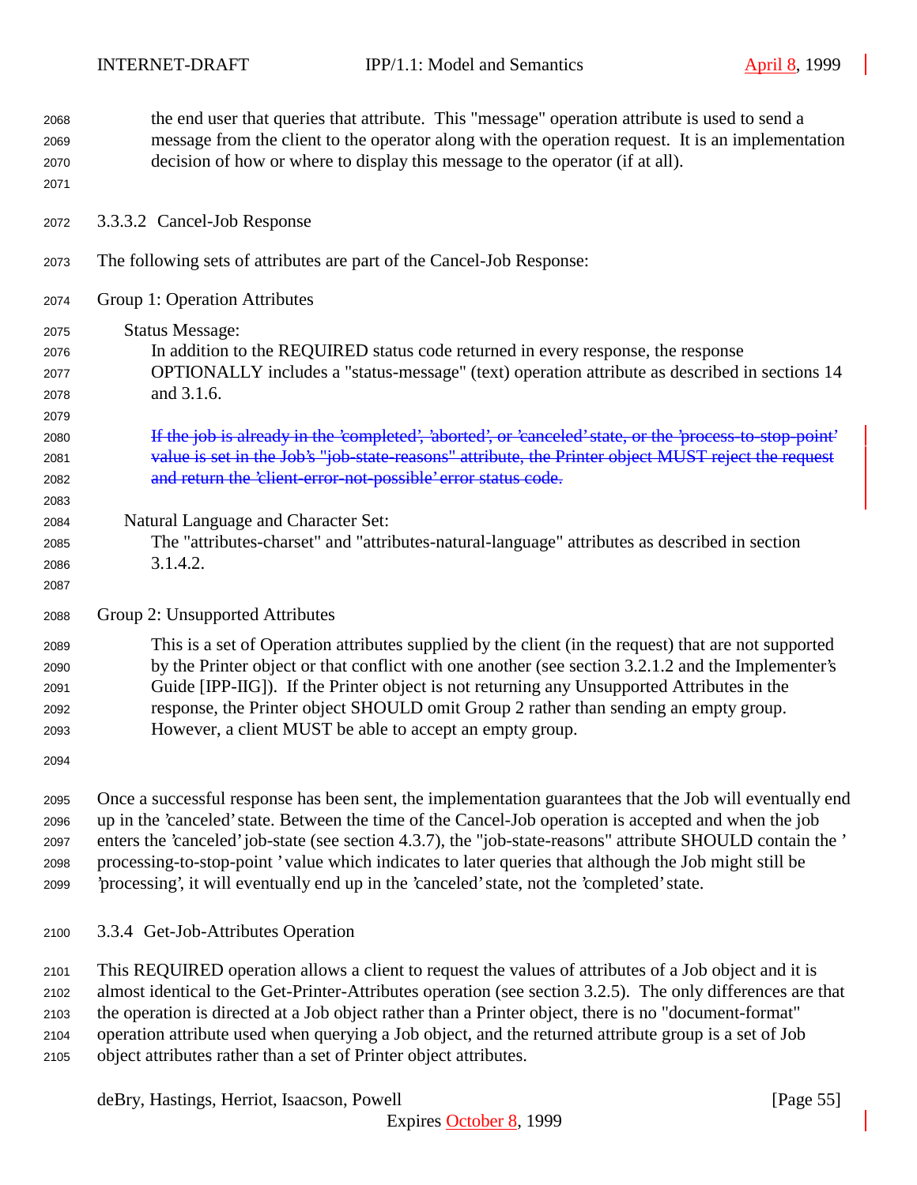the end user that queries that attribute. This "message" operation attribute is used to send a message from the client to the operator along with the operation request. It is an implementation decision of how or where to display this message to the operator (if at all).

### 3.3.3.2 Cancel-Job Response

The following sets of attributes are part of the Cancel-Job Response:

Group 1: Operation Attributes

Status Message:
In addition to the REQUIRED status code returned in every response, the response OPTIONALLY includes a "status-message" (text) operation attribute as described in sections 14 and 3.1.6.

~~If the job is already in the 'completed', 'aborted', or 'canceled' state, or the 'process-to-stop-point' value is set in the Job's "job-state-reasons" attribute, the Printer object MUST reject the request and return the 'client-error-not-possible' error status code.~~

Natural Language and Character Set:
The "attributes-charset" and "attributes-natural-language" attributes as described in section 3.1.4.2.

Group 2: Unsupported Attributes

This is a set of Operation attributes supplied by the client (in the request) that are not supported by the Printer object or that conflict with one another (see section 3.2.1.2 and the Implementer's Guide [IPP-IIG]). If the Printer object is not returning any Unsupported Attributes in the response, the Printer object SHOULD omit Group 2 rather than sending an empty group. However, a client MUST be able to accept an empty group.

Once a successful response has been sent, the implementation guarantees that the Job will eventually end up in the 'canceled' state. Between the time of the Cancel-Job operation is accepted and when the job enters the 'canceled' job-state (see section 4.3.7), the "job-state-reasons" attribute SHOULD contain the 'processing-to-stop-point' value which indicates to later queries that although the Job might still be 'processing', it will eventually end up in the 'canceled' state, not the 'completed' state.

### 3.3.4 Get-Job-Attributes Operation

This REQUIRED operation allows a client to request the values of attributes of a Job object and it is almost identical to the Get-Printer-Attributes operation (see section 3.2.5). The only differences are that the operation is directed at a Job object rather than a Printer object, there is no "document-format" operation attribute used when querying a Job object, and the returned attribute group is a set of Job object attributes rather than a set of Printer object attributes.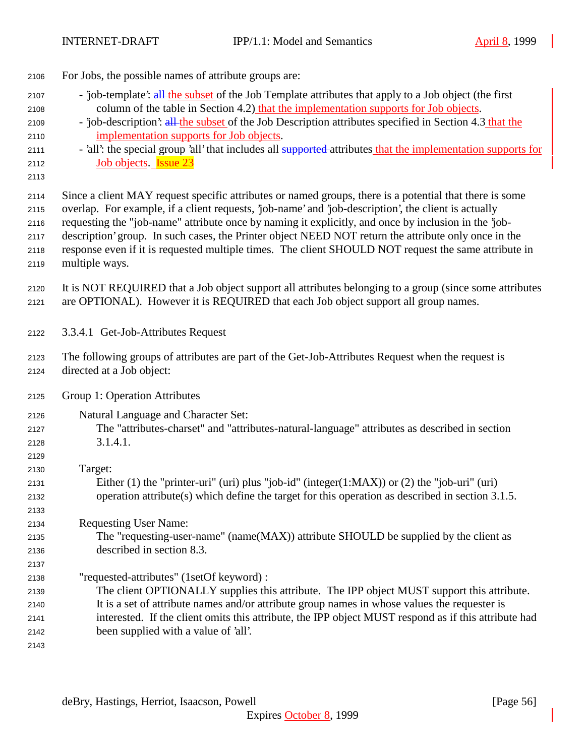For Jobs, the possible names of attribute groups are:

- 'job-template': ~~all~~ the subset of the Job Template attributes that apply to a Job object (the first column of the table in Section 4.2) that the implementation supports for Job objects.
- 'job-description': ~~all~~ the subset of the Job Description attributes specified in Section 4.3 that the implementation supports for Job objects.
- 'all': the special group 'all' that includes all ~~supported~~ attributes that the implementation supports for Job objects. Issue 23

Since a client MAY request specific attributes or named groups, there is a potential that there is some overlap. For example, if a client requests, 'job-name' and 'job-description', the client is actually requesting the "job-name" attribute once by naming it explicitly, and once by inclusion in the 'job-description' group. In such cases, the Printer object NEED NOT return the attribute only once in the response even if it is requested multiple times. The client SHOULD NOT request the same attribute in multiple ways.

It is NOT REQUIRED that a Job object support all attributes belonging to a group (since some attributes are OPTIONAL). However it is REQUIRED that each Job object support all group names.

#### 3.3.4.1 Get-Job-Attributes Request

The following groups of attributes are part of the Get-Job-Attributes Request when the request is directed at a Job object:

Group 1: Operation Attributes

Natural Language and Character Set:
The "attributes-charset" and "attributes-natural-language" attributes as described in section 3.1.4.1.

Target:
Either (1) the "printer-uri" (uri) plus "job-id" (integer(1:MAX)) or (2) the "job-uri" (uri) operation attribute(s) which define the target for this operation as described in section 3.1.5.

Requesting User Name:
The "requesting-user-name" (name(MAX)) attribute SHOULD be supplied by the client as described in section 8.3.

"requested-attributes" (1setOf keyword) :
The client OPTIONALLY supplies this attribute. The IPP object MUST support this attribute. It is a set of attribute names and/or attribute group names in whose values the requester is interested. If the client omits this attribute, the IPP object MUST respond as if this attribute had been supplied with a value of 'all'.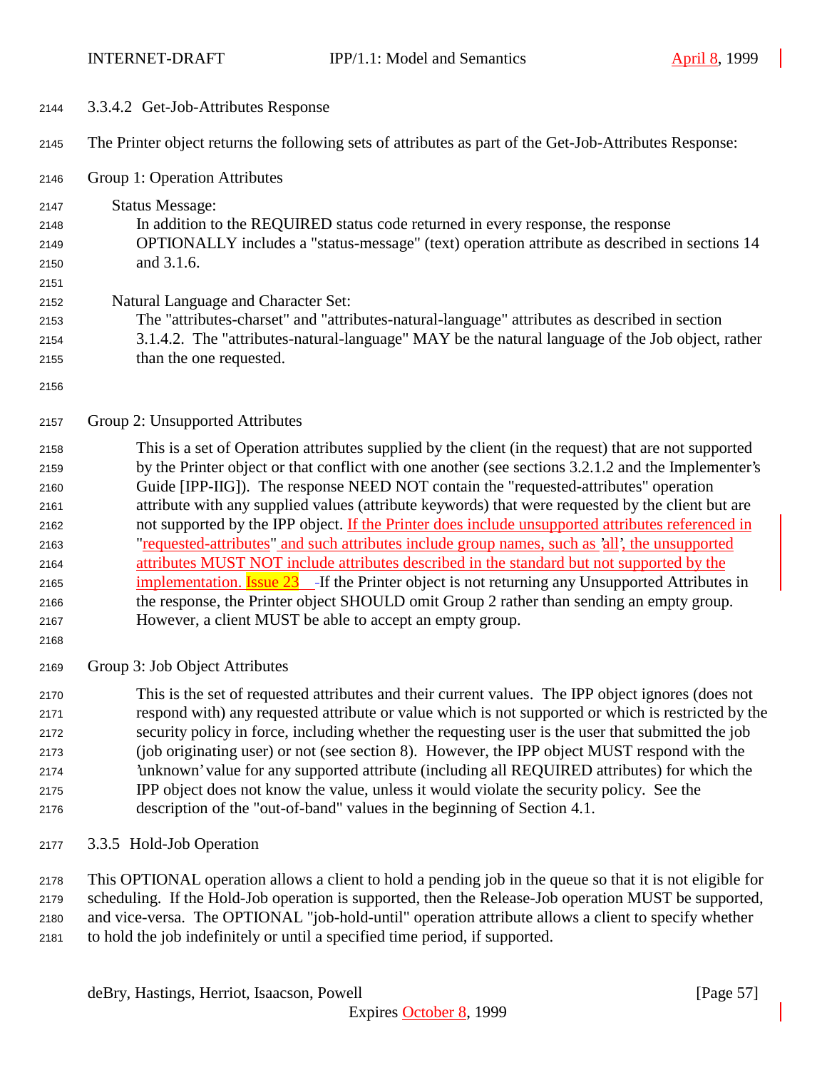### 3.3.4.2 Get-Job-Attributes Response

The Printer object returns the following sets of attributes as part of the Get-Job-Attributes Response:

Group 1: Operation Attributes

Status Message:
In addition to the REQUIRED status code returned in every response, the response OPTIONALLY includes a "status-message" (text) operation attribute as described in sections 14 and 3.1.6.

Natural Language and Character Set:
The "attributes-charset" and "attributes-natural-language" attributes as described in section 3.1.4.2. The "attributes-natural-language" MAY be the natural language of the Job object, rather than the one requested.

Group 2: Unsupported Attributes

This is a set of Operation attributes supplied by the client (in the request) that are not supported by the Printer object or that conflict with one another (see sections 3.2.1.2 and the Implementer's Guide [IPP-IIG]). The response NEED NOT contain the "requested-attributes" operation attribute with any supplied values (attribute keywords) that were requested by the client but are not supported by the IPP object. If the Printer does include unsupported attributes referenced in "requested-attributes" and such attributes include group names, such as 'all', the unsupported attributes MUST NOT include attributes described in the standard but not supported by the implementation. Issue 23 If the Printer object is not returning any Unsupported Attributes in the response, the Printer object SHOULD omit Group 2 rather than sending an empty group. However, a client MUST be able to accept an empty group.

Group 3: Job Object Attributes

This is the set of requested attributes and their current values. The IPP object ignores (does not respond with) any requested attribute or value which is not supported or which is restricted by the security policy in force, including whether the requesting user is the user that submitted the job (job originating user) or not (see section 8). However, the IPP object MUST respond with the 'unknown' value for any supported attribute (including all REQUIRED attributes) for which the IPP object does not know the value, unless it would violate the security policy. See the description of the "out-of-band" values in the beginning of Section 4.1.

### 3.3.5 Hold-Job Operation

This OPTIONAL operation allows a client to hold a pending job in the queue so that it is not eligible for scheduling. If the Hold-Job operation is supported, then the Release-Job operation MUST be supported, and vice-versa. The OPTIONAL "job-hold-until" operation attribute allows a client to specify whether to hold the job indefinitely or until a specified time period, if supported.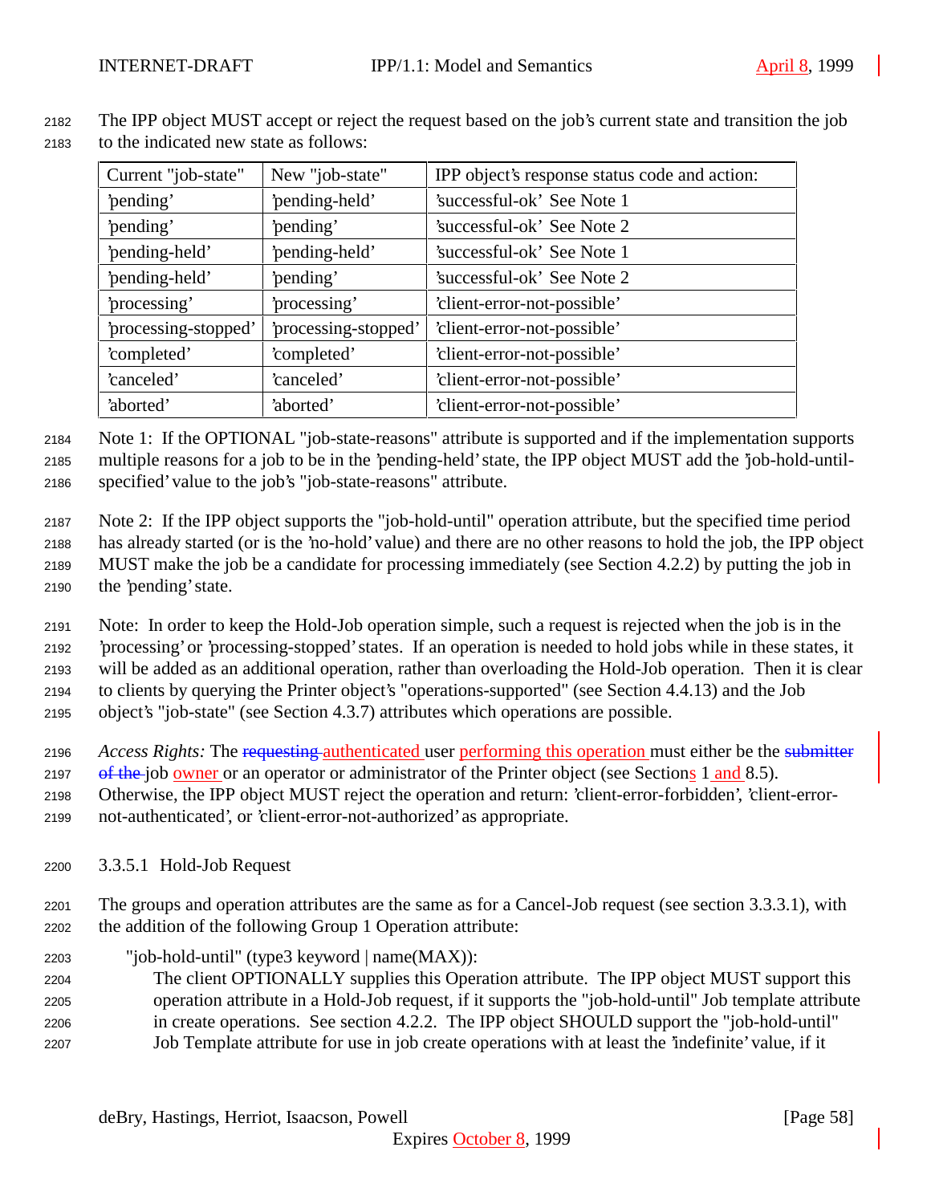The IPP object MUST accept or reject the request based on the job's current state and transition the job to the indicated new state as follows:

| Current "job-state" | New "job-state" | IPP object's response status code and action: |
|---|---|---|
| 'pending' | 'pending-held' | 'successful-ok' See Note 1 |
| 'pending' | 'pending' | 'successful-ok' See Note 2 |
| 'pending-held' | 'pending-held' | 'successful-ok' See Note 1 |
| 'pending-held' | 'pending' | 'successful-ok' See Note 2 |
| 'processing' | 'processing' | 'client-error-not-possible' |
| 'processing-stopped' | 'processing-stopped' | 'client-error-not-possible' |
| 'completed' | 'completed' | 'client-error-not-possible' |
| 'canceled' | 'canceled' | 'client-error-not-possible' |
| 'aborted' | 'aborted' | 'client-error-not-possible' |

Note 1: If the OPTIONAL "job-state-reasons" attribute is supported and if the implementation supports multiple reasons for a job to be in the 'pending-held' state, the IPP object MUST add the 'job-hold-until-specified' value to the job's "job-state-reasons" attribute.

Note 2: If the IPP object supports the "job-hold-until" operation attribute, but the specified time period has already started (or is the 'no-hold' value) and there are no other reasons to hold the job, the IPP object MUST make the job be a candidate for processing immediately (see Section 4.2.2) by putting the job in the 'pending' state.

Note: In order to keep the Hold-Job operation simple, such a request is rejected when the job is in the 'processing' or 'processing-stopped' states. If an operation is needed to hold jobs while in these states, it will be added as an additional operation, rather than overloading the Hold-Job operation. Then it is clear to clients by querying the Printer object's "operations-supported" (see Section 4.4.13) and the Job object's "job-state" (see Section 4.3.7) attributes which operations are possible.

*Access Rights:* The ~~requesting~~ authenticated user performing this operation must either be the ~~submitter of the~~ job owner or an operator or administrator of the Printer object (see Sections 1 and 8.5). Otherwise, the IPP object MUST reject the operation and return: 'client-error-forbidden', 'client-error-not-authenticated', or 'client-error-not-authorized' as appropriate.

#### 3.3.5.1 Hold-Job Request

The groups and operation attributes are the same as for a Cancel-Job request (see section 3.3.3.1), with the addition of the following Group 1 Operation attribute:

"job-hold-until" (type3 keyword | name(MAX)):
The client OPTIONALLY supplies this Operation attribute. The IPP object MUST support this operation attribute in a Hold-Job request, if it supports the "job-hold-until" Job template attribute in create operations. See section 4.2.2. The IPP object SHOULD support the "job-hold-until" Job Template attribute for use in job create operations with at least the 'indefinite' value, if it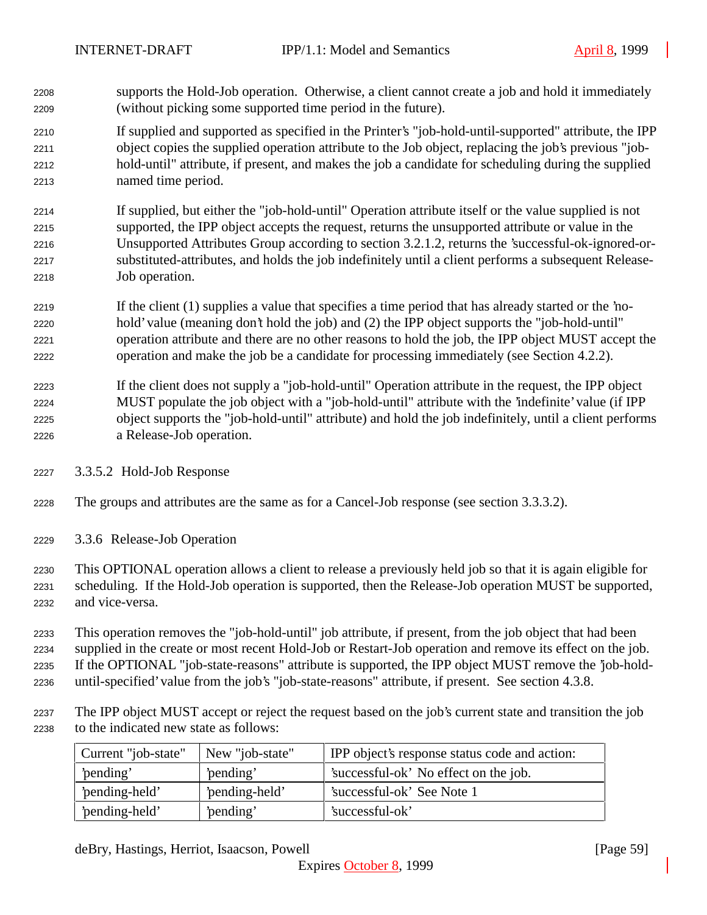supports the Hold-Job operation. Otherwise, a client cannot create a job and hold it immediately (without picking some supported time period in the future).

If supplied and supported as specified in the Printer's "job-hold-until-supported" attribute, the IPP object copies the supplied operation attribute to the Job object, replacing the job's previous "job-hold-until" attribute, if present, and makes the job a candidate for scheduling during the supplied named time period.

If supplied, but either the "job-hold-until" Operation attribute itself or the value supplied is not supported, the IPP object accepts the request, returns the unsupported attribute or value in the Unsupported Attributes Group according to section 3.2.1.2, returns the 'successful-ok-ignored-or-substituted-attributes, and holds the job indefinitely until a client performs a subsequent Release-Job operation.

If the client (1) supplies a value that specifies a time period that has already started or the 'no-hold' value (meaning don't hold the job) and (2) the IPP object supports the "job-hold-until" operation attribute and there are no other reasons to hold the job, the IPP object MUST accept the operation and make the job be a candidate for processing immediately (see Section 4.2.2).

If the client does not supply a "job-hold-until" Operation attribute in the request, the IPP object MUST populate the job object with a "job-hold-until" attribute with the 'indefinite' value (if IPP object supports the "job-hold-until" attribute) and hold the job indefinitely, until a client performs a Release-Job operation.

#### 3.3.5.2 Hold-Job Response

The groups and attributes are the same as for a Cancel-Job response (see section 3.3.3.2).

### 3.3.6 Release-Job Operation

This OPTIONAL operation allows a client to release a previously held job so that it is again eligible for scheduling. If the Hold-Job operation is supported, then the Release-Job operation MUST be supported, and vice-versa.

This operation removes the "job-hold-until" job attribute, if present, from the job object that had been supplied in the create or most recent Hold-Job or Restart-Job operation and remove its effect on the job. If the OPTIONAL "job-state-reasons" attribute is supported, the IPP object MUST remove the 'job-hold-until-specified' value from the job's "job-state-reasons" attribute, if present. See section 4.3.8.

The IPP object MUST accept or reject the request based on the job's current state and transition the job to the indicated new state as follows:

| Current "job-state" | New "job-state" | IPP object's response status code and action: |
|---|---|---|
| 'pending' | 'pending' | 'successful-ok' No effect on the job. |
| 'pending-held' | 'pending-held' | 'successful-ok' See Note 1 |
| 'pending-held' | 'pending' | 'successful-ok' |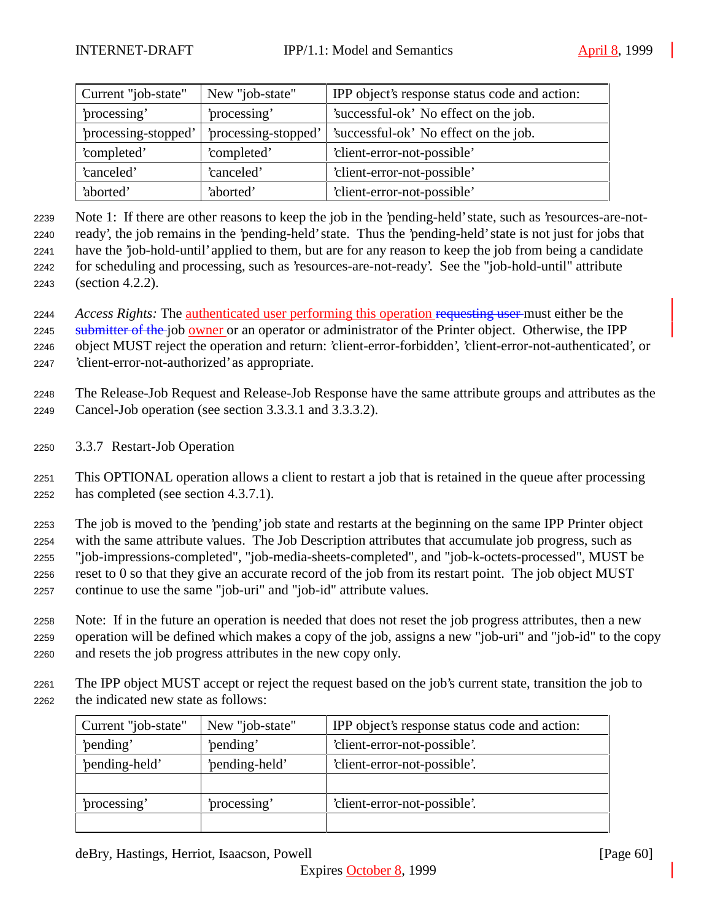| Current "job-state" | New "job-state" | IPP object's response status code and action: |
|---|---|---|
| 'processing' | 'processing' | 'successful-ok' No effect on the job. |
| 'processing-stopped' | 'processing-stopped' | 'successful-ok' No effect on the job. |
| 'completed' | 'completed' | 'client-error-not-possible' |
| 'canceled' | 'canceled' | 'client-error-not-possible' |
| 'aborted' | 'aborted' | 'client-error-not-possible' |

Note 1: If there are other reasons to keep the job in the 'pending-held' state, such as 'resources-are-not-ready', the job remains in the 'pending-held' state. Thus the 'pending-held' state is not just for jobs that have the 'job-hold-until' applied to them, but are for any reason to keep the job from being a candidate for scheduling and processing, such as 'resources-are-not-ready'. See the "job-hold-until" attribute (section 4.2.2).

*Access Rights:* The authenticated user performing this operation ~~requesting user~~ must either be the ~~submitter of the~~ job owner or an operator or administrator of the Printer object. Otherwise, the IPP object MUST reject the operation and return: 'client-error-forbidden', 'client-error-not-authenticated', or 'client-error-not-authorized' as appropriate.

The Release-Job Request and Release-Job Response have the same attribute groups and attributes as the Cancel-Job operation (see section 3.3.3.1 and 3.3.3.2).

### 3.3.7 Restart-Job Operation

This OPTIONAL operation allows a client to restart a job that is retained in the queue after processing has completed (see section 4.3.7.1).

The job is moved to the 'pending' job state and restarts at the beginning on the same IPP Printer object with the same attribute values. The Job Description attributes that accumulate job progress, such as "job-impressions-completed", "job-media-sheets-completed", and "job-k-octets-processed", MUST be reset to 0 so that they give an accurate record of the job from its restart point. The job object MUST continue to use the same "job-uri" and "job-id" attribute values.

Note: If in the future an operation is needed that does not reset the job progress attributes, then a new operation will be defined which makes a copy of the job, assigns a new "job-uri" and "job-id" to the copy and resets the job progress attributes in the new copy only.

The IPP object MUST accept or reject the request based on the job's current state, transition the job to the indicated new state as follows:

| Current "job-state" | New "job-state" | IPP object's response status code and action: |
|---|---|---|
| 'pending' | 'pending' | 'client-error-not-possible'. |
| 'pending-held' | 'pending-held' | 'client-error-not-possible'. |
| | | |
| 'processing' | 'processing' | 'client-error-not-possible'. |
| | | |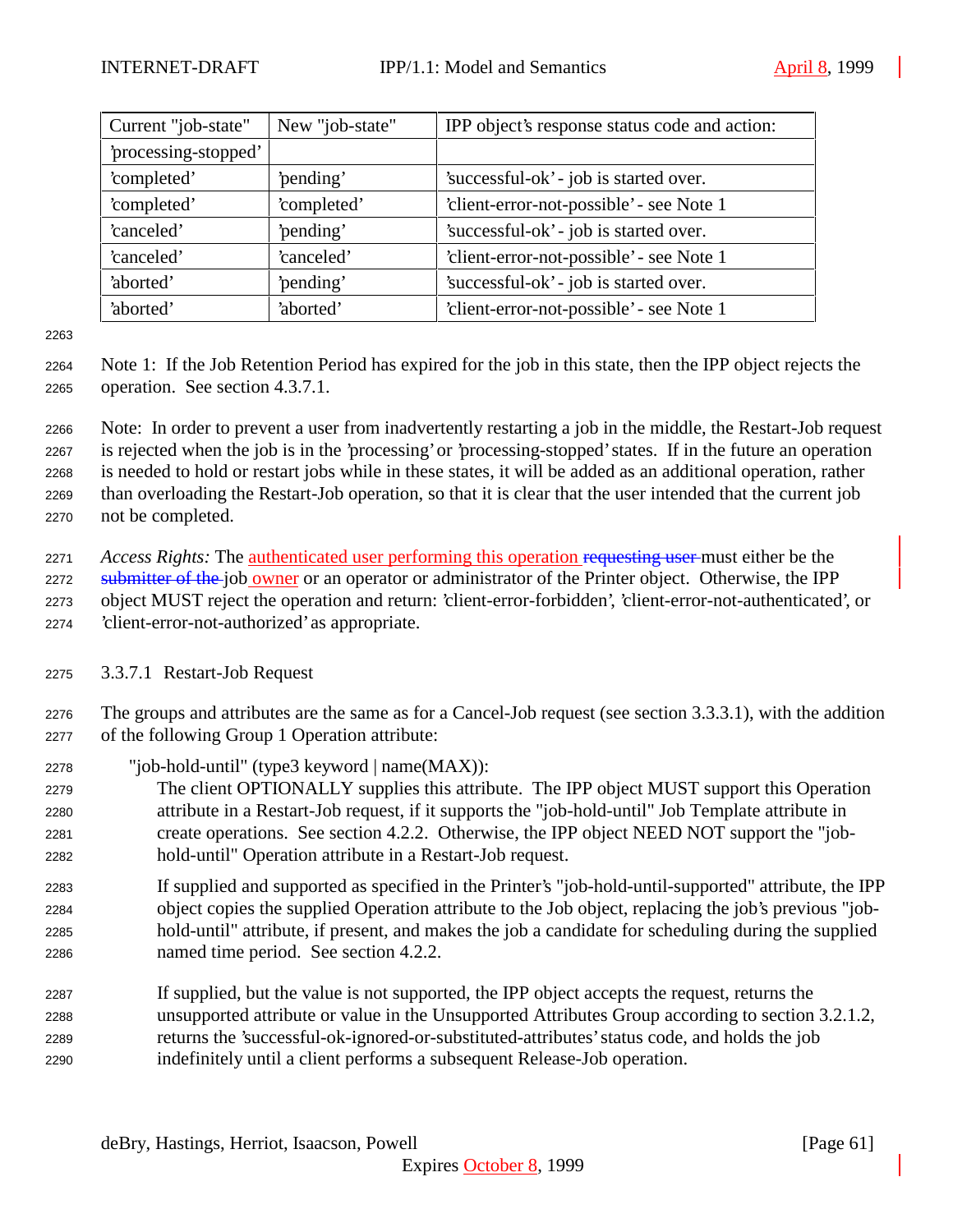| Current "job-state" | New "job-state" | IPP object's response status code and action: |
|---|---|---|
| 'processing-stopped' | | |
| 'completed' | 'pending' | 'successful-ok' - job is started over. |
| 'completed' | 'completed' | 'client-error-not-possible' - see Note 1 |
| 'canceled' | 'pending' | 'successful-ok' - job is started over. |
| 'canceled' | 'canceled' | 'client-error-not-possible' - see Note 1 |
| 'aborted' | 'pending' | 'successful-ok' - job is started over. |
| 'aborted' | 'aborted' | 'client-error-not-possible' - see Note 1 |

Note 1: If the Job Retention Period has expired for the job in this state, then the IPP object rejects the operation. See section 4.3.7.1.

Note: In order to prevent a user from inadvertently restarting a job in the middle, the Restart-Job request is rejected when the job is in the 'processing' or 'processing-stopped' states. If in the future an operation is needed to hold or restart jobs while in these states, it will be added as an additional operation, rather than overloading the Restart-Job operation, so that it is clear that the user intended that the current job not be completed.

*Access Rights:* The authenticated user performing this operation ~~requesting user~~ must either be the ~~submitter of the~~ job owner or an operator or administrator of the Printer object. Otherwise, the IPP object MUST reject the operation and return: 'client-error-forbidden', 'client-error-not-authenticated', or 'client-error-not-authorized' as appropriate.

#### 3.3.7.1 Restart-Job Request

The groups and attributes are the same as for a Cancel-Job request (see section 3.3.3.1), with the addition of the following Group 1 Operation attribute:

"job-hold-until" (type3 keyword | name(MAX)):

The client OPTIONALLY supplies this attribute. The IPP object MUST support this Operation attribute in a Restart-Job request, if it supports the "job-hold-until" Job Template attribute in create operations. See section 4.2.2. Otherwise, the IPP object NEED NOT support the "job-hold-until" Operation attribute in a Restart-Job request.

If supplied and supported as specified in the Printer's "job-hold-until-supported" attribute, the IPP object copies the supplied Operation attribute to the Job object, replacing the job's previous "job-hold-until" attribute, if present, and makes the job a candidate for scheduling during the supplied named time period. See section 4.2.2.

If supplied, but the value is not supported, the IPP object accepts the request, returns the unsupported attribute or value in the Unsupported Attributes Group according to section 3.2.1.2, returns the 'successful-ok-ignored-or-substituted-attributes' status code, and holds the job indefinitely until a client performs a subsequent Release-Job operation.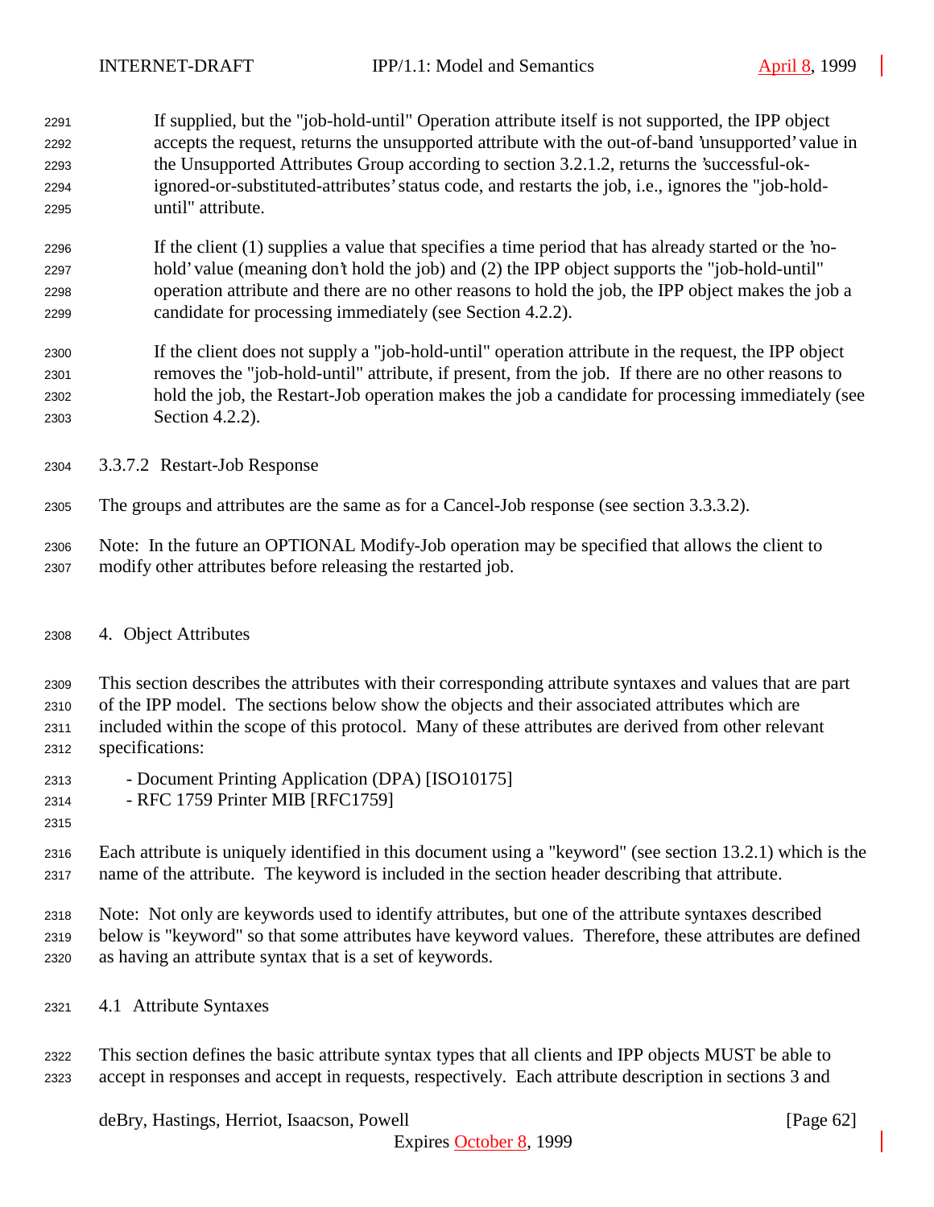If supplied, but the "job-hold-until" Operation attribute itself is not supported, the IPP object accepts the request, returns the unsupported attribute with the out-of-band 'unsupported' value in the Unsupported Attributes Group according to section 3.2.1.2, returns the 'successful-ok-ignored-or-substituted-attributes' status code, and restarts the job, i.e., ignores the "job-hold-until" attribute.

If the client (1) supplies a value that specifies a time period that has already started or the 'no-hold' value (meaning don't hold the job) and (2) the IPP object supports the "job-hold-until" operation attribute and there are no other reasons to hold the job, the IPP object makes the job a candidate for processing immediately (see Section 4.2.2).

If the client does not supply a "job-hold-until" operation attribute in the request, the IPP object removes the "job-hold-until" attribute, if present, from the job. If there are no other reasons to hold the job, the Restart-Job operation makes the job a candidate for processing immediately (see Section 4.2.2).

### 3.3.7.2 Restart-Job Response

The groups and attributes are the same as for a Cancel-Job response (see section 3.3.3.2).

Note: In the future an OPTIONAL Modify-Job operation may be specified that allows the client to modify other attributes before releasing the restarted job.

# 4. Object Attributes

This section describes the attributes with their corresponding attribute syntaxes and values that are part of the IPP model. The sections below show the objects and their associated attributes which are included within the scope of this protocol. Many of these attributes are derived from other relevant specifications:

- Document Printing Application (DPA) [ISO10175]
- RFC 1759 Printer MIB [RFC1759]

Each attribute is uniquely identified in this document using a "keyword" (see section 13.2.1) which is the name of the attribute. The keyword is included in the section header describing that attribute.

Note: Not only are keywords used to identify attributes, but one of the attribute syntaxes described below is "keyword" so that some attributes have keyword values. Therefore, these attributes are defined as having an attribute syntax that is a set of keywords.

## 4.1 Attribute Syntaxes

This section defines the basic attribute syntax types that all clients and IPP objects MUST be able to accept in responses and accept in requests, respectively. Each attribute description in sections 3 and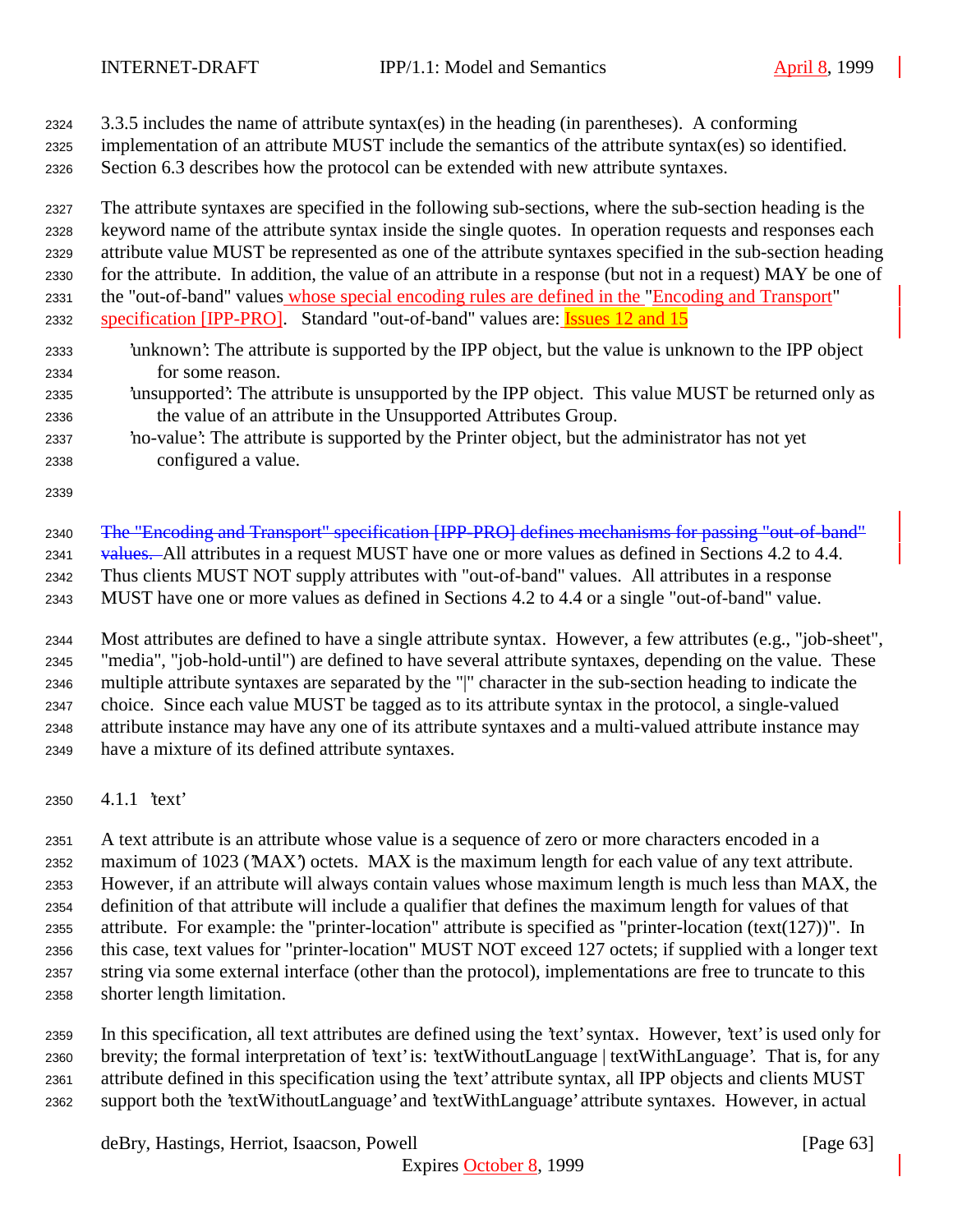3.3.5 includes the name of attribute syntax(es) in the heading (in parentheses). A conforming implementation of an attribute MUST include the semantics of the attribute syntax(es) so identified. Section 6.3 describes how the protocol can be extended with new attribute syntaxes.

The attribute syntaxes are specified in the following sub-sections, where the sub-section heading is the keyword name of the attribute syntax inside the single quotes. In operation requests and responses each attribute value MUST be represented as one of the attribute syntaxes specified in the sub-section heading for the attribute. In addition, the value of an attribute in a response (but not in a request) MAY be one of the "out-of-band" values whose special encoding rules are defined in the "Encoding and Transport" specification [IPP-PRO]. Standard "out-of-band" values are: Issues 12 and 15

- 'unknown': The attribute is supported by the IPP object, but the value is unknown to the IPP object for some reason.
- 'unsupported': The attribute is unsupported by the IPP object. This value MUST be returned only as the value of an attribute in the Unsupported Attributes Group.
- 'no-value': The attribute is supported by the Printer object, but the administrator has not yet configured a value.

~~The "Encoding and Transport" specification [IPP-PRO] defines mechanisms for passing "out-of-band" values.~~ All attributes in a request MUST have one or more values as defined in Sections 4.2 to 4.4. Thus clients MUST NOT supply attributes with "out-of-band" values. All attributes in a response MUST have one or more values as defined in Sections 4.2 to 4.4 or a single "out-of-band" value.

Most attributes are defined to have a single attribute syntax. However, a few attributes (e.g., "job-sheet", "media", "job-hold-until") are defined to have several attribute syntaxes, depending on the value. These multiple attribute syntaxes are separated by the "|" character in the sub-section heading to indicate the choice. Since each value MUST be tagged as to its attribute syntax in the protocol, a single-valued attribute instance may have any one of its attribute syntaxes and a multi-valued attribute instance may have a mixture of its defined attribute syntaxes.

### 4.1.1 'text'

A text attribute is an attribute whose value is a sequence of zero or more characters encoded in a maximum of 1023 ('MAX') octets. MAX is the maximum length for each value of any text attribute. However, if an attribute will always contain values whose maximum length is much less than MAX, the definition of that attribute will include a qualifier that defines the maximum length for values of that attribute. For example: the "printer-location" attribute is specified as "printer-location (text(127))". In this case, text values for "printer-location" MUST NOT exceed 127 octets; if supplied with a longer text string via some external interface (other than the protocol), implementations are free to truncate to this shorter length limitation.

In this specification, all text attributes are defined using the 'text' syntax. However, 'text' is used only for brevity; the formal interpretation of 'text' is: 'textWithoutLanguage | textWithLanguage'. That is, for any attribute defined in this specification using the 'text' attribute syntax, all IPP objects and clients MUST support both the 'textWithoutLanguage' and 'textWithLanguage' attribute syntaxes. However, in actual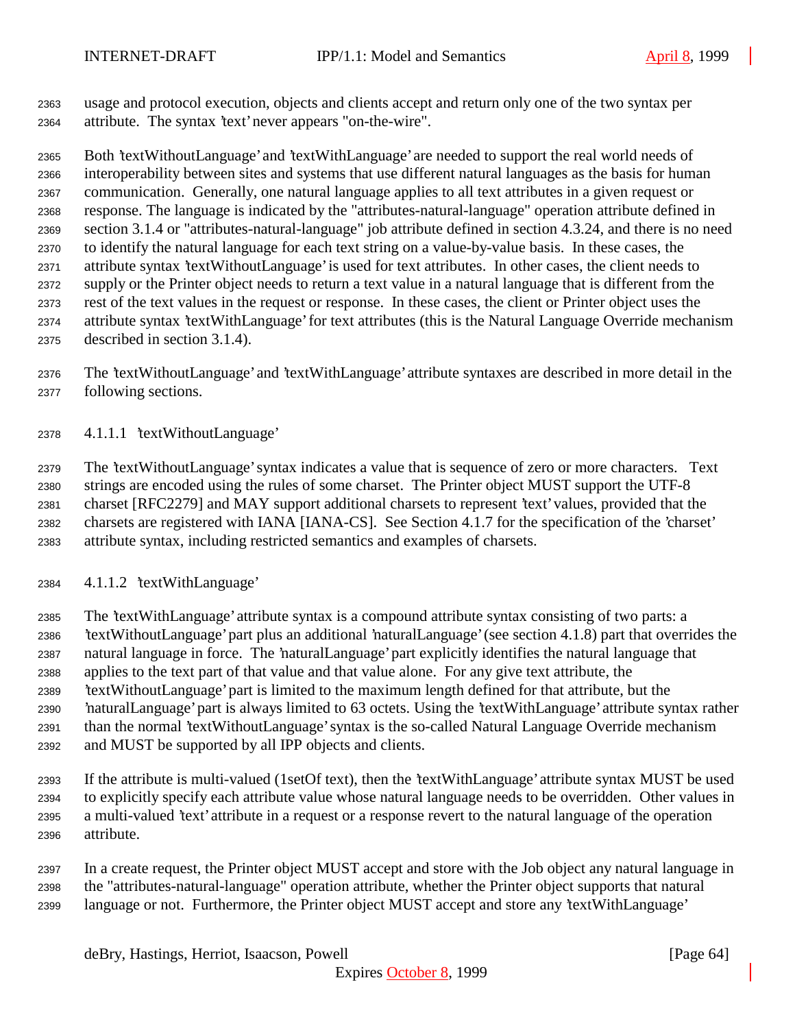usage and protocol execution, objects and clients accept and return only one of the two syntax per attribute. The syntax 'text' never appears "on-the-wire".

Both 'textWithoutLanguage' and 'textWithLanguage' are needed to support the real world needs of interoperability between sites and systems that use different natural languages as the basis for human communication. Generally, one natural language applies to all text attributes in a given request or response. The language is indicated by the "attributes-natural-language" operation attribute defined in section 3.1.4 or "attributes-natural-language" job attribute defined in section 4.3.24, and there is no need to identify the natural language for each text string on a value-by-value basis. In these cases, the attribute syntax 'textWithoutLanguage' is used for text attributes. In other cases, the client needs to supply or the Printer object needs to return a text value in a natural language that is different from the rest of the text values in the request or response. In these cases, the client or Printer object uses the attribute syntax 'textWithLanguage' for text attributes (this is the Natural Language Override mechanism described in section 3.1.4).

The 'textWithoutLanguage' and 'textWithLanguage' attribute syntaxes are described in more detail in the following sections.

#### 4.1.1.1 'textWithoutLanguage'

The 'textWithoutLanguage' syntax indicates a value that is sequence of zero or more characters. Text strings are encoded using the rules of some charset. The Printer object MUST support the UTF-8 charset [RFC2279] and MAY support additional charsets to represent 'text' values, provided that the charsets are registered with IANA [IANA-CS]. See Section 4.1.7 for the specification of the 'charset' attribute syntax, including restricted semantics and examples of charsets.

#### 4.1.1.2 'textWithLanguage'

The 'textWithLanguage' attribute syntax is a compound attribute syntax consisting of two parts: a 'textWithoutLanguage' part plus an additional 'naturalLanguage' (see section 4.1.8) part that overrides the natural language in force. The 'naturalLanguage' part explicitly identifies the natural language that applies to the text part of that value and that value alone. For any give text attribute, the 'textWithoutLanguage' part is limited to the maximum length defined for that attribute, but the 'naturalLanguage' part is always limited to 63 octets. Using the 'textWithLanguage' attribute syntax rather than the normal 'textWithoutLanguage' syntax is the so-called Natural Language Override mechanism and MUST be supported by all IPP objects and clients.

If the attribute is multi-valued (1setOf text), then the 'textWithLanguage' attribute syntax MUST be used to explicitly specify each attribute value whose natural language needs to be overridden. Other values in a multi-valued 'text' attribute in a request or a response revert to the natural language of the operation attribute.

In a create request, the Printer object MUST accept and store with the Job object any natural language in the "attributes-natural-language" operation attribute, whether the Printer object supports that natural language or not. Furthermore, the Printer object MUST accept and store any 'textWithLanguage'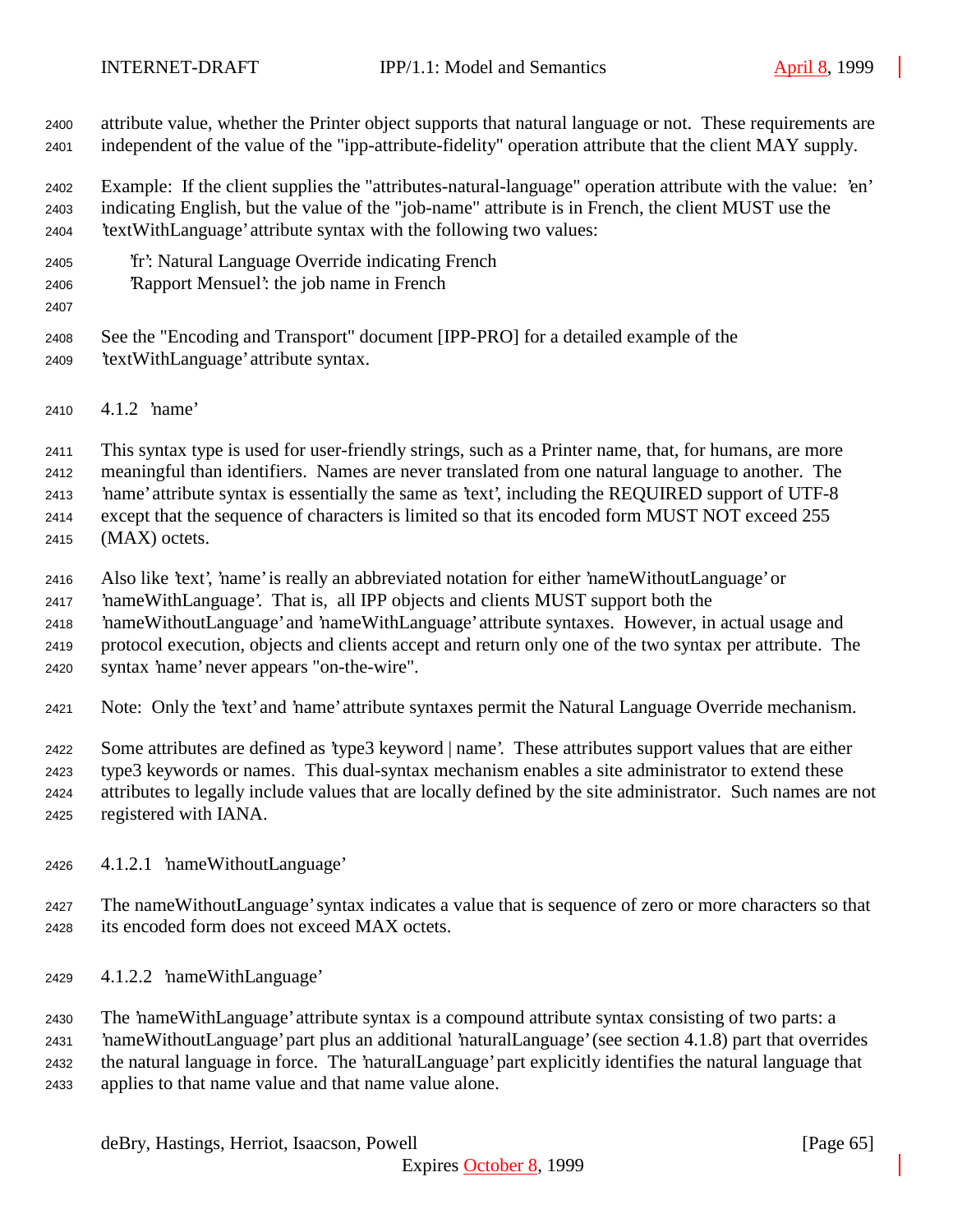attribute value, whether the Printer object supports that natural language or not. These requirements are independent of the value of the "ipp-attribute-fidelity" operation attribute that the client MAY supply.

Example: If the client supplies the "attributes-natural-language" operation attribute with the value: 'en' indicating English, but the value of the "job-name" attribute is in French, the client MUST use the 'textWithLanguage' attribute syntax with the following two values:

    'fr': Natural Language Override indicating French
    'Rapport Mensuel': the job name in French

See the "Encoding and Transport" document [IPP-PRO] for a detailed example of the 'textWithLanguage' attribute syntax.

### 4.1.2 'name'

This syntax type is used for user-friendly strings, such as a Printer name, that, for humans, are more meaningful than identifiers. Names are never translated from one natural language to another. The 'name' attribute syntax is essentially the same as 'text', including the REQUIRED support of UTF-8 except that the sequence of characters is limited so that its encoded form MUST NOT exceed 255 (MAX) octets.

Also like 'text', 'name' is really an abbreviated notation for either 'nameWithoutLanguage' or 'nameWithLanguage'. That is, all IPP objects and clients MUST support both the 'nameWithoutLanguage' and 'nameWithLanguage' attribute syntaxes. However, in actual usage and protocol execution, objects and clients accept and return only one of the two syntax per attribute. The syntax 'name' never appears "on-the-wire".

Note: Only the 'text' and 'name' attribute syntaxes permit the Natural Language Override mechanism.

Some attributes are defined as 'type3 keyword | name'. These attributes support values that are either type3 keywords or names. This dual-syntax mechanism enables a site administrator to extend these attributes to legally include values that are locally defined by the site administrator. Such names are not registered with IANA.

#### 4.1.2.1 'nameWithoutLanguage'

The nameWithoutLanguage' syntax indicates a value that is sequence of zero or more characters so that its encoded form does not exceed MAX octets.

#### 4.1.2.2 'nameWithLanguage'

The 'nameWithLanguage' attribute syntax is a compound attribute syntax consisting of two parts: a 'nameWithoutLanguage' part plus an additional 'naturalLanguage' (see section 4.1.8) part that overrides the natural language in force. The 'naturalLanguage' part explicitly identifies the natural language that applies to that name value and that name value alone.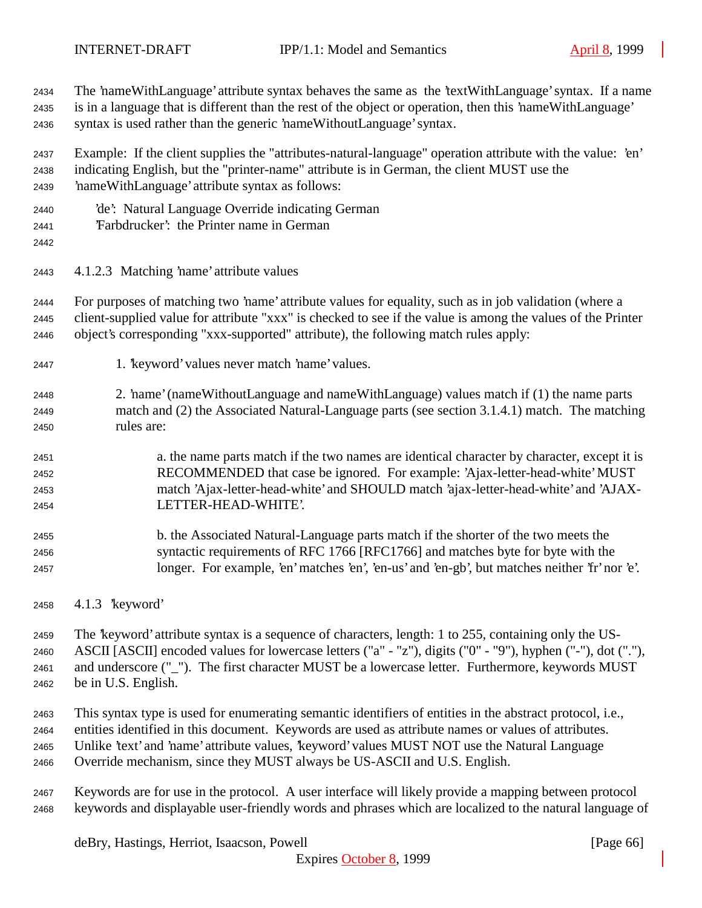The 'nameWithLanguage' attribute syntax behaves the same as the 'textWithLanguage' syntax. If a name is in a language that is different than the rest of the object or operation, then this 'nameWithLanguage' syntax is used rather than the generic 'nameWithoutLanguage' syntax.

Example: If the client supplies the "attributes-natural-language" operation attribute with the value: 'en' indicating English, but the "printer-name" attribute is in German, the client MUST use the 'nameWithLanguage' attribute syntax as follows:

'de': Natural Language Override indicating German
'Farbdrucker': the Printer name in German

#### 4.1.2.3 Matching 'name' attribute values

For purposes of matching two 'name' attribute values for equality, such as in job validation (where a client-supplied value for attribute "xxx" is checked to see if the value is among the values of the Printer object's corresponding "xxx-supported" attribute), the following match rules apply:

1. 'keyword' values never match 'name' values.

2. 'name' (nameWithoutLanguage and nameWithLanguage) values match if (1) the name parts match and (2) the Associated Natural-Language parts (see section 3.1.4.1) match. The matching rules are:

   a. the name parts match if the two names are identical character by character, except it is RECOMMENDED that case be ignored. For example: 'Ajax-letter-head-white' MUST match 'Ajax-letter-head-white' and SHOULD match 'ajax-letter-head-white' and 'AJAX-LETTER-HEAD-WHITE'.

   b. the Associated Natural-Language parts match if the shorter of the two meets the syntactic requirements of RFC 1766 [RFC1766] and matches byte for byte with the longer. For example, 'en' matches 'en', 'en-us' and 'en-gb', but matches neither 'fr' nor 'e'.

### 4.1.3 'keyword'

The 'keyword' attribute syntax is a sequence of characters, length: 1 to 255, containing only the US-ASCII [ASCII] encoded values for lowercase letters ("a" - "z"), digits ("0" - "9"), hyphen ("-"), dot ("."), and underscore ("_"). The first character MUST be a lowercase letter. Furthermore, keywords MUST be in U.S. English.

This syntax type is used for enumerating semantic identifiers of entities in the abstract protocol, i.e., entities identified in this document. Keywords are used as attribute names or values of attributes. Unlike 'text' and 'name' attribute values, 'keyword' values MUST NOT use the Natural Language Override mechanism, since they MUST always be US-ASCII and U.S. English.

Keywords are for use in the protocol. A user interface will likely provide a mapping between protocol keywords and displayable user-friendly words and phrases which are localized to the natural language of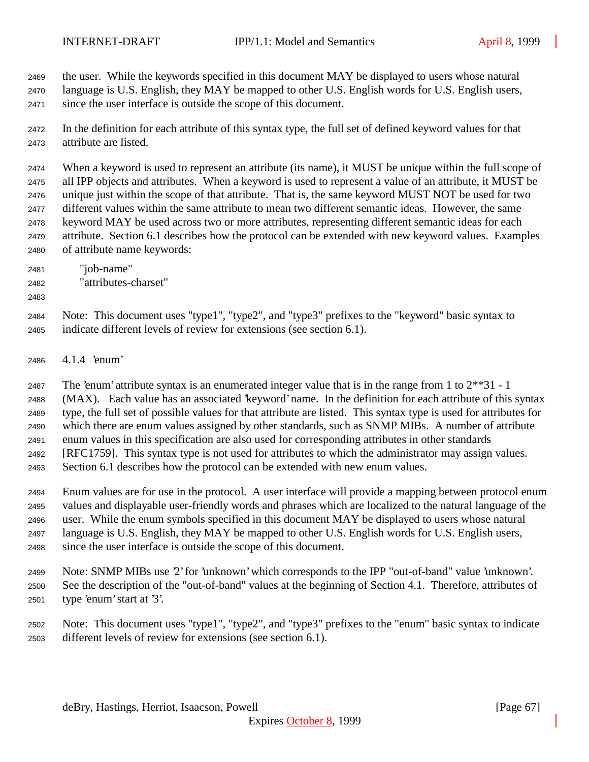the user. While the keywords specified in this document MAY be displayed to users whose natural language is U.S. English, they MAY be mapped to other U.S. English words for U.S. English users, since the user interface is outside the scope of this document.

In the definition for each attribute of this syntax type, the full set of defined keyword values for that attribute are listed.

When a keyword is used to represent an attribute (its name), it MUST be unique within the full scope of all IPP objects and attributes. When a keyword is used to represent a value of an attribute, it MUST be unique just within the scope of that attribute. That is, the same keyword MUST NOT be used for two different values within the same attribute to mean two different semantic ideas. However, the same keyword MAY be used across two or more attributes, representing different semantic ideas for each attribute. Section 6.1 describes how the protocol can be extended with new keyword values. Examples of attribute name keywords:

```
"job-name"
"attributes-charset"
```

Note: This document uses "type1", "type2", and "type3" prefixes to the "keyword" basic syntax to indicate different levels of review for extensions (see section 6.1).

### 4.1.4 'enum'

The 'enum' attribute syntax is an enumerated integer value that is in the range from 1 to 2**31 - 1 (MAX). Each value has an associated 'keyword' name. In the definition for each attribute of this syntax type, the full set of possible values for that attribute are listed. This syntax type is used for attributes for which there are enum values assigned by other standards, such as SNMP MIBs. A number of attribute enum values in this specification are also used for corresponding attributes in other standards [RFC1759]. This syntax type is not used for attributes to which the administrator may assign values. Section 6.1 describes how the protocol can be extended with new enum values.

Enum values are for use in the protocol. A user interface will provide a mapping between protocol enum values and displayable user-friendly words and phrases which are localized to the natural language of the user. While the enum symbols specified in this document MAY be displayed to users whose natural language is U.S. English, they MAY be mapped to other U.S. English words for U.S. English users, since the user interface is outside the scope of this document.

Note: SNMP MIBs use '2' for 'unknown' which corresponds to the IPP "out-of-band" value 'unknown'. See the description of the "out-of-band" values at the beginning of Section 4.1. Therefore, attributes of type 'enum' start at '3'.

Note: This document uses "type1", "type2", and "type3" prefixes to the "enum" basic syntax to indicate different levels of review for extensions (see section 6.1).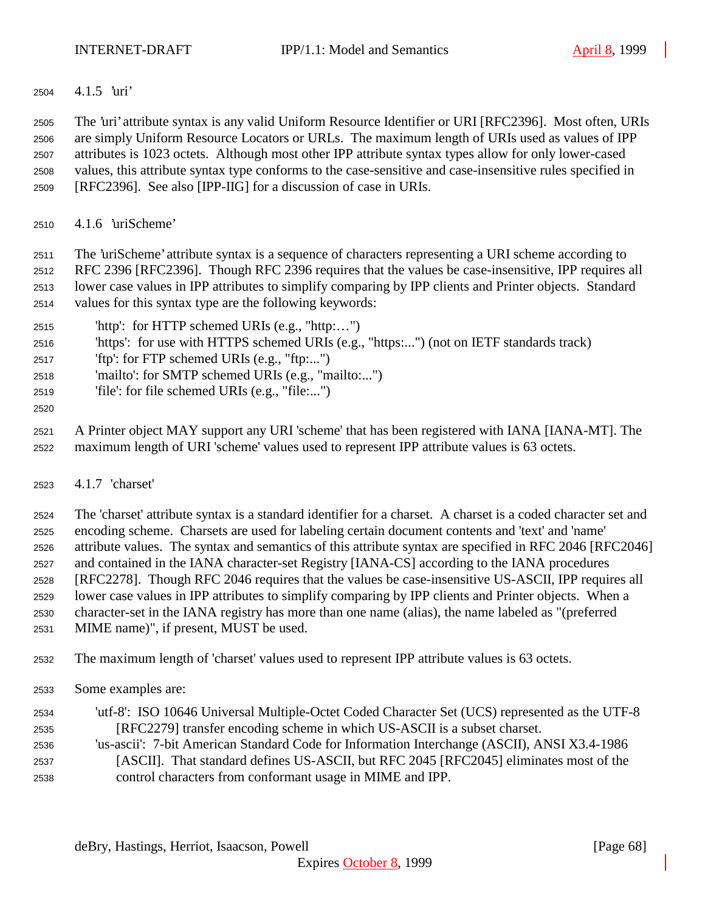#### 4.1.5 'uri'

The 'uri' attribute syntax is any valid Uniform Resource Identifier or URI [RFC2396]. Most often, URIs are simply Uniform Resource Locators or URLs. The maximum length of URIs used as values of IPP attributes is 1023 octets. Although most other IPP attribute syntax types allow for only lower-cased values, this attribute syntax type conforms to the case-sensitive and case-insensitive rules specified in [RFC2396]. See also [IPP-IIG] for a discussion of case in URIs.

#### 4.1.6 'uriScheme'

The 'uriScheme' attribute syntax is a sequence of characters representing a URI scheme according to RFC 2396 [RFC2396]. Though RFC 2396 requires that the values be case-insensitive, IPP requires all lower case values in IPP attributes to simplify comparing by IPP clients and Printer objects. Standard values for this syntax type are the following keywords:

- 'http': for HTTP schemed URIs (e.g., "http:…")
- 'https': for use with HTTPS schemed URIs (e.g., "https:...") (not on IETF standards track)
- 'ftp': for FTP schemed URIs (e.g., "ftp:...")
- 'mailto': for SMTP schemed URIs (e.g., "mailto:...")
- 'file': for file schemed URIs (e.g., "file:...")

A Printer object MAY support any URI 'scheme' that has been registered with IANA [IANA-MT]. The maximum length of URI 'scheme' values used to represent IPP attribute values is 63 octets.

#### 4.1.7 'charset'

The 'charset' attribute syntax is a standard identifier for a charset. A charset is a coded character set and encoding scheme. Charsets are used for labeling certain document contents and 'text' and 'name' attribute values. The syntax and semantics of this attribute syntax are specified in RFC 2046 [RFC2046] and contained in the IANA character-set Registry [IANA-CS] according to the IANA procedures [RFC2278]. Though RFC 2046 requires that the values be case-insensitive US-ASCII, IPP requires all lower case values in IPP attributes to simplify comparing by IPP clients and Printer objects. When a character-set in the IANA registry has more than one name (alias), the name labeled as "(preferred MIME name)", if present, MUST be used.

The maximum length of 'charset' values used to represent IPP attribute values is 63 octets.

Some examples are:

- 'utf-8': ISO 10646 Universal Multiple-Octet Coded Character Set (UCS) represented as the UTF-8 [RFC2279] transfer encoding scheme in which US-ASCII is a subset charset.
- 'us-ascii': 7-bit American Standard Code for Information Interchange (ASCII), ANSI X3.4-1986 [ASCII]. That standard defines US-ASCII, but RFC 2045 [RFC2045] eliminates most of the control characters from conformant usage in MIME and IPP.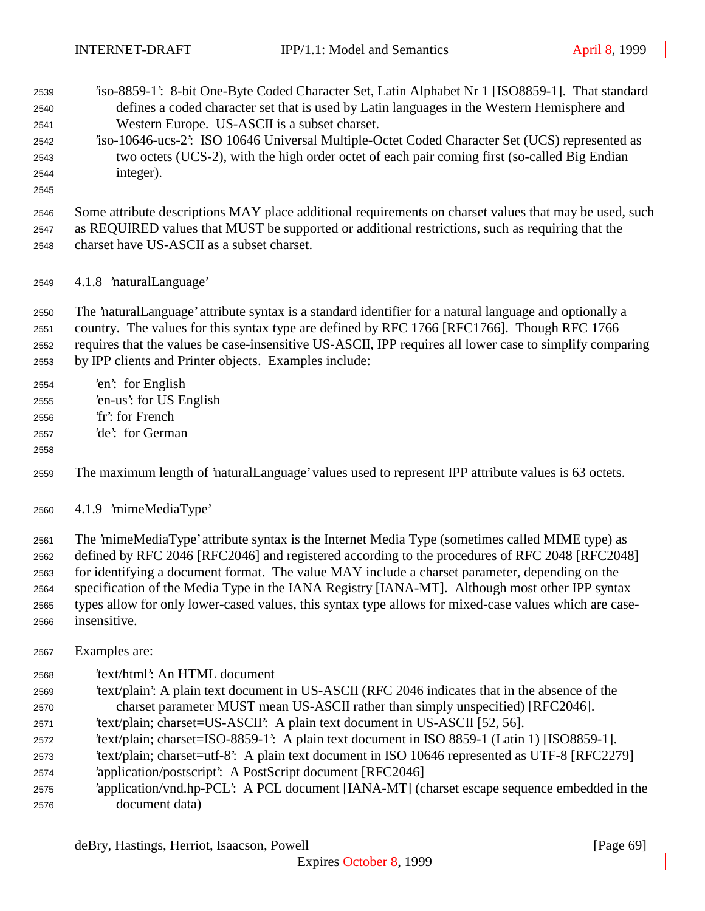'iso-8859-1': 8-bit One-Byte Coded Character Set, Latin Alphabet Nr 1 [ISO8859-1]. That standard defines a coded character set that is used by Latin languages in the Western Hemisphere and Western Europe. US-ASCII is a subset charset.

'iso-10646-ucs-2': ISO 10646 Universal Multiple-Octet Coded Character Set (UCS) represented as two octets (UCS-2), with the high order octet of each pair coming first (so-called Big Endian integer).

Some attribute descriptions MAY place additional requirements on charset values that may be used, such as REQUIRED values that MUST be supported or additional restrictions, such as requiring that the charset have US-ASCII as a subset charset.

### 4.1.8 'naturalLanguage'

The 'naturalLanguage' attribute syntax is a standard identifier for a natural language and optionally a country. The values for this syntax type are defined by RFC 1766 [RFC1766]. Though RFC 1766 requires that the values be case-insensitive US-ASCII, IPP requires all lower case to simplify comparing by IPP clients and Printer objects. Examples include:

'en': for English
'en-us': for US English
'fr': for French
'de': for German

The maximum length of 'naturalLanguage' values used to represent IPP attribute values is 63 octets.

### 4.1.9 'mimeMediaType'

The 'mimeMediaType' attribute syntax is the Internet Media Type (sometimes called MIME type) as defined by RFC 2046 [RFC2046] and registered according to the procedures of RFC 2048 [RFC2048] for identifying a document format. The value MAY include a charset parameter, depending on the specification of the Media Type in the IANA Registry [IANA-MT]. Although most other IPP syntax types allow for only lower-cased values, this syntax type allows for mixed-case values which are case-insensitive.

Examples are:

'text/html': An HTML document
'text/plain': A plain text document in US-ASCII (RFC 2046 indicates that in the absence of the charset parameter MUST mean US-ASCII rather than simply unspecified) [RFC2046].
'text/plain; charset=US-ASCII': A plain text document in US-ASCII [52, 56].
'text/plain; charset=ISO-8859-1': A plain text document in ISO 8859-1 (Latin 1) [ISO8859-1].
'text/plain; charset=utf-8': A plain text document in ISO 10646 represented as UTF-8 [RFC2279]
'application/postscript': A PostScript document [RFC2046]
'application/vnd.hp-PCL': A PCL document [IANA-MT] (charset escape sequence embedded in the document data)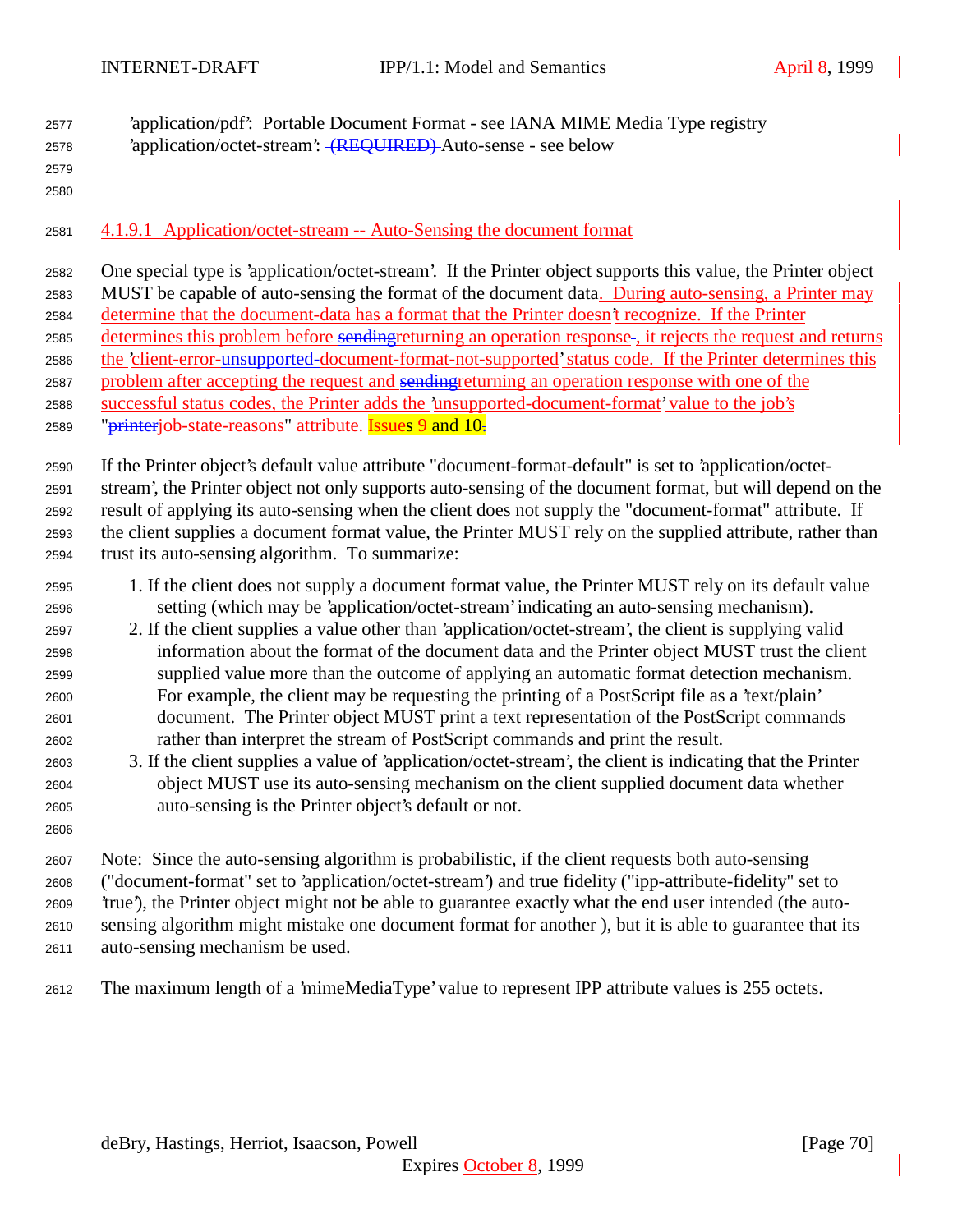'application/pdf': Portable Document Format - see IANA MIME Media Type registry
'application/octet-stream': (REQUIRED) Auto-sense - see below

#### 4.1.9.1 Application/octet-stream -- Auto-Sensing the document format

One special type is 'application/octet-stream'. If the Printer object supports this value, the Printer object MUST be capable of auto-sensing the format of the document data. During auto-sensing, a Printer may determine that the document-data has a format that the Printer doesn't recognize. If the Printer determines this problem before sendingreturning an operation response., it rejects the request and returns the 'client-error-unsupported-document-format-not-supported' status code. If the Printer determines this problem after accepting the request and sendingreturning an operation response with one of the successful status codes, the Printer adds the 'unsupported-document-format' value to the job's "printerjob-state-reasons" attribute. Issues 9 and 10.

If the Printer object's default value attribute "document-format-default" is set to 'application/octet-stream', the Printer object not only supports auto-sensing of the document format, but will depend on the result of applying its auto-sensing when the client does not supply the "document-format" attribute. If the client supplies a document format value, the Printer MUST rely on the supplied attribute, rather than trust its auto-sensing algorithm. To summarize:

1. If the client does not supply a document format value, the Printer MUST rely on its default value setting (which may be 'application/octet-stream' indicating an auto-sensing mechanism).
2. If the client supplies a value other than 'application/octet-stream', the client is supplying valid information about the format of the document data and the Printer object MUST trust the client supplied value more than the outcome of applying an automatic format detection mechanism. For example, the client may be requesting the printing of a PostScript file as a 'text/plain' document. The Printer object MUST print a text representation of the PostScript commands rather than interpret the stream of PostScript commands and print the result.
3. If the client supplies a value of 'application/octet-stream', the client is indicating that the Printer object MUST use its auto-sensing mechanism on the client supplied document data whether auto-sensing is the Printer object's default or not.

Note: Since the auto-sensing algorithm is probabilistic, if the client requests both auto-sensing ("document-format" set to 'application/octet-stream') and true fidelity ("ipp-attribute-fidelity" set to 'true'), the Printer object might not be able to guarantee exactly what the end user intended (the auto-sensing algorithm might mistake one document format for another ), but it is able to guarantee that its auto-sensing mechanism be used.

The maximum length of a 'mimeMediaType' value to represent IPP attribute values is 255 octets.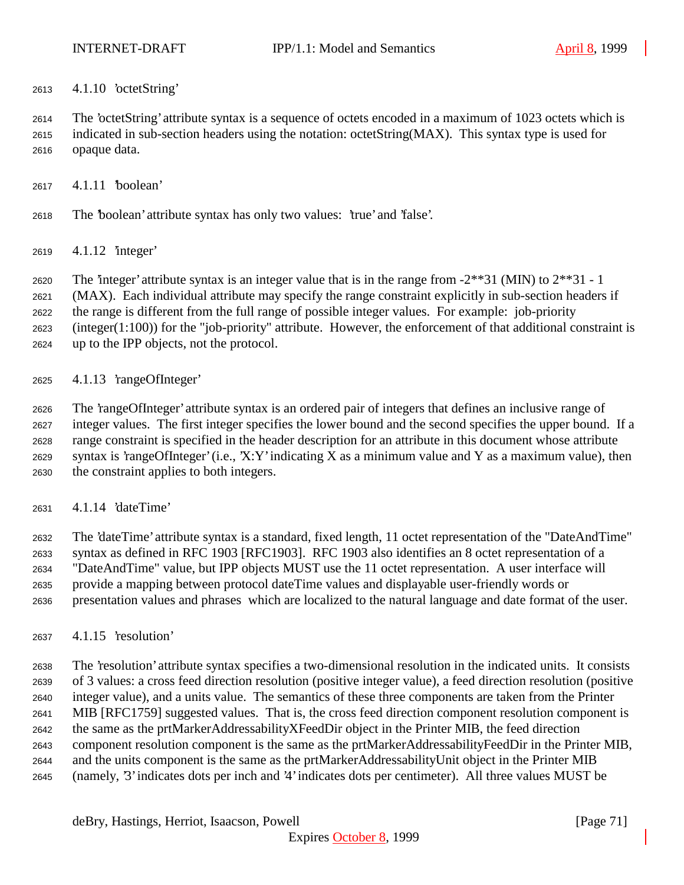#### 4.1.10 'octetString'

The 'octetString' attribute syntax is a sequence of octets encoded in a maximum of 1023 octets which is indicated in sub-section headers using the notation: octetString(MAX). This syntax type is used for opaque data.

#### 4.1.11 'boolean'

The 'boolean' attribute syntax has only two values: 'true' and 'false'.

#### 4.1.12 'integer'

The 'integer' attribute syntax is an integer value that is in the range from -2**31 (MIN) to 2**31 - 1 (MAX). Each individual attribute may specify the range constraint explicitly in sub-section headers if the range is different from the full range of possible integer values. For example: job-priority (integer(1:100)) for the "job-priority" attribute. However, the enforcement of that additional constraint is up to the IPP objects, not the protocol.

#### 4.1.13 'rangeOfInteger'

The 'rangeOfInteger' attribute syntax is an ordered pair of integers that defines an inclusive range of integer values. The first integer specifies the lower bound and the second specifies the upper bound. If a range constraint is specified in the header description for an attribute in this document whose attribute syntax is 'rangeOfInteger' (i.e., 'X:Y' indicating X as a minimum value and Y as a maximum value), then the constraint applies to both integers.

#### 4.1.14 'dateTime'

The 'dateTime' attribute syntax is a standard, fixed length, 11 octet representation of the "DateAndTime" syntax as defined in RFC 1903 [RFC1903]. RFC 1903 also identifies an 8 octet representation of a "DateAndTime" value, but IPP objects MUST use the 11 octet representation. A user interface will provide a mapping between protocol dateTime values and displayable user-friendly words or presentation values and phrases which are localized to the natural language and date format of the user.

#### 4.1.15 'resolution'

The 'resolution' attribute syntax specifies a two-dimensional resolution in the indicated units. It consists of 3 values: a cross feed direction resolution (positive integer value), a feed direction resolution (positive integer value), and a units value. The semantics of these three components are taken from the Printer MIB [RFC1759] suggested values. That is, the cross feed direction component resolution component is the same as the prtMarkerAddressabilityXFeedDir object in the Printer MIB, the feed direction component resolution component is the same as the prtMarkerAddressabilityFeedDir in the Printer MIB, and the units component is the same as the prtMarkerAddressabilityUnit object in the Printer MIB (namely, '3' indicates dots per inch and '4' indicates dots per centimeter). All three values MUST be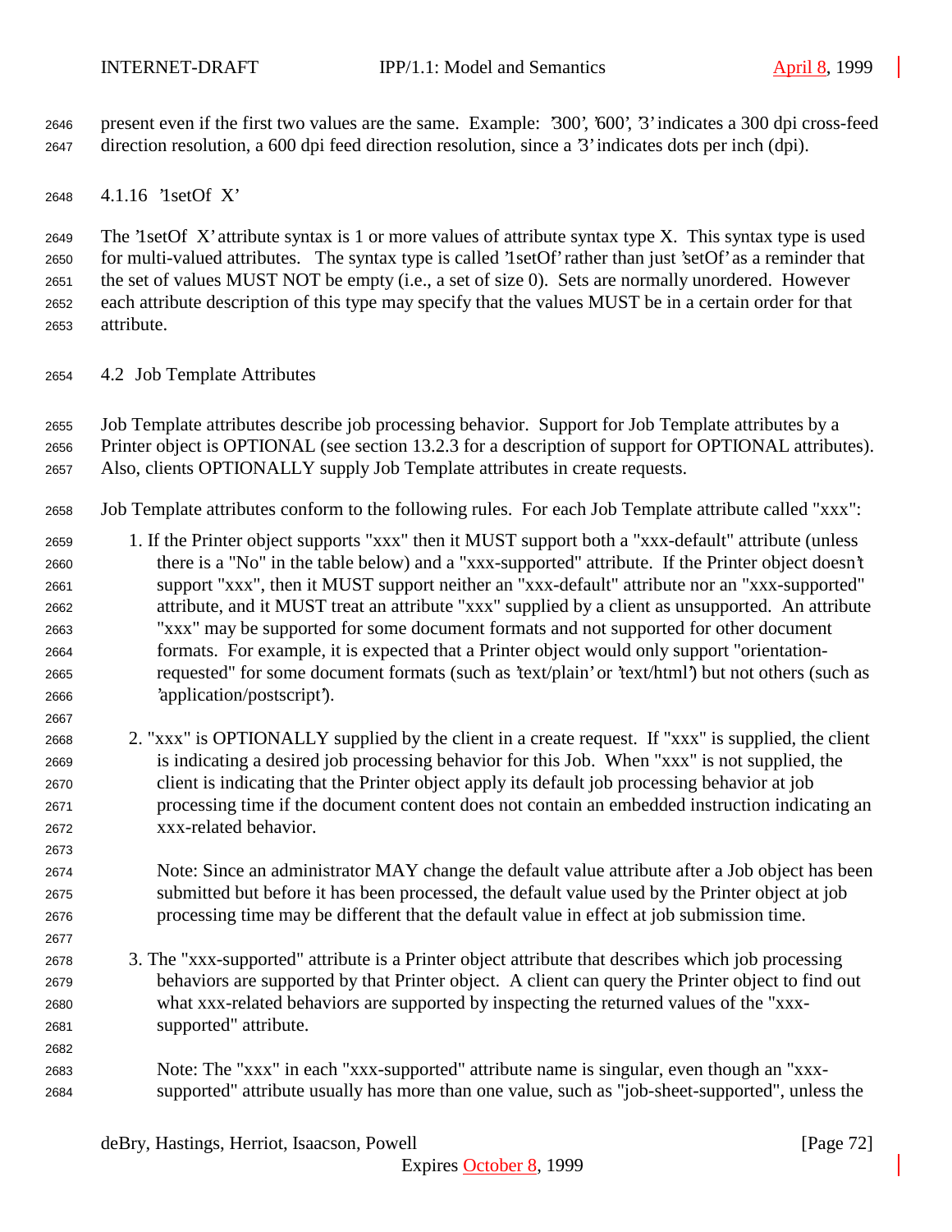present even if the first two values are the same. Example: '300', '600', '3' indicates a 300 dpi cross-feed direction resolution, a 600 dpi feed direction resolution, since a '3' indicates dots per inch (dpi).

#### 4.1.16 '1setOf X'

The '1setOf X' attribute syntax is 1 or more values of attribute syntax type X. This syntax type is used for multi-valued attributes. The syntax type is called '1setOf' rather than just 'setOf' as a reminder that the set of values MUST NOT be empty (i.e., a set of size 0). Sets are normally unordered. However each attribute description of this type may specify that the values MUST be in a certain order for that attribute.

### 4.2 Job Template Attributes

Job Template attributes describe job processing behavior. Support for Job Template attributes by a Printer object is OPTIONAL (see section 13.2.3 for a description of support for OPTIONAL attributes). Also, clients OPTIONALLY supply Job Template attributes in create requests.

Job Template attributes conform to the following rules. For each Job Template attribute called "xxx":

1. If the Printer object supports "xxx" then it MUST support both a "xxx-default" attribute (unless there is a "No" in the table below) and a "xxx-supported" attribute. If the Printer object doesn't support "xxx", then it MUST support neither an "xxx-default" attribute nor an "xxx-supported" attribute, and it MUST treat an attribute "xxx" supplied by a client as unsupported. An attribute "xxx" may be supported for some document formats and not supported for other document formats. For example, it is expected that a Printer object would only support "orientation-requested" for some document formats (such as 'text/plain' or 'text/html') but not others (such as 'application/postscript').

2. "xxx" is OPTIONALLY supplied by the client in a create request. If "xxx" is supplied, the client is indicating a desired job processing behavior for this Job. When "xxx" is not supplied, the client is indicating that the Printer object apply its default job processing behavior at job processing time if the document content does not contain an embedded instruction indicating an xxx-related behavior.

   Note: Since an administrator MAY change the default value attribute after a Job object has been submitted but before it has been processed, the default value used by the Printer object at job processing time may be different that the default value in effect at job submission time.

3. The "xxx-supported" attribute is a Printer object attribute that describes which job processing behaviors are supported by that Printer object. A client can query the Printer object to find out what xxx-related behaviors are supported by inspecting the returned values of the "xxx-supported" attribute.

   Note: The "xxx" in each "xxx-supported" attribute name is singular, even though an "xxx-supported" attribute usually has more than one value, such as "job-sheet-supported", unless the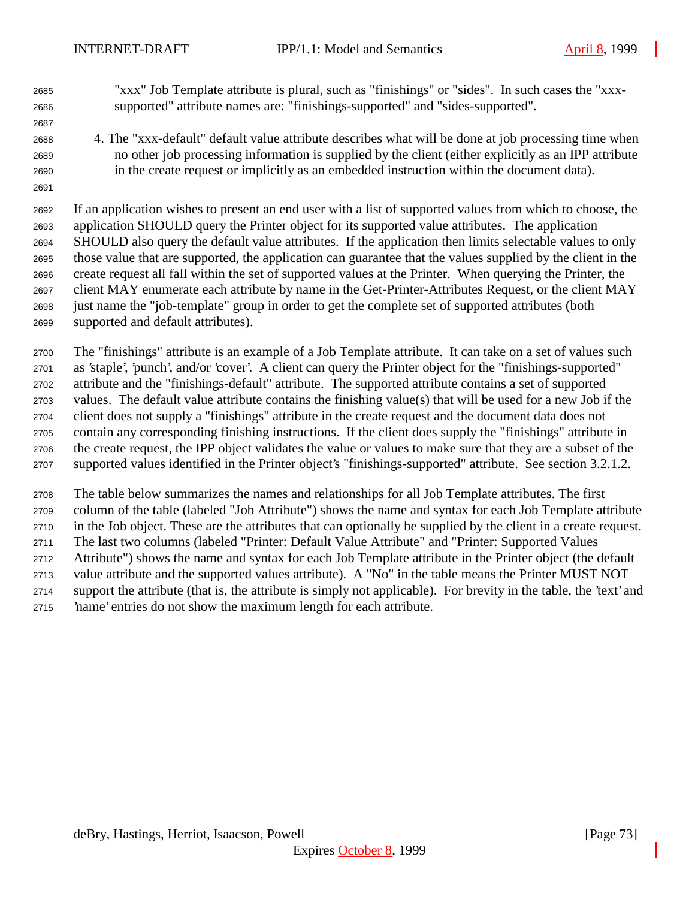"xxx" Job Template attribute is plural, such as "finishings" or "sides". In such cases the "xxx-supported" attribute names are: "finishings-supported" and "sides-supported".

4. The "xxx-default" default value attribute describes what will be done at job processing time when no other job processing information is supplied by the client (either explicitly as an IPP attribute in the create request or implicitly as an embedded instruction within the document data).

If an application wishes to present an end user with a list of supported values from which to choose, the application SHOULD query the Printer object for its supported value attributes. The application SHOULD also query the default value attributes. If the application then limits selectable values to only those value that are supported, the application can guarantee that the values supplied by the client in the create request all fall within the set of supported values at the Printer. When querying the Printer, the client MAY enumerate each attribute by name in the Get-Printer-Attributes Request, or the client MAY just name the "job-template" group in order to get the complete set of supported attributes (both supported and default attributes).

The "finishings" attribute is an example of a Job Template attribute. It can take on a set of values such as 'staple', 'punch', and/or 'cover'. A client can query the Printer object for the "finishings-supported" attribute and the "finishings-default" attribute. The supported attribute contains a set of supported values. The default value attribute contains the finishing value(s) that will be used for a new Job if the client does not supply a "finishings" attribute in the create request and the document data does not contain any corresponding finishing instructions. If the client does supply the "finishings" attribute in the create request, the IPP object validates the value or values to make sure that they are a subset of the supported values identified in the Printer object's "finishings-supported" attribute. See section 3.2.1.2.

The table below summarizes the names and relationships for all Job Template attributes. The first column of the table (labeled "Job Attribute") shows the name and syntax for each Job Template attribute in the Job object. These are the attributes that can optionally be supplied by the client in a create request. The last two columns (labeled "Printer: Default Value Attribute" and "Printer: Supported Values Attribute") shows the name and syntax for each Job Template attribute in the Printer object (the default value attribute and the supported values attribute). A "No" in the table means the Printer MUST NOT support the attribute (that is, the attribute is simply not applicable). For brevity in the table, the 'text' and 'name' entries do not show the maximum length for each attribute.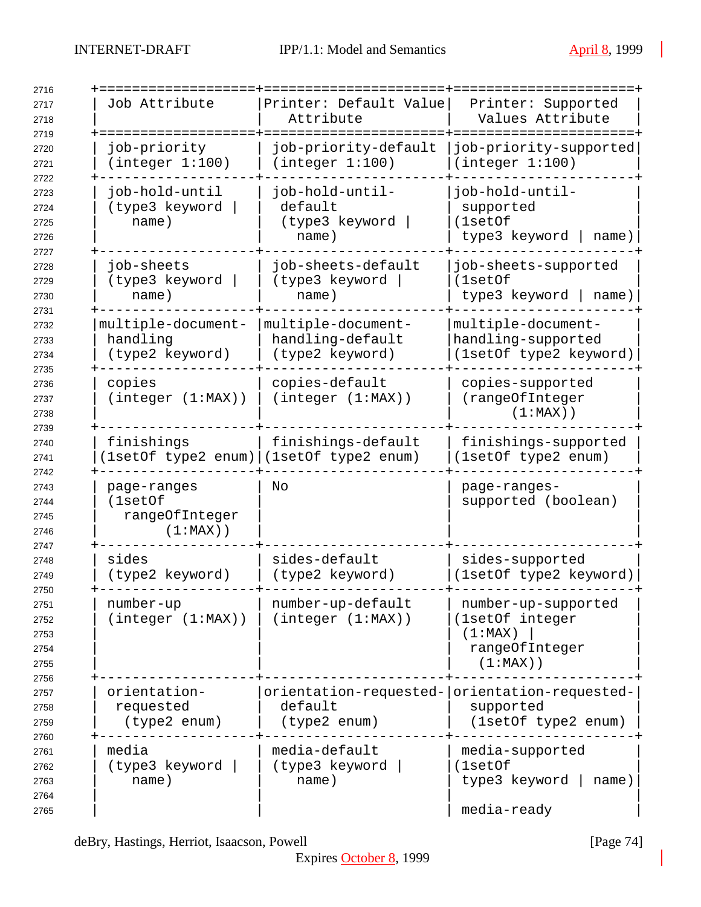| Job Attribute | Printer: Default Value Attribute | Printer: Supported Values Attribute |
|---|---|---|
| job-priority (integer 1:100) | job-priority-default (integer 1:100) | job-priority-supported (integer 1:100) |
| job-hold-until (type3 keyword \| name) | job-hold-until-default (type3 keyword \| name) | job-hold-until-supported (1setOf type3 keyword \| name) |
| job-sheets (type3 keyword \| name) | job-sheets-default (type3 keyword \| name) | job-sheets-supported (1setOf type3 keyword \| name) |
| multiple-document-handling (type2 keyword) | multiple-document-handling-default (type2 keyword) | multiple-document-handling-supported (1setOf type2 keyword) |
| copies (integer (1:MAX)) | copies-default (integer (1:MAX)) | copies-supported (rangeOfInteger (1:MAX)) |
| finishings (1setOf type2 enum) | finishings-default (1setOf type2 enum) | finishings-supported (1setOf type2 enum) |
| page-ranges (1setOf rangeOfInteger (1:MAX)) | No | page-ranges-supported (boolean) |
| sides (type2 keyword) | sides-default (type2 keyword) | sides-supported (1setOf type2 keyword) |
| number-up (integer (1:MAX)) | number-up-default (integer (1:MAX)) | number-up-supported (1setOf integer (1:MAX) \| rangeOfInteger (1:MAX)) |
| orientation-requested (type2 enum) | orientation-requested-default (type2 enum) | orientation-requested-supported (1setOf type2 enum) |
| media (type3 keyword \| name) | media-default (type3 keyword \| name) | media-supported (1setOf type3 keyword \| name)<br><br>media-ready |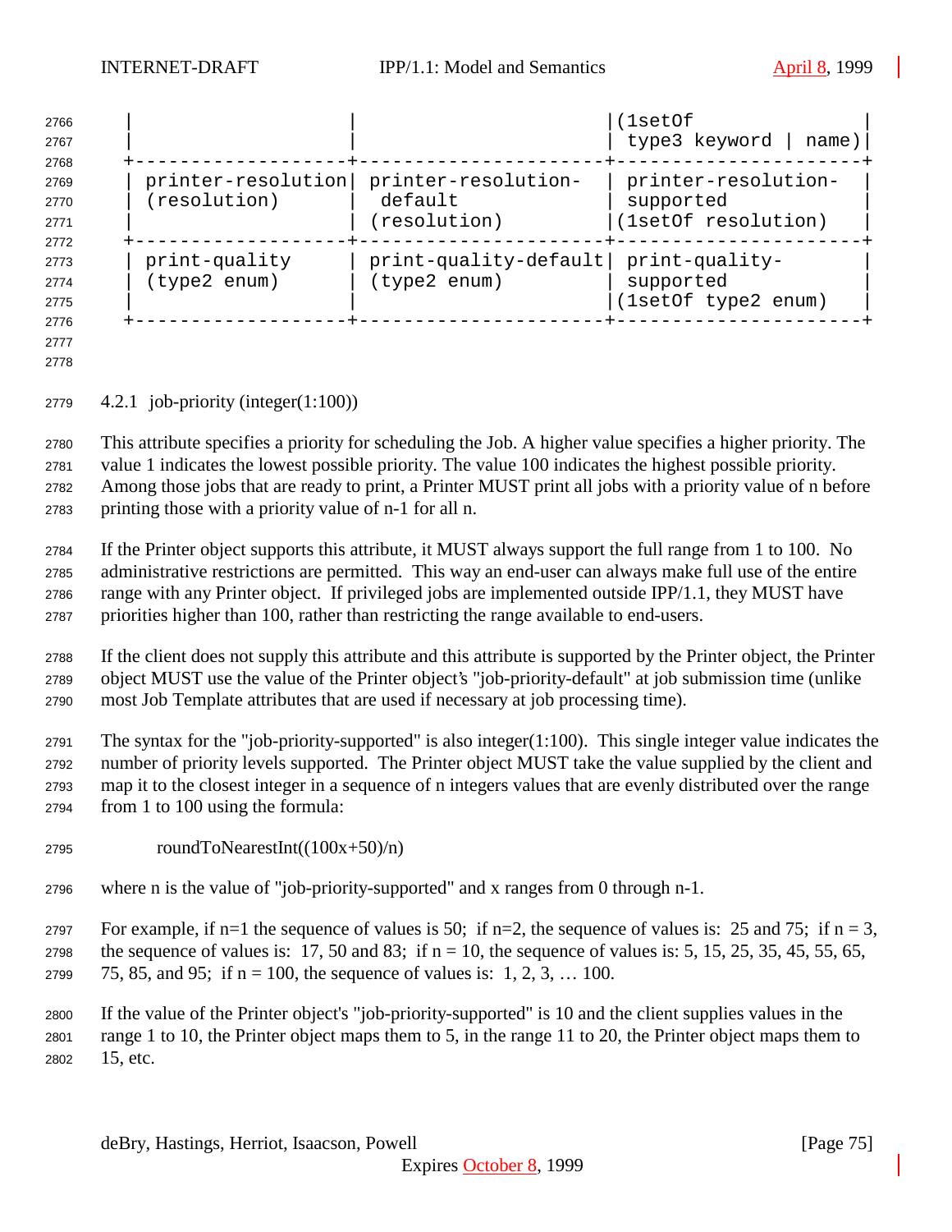| | | (1setOf type3 keyword \| name) |
|---|---|---|
| printer-resolution (resolution) | printer-resolution-default (resolution) | printer-resolution-supported (1setOf resolution) |
| print-quality (type2 enum) | print-quality-default (type2 enum) | print-quality-supported (1setOf type2 enum) |

### 4.2.1 job-priority (integer(1:100))

This attribute specifies a priority for scheduling the Job. A higher value specifies a higher priority. The value 1 indicates the lowest possible priority. The value 100 indicates the highest possible priority. Among those jobs that are ready to print, a Printer MUST print all jobs with a priority value of n before printing those with a priority value of n-1 for all n.

If the Printer object supports this attribute, it MUST always support the full range from 1 to 100. No administrative restrictions are permitted. This way an end-user can always make full use of the entire range with any Printer object. If privileged jobs are implemented outside IPP/1.1, they MUST have priorities higher than 100, rather than restricting the range available to end-users.

If the client does not supply this attribute and this attribute is supported by the Printer object, the Printer object MUST use the value of the Printer object's "job-priority-default" at job submission time (unlike most Job Template attributes that are used if necessary at job processing time).

The syntax for the "job-priority-supported" is also integer(1:100). This single integer value indicates the number of priority levels supported. The Printer object MUST take the value supplied by the client and map it to the closest integer in a sequence of n integers values that are evenly distributed over the range from 1 to 100 using the formula:

roundToNearestInt((100x+50)/n)

where n is the value of "job-priority-supported" and x ranges from 0 through n-1.

For example, if n=1 the sequence of values is 50; if n=2, the sequence of values is: 25 and 75; if n = 3, the sequence of values is: 17, 50 and 83; if n = 10, the sequence of values is: 5, 15, 25, 35, 45, 55, 65, 75, 85, and 95; if n = 100, the sequence of values is: 1, 2, 3, … 100.

If the value of the Printer object's "job-priority-supported" is 10 and the client supplies values in the range 1 to 10, the Printer object maps them to 5, in the range 11 to 20, the Printer object maps them to 15, etc.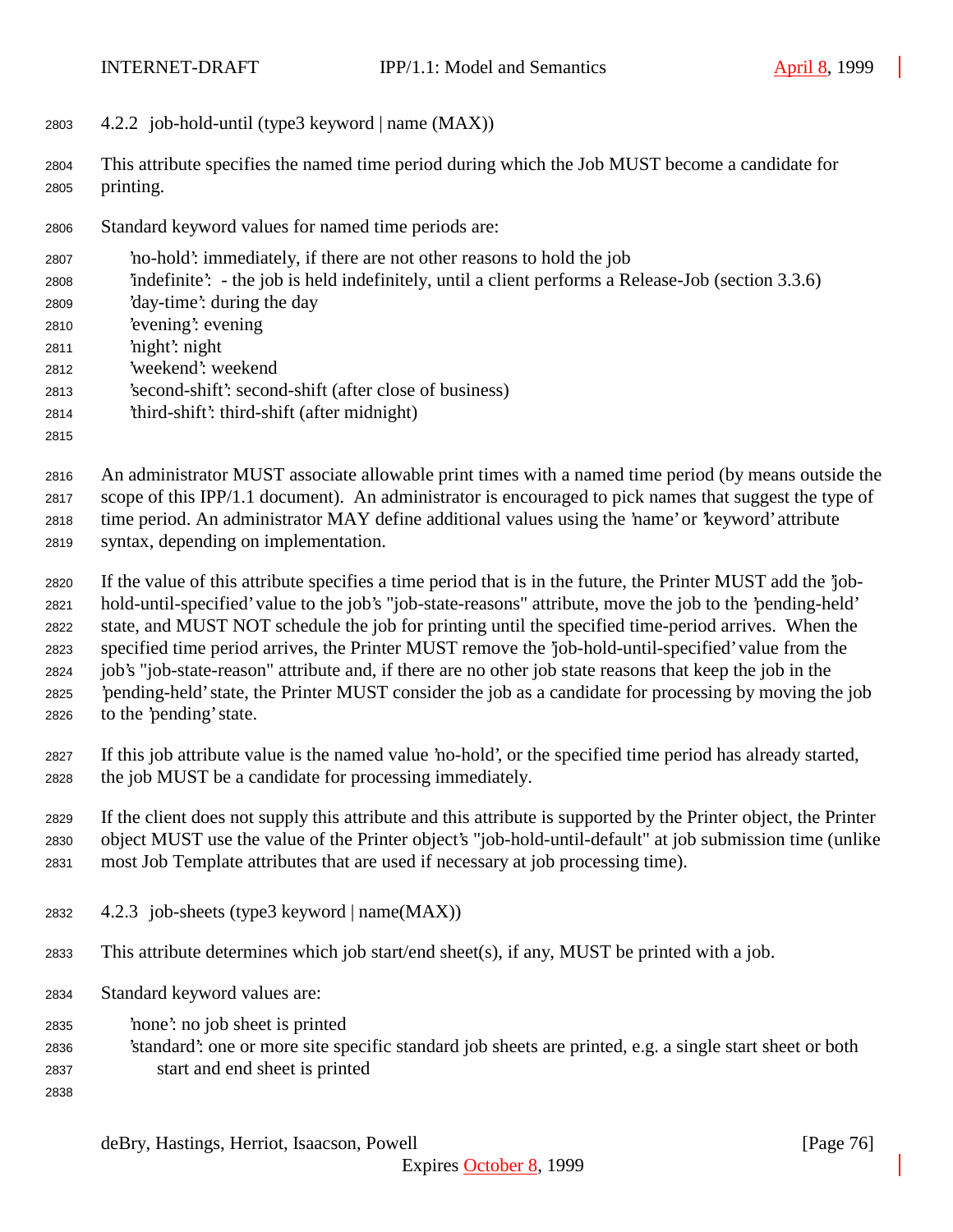### 4.2.2 job-hold-until (type3 keyword | name (MAX))

This attribute specifies the named time period during which the Job MUST become a candidate for printing.

Standard keyword values for named time periods are:

- 'no-hold': immediately, if there are not other reasons to hold the job
- 'indefinite': - the job is held indefinitely, until a client performs a Release-Job (section 3.3.6)
- 'day-time': during the day
- 'evening': evening
- 'night': night
- 'weekend': weekend
- 'second-shift': second-shift (after close of business)
- 'third-shift': third-shift (after midnight)

An administrator MUST associate allowable print times with a named time period (by means outside the scope of this IPP/1.1 document). An administrator is encouraged to pick names that suggest the type of time period. An administrator MAY define additional values using the 'name' or 'keyword' attribute syntax, depending on implementation.

If the value of this attribute specifies a time period that is in the future, the Printer MUST add the 'job-hold-until-specified' value to the job's "job-state-reasons" attribute, move the job to the 'pending-held' state, and MUST NOT schedule the job for printing until the specified time-period arrives. When the specified time period arrives, the Printer MUST remove the 'job-hold-until-specified' value from the job's "job-state-reason" attribute and, if there are no other job state reasons that keep the job in the 'pending-held' state, the Printer MUST consider the job as a candidate for processing by moving the job to the 'pending' state.

If this job attribute value is the named value 'no-hold', or the specified time period has already started, the job MUST be a candidate for processing immediately.

If the client does not supply this attribute and this attribute is supported by the Printer object, the Printer object MUST use the value of the Printer object's "job-hold-until-default" at job submission time (unlike most Job Template attributes that are used if necessary at job processing time).

### 4.2.3 job-sheets (type3 keyword | name(MAX))

This attribute determines which job start/end sheet(s), if any, MUST be printed with a job.

Standard keyword values are:

- 'none': no job sheet is printed
- 'standard': one or more site specific standard job sheets are printed, e.g. a single start sheet or both start and end sheet is printed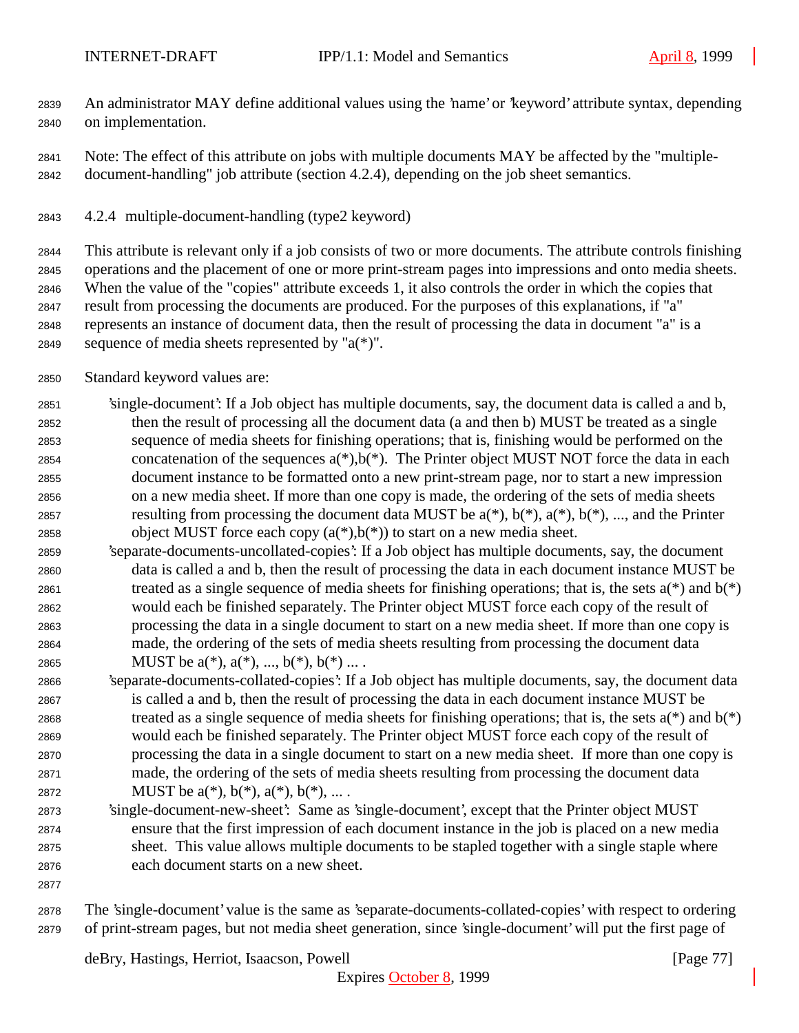An administrator MAY define additional values using the 'name' or 'keyword' attribute syntax, depending on implementation.

Note: The effect of this attribute on jobs with multiple documents MAY be affected by the "multiple-document-handling" job attribute (section 4.2.4), depending on the job sheet semantics.

### 4.2.4 multiple-document-handling (type2 keyword)

This attribute is relevant only if a job consists of two or more documents. The attribute controls finishing operations and the placement of one or more print-stream pages into impressions and onto media sheets. When the value of the "copies" attribute exceeds 1, it also controls the order in which the copies that result from processing the documents are produced. For the purposes of this explanations, if "a" represents an instance of document data, then the result of processing the data in document "a" is a sequence of media sheets represented by "a(*)".

Standard keyword values are:

'single-document': If a Job object has multiple documents, say, the document data is called a and b, then the result of processing all the document data (a and then b) MUST be treated as a single sequence of media sheets for finishing operations; that is, finishing would be performed on the concatenation of the sequences a(*),b(*). The Printer object MUST NOT force the data in each document instance to be formatted onto a new print-stream page, nor to start a new impression on a new media sheet. If more than one copy is made, the ordering of the sets of media sheets resulting from processing the document data MUST be a(*), b(*), a(*), b(*), ..., and the Printer object MUST force each copy (a(*),b(*)) to start on a new media sheet.

'separate-documents-uncollated-copies': If a Job object has multiple documents, say, the document data is called a and b, then the result of processing the data in each document instance MUST be treated as a single sequence of media sheets for finishing operations; that is, the sets a(*) and b(*) would each be finished separately. The Printer object MUST force each copy of the result of processing the data in a single document to start on a new media sheet. If more than one copy is made, the ordering of the sets of media sheets resulting from processing the document data MUST be a(*), a(*), ..., b(*), b(*) ... .

'separate-documents-collated-copies': If a Job object has multiple documents, say, the document data is called a and b, then the result of processing the data in each document instance MUST be treated as a single sequence of media sheets for finishing operations; that is, the sets a(*) and b(*) would each be finished separately. The Printer object MUST force each copy of the result of processing the data in a single document to start on a new media sheet. If more than one copy is made, the ordering of the sets of media sheets resulting from processing the document data MUST be a(*), b(*), a(*), b(*), ... .

'single-document-new-sheet': Same as 'single-document', except that the Printer object MUST ensure that the first impression of each document instance in the job is placed on a new media sheet. This value allows multiple documents to be stapled together with a single staple where each document starts on a new sheet.

The 'single-document' value is the same as 'separate-documents-collated-copies' with respect to ordering of print-stream pages, but not media sheet generation, since 'single-document' will put the first page of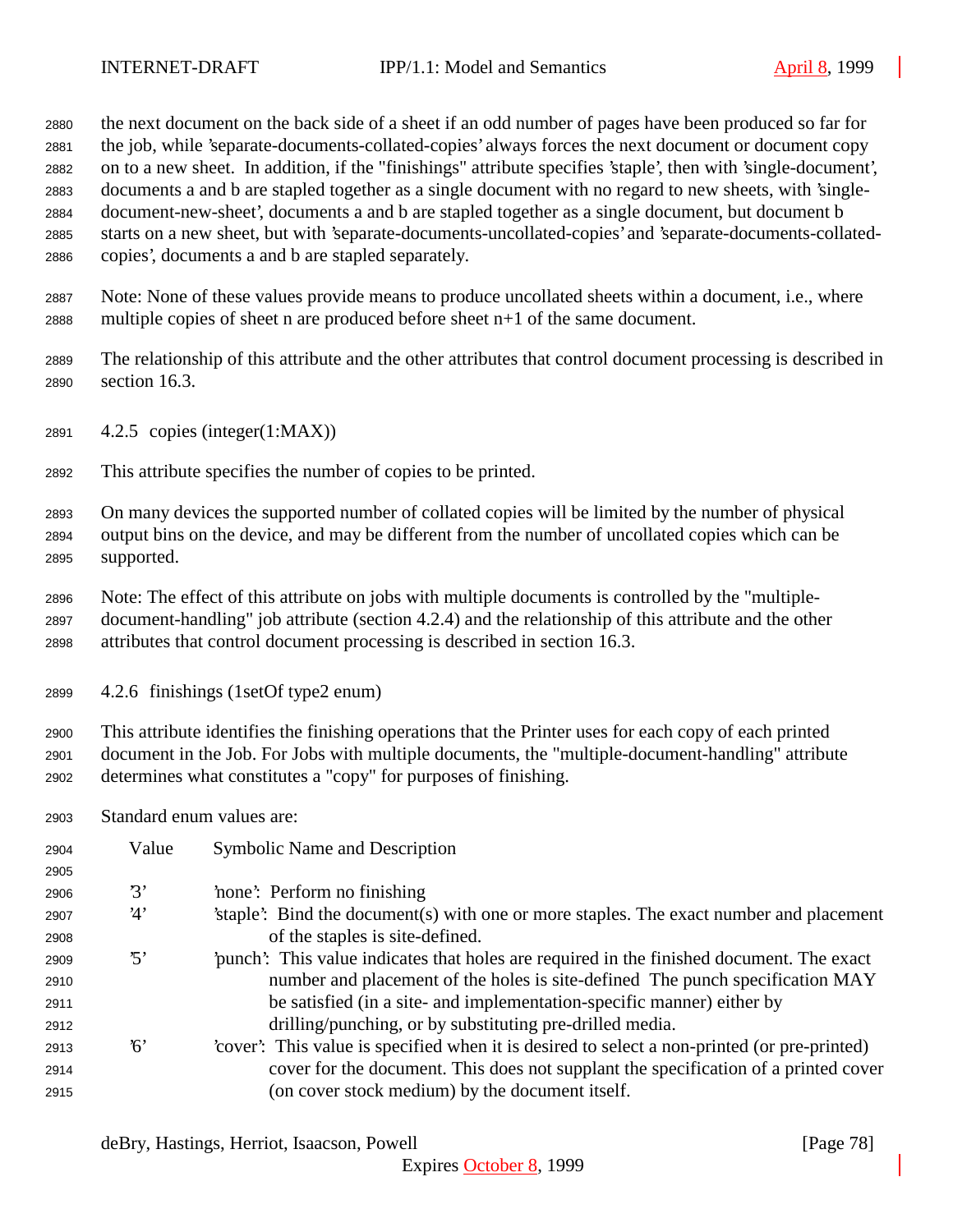the next document on the back side of a sheet if an odd number of pages have been produced so far for the job, while 'separate-documents-collated-copies' always forces the next document or document copy on to a new sheet. In addition, if the "finishings" attribute specifies 'staple', then with 'single-document', documents a and b are stapled together as a single document with no regard to new sheets, with 'single-document-new-sheet', documents a and b are stapled together as a single document, but document b starts on a new sheet, but with 'separate-documents-uncollated-copies' and 'separate-documents-collated-copies', documents a and b are stapled separately.

Note: None of these values provide means to produce uncollated sheets within a document, i.e., where multiple copies of sheet n are produced before sheet n+1 of the same document.

The relationship of this attribute and the other attributes that control document processing is described in section 16.3.

### 4.2.5 copies (integer(1:MAX))

This attribute specifies the number of copies to be printed.

On many devices the supported number of collated copies will be limited by the number of physical output bins on the device, and may be different from the number of uncollated copies which can be supported.

Note: The effect of this attribute on jobs with multiple documents is controlled by the "multiple-document-handling" job attribute (section 4.2.4) and the relationship of this attribute and the other attributes that control document processing is described in section 16.3.

### 4.2.6 finishings (1setOf type2 enum)

This attribute identifies the finishing operations that the Printer uses for each copy of each printed document in the Job. For Jobs with multiple documents, the "multiple-document-handling" attribute determines what constitutes a "copy" for purposes of finishing.

Standard enum values are:

| Value | Symbolic Name and Description |
|---|---|
| '3' | 'none': Perform no finishing |
| '4' | 'staple': Bind the document(s) with one or more staples. The exact number and placement of the staples is site-defined. |
| '5' | 'punch': This value indicates that holes are required in the finished document. The exact number and placement of the holes is site-defined The punch specification MAY be satisfied (in a site- and implementation-specific manner) either by drilling/punching, or by substituting pre-drilled media. |
| '6' | 'cover': This value is specified when it is desired to select a non-printed (or pre-printed) cover for the document. This does not supplant the specification of a printed cover (on cover stock medium) by the document itself. |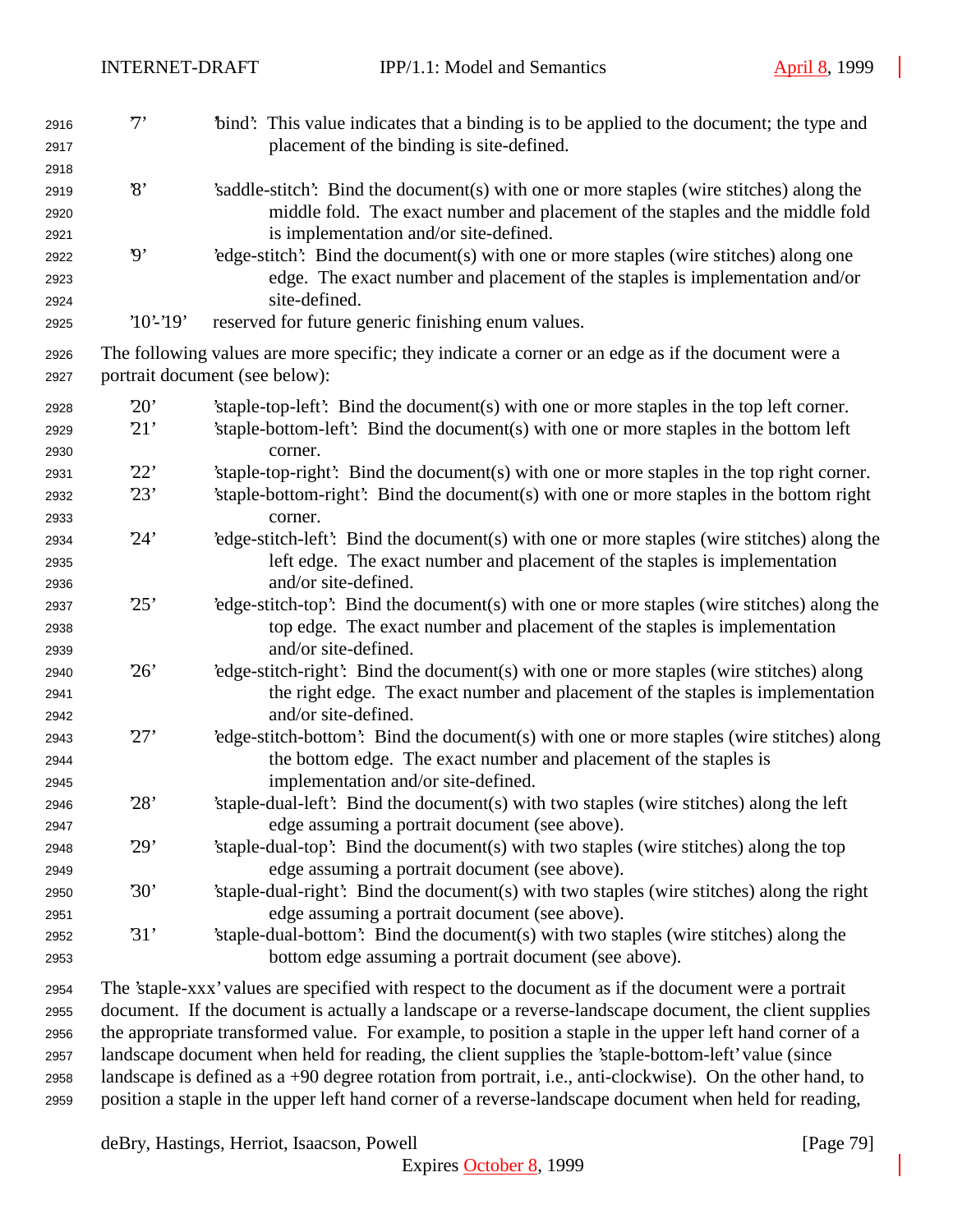'7' 'bind': This value indicates that a binding is to be applied to the document; the type and placement of the binding is site-defined.

'8' 'saddle-stitch': Bind the document(s) with one or more staples (wire stitches) along the middle fold. The exact number and placement of the staples and the middle fold is implementation and/or site-defined.

'9' 'edge-stitch': Bind the document(s) with one or more staples (wire stitches) along one edge. The exact number and placement of the staples is implementation and/or site-defined.

'10'-'19' reserved for future generic finishing enum values.

The following values are more specific; they indicate a corner or an edge as if the document were a portrait document (see below):

'20' 'staple-top-left': Bind the document(s) with one or more staples in the top left corner.

'21' 'staple-bottom-left': Bind the document(s) with one or more staples in the bottom left corner.

'22' 'staple-top-right': Bind the document(s) with one or more staples in the top right corner.

'23' 'staple-bottom-right': Bind the document(s) with one or more staples in the bottom right corner.

'24' 'edge-stitch-left': Bind the document(s) with one or more staples (wire stitches) along the left edge. The exact number and placement of the staples is implementation and/or site-defined.

'25' 'edge-stitch-top': Bind the document(s) with one or more staples (wire stitches) along the top edge. The exact number and placement of the staples is implementation and/or site-defined.

'26' 'edge-stitch-right': Bind the document(s) with one or more staples (wire stitches) along the right edge. The exact number and placement of the staples is implementation and/or site-defined.

'27' 'edge-stitch-bottom': Bind the document(s) with one or more staples (wire stitches) along the bottom edge. The exact number and placement of the staples is implementation and/or site-defined.

'28' 'staple-dual-left': Bind the document(s) with two staples (wire stitches) along the left edge assuming a portrait document (see above).

'29' 'staple-dual-top': Bind the document(s) with two staples (wire stitches) along the top edge assuming a portrait document (see above).

'30' 'staple-dual-right': Bind the document(s) with two staples (wire stitches) along the right edge assuming a portrait document (see above).

'31' 'staple-dual-bottom': Bind the document(s) with two staples (wire stitches) along the bottom edge assuming a portrait document (see above).

The 'staple-xxx' values are specified with respect to the document as if the document were a portrait document. If the document is actually a landscape or a reverse-landscape document, the client supplies the appropriate transformed value. For example, to position a staple in the upper left hand corner of a landscape document when held for reading, the client supplies the 'staple-bottom-left' value (since landscape is defined as a +90 degree rotation from portrait, i.e., anti-clockwise). On the other hand, to position a staple in the upper left hand corner of a reverse-landscape document when held for reading,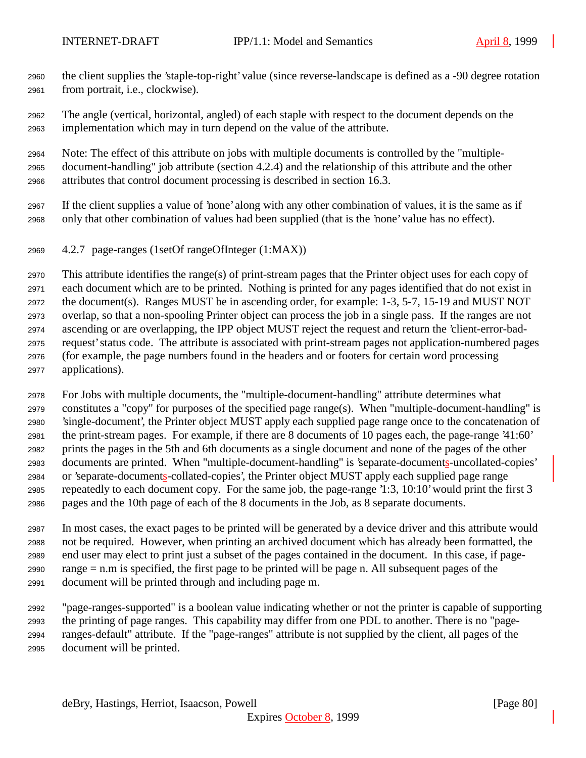the client supplies the 'staple-top-right' value (since reverse-landscape is defined as a -90 degree rotation from portrait, i.e., clockwise).

The angle (vertical, horizontal, angled) of each staple with respect to the document depends on the implementation which may in turn depend on the value of the attribute.

Note: The effect of this attribute on jobs with multiple documents is controlled by the "multiple-document-handling" job attribute (section 4.2.4) and the relationship of this attribute and the other attributes that control document processing is described in section 16.3.

If the client supplies a value of 'none' along with any other combination of values, it is the same as if only that other combination of values had been supplied (that is the 'none' value has no effect).

### 4.2.7 page-ranges (1setOf rangeOfInteger (1:MAX))

This attribute identifies the range(s) of print-stream pages that the Printer object uses for each copy of each document which are to be printed. Nothing is printed for any pages identified that do not exist in the document(s). Ranges MUST be in ascending order, for example: 1-3, 5-7, 15-19 and MUST NOT overlap, so that a non-spooling Printer object can process the job in a single pass. If the ranges are not ascending or are overlapping, the IPP object MUST reject the request and return the 'client-error-bad-request' status code. The attribute is associated with print-stream pages not application-numbered pages (for example, the page numbers found in the headers and or footers for certain word processing applications).

For Jobs with multiple documents, the "multiple-document-handling" attribute determines what constitutes a "copy" for purposes of the specified page range(s). When "multiple-document-handling" is 'single-document', the Printer object MUST apply each supplied page range once to the concatenation of the print-stream pages. For example, if there are 8 documents of 10 pages each, the page-range '41:60' prints the pages in the 5th and 6th documents as a single document and none of the pages of the other documents are printed. When "multiple-document-handling" is 'separate-documents-uncollated-copies' or 'separate-documents-collated-copies', the Printer object MUST apply each supplied page range repeatedly to each document copy. For the same job, the page-range '1:3, 10:10' would print the first 3 pages and the 10th page of each of the 8 documents in the Job, as 8 separate documents.

In most cases, the exact pages to be printed will be generated by a device driver and this attribute would not be required. However, when printing an archived document which has already been formatted, the end user may elect to print just a subset of the pages contained in the document. In this case, if page-range = n.m is specified, the first page to be printed will be page n. All subsequent pages of the document will be printed through and including page m.

"page-ranges-supported" is a boolean value indicating whether or not the printer is capable of supporting the printing of page ranges. This capability may differ from one PDL to another. There is no "page-ranges-default" attribute. If the "page-ranges" attribute is not supplied by the client, all pages of the document will be printed.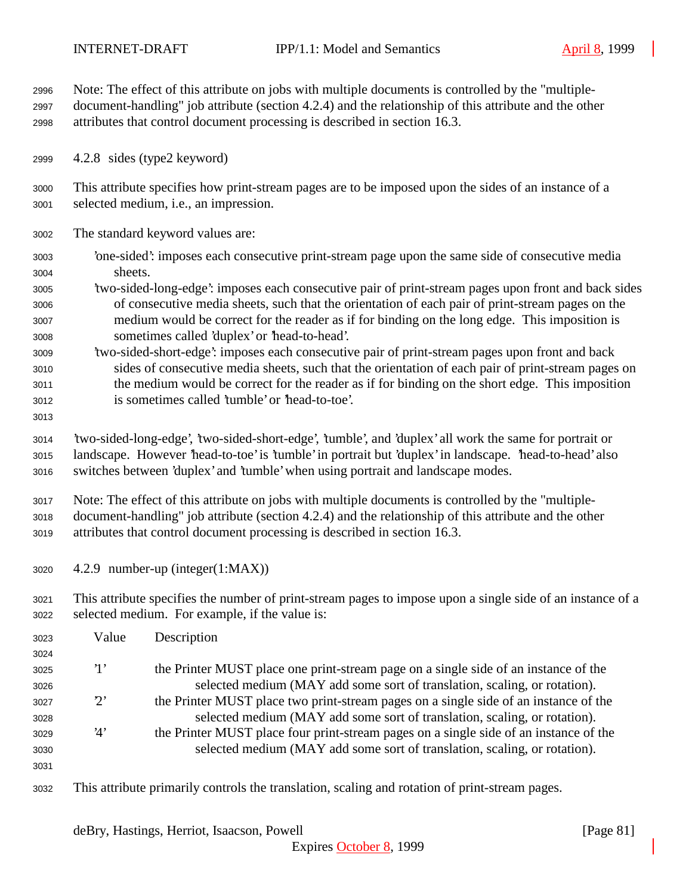Note: The effect of this attribute on jobs with multiple documents is controlled by the "multiple-document-handling" job attribute (section 4.2.4) and the relationship of this attribute and the other attributes that control document processing is described in section 16.3.

### 4.2.8 sides (type2 keyword)

This attribute specifies how print-stream pages are to be imposed upon the sides of an instance of a selected medium, i.e., an impression.

The standard keyword values are:

- 'one-sided': imposes each consecutive print-stream page upon the same side of consecutive media sheets.
- 'two-sided-long-edge': imposes each consecutive pair of print-stream pages upon front and back sides of consecutive media sheets, such that the orientation of each pair of print-stream pages on the medium would be correct for the reader as if for binding on the long edge. This imposition is sometimes called 'duplex' or 'head-to-head'.
- 'two-sided-short-edge': imposes each consecutive pair of print-stream pages upon front and back sides of consecutive media sheets, such that the orientation of each pair of print-stream pages on the medium would be correct for the reader as if for binding on the short edge. This imposition is sometimes called 'tumble' or 'head-to-toe'.

'two-sided-long-edge', 'two-sided-short-edge', 'tumble', and 'duplex' all work the same for portrait or landscape. However 'head-to-toe' is 'tumble' in portrait but 'duplex' in landscape. 'head-to-head' also switches between 'duplex' and 'tumble' when using portrait and landscape modes.

Note: The effect of this attribute on jobs with multiple documents is controlled by the "multiple-document-handling" job attribute (section 4.2.4) and the relationship of this attribute and the other attributes that control document processing is described in section 16.3.

### 4.2.9 number-up (integer(1:MAX))

This attribute specifies the number of print-stream pages to impose upon a single side of an instance of a selected medium. For example, if the value is:

| Value | Description |
|---|---|
| '1' | the Printer MUST place one print-stream page on a single side of an instance of the selected medium (MAY add some sort of translation, scaling, or rotation). |
| '2' | the Printer MUST place two print-stream pages on a single side of an instance of the selected medium (MAY add some sort of translation, scaling, or rotation). |
| '4' | the Printer MUST place four print-stream pages on a single side of an instance of the selected medium (MAY add some sort of translation, scaling, or rotation). |

This attribute primarily controls the translation, scaling and rotation of print-stream pages.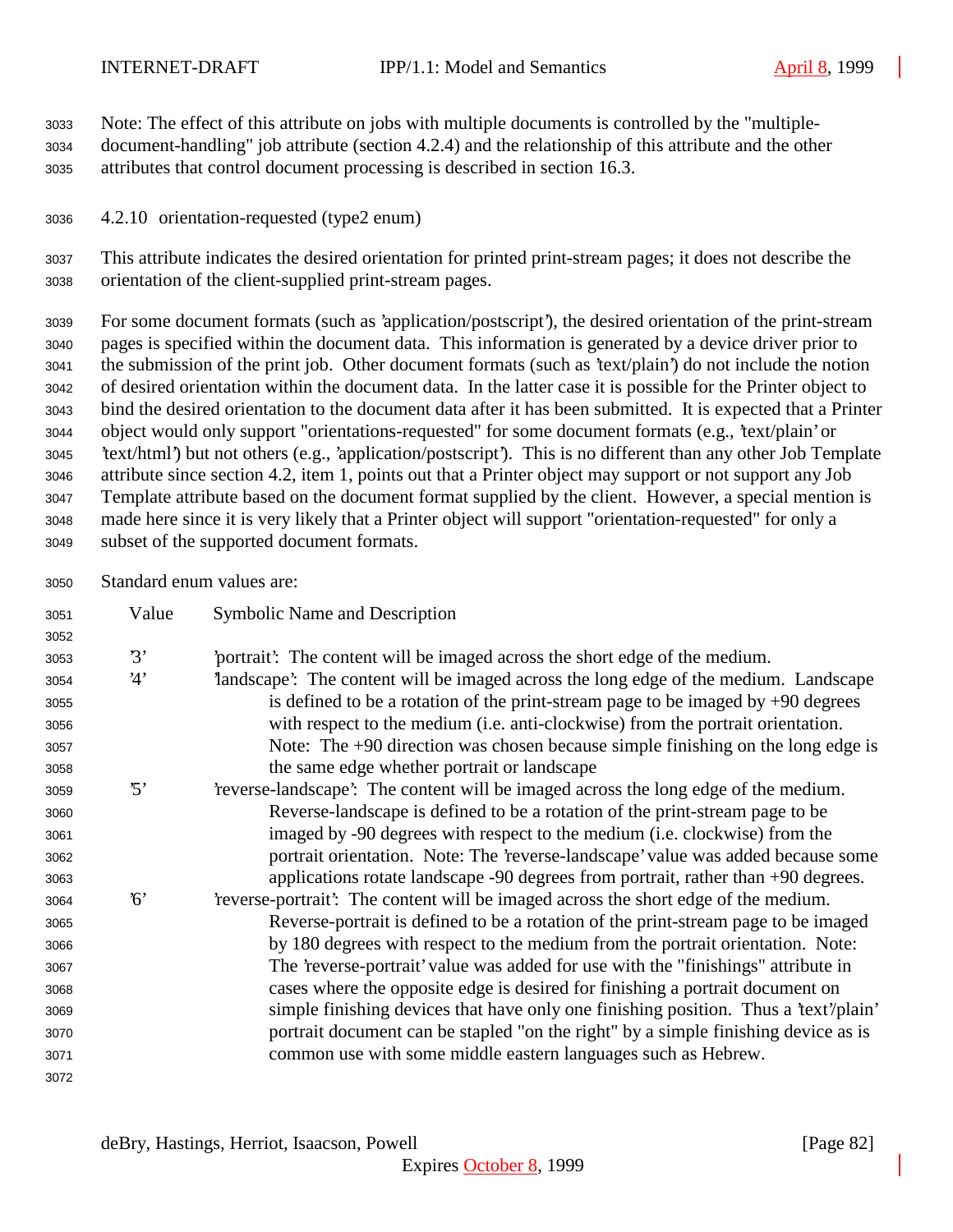Note: The effect of this attribute on jobs with multiple documents is controlled by the "multiple-document-handling" job attribute (section 4.2.4) and the relationship of this attribute and the other attributes that control document processing is described in section 16.3.

### 4.2.10 orientation-requested (type2 enum)

This attribute indicates the desired orientation for printed print-stream pages; it does not describe the orientation of the client-supplied print-stream pages.

For some document formats (such as 'application/postscript'), the desired orientation of the print-stream pages is specified within the document data. This information is generated by a device driver prior to the submission of the print job. Other document formats (such as 'text/plain') do not include the notion of desired orientation within the document data. In the latter case it is possible for the Printer object to bind the desired orientation to the document data after it has been submitted. It is expected that a Printer object would only support "orientations-requested" for some document formats (e.g., 'text/plain' or 'text/html') but not others (e.g., 'application/postscript'). This is no different than any other Job Template attribute since section 4.2, item 1, points out that a Printer object may support or not support any Job Template attribute based on the document format supplied by the client. However, a special mention is made here since it is very likely that a Printer object will support "orientation-requested" for only a subset of the supported document formats.

Standard enum values are:

| Value | Symbolic Name and Description |
|---|---|
| '3' | 'portrait': The content will be imaged across the short edge of the medium. |
| '4' | 'landscape': The content will be imaged across the long edge of the medium. Landscape is defined to be a rotation of the print-stream page to be imaged by +90 degrees with respect to the medium (i.e. anti-clockwise) from the portrait orientation. Note: The +90 direction was chosen because simple finishing on the long edge is the same edge whether portrait or landscape |
| '5' | 'reverse-landscape': The content will be imaged across the long edge of the medium. Reverse-landscape is defined to be a rotation of the print-stream page to be imaged by -90 degrees with respect to the medium (i.e. clockwise) from the portrait orientation. Note: The 'reverse-landscape' value was added because some applications rotate landscape -90 degrees from portrait, rather than +90 degrees. |
| '6' | 'reverse-portrait': The content will be imaged across the short edge of the medium. Reverse-portrait is defined to be a rotation of the print-stream page to be imaged by 180 degrees with respect to the medium from the portrait orientation. Note: The 'reverse-portrait' value was added for use with the "finishings" attribute in cases where the opposite edge is desired for finishing a portrait document on simple finishing devices that have only one finishing position. Thus a 'text'/plain' portrait document can be stapled "on the right" by a simple finishing device as is common use with some middle eastern languages such as Hebrew. |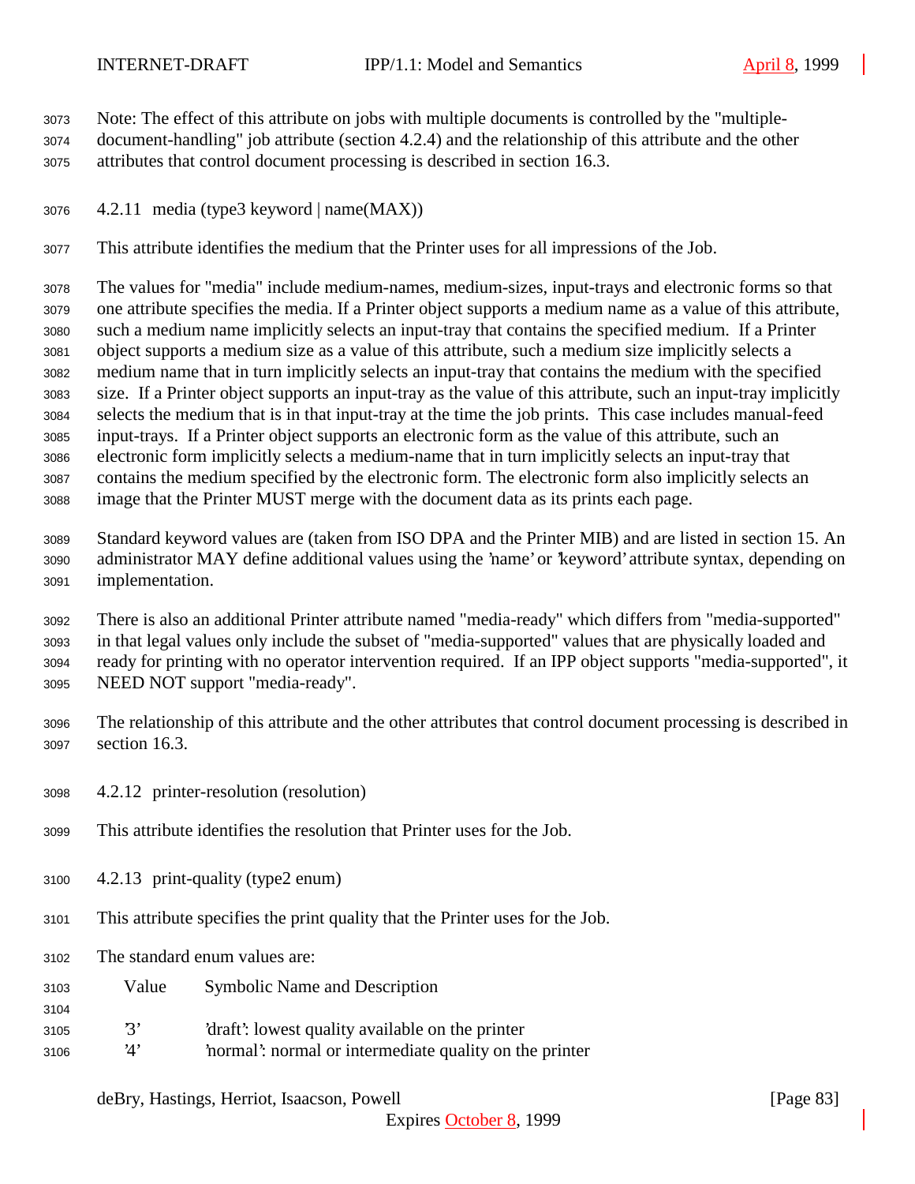Note: The effect of this attribute on jobs with multiple documents is controlled by the "multiple-document-handling" job attribute (section 4.2.4) and the relationship of this attribute and the other attributes that control document processing is described in section 16.3.

### 4.2.11 media (type3 keyword | name(MAX))

This attribute identifies the medium that the Printer uses for all impressions of the Job.

The values for "media" include medium-names, medium-sizes, input-trays and electronic forms so that one attribute specifies the media. If a Printer object supports a medium name as a value of this attribute, such a medium name implicitly selects an input-tray that contains the specified medium. If a Printer object supports a medium size as a value of this attribute, such a medium size implicitly selects a medium name that in turn implicitly selects an input-tray that contains the medium with the specified size. If a Printer object supports an input-tray as the value of this attribute, such an input-tray implicitly selects the medium that is in that input-tray at the time the job prints. This case includes manual-feed input-trays. If a Printer object supports an electronic form as the value of this attribute, such an electronic form implicitly selects a medium-name that in turn implicitly selects an input-tray that contains the medium specified by the electronic form. The electronic form also implicitly selects an image that the Printer MUST merge with the document data as its prints each page.

Standard keyword values are (taken from ISO DPA and the Printer MIB) and are listed in section 15. An administrator MAY define additional values using the 'name' or 'keyword' attribute syntax, depending on implementation.

There is also an additional Printer attribute named "media-ready" which differs from "media-supported" in that legal values only include the subset of "media-supported" values that are physically loaded and ready for printing with no operator intervention required. If an IPP object supports "media-supported", it NEED NOT support "media-ready".

The relationship of this attribute and the other attributes that control document processing is described in section 16.3.

### 4.2.12 printer-resolution (resolution)

This attribute identifies the resolution that Printer uses for the Job.

### 4.2.13 print-quality (type2 enum)

This attribute specifies the print quality that the Printer uses for the Job.

The standard enum values are:

| Value | Symbolic Name and Description |
|---|---|
| '3' | 'draft': lowest quality available on the printer |
| '4' | 'normal': normal or intermediate quality on the printer |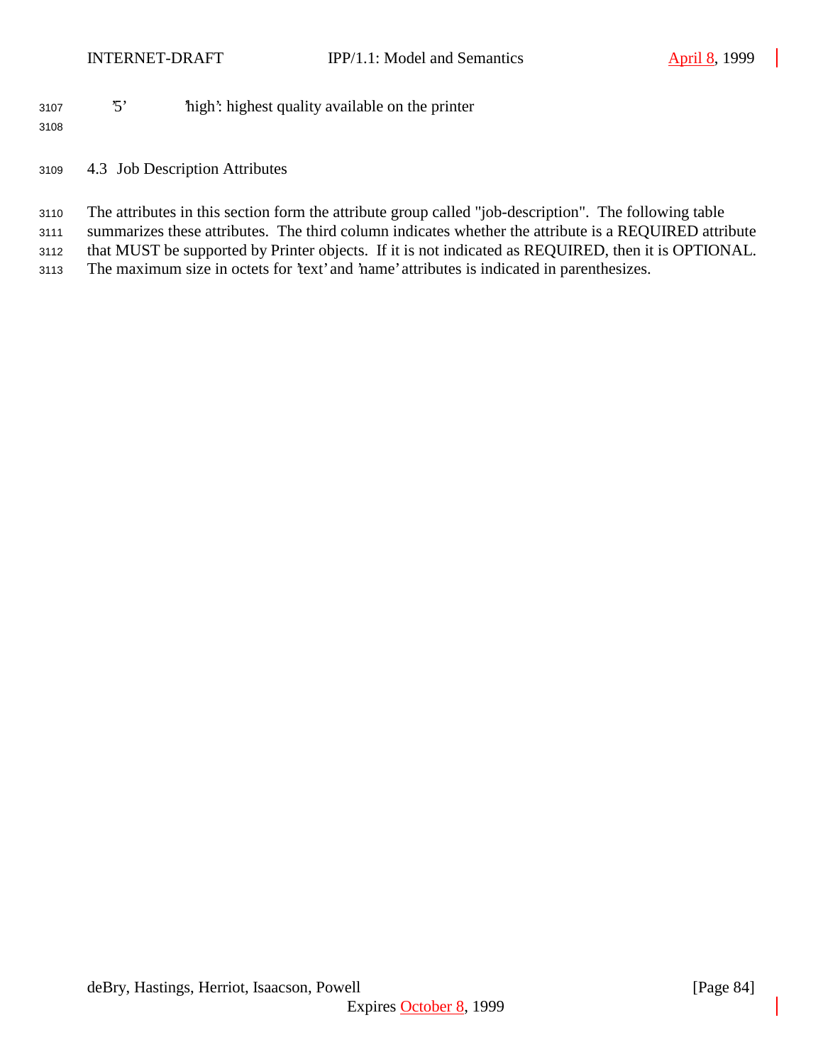'5'   'high': highest quality available on the printer

### 4.3 Job Description Attributes

The attributes in this section form the attribute group called "job-description". The following table summarizes these attributes. The third column indicates whether the attribute is a REQUIRED attribute that MUST be supported by Printer objects. If it is not indicated as REQUIRED, then it is OPTIONAL. The maximum size in octets for 'text' and 'name' attributes is indicated in parenthesizes.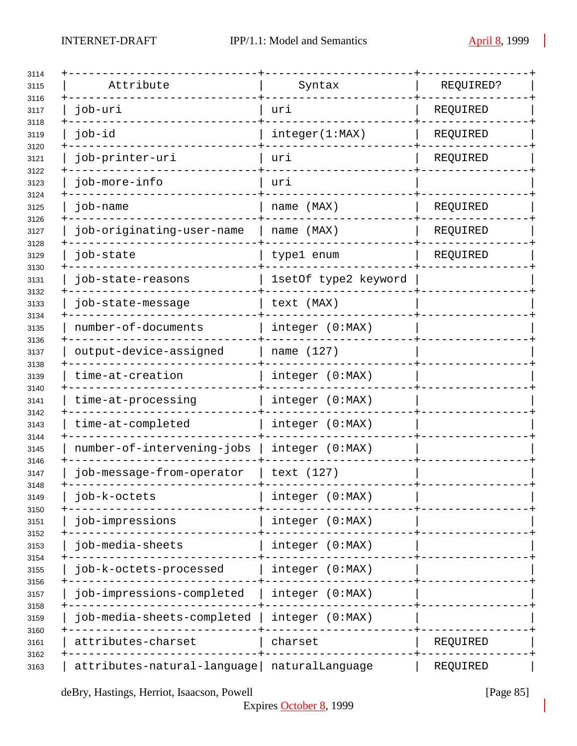| Attribute | Syntax | REQUIRED? |
| --- | --- | --- |
| job-uri | uri | REQUIRED |
| job-id | integer(1:MAX) | REQUIRED |
| job-printer-uri | uri | REQUIRED |
| job-more-info | uri | |
| job-name | name (MAX) | REQUIRED |
| job-originating-user-name | name (MAX) | REQUIRED |
| job-state | type1 enum | REQUIRED |
| job-state-reasons | 1setOf type2 keyword | |
| job-state-message | text (MAX) | |
| number-of-documents | integer (0:MAX) | |
| output-device-assigned | name (127) | |
| time-at-creation | integer (0:MAX) | |
| time-at-processing | integer (0:MAX) | |
| time-at-completed | integer (0:MAX) | |
| number-of-intervening-jobs | integer (0:MAX) | |
| job-message-from-operator | text (127) | |
| job-k-octets | integer (0:MAX) | |
| job-impressions | integer (0:MAX) | |
| job-media-sheets | integer (0:MAX) | |
| job-k-octets-processed | integer (0:MAX) | |
| job-impressions-completed | integer (0:MAX) | |
| job-media-sheets-completed | integer (0:MAX) | |
| attributes-charset | charset | REQUIRED |
| attributes-natural-language | naturalLanguage | REQUIRED |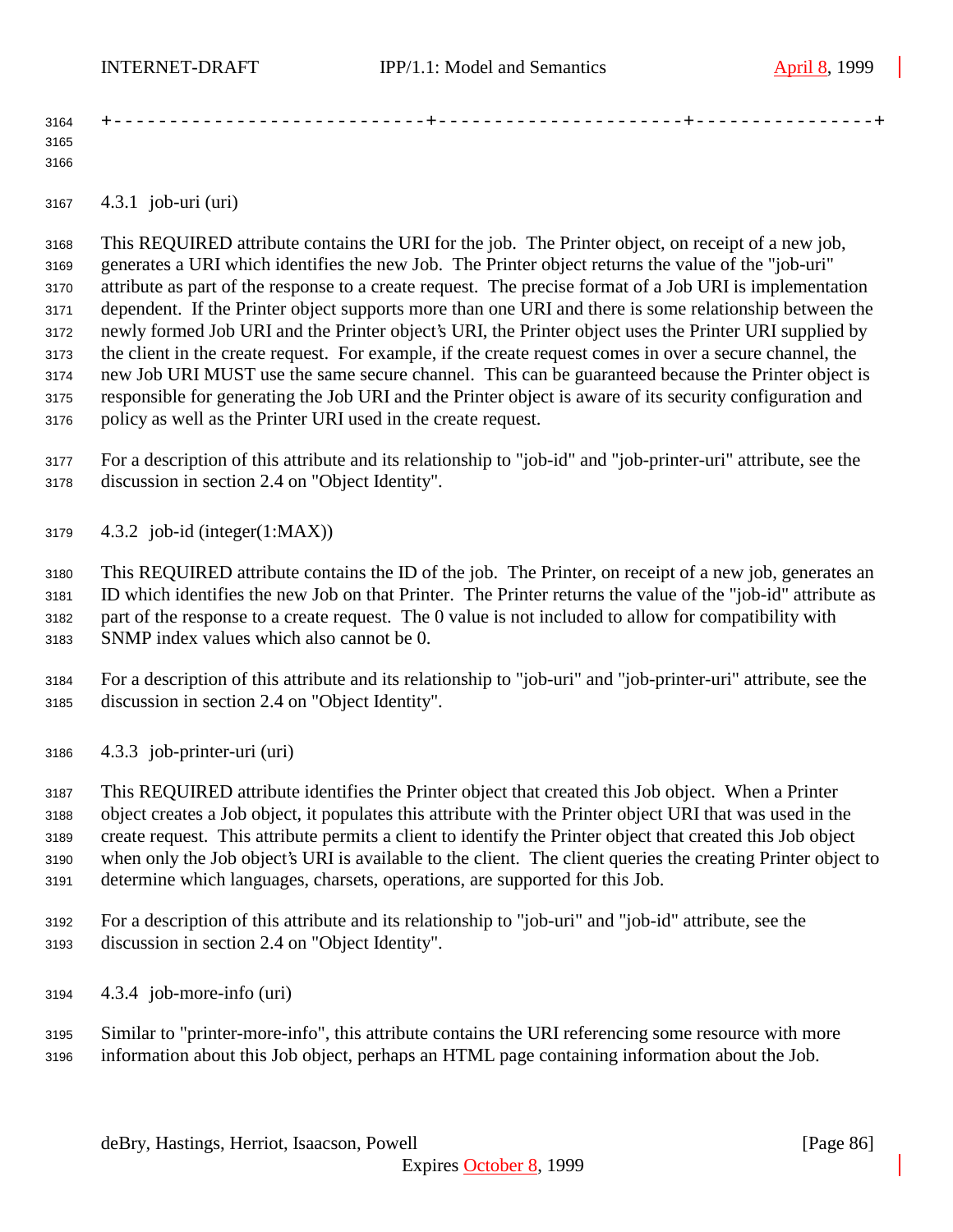### 4.3.1 job-uri (uri)

This REQUIRED attribute contains the URI for the job. The Printer object, on receipt of a new job, generates a URI which identifies the new Job. The Printer object returns the value of the "job-uri" attribute as part of the response to a create request. The precise format of a Job URI is implementation dependent. If the Printer object supports more than one URI and there is some relationship between the newly formed Job URI and the Printer object's URI, the Printer object uses the Printer URI supplied by the client in the create request. For example, if the create request comes in over a secure channel, the new Job URI MUST use the same secure channel. This can be guaranteed because the Printer object is responsible for generating the Job URI and the Printer object is aware of its security configuration and policy as well as the Printer URI used in the create request.

For a description of this attribute and its relationship to "job-id" and "job-printer-uri" attribute, see the discussion in section 2.4 on "Object Identity".

### 4.3.2 job-id (integer(1:MAX))

This REQUIRED attribute contains the ID of the job. The Printer, on receipt of a new job, generates an ID which identifies the new Job on that Printer. The Printer returns the value of the "job-id" attribute as part of the response to a create request. The 0 value is not included to allow for compatibility with SNMP index values which also cannot be 0.

For a description of this attribute and its relationship to "job-uri" and "job-printer-uri" attribute, see the discussion in section 2.4 on "Object Identity".

### 4.3.3 job-printer-uri (uri)

This REQUIRED attribute identifies the Printer object that created this Job object. When a Printer object creates a Job object, it populates this attribute with the Printer object URI that was used in the create request. This attribute permits a client to identify the Printer object that created this Job object when only the Job object's URI is available to the client. The client queries the creating Printer object to determine which languages, charsets, operations, are supported for this Job.

For a description of this attribute and its relationship to "job-uri" and "job-id" attribute, see the discussion in section 2.4 on "Object Identity".

### 4.3.4 job-more-info (uri)

Similar to "printer-more-info", this attribute contains the URI referencing some resource with more information about this Job object, perhaps an HTML page containing information about the Job.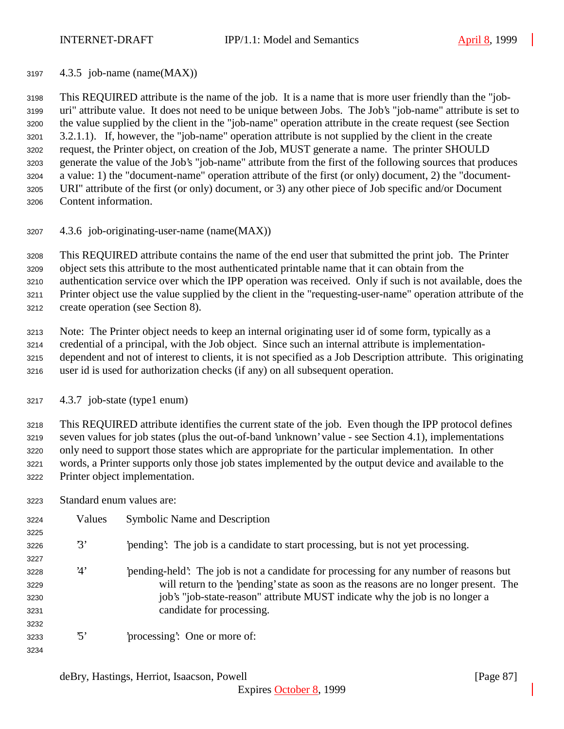### 4.3.5 job-name (name(MAX))

This REQUIRED attribute is the name of the job. It is a name that is more user friendly than the "job-uri" attribute value. It does not need to be unique between Jobs. The Job's "job-name" attribute is set to the value supplied by the client in the "job-name" operation attribute in the create request (see Section 3.2.1.1). If, however, the "job-name" operation attribute is not supplied by the client in the create request, the Printer object, on creation of the Job, MUST generate a name. The printer SHOULD generate the value of the Job's "job-name" attribute from the first of the following sources that produces a value: 1) the "document-name" operation attribute of the first (or only) document, 2) the "document-URI" attribute of the first (or only) document, or 3) any other piece of Job specific and/or Document Content information.

### 4.3.6 job-originating-user-name (name(MAX))

This REQUIRED attribute contains the name of the end user that submitted the print job. The Printer object sets this attribute to the most authenticated printable name that it can obtain from the authentication service over which the IPP operation was received. Only if such is not available, does the Printer object use the value supplied by the client in the "requesting-user-name" operation attribute of the create operation (see Section 8).

Note: The Printer object needs to keep an internal originating user id of some form, typically as a credential of a principal, with the Job object. Since such an internal attribute is implementation-dependent and not of interest to clients, it is not specified as a Job Description attribute. This originating user id is used for authorization checks (if any) on all subsequent operation.

### 4.3.7 job-state (type1 enum)

This REQUIRED attribute identifies the current state of the job. Even though the IPP protocol defines seven values for job states (plus the out-of-band 'unknown' value - see Section 4.1), implementations only need to support those states which are appropriate for the particular implementation. In other words, a Printer supports only those job states implemented by the output device and available to the Printer object implementation.

Standard enum values are:

| Values | Symbolic Name and Description |
|---|---|
| '3' | 'pending': The job is a candidate to start processing, but is not yet processing. |
| '4' | 'pending-held': The job is not a candidate for processing for any number of reasons but will return to the 'pending' state as soon as the reasons are no longer present. The job's "job-state-reason" attribute MUST indicate why the job is no longer a candidate for processing. |
| '5' | 'processing': One or more of: |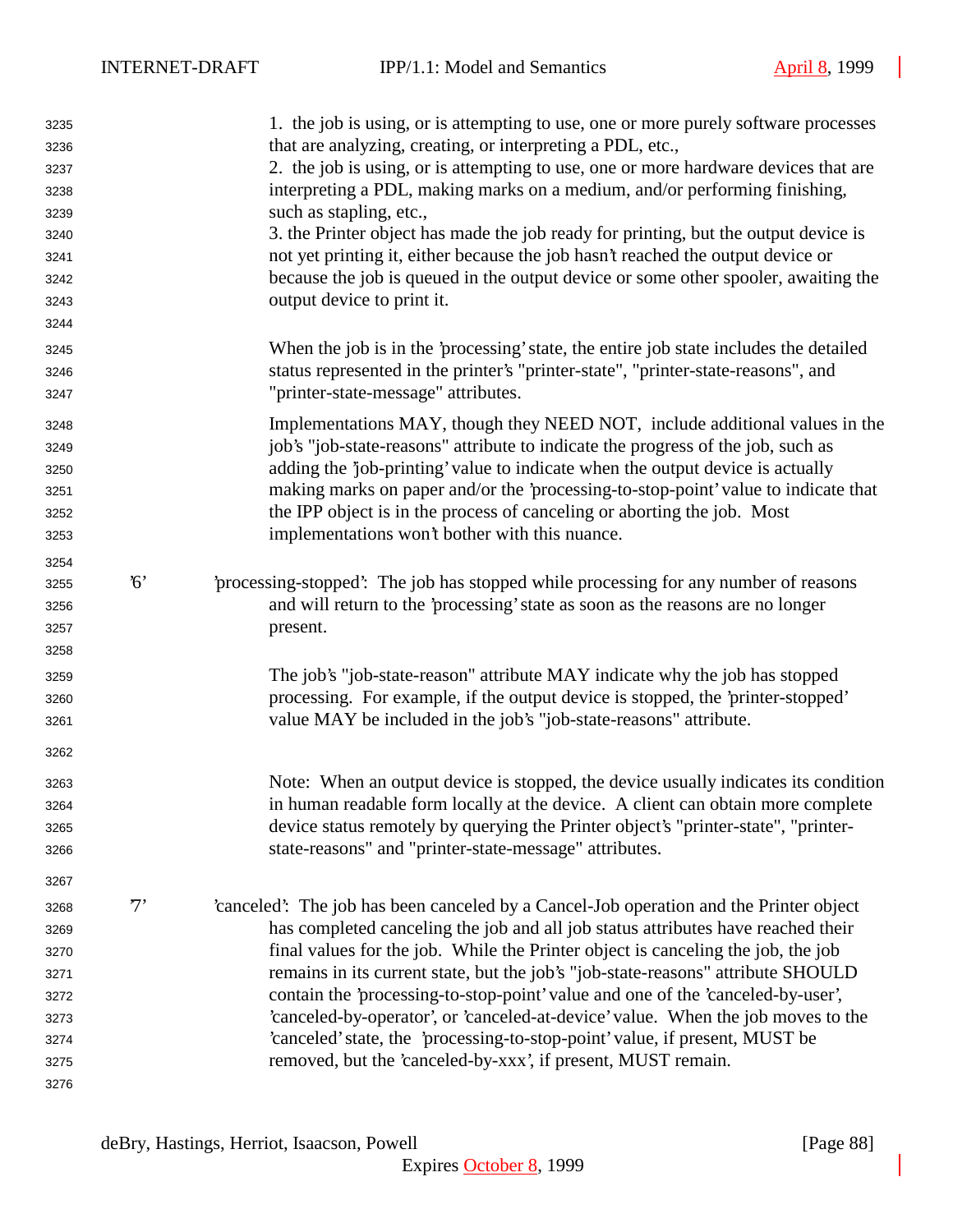1. the job is using, or is attempting to use, one or more purely software processes that are analyzing, creating, or interpreting a PDL, etc.,
2. the job is using, or is attempting to use, one or more hardware devices that are interpreting a PDL, making marks on a medium, and/or performing finishing, such as stapling, etc.,
3. the Printer object has made the job ready for printing, but the output device is not yet printing it, either because the job hasn't reached the output device or because the job is queued in the output device or some other spooler, awaiting the output device to print it.

When the job is in the 'processing' state, the entire job state includes the detailed status represented in the printer's "printer-state", "printer-state-reasons", and "printer-state-message" attributes.

Implementations MAY, though they NEED NOT, include additional values in the job's "job-state-reasons" attribute to indicate the progress of the job, such as adding the 'job-printing' value to indicate when the output device is actually making marks on paper and/or the 'processing-to-stop-point' value to indicate that the IPP object is in the process of canceling or aborting the job. Most implementations won't bother with this nuance.

'6' 'processing-stopped': The job has stopped while processing for any number of reasons and will return to the 'processing' state as soon as the reasons are no longer present.

The job's "job-state-reason" attribute MAY indicate why the job has stopped processing. For example, if the output device is stopped, the 'printer-stopped' value MAY be included in the job's "job-state-reasons" attribute.

Note: When an output device is stopped, the device usually indicates its condition in human readable form locally at the device. A client can obtain more complete device status remotely by querying the Printer object's "printer-state", "printer-state-reasons" and "printer-state-message" attributes.

'7' 'canceled': The job has been canceled by a Cancel-Job operation and the Printer object has completed canceling the job and all job status attributes have reached their final values for the job. While the Printer object is canceling the job, the job remains in its current state, but the job's "job-state-reasons" attribute SHOULD contain the 'processing-to-stop-point' value and one of the 'canceled-by-user', 'canceled-by-operator', or 'canceled-at-device' value. When the job moves to the 'canceled' state, the 'processing-to-stop-point' value, if present, MUST be removed, but the 'canceled-by-xxx', if present, MUST remain.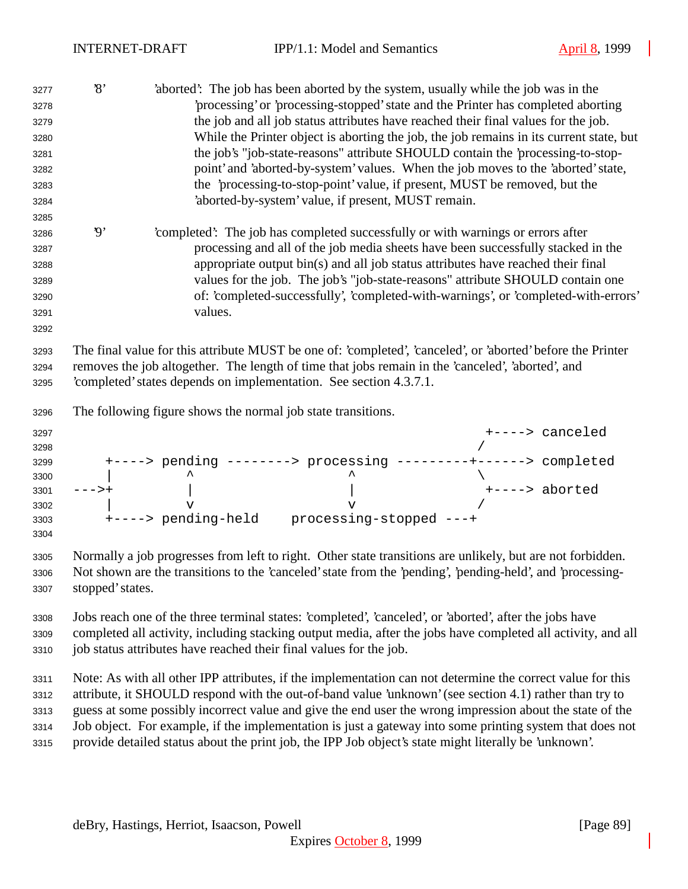'8'  'aborted': The job has been aborted by the system, usually while the job was in the 'processing' or 'processing-stopped' state and the Printer has completed aborting the job and all job status attributes have reached their final values for the job. While the Printer object is aborting the job, the job remains in its current state, but the job's "job-state-reasons" attribute SHOULD contain the 'processing-to-stop-point' and 'aborted-by-system' values. When the job moves to the 'aborted' state, the 'processing-to-stop-point' value, if present, MUST be removed, but the 'aborted-by-system' value, if present, MUST remain.

'9'  'completed': The job has completed successfully or with warnings or errors after processing and all of the job media sheets have been successfully stacked in the appropriate output bin(s) and all job status attributes have reached their final values for the job. The job's "job-state-reasons" attribute SHOULD contain one of: 'completed-successfully', 'completed-with-warnings', or 'completed-with-errors' values.

The final value for this attribute MUST be one of: 'completed', 'canceled', or 'aborted' before the Printer removes the job altogether. The length of time that jobs remain in the 'canceled', 'aborted', and 'completed' states depends on implementation. See section 4.3.7.1.

The following figure shows the normal job state transitions.

```
                                                           +----> canceled
                                                          /
    +----> pending --------> processing ---------+------> completed
    |         ^                   ^               \
--->+         |                   |                +----> aborted
    |         v                   v               /
    +----> pending-held    processing-stopped ---+
```

Normally a job progresses from left to right. Other state transitions are unlikely, but are not forbidden. Not shown are the transitions to the 'canceled' state from the 'pending', 'pending-held', and 'processing-stopped' states.

Jobs reach one of the three terminal states: 'completed', 'canceled', or 'aborted', after the jobs have completed all activity, including stacking output media, after the jobs have completed all activity, and all job status attributes have reached their final values for the job.

Note: As with all other IPP attributes, if the implementation can not determine the correct value for this attribute, it SHOULD respond with the out-of-band value 'unknown' (see section 4.1) rather than try to guess at some possibly incorrect value and give the end user the wrong impression about the state of the Job object. For example, if the implementation is just a gateway into some printing system that does not provide detailed status about the print job, the IPP Job object's state might literally be 'unknown'.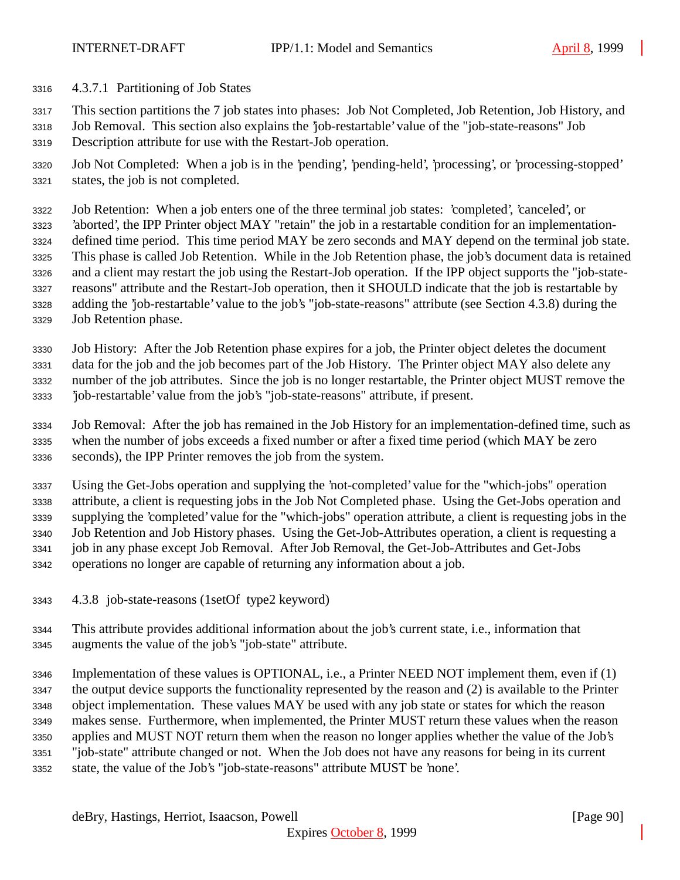#### 4.3.7.1 Partitioning of Job States

This section partitions the 7 job states into phases: Job Not Completed, Job Retention, Job History, and Job Removal. This section also explains the 'job-restartable' value of the "job-state-reasons" Job Description attribute for use with the Restart-Job operation.

Job Not Completed: When a job is in the 'pending', 'pending-held', 'processing', or 'processing-stopped' states, the job is not completed.

Job Retention: When a job enters one of the three terminal job states: 'completed', 'canceled', or 'aborted', the IPP Printer object MAY "retain" the job in a restartable condition for an implementation-defined time period. This time period MAY be zero seconds and MAY depend on the terminal job state. This phase is called Job Retention. While in the Job Retention phase, the job's document data is retained and a client may restart the job using the Restart-Job operation. If the IPP object supports the "job-state-reasons" attribute and the Restart-Job operation, then it SHOULD indicate that the job is restartable by adding the 'job-restartable' value to the job's "job-state-reasons" attribute (see Section 4.3.8) during the Job Retention phase.

Job History: After the Job Retention phase expires for a job, the Printer object deletes the document data for the job and the job becomes part of the Job History. The Printer object MAY also delete any number of the job attributes. Since the job is no longer restartable, the Printer object MUST remove the 'job-restartable' value from the job's "job-state-reasons" attribute, if present.

Job Removal: After the job has remained in the Job History for an implementation-defined time, such as when the number of jobs exceeds a fixed number or after a fixed time period (which MAY be zero seconds), the IPP Printer removes the job from the system.

Using the Get-Jobs operation and supplying the 'not-completed' value for the "which-jobs" operation attribute, a client is requesting jobs in the Job Not Completed phase. Using the Get-Jobs operation and supplying the 'completed' value for the "which-jobs" operation attribute, a client is requesting jobs in the Job Retention and Job History phases. Using the Get-Job-Attributes operation, a client is requesting a job in any phase except Job Removal. After Job Removal, the Get-Job-Attributes and Get-Jobs operations no longer are capable of returning any information about a job.

### 4.3.8 job-state-reasons (1setOf type2 keyword)

This attribute provides additional information about the job's current state, i.e., information that augments the value of the job's "job-state" attribute.

Implementation of these values is OPTIONAL, i.e., a Printer NEED NOT implement them, even if (1) the output device supports the functionality represented by the reason and (2) is available to the Printer object implementation. These values MAY be used with any job state or states for which the reason makes sense. Furthermore, when implemented, the Printer MUST return these values when the reason applies and MUST NOT return them when the reason no longer applies whether the value of the Job's "job-state" attribute changed or not. When the Job does not have any reasons for being in its current state, the value of the Job's "job-state-reasons" attribute MUST be 'none'.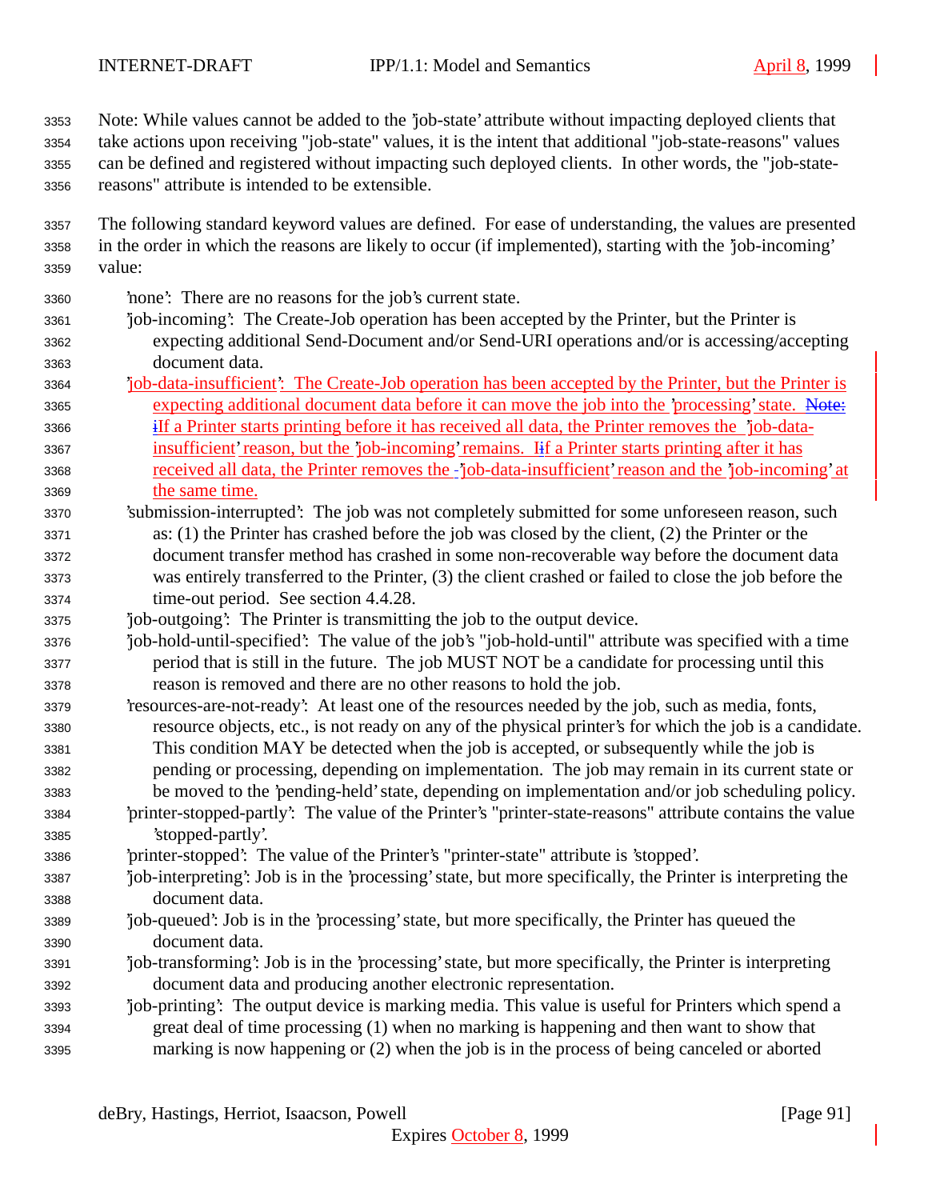Note: While values cannot be added to the 'job-state' attribute without impacting deployed clients that take actions upon receiving "job-state" values, it is the intent that additional "job-state-reasons" values can be defined and registered without impacting such deployed clients. In other words, the "job-state-reasons" attribute is intended to be extensible.

The following standard keyword values are defined. For ease of understanding, the values are presented in the order in which the reasons are likely to occur (if implemented), starting with the 'job-incoming' value:

'none': There are no reasons for the job's current state.

'job-incoming': The Create-Job operation has been accepted by the Printer, but the Printer is expecting additional Send-Document and/or Send-URI operations and/or is accessing/accepting document data.

'job-data-insufficient': The Create-Job operation has been accepted by the Printer, but the Printer is expecting additional document data before it can move the job into the 'processing' state. If a Printer starts printing before it has received all data, the Printer removes the 'job-data-insufficient' reason, but the 'job-incoming' remains. If a Printer starts printing after it has received all data, the Printer removes the 'job-data-insufficient' reason and the 'job-incoming' at the same time.

'submission-interrupted': The job was not completely submitted for some unforeseen reason, such as: (1) the Printer has crashed before the job was closed by the client, (2) the Printer or the document transfer method has crashed in some non-recoverable way before the document data was entirely transferred to the Printer, (3) the client crashed or failed to close the job before the time-out period. See section 4.4.28.

'job-outgoing': The Printer is transmitting the job to the output device.

'job-hold-until-specified': The value of the job's "job-hold-until" attribute was specified with a time period that is still in the future. The job MUST NOT be a candidate for processing until this reason is removed and there are no other reasons to hold the job.

'resources-are-not-ready': At least one of the resources needed by the job, such as media, fonts, resource objects, etc., is not ready on any of the physical printer's for which the job is a candidate. This condition MAY be detected when the job is accepted, or subsequently while the job is pending or processing, depending on implementation. The job may remain in its current state or be moved to the 'pending-held' state, depending on implementation and/or job scheduling policy.

'printer-stopped-partly': The value of the Printer's "printer-state-reasons" attribute contains the value 'stopped-partly'.

'printer-stopped': The value of the Printer's "printer-state" attribute is 'stopped'.

'job-interpreting': Job is in the 'processing' state, but more specifically, the Printer is interpreting the document data.

'job-queued': Job is in the 'processing' state, but more specifically, the Printer has queued the document data.

'job-transforming': Job is in the 'processing' state, but more specifically, the Printer is interpreting document data and producing another electronic representation.

'job-printing': The output device is marking media. This value is useful for Printers which spend a great deal of time processing (1) when no marking is happening and then want to show that marking is now happening or (2) when the job is in the process of being canceled or aborted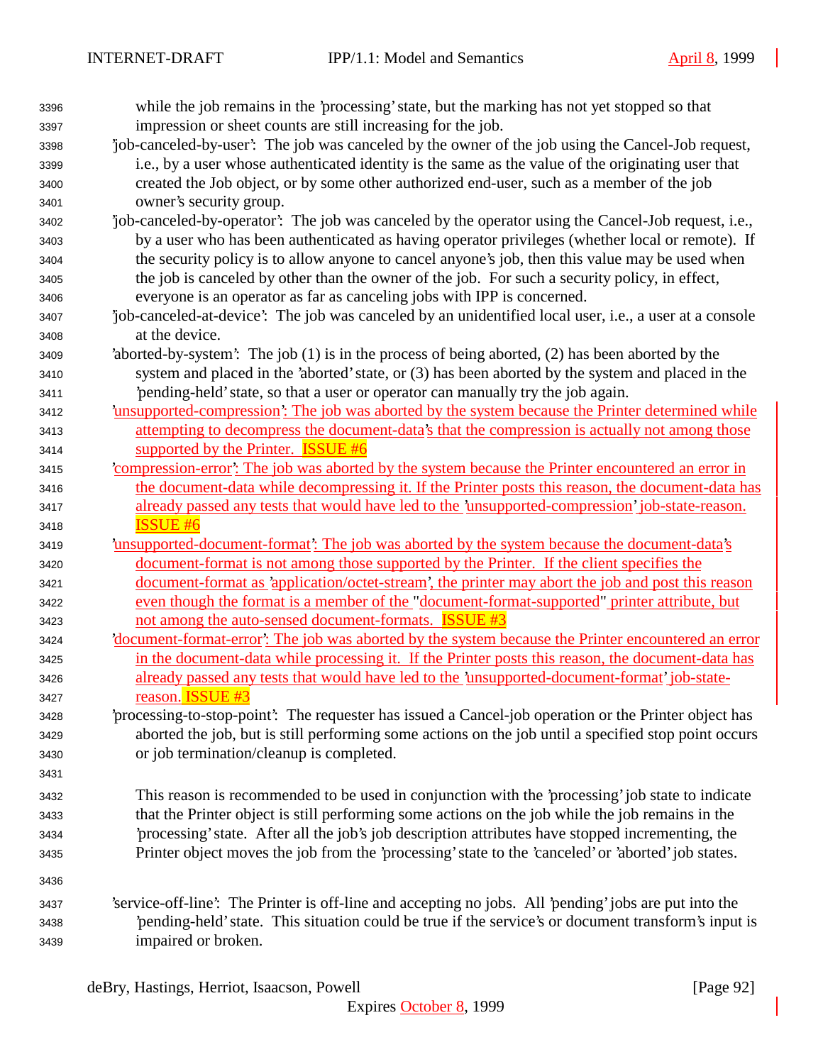while the job remains in the 'processing' state, but the marking has not yet stopped so that impression or sheet counts are still increasing for the job.

'job-canceled-by-user': The job was canceled by the owner of the job using the Cancel-Job request, i.e., by a user whose authenticated identity is the same as the value of the originating user that created the Job object, or by some other authorized end-user, such as a member of the job owner's security group.

'job-canceled-by-operator': The job was canceled by the operator using the Cancel-Job request, i.e., by a user who has been authenticated as having operator privileges (whether local or remote). If the security policy is to allow anyone to cancel anyone's job, then this value may be used when the job is canceled by other than the owner of the job. For such a security policy, in effect, everyone is an operator as far as canceling jobs with IPP is concerned.

'job-canceled-at-device': The job was canceled by an unidentified local user, i.e., a user at a console at the device.

'aborted-by-system': The job (1) is in the process of being aborted, (2) has been aborted by the system and placed in the 'aborted' state, or (3) has been aborted by the system and placed in the 'pending-held' state, so that a user or operator can manually try the job again.

'unsupported-compression': The job was aborted by the system because the Printer determined while attempting to decompress the document-data's that the compression is actually not among those supported by the Printer. ISSUE #6

'compression-error': The job was aborted by the system because the Printer encountered an error in the document-data while decompressing it. If the Printer posts this reason, the document-data has already passed any tests that would have led to the 'unsupported-compression' job-state-reason. ISSUE #6

'unsupported-document-format': The job was aborted by the system because the document-data's document-format is not among those supported by the Printer. If the client specifies the document-format as 'application/octet-stream', the printer may abort the job and post this reason even though the format is a member of the "document-format-supported" printer attribute, but not among the auto-sensed document-formats. ISSUE #3

'document-format-error': The job was aborted by the system because the Printer encountered an error in the document-data while processing it. If the Printer posts this reason, the document-data has already passed any tests that would have led to the 'unsupported-document-format' job-state-reason. ISSUE #3

'processing-to-stop-point': The requester has issued a Cancel-job operation or the Printer object has aborted the job, but is still performing some actions on the job until a specified stop point occurs or job termination/cleanup is completed.

This reason is recommended to be used in conjunction with the 'processing' job state to indicate that the Printer object is still performing some actions on the job while the job remains in the 'processing' state. After all the job's job description attributes have stopped incrementing, the Printer object moves the job from the 'processing' state to the 'canceled' or 'aborted' job states.

'service-off-line': The Printer is off-line and accepting no jobs. All 'pending' jobs are put into the 'pending-held' state. This situation could be true if the service's or document transform's input is impaired or broken.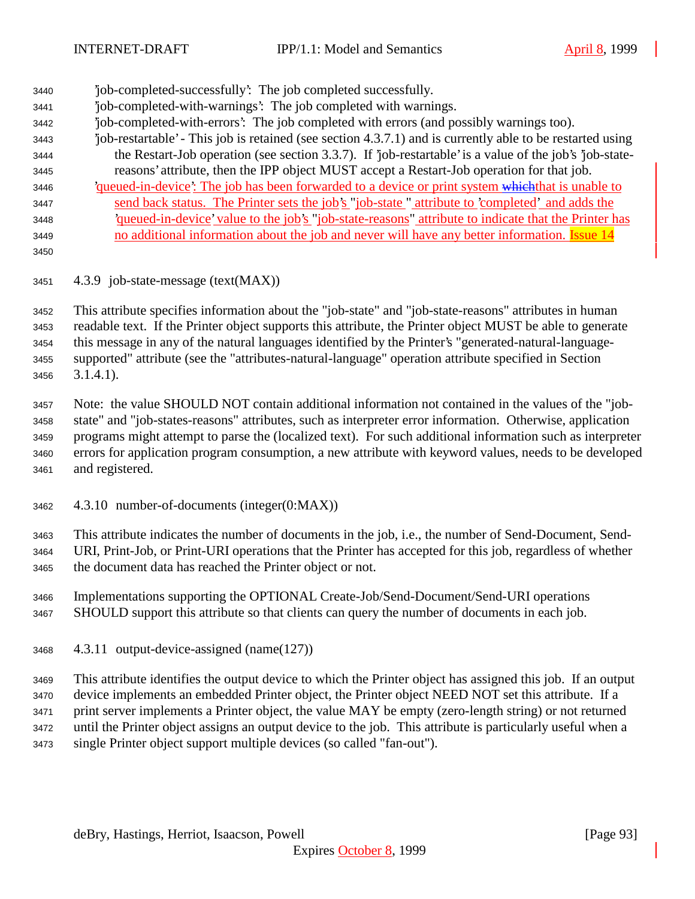'job-completed-successfully': The job completed successfully.
'job-completed-with-warnings': The job completed with warnings.
'job-completed-with-errors': The job completed with errors (and possibly warnings too).
'job-restartable' - This job is retained (see section 4.3.7.1) and is currently able to be restarted using the Restart-Job operation (see section 3.3.7). If 'job-restartable' is a value of the job's 'job-state-reasons' attribute, then the IPP object MUST accept a Restart-Job operation for that job.
'queued-in-device': The job has been forwarded to a device or print system whichthat is unable to send back status. The Printer sets the job's "job-state " attribute to 'completed' and adds the 'queued-in-device' value to the job's "job-state-reasons" attribute to indicate that the Printer has no additional information about the job and never will have any better information. Issue 14

### 4.3.9 job-state-message (text(MAX))

This attribute specifies information about the "job-state" and "job-state-reasons" attributes in human readable text. If the Printer object supports this attribute, the Printer object MUST be able to generate this message in any of the natural languages identified by the Printer's "generated-natural-language-supported" attribute (see the "attributes-natural-language" operation attribute specified in Section 3.1.4.1).

Note: the value SHOULD NOT contain additional information not contained in the values of the "job-state" and "job-states-reasons" attributes, such as interpreter error information. Otherwise, application programs might attempt to parse the (localized text). For such additional information such as interpreter errors for application program consumption, a new attribute with keyword values, needs to be developed and registered.

### 4.3.10 number-of-documents (integer(0:MAX))

This attribute indicates the number of documents in the job, i.e., the number of Send-Document, Send-URI, Print-Job, or Print-URI operations that the Printer has accepted for this job, regardless of whether the document data has reached the Printer object or not.

Implementations supporting the OPTIONAL Create-Job/Send-Document/Send-URI operations SHOULD support this attribute so that clients can query the number of documents in each job.

### 4.3.11 output-device-assigned (name(127))

This attribute identifies the output device to which the Printer object has assigned this job. If an output device implements an embedded Printer object, the Printer object NEED NOT set this attribute. If a print server implements a Printer object, the value MAY be empty (zero-length string) or not returned until the Printer object assigns an output device to the job. This attribute is particularly useful when a single Printer object support multiple devices (so called "fan-out").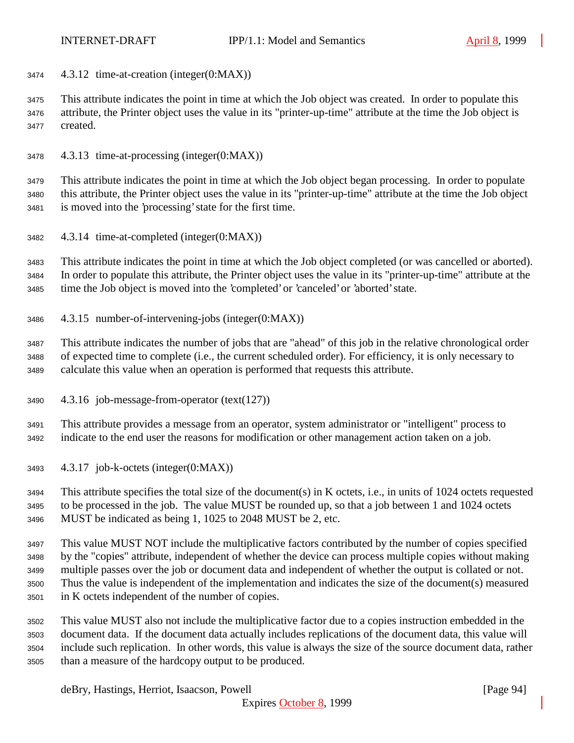#### 4.3.12 time-at-creation (integer(0:MAX))

This attribute indicates the point in time at which the Job object was created. In order to populate this attribute, the Printer object uses the value in its "printer-up-time" attribute at the time the Job object is created.

#### 4.3.13 time-at-processing (integer(0:MAX))

This attribute indicates the point in time at which the Job object began processing. In order to populate this attribute, the Printer object uses the value in its "printer-up-time" attribute at the time the Job object is moved into the 'processing' state for the first time.

#### 4.3.14 time-at-completed (integer(0:MAX))

This attribute indicates the point in time at which the Job object completed (or was cancelled or aborted). In order to populate this attribute, the Printer object uses the value in its "printer-up-time" attribute at the time the Job object is moved into the 'completed' or 'canceled' or 'aborted' state.

#### 4.3.15 number-of-intervening-jobs (integer(0:MAX))

This attribute indicates the number of jobs that are "ahead" of this job in the relative chronological order of expected time to complete (i.e., the current scheduled order). For efficiency, it is only necessary to calculate this value when an operation is performed that requests this attribute.

#### 4.3.16 job-message-from-operator (text(127))

This attribute provides a message from an operator, system administrator or "intelligent" process to indicate to the end user the reasons for modification or other management action taken on a job.

#### 4.3.17 job-k-octets (integer(0:MAX))

This attribute specifies the total size of the document(s) in K octets, i.e., in units of 1024 octets requested to be processed in the job. The value MUST be rounded up, so that a job between 1 and 1024 octets MUST be indicated as being 1, 1025 to 2048 MUST be 2, etc.

This value MUST NOT include the multiplicative factors contributed by the number of copies specified by the "copies" attribute, independent of whether the device can process multiple copies without making multiple passes over the job or document data and independent of whether the output is collated or not. Thus the value is independent of the implementation and indicates the size of the document(s) measured in K octets independent of the number of copies.

This value MUST also not include the multiplicative factor due to a copies instruction embedded in the document data. If the document data actually includes replications of the document data, this value will include such replication. In other words, this value is always the size of the source document data, rather than a measure of the hardcopy output to be produced.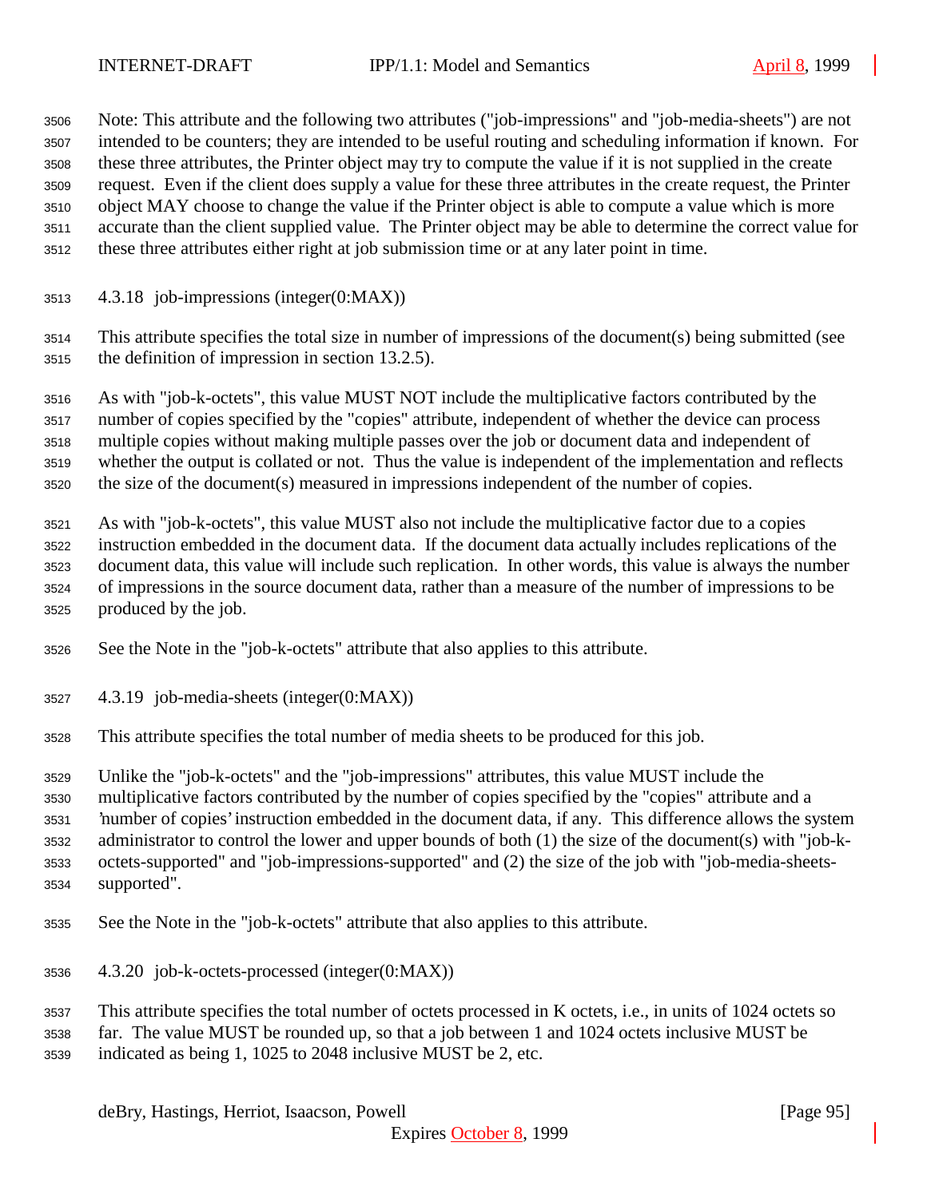Note: This attribute and the following two attributes ("job-impressions" and "job-media-sheets") are not intended to be counters; they are intended to be useful routing and scheduling information if known. For these three attributes, the Printer object may try to compute the value if it is not supplied in the create request. Even if the client does supply a value for these three attributes in the create request, the Printer object MAY choose to change the value if the Printer object is able to compute a value which is more accurate than the client supplied value. The Printer object may be able to determine the correct value for these three attributes either right at job submission time or at any later point in time.

### 4.3.18 job-impressions (integer(0:MAX))

This attribute specifies the total size in number of impressions of the document(s) being submitted (see the definition of impression in section 13.2.5).

As with "job-k-octets", this value MUST NOT include the multiplicative factors contributed by the number of copies specified by the "copies" attribute, independent of whether the device can process multiple copies without making multiple passes over the job or document data and independent of whether the output is collated or not. Thus the value is independent of the implementation and reflects the size of the document(s) measured in impressions independent of the number of copies.

As with "job-k-octets", this value MUST also not include the multiplicative factor due to a copies instruction embedded in the document data. If the document data actually includes replications of the document data, this value will include such replication. In other words, this value is always the number of impressions in the source document data, rather than a measure of the number of impressions to be produced by the job.

See the Note in the "job-k-octets" attribute that also applies to this attribute.

### 4.3.19 job-media-sheets (integer(0:MAX))

This attribute specifies the total number of media sheets to be produced for this job.

Unlike the "job-k-octets" and the "job-impressions" attributes, this value MUST include the multiplicative factors contributed by the number of copies specified by the "copies" attribute and a 'number of copies' instruction embedded in the document data, if any. This difference allows the system administrator to control the lower and upper bounds of both (1) the size of the document(s) with "job-k-octets-supported" and "job-impressions-supported" and (2) the size of the job with "job-media-sheets-supported".

See the Note in the "job-k-octets" attribute that also applies to this attribute.

### 4.3.20 job-k-octets-processed (integer(0:MAX))

This attribute specifies the total number of octets processed in K octets, i.e., in units of 1024 octets so far. The value MUST be rounded up, so that a job between 1 and 1024 octets inclusive MUST be indicated as being 1, 1025 to 2048 inclusive MUST be 2, etc.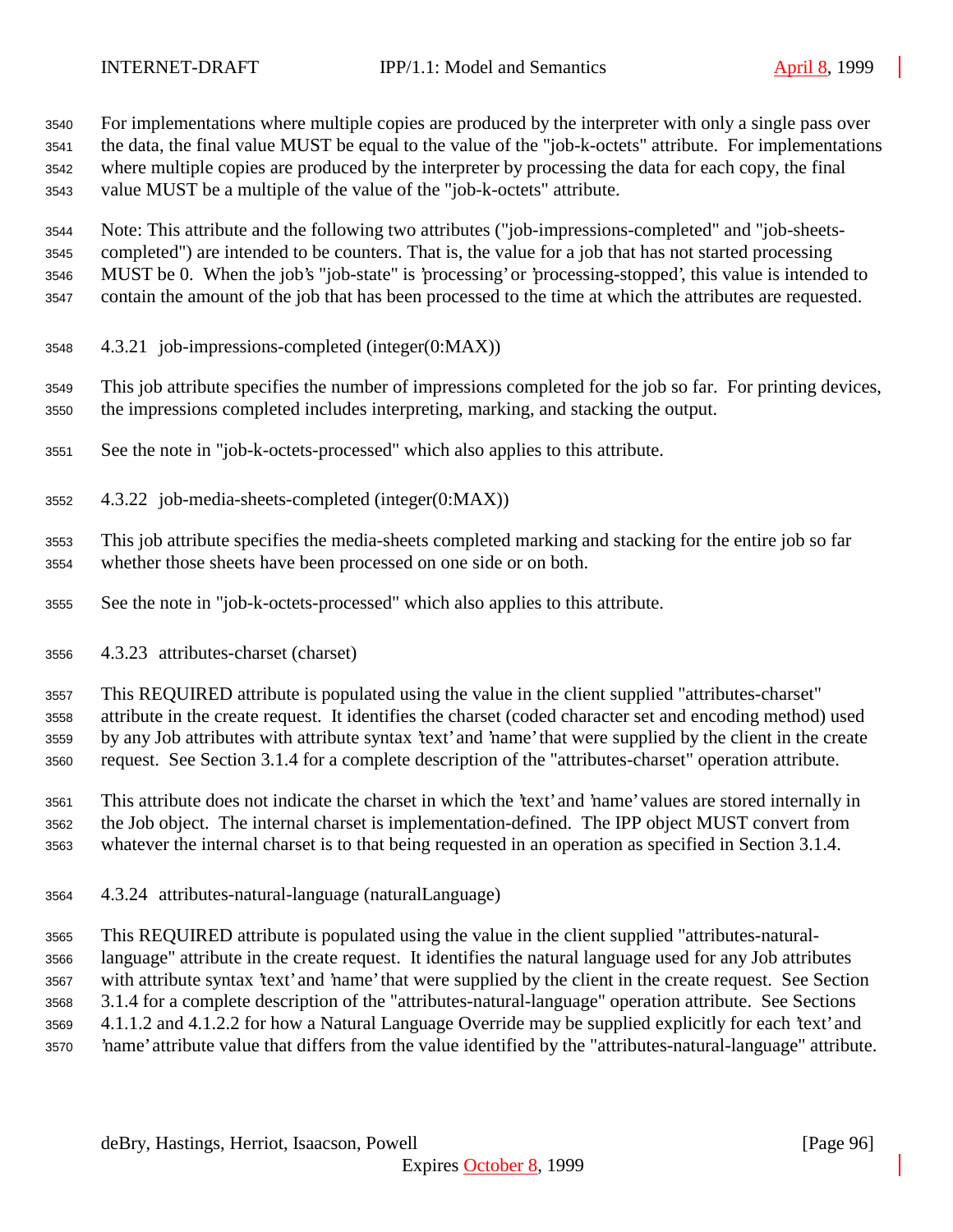For implementations where multiple copies are produced by the interpreter with only a single pass over the data, the final value MUST be equal to the value of the "job-k-octets" attribute. For implementations where multiple copies are produced by the interpreter by processing the data for each copy, the final value MUST be a multiple of the value of the "job-k-octets" attribute.

Note: This attribute and the following two attributes ("job-impressions-completed" and "job-sheets-completed") are intended to be counters. That is, the value for a job that has not started processing MUST be 0. When the job's "job-state" is 'processing' or 'processing-stopped', this value is intended to contain the amount of the job that has been processed to the time at which the attributes are requested.

### 4.3.21 job-impressions-completed (integer(0:MAX))

This job attribute specifies the number of impressions completed for the job so far. For printing devices, the impressions completed includes interpreting, marking, and stacking the output.

See the note in "job-k-octets-processed" which also applies to this attribute.

### 4.3.22 job-media-sheets-completed (integer(0:MAX))

This job attribute specifies the media-sheets completed marking and stacking for the entire job so far whether those sheets have been processed on one side or on both.

See the note in "job-k-octets-processed" which also applies to this attribute.

### 4.3.23 attributes-charset (charset)

This REQUIRED attribute is populated using the value in the client supplied "attributes-charset" attribute in the create request. It identifies the charset (coded character set and encoding method) used by any Job attributes with attribute syntax 'text' and 'name' that were supplied by the client in the create request. See Section 3.1.4 for a complete description of the "attributes-charset" operation attribute.

This attribute does not indicate the charset in which the 'text' and 'name' values are stored internally in the Job object. The internal charset is implementation-defined. The IPP object MUST convert from whatever the internal charset is to that being requested in an operation as specified in Section 3.1.4.

### 4.3.24 attributes-natural-language (naturalLanguage)

This REQUIRED attribute is populated using the value in the client supplied "attributes-natural-language" attribute in the create request. It identifies the natural language used for any Job attributes with attribute syntax 'text' and 'name' that were supplied by the client in the create request. See Section 3.1.4 for a complete description of the "attributes-natural-language" operation attribute. See Sections 4.1.1.2 and 4.1.2.2 for how a Natural Language Override may be supplied explicitly for each 'text' and 'name' attribute value that differs from the value identified by the "attributes-natural-language" attribute.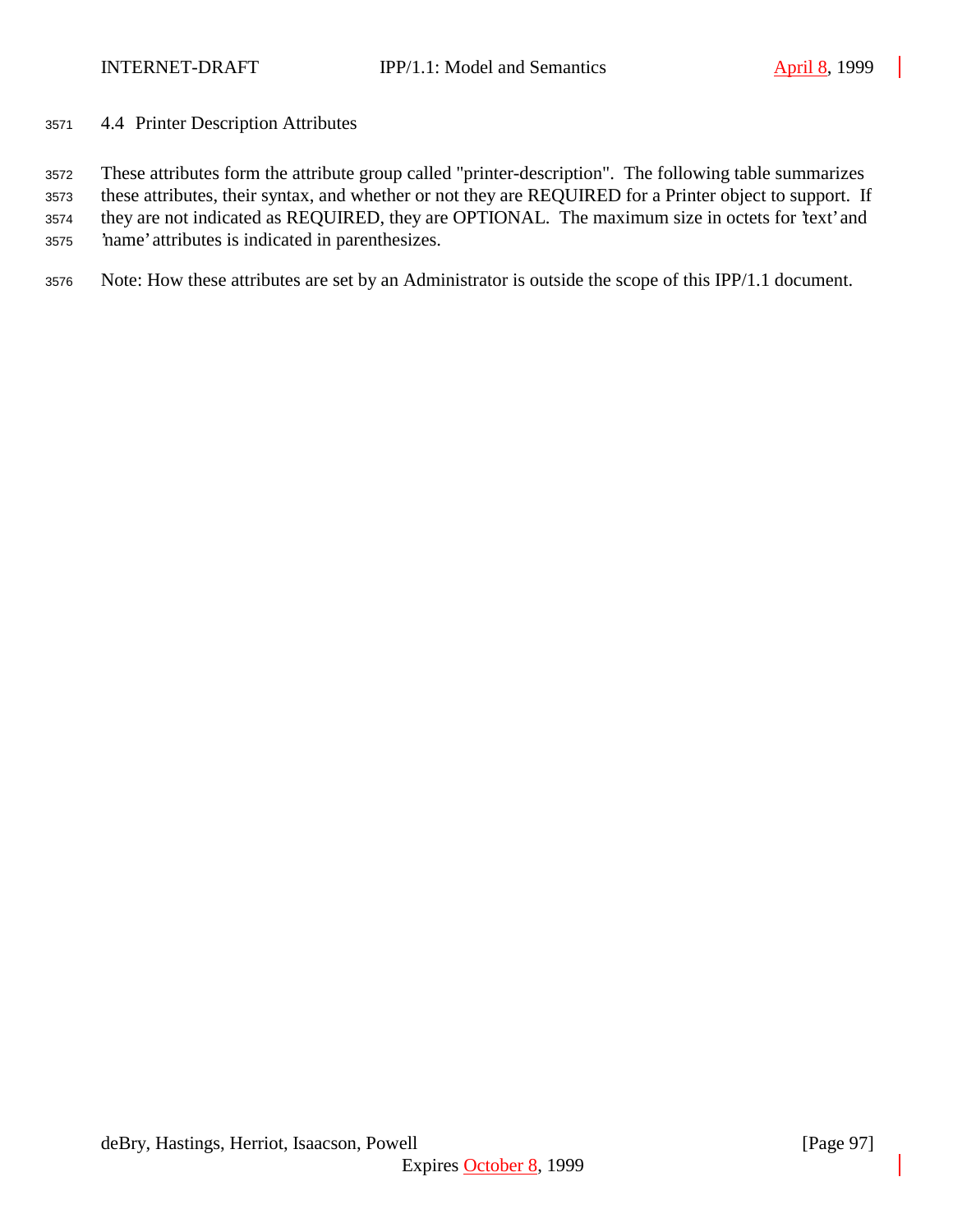## 4.4 Printer Description Attributes

These attributes form the attribute group called "printer-description". The following table summarizes these attributes, their syntax, and whether or not they are REQUIRED for a Printer object to support. If they are not indicated as REQUIRED, they are OPTIONAL. The maximum size in octets for 'text' and 'name' attributes is indicated in parenthesizes.

Note: How these attributes are set by an Administrator is outside the scope of this IPP/1.1 document.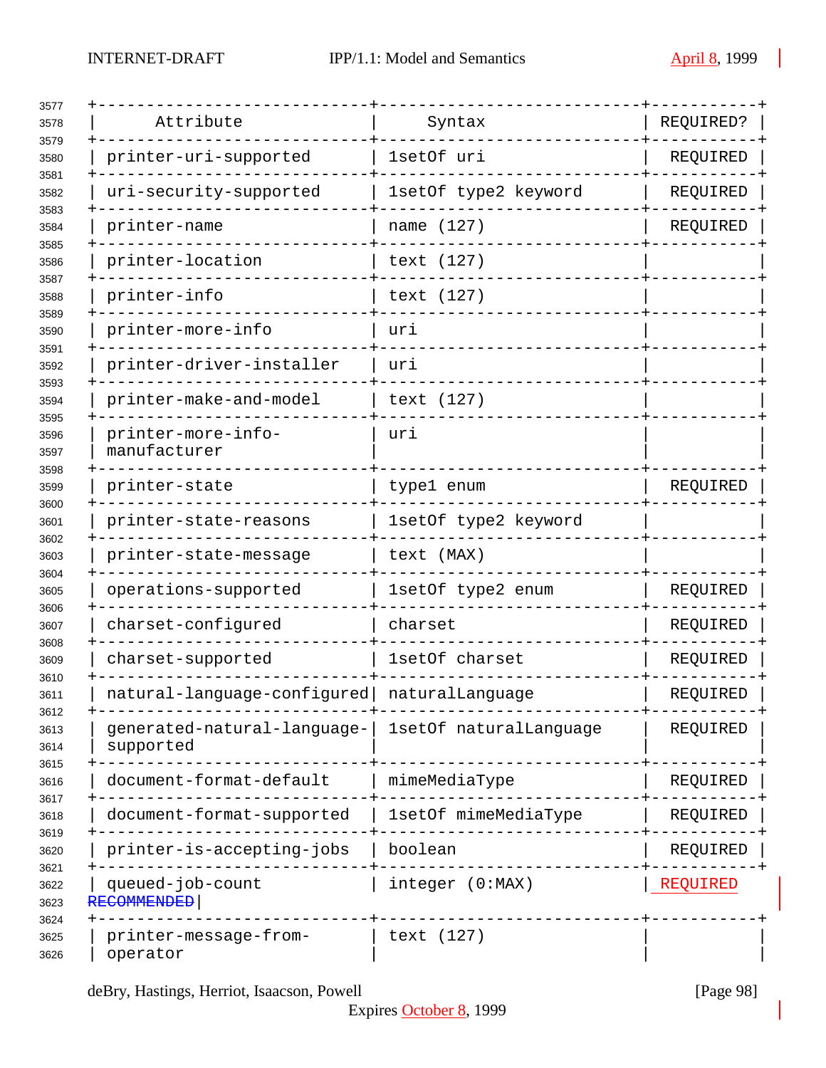| Attribute | Syntax | REQUIRED? |
|---|---|---|
| printer-uri-supported | 1setOf uri | REQUIRED |
| uri-security-supported | 1setOf type2 keyword | REQUIRED |
| printer-name | name (127) | REQUIRED |
| printer-location | text (127) | |
| printer-info | text (127) | |
| printer-more-info | uri | |
| printer-driver-installer | uri | |
| printer-make-and-model | text (127) | |
| printer-more-info-manufacturer | uri | |
| printer-state | type1 enum | REQUIRED |
| printer-state-reasons | 1setOf type2 keyword | |
| printer-state-message | text (MAX) | |
| operations-supported | 1setOf type2 enum | REQUIRED |
| charset-configured | charset | REQUIRED |
| charset-supported | 1setOf charset | REQUIRED |
| natural-language-configured | naturalLanguage | REQUIRED |
| generated-natural-language-supported | 1setOf naturalLanguage | REQUIRED |
| document-format-default | mimeMediaType | REQUIRED |
| document-format-supported | 1setOf mimeMediaType | REQUIRED |
| printer-is-accepting-jobs | boolean | REQUIRED |
| queued-job-count | integer (0:MAX) | REQUIRED ~~RECOMMENDED~~ |
| printer-message-from-operator | text (127) | |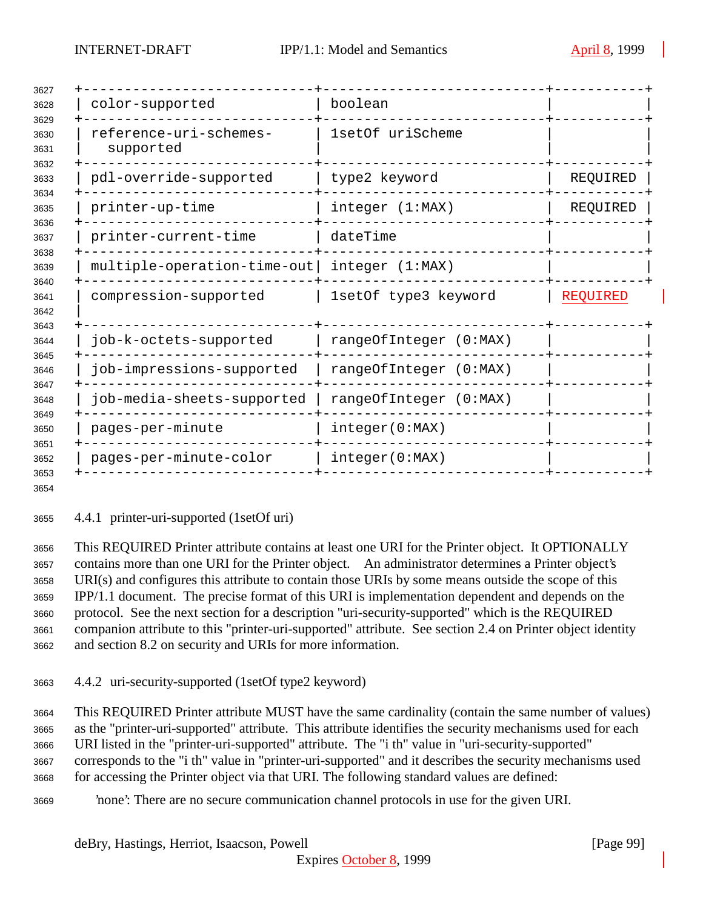| | | |
|---|---|---|
| color-supported | boolean | |
| reference-uri-schemes-supported | 1setOf uriScheme | |
| pdl-override-supported | type2 keyword | REQUIRED |
| printer-up-time | integer (1:MAX) | REQUIRED |
| printer-current-time | dateTime | |
| multiple-operation-time-out | integer (1:MAX) | |
| compression-supported | 1setOf type3 keyword | REQUIRED |
| job-k-octets-supported | rangeOfInteger (0:MAX) | |
| job-impressions-supported | rangeOfInteger (0:MAX) | |
| job-media-sheets-supported | rangeOfInteger (0:MAX) | |
| pages-per-minute | integer(0:MAX) | |
| pages-per-minute-color | integer(0:MAX) | |

### 4.4.1 printer-uri-supported (1setOf uri)

This REQUIRED Printer attribute contains at least one URI for the Printer object. It OPTIONALLY contains more than one URI for the Printer object. An administrator determines a Printer object's URI(s) and configures this attribute to contain those URIs by some means outside the scope of this IPP/1.1 document. The precise format of this URI is implementation dependent and depends on the protocol. See the next section for a description "uri-security-supported" which is the REQUIRED companion attribute to this "printer-uri-supported" attribute. See section 2.4 on Printer object identity and section 8.2 on security and URIs for more information.

### 4.4.2 uri-security-supported (1setOf type2 keyword)

This REQUIRED Printer attribute MUST have the same cardinality (contain the same number of values) as the "printer-uri-supported" attribute. This attribute identifies the security mechanisms used for each URI listed in the "printer-uri-supported" attribute. The "i th" value in "uri-security-supported" corresponds to the "i th" value in "printer-uri-supported" and it describes the security mechanisms used for accessing the Printer object via that URI. The following standard values are defined:

'none': There are no secure communication channel protocols in use for the given URI.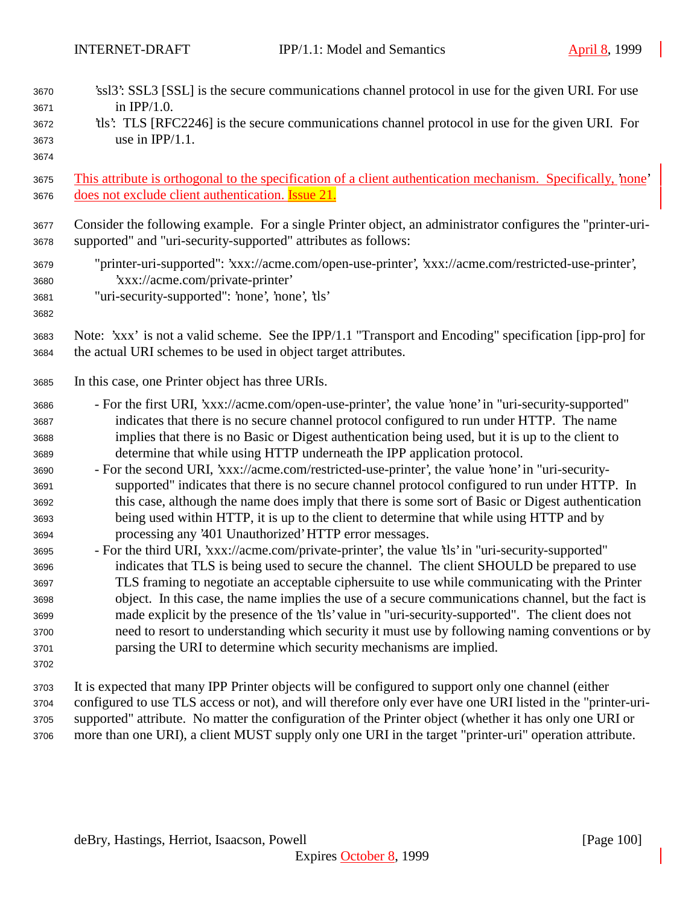'ssl3': SSL3 [SSL] is the secure communications channel protocol in use for the given URI. For use in IPP/1.0.

'tls': TLS [RFC2246] is the secure communications channel protocol in use for the given URI. For use in IPP/1.1.

This attribute is orthogonal to the specification of a client authentication mechanism. Specifically, 'none' does not exclude client authentication. Issue 21.

Consider the following example. For a single Printer object, an administrator configures the "printer-uri-supported" and "uri-security-supported" attributes as follows:

"printer-uri-supported": 'xxx://acme.com/open-use-printer', 'xxx://acme.com/restricted-use-printer', 'xxx://acme.com/private-printer'
"uri-security-supported": 'none', 'none', 'tls'

Note: 'xxx' is not a valid scheme. See the IPP/1.1 "Transport and Encoding" specification [ipp-pro] for the actual URI schemes to be used in object target attributes.

In this case, one Printer object has three URIs.

- For the first URI, 'xxx://acme.com/open-use-printer', the value 'none' in "uri-security-supported" indicates that there is no secure channel protocol configured to run under HTTP. The name implies that there is no Basic or Digest authentication being used, but it is up to the client to determine that while using HTTP underneath the IPP application protocol.
- For the second URI, 'xxx://acme.com/restricted-use-printer', the value 'none' in "uri-security-supported" indicates that there is no secure channel protocol configured to run under HTTP. In this case, although the name does imply that there is some sort of Basic or Digest authentication being used within HTTP, it is up to the client to determine that while using HTTP and by processing any '401 Unauthorized' HTTP error messages.
- For the third URI, 'xxx://acme.com/private-printer', the value 'tls' in "uri-security-supported" indicates that TLS is being used to secure the channel. The client SHOULD be prepared to use TLS framing to negotiate an acceptable ciphersuite to use while communicating with the Printer object. In this case, the name implies the use of a secure communications channel, but the fact is made explicit by the presence of the 'tls' value in "uri-security-supported". The client does not need to resort to understanding which security it must use by following naming conventions or by parsing the URI to determine which security mechanisms are implied.

It is expected that many IPP Printer objects will be configured to support only one channel (either configured to use TLS access or not), and will therefore only ever have one URI listed in the "printer-uri-supported" attribute. No matter the configuration of the Printer object (whether it has only one URI or more than one URI), a client MUST supply only one URI in the target "printer-uri" operation attribute.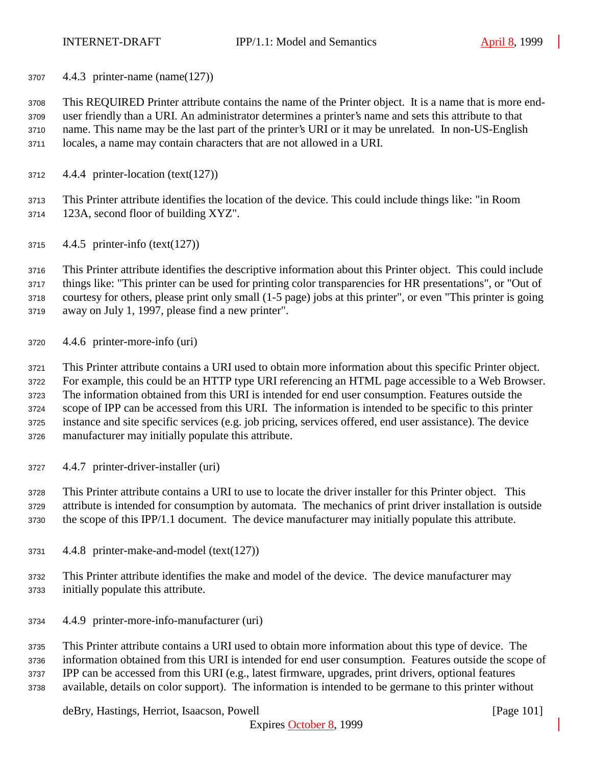### 4.4.3 printer-name (name(127))

This REQUIRED Printer attribute contains the name of the Printer object. It is a name that is more end-user friendly than a URI. An administrator determines a printer's name and sets this attribute to that name. This name may be the last part of the printer's URI or it may be unrelated. In non-US-English locales, a name may contain characters that are not allowed in a URI.

### 4.4.4 printer-location (text(127))

This Printer attribute identifies the location of the device. This could include things like: "in Room 123A, second floor of building XYZ".

### 4.4.5 printer-info (text(127))

This Printer attribute identifies the descriptive information about this Printer object. This could include things like: "This printer can be used for printing color transparencies for HR presentations", or "Out of courtesy for others, please print only small (1-5 page) jobs at this printer", or even "This printer is going away on July 1, 1997, please find a new printer".

### 4.4.6 printer-more-info (uri)

This Printer attribute contains a URI used to obtain more information about this specific Printer object. For example, this could be an HTTP type URI referencing an HTML page accessible to a Web Browser. The information obtained from this URI is intended for end user consumption. Features outside the scope of IPP can be accessed from this URI. The information is intended to be specific to this printer instance and site specific services (e.g. job pricing, services offered, end user assistance). The device manufacturer may initially populate this attribute.

### 4.4.7 printer-driver-installer (uri)

This Printer attribute contains a URI to use to locate the driver installer for this Printer object. This attribute is intended for consumption by automata. The mechanics of print driver installation is outside the scope of this IPP/1.1 document. The device manufacturer may initially populate this attribute.

### 4.4.8 printer-make-and-model (text(127))

This Printer attribute identifies the make and model of the device. The device manufacturer may initially populate this attribute.

### 4.4.9 printer-more-info-manufacturer (uri)

This Printer attribute contains a URI used to obtain more information about this type of device. The information obtained from this URI is intended for end user consumption. Features outside the scope of IPP can be accessed from this URI (e.g., latest firmware, upgrades, print drivers, optional features available, details on color support). The information is intended to be germane to this printer without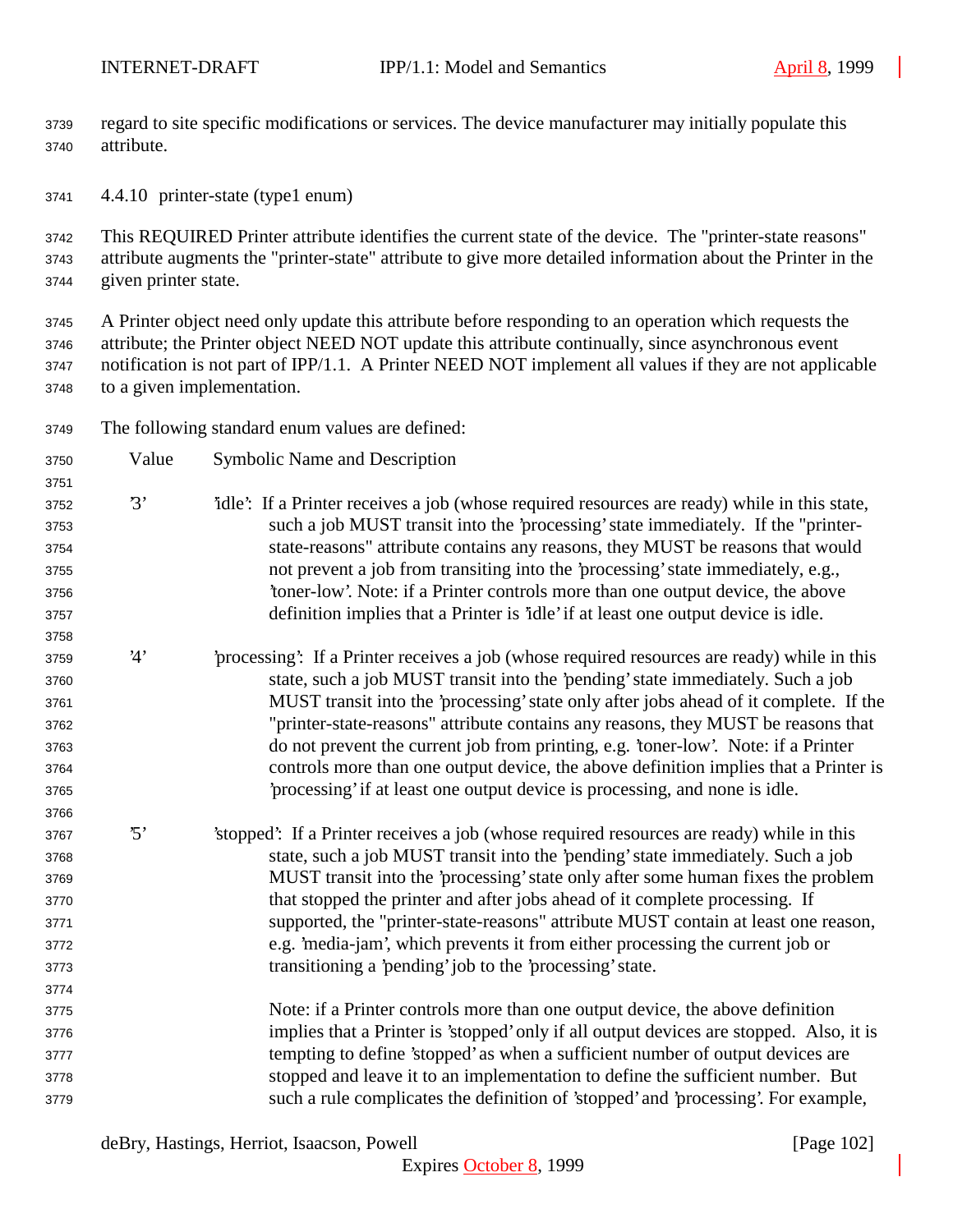regard to site specific modifications or services. The device manufacturer may initially populate this attribute.

#### 4.4.10 printer-state (type1 enum)

This REQUIRED Printer attribute identifies the current state of the device. The "printer-state reasons" attribute augments the "printer-state" attribute to give more detailed information about the Printer in the given printer state.

A Printer object need only update this attribute before responding to an operation which requests the attribute; the Printer object NEED NOT update this attribute continually, since asynchronous event notification is not part of IPP/1.1. A Printer NEED NOT implement all values if they are not applicable to a given implementation.

The following standard enum values are defined:

| Value | Symbolic Name and Description |
|---|---|
| '3' | 'idle': If a Printer receives a job (whose required resources are ready) while in this state, such a job MUST transit into the 'processing' state immediately. If the "printer-state-reasons" attribute contains any reasons, they MUST be reasons that would not prevent a job from transiting into the 'processing' state immediately, e.g., 'toner-low'. Note: if a Printer controls more than one output device, the above definition implies that a Printer is 'idle' if at least one output device is idle. |
| '4' | 'processing': If a Printer receives a job (whose required resources are ready) while in this state, such a job MUST transit into the 'pending' state immediately. Such a job MUST transit into the 'processing' state only after jobs ahead of it complete. If the "printer-state-reasons" attribute contains any reasons, they MUST be reasons that do not prevent the current job from printing, e.g. 'toner-low'. Note: if a Printer controls more than one output device, the above definition implies that a Printer is 'processing' if at least one output device is processing, and none is idle. |
| '5' | 'stopped': If a Printer receives a job (whose required resources are ready) while in this state, such a job MUST transit into the 'pending' state immediately. Such a job MUST transit into the 'processing' state only after some human fixes the problem that stopped the printer and after jobs ahead of it complete processing. If supported, the "printer-state-reasons" attribute MUST contain at least one reason, e.g. 'media-jam', which prevents it from either processing the current job or transitioning a 'pending' job to the 'processing' state.<br><br>Note: if a Printer controls more than one output device, the above definition implies that a Printer is 'stopped' only if all output devices are stopped. Also, it is tempting to define 'stopped' as when a sufficient number of output devices are stopped and leave it to an implementation to define the sufficient number. But such a rule complicates the definition of 'stopped' and 'processing'. For example, |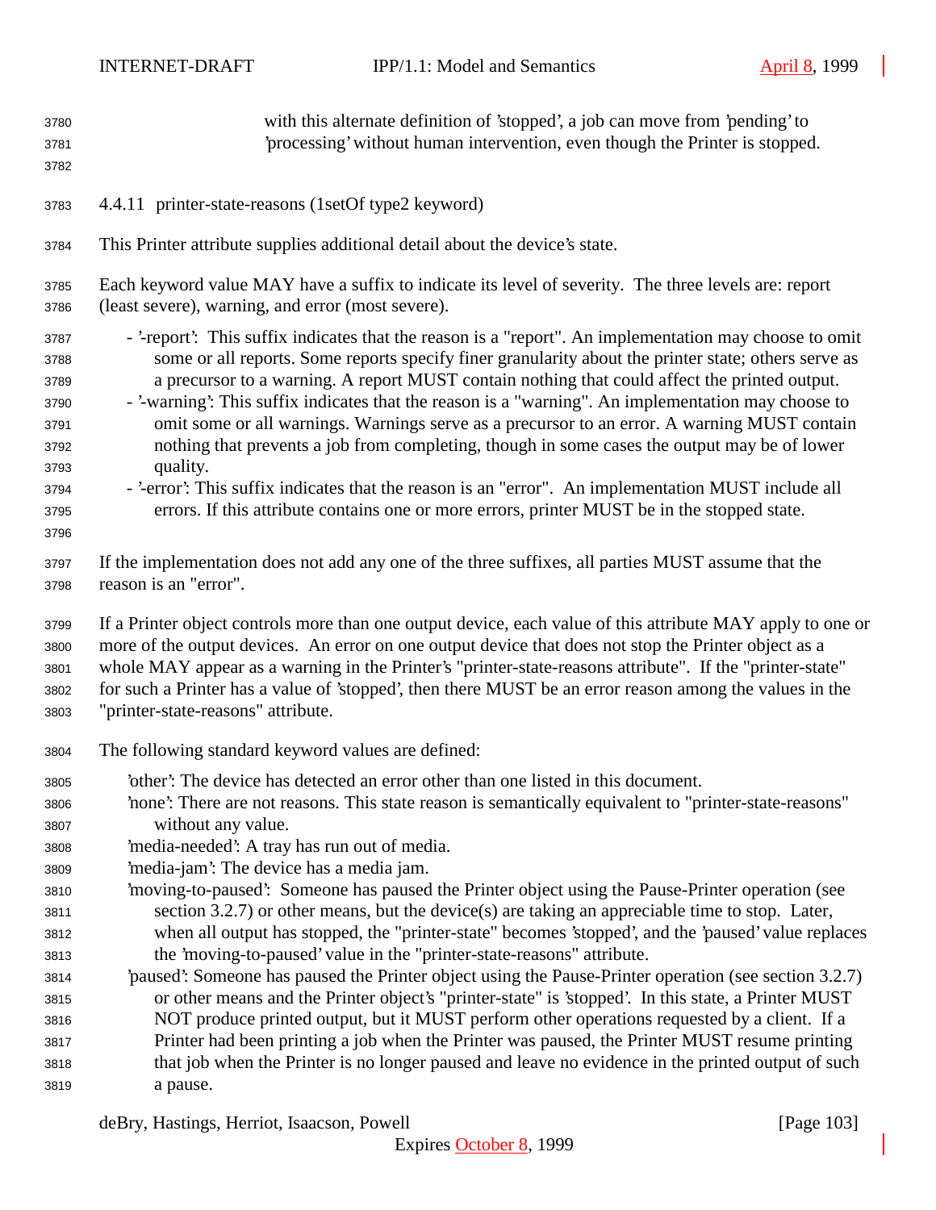with this alternate definition of 'stopped', a job can move from 'pending' to 'processing' without human intervention, even though the Printer is stopped.

#### 4.4.11 printer-state-reasons (1setOf type2 keyword)

This Printer attribute supplies additional detail about the device's state.

Each keyword value MAY have a suffix to indicate its level of severity. The three levels are: report (least severe), warning, and error (most severe).

- '-report': This suffix indicates that the reason is a "report". An implementation may choose to omit some or all reports. Some reports specify finer granularity about the printer state; others serve as a precursor to a warning. A report MUST contain nothing that could affect the printed output.
- '-warning': This suffix indicates that the reason is a "warning". An implementation may choose to omit some or all warnings. Warnings serve as a precursor to an error. A warning MUST contain nothing that prevents a job from completing, though in some cases the output may be of lower quality.
- '-error': This suffix indicates that the reason is an "error". An implementation MUST include all errors. If this attribute contains one or more errors, printer MUST be in the stopped state.

If the implementation does not add any one of the three suffixes, all parties MUST assume that the reason is an "error".

If a Printer object controls more than one output device, each value of this attribute MAY apply to one or more of the output devices. An error on one output device that does not stop the Printer object as a whole MAY appear as a warning in the Printer's "printer-state-reasons attribute". If the "printer-state" for such a Printer has a value of 'stopped', then there MUST be an error reason among the values in the "printer-state-reasons" attribute.

The following standard keyword values are defined:

'other': The device has detected an error other than one listed in this document.
'none': There are not reasons. This state reason is semantically equivalent to "printer-state-reasons" without any value.
'media-needed': A tray has run out of media.
'media-jam': The device has a media jam.
'moving-to-paused': Someone has paused the Printer object using the Pause-Printer operation (see section 3.2.7) or other means, but the device(s) are taking an appreciable time to stop. Later, when all output has stopped, the "printer-state" becomes 'stopped', and the 'paused' value replaces the 'moving-to-paused' value in the "printer-state-reasons" attribute.
'paused': Someone has paused the Printer object using the Pause-Printer operation (see section 3.2.7) or other means and the Printer object's "printer-state" is 'stopped'. In this state, a Printer MUST NOT produce printed output, but it MUST perform other operations requested by a client. If a Printer had been printing a job when the Printer was paused, the Printer MUST resume printing that job when the Printer is no longer paused and leave no evidence in the printed output of such a pause.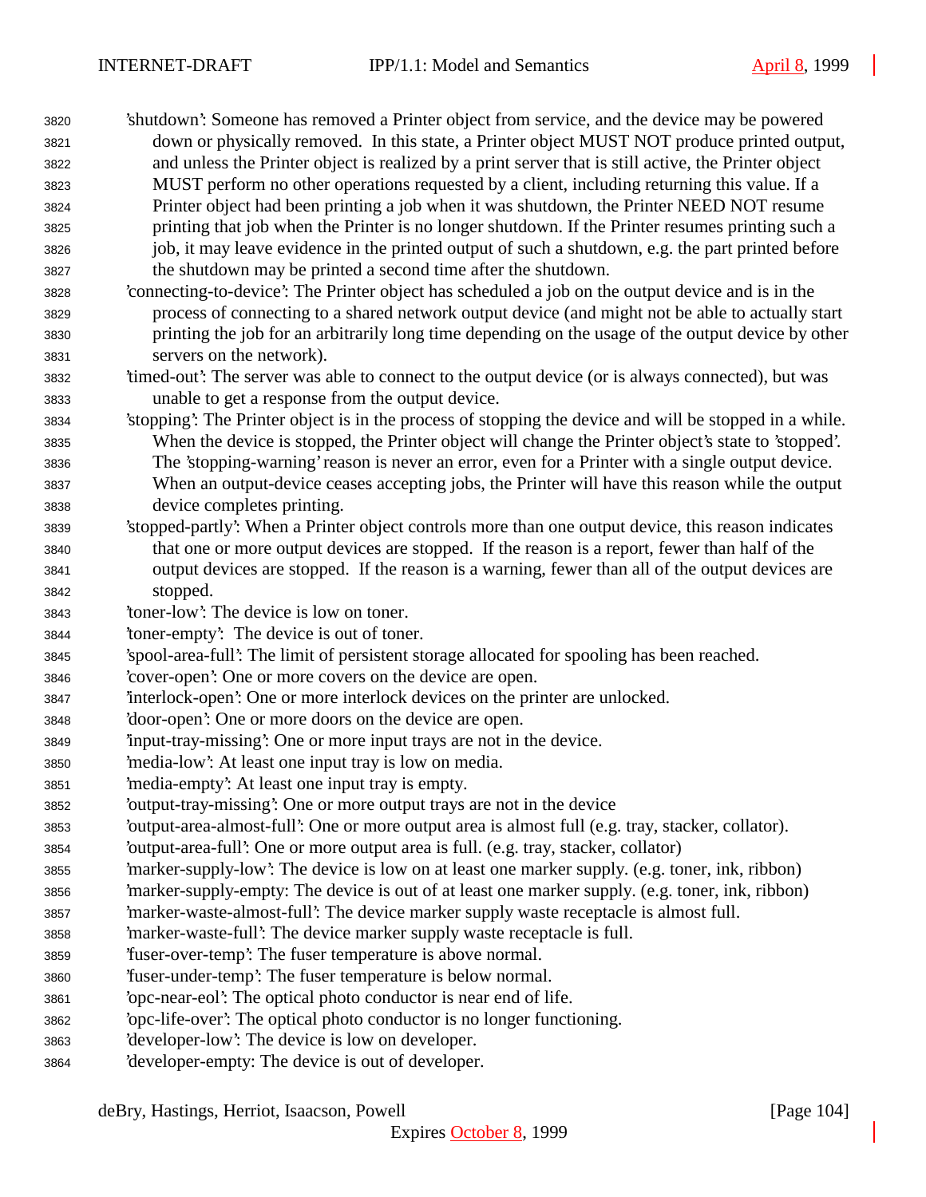'shutdown': Someone has removed a Printer object from service, and the device may be powered down or physically removed. In this state, a Printer object MUST NOT produce printed output, and unless the Printer object is realized by a print server that is still active, the Printer object MUST perform no other operations requested by a client, including returning this value. If a Printer object had been printing a job when it was shutdown, the Printer NEED NOT resume printing that job when the Printer is no longer shutdown. If the Printer resumes printing such a job, it may leave evidence in the printed output of such a shutdown, e.g. the part printed before the shutdown may be printed a second time after the shutdown.

'connecting-to-device': The Printer object has scheduled a job on the output device and is in the process of connecting to a shared network output device (and might not be able to actually start printing the job for an arbitrarily long time depending on the usage of the output device by other servers on the network).

'timed-out': The server was able to connect to the output device (or is always connected), but was unable to get a response from the output device.

'stopping': The Printer object is in the process of stopping the device and will be stopped in a while. When the device is stopped, the Printer object will change the Printer object's state to 'stopped'. The 'stopping-warning' reason is never an error, even for a Printer with a single output device. When an output-device ceases accepting jobs, the Printer will have this reason while the output device completes printing.

'stopped-partly': When a Printer object controls more than one output device, this reason indicates that one or more output devices are stopped. If the reason is a report, fewer than half of the output devices are stopped. If the reason is a warning, fewer than all of the output devices are stopped.

'toner-low': The device is low on toner.

'toner-empty': The device is out of toner.

'spool-area-full': The limit of persistent storage allocated for spooling has been reached.

'cover-open': One or more covers on the device are open.

'interlock-open': One or more interlock devices on the printer are unlocked.

'door-open': One or more doors on the device are open.

'input-tray-missing': One or more input trays are not in the device.

'media-low': At least one input tray is low on media.

'media-empty': At least one input tray is empty.

'output-tray-missing': One or more output trays are not in the device

'output-area-almost-full': One or more output area is almost full (e.g. tray, stacker, collator).

'output-area-full': One or more output area is full. (e.g. tray, stacker, collator)

'marker-supply-low': The device is low on at least one marker supply. (e.g. toner, ink, ribbon)

'marker-supply-empty: The device is out of at least one marker supply. (e.g. toner, ink, ribbon)

'marker-waste-almost-full': The device marker supply waste receptacle is almost full.

'marker-waste-full': The device marker supply waste receptacle is full.

'fuser-over-temp': The fuser temperature is above normal.

'fuser-under-temp': The fuser temperature is below normal.

'opc-near-eol': The optical photo conductor is near end of life.

'opc-life-over': The optical photo conductor is no longer functioning.

'developer-low': The device is low on developer.

'developer-empty: The device is out of developer.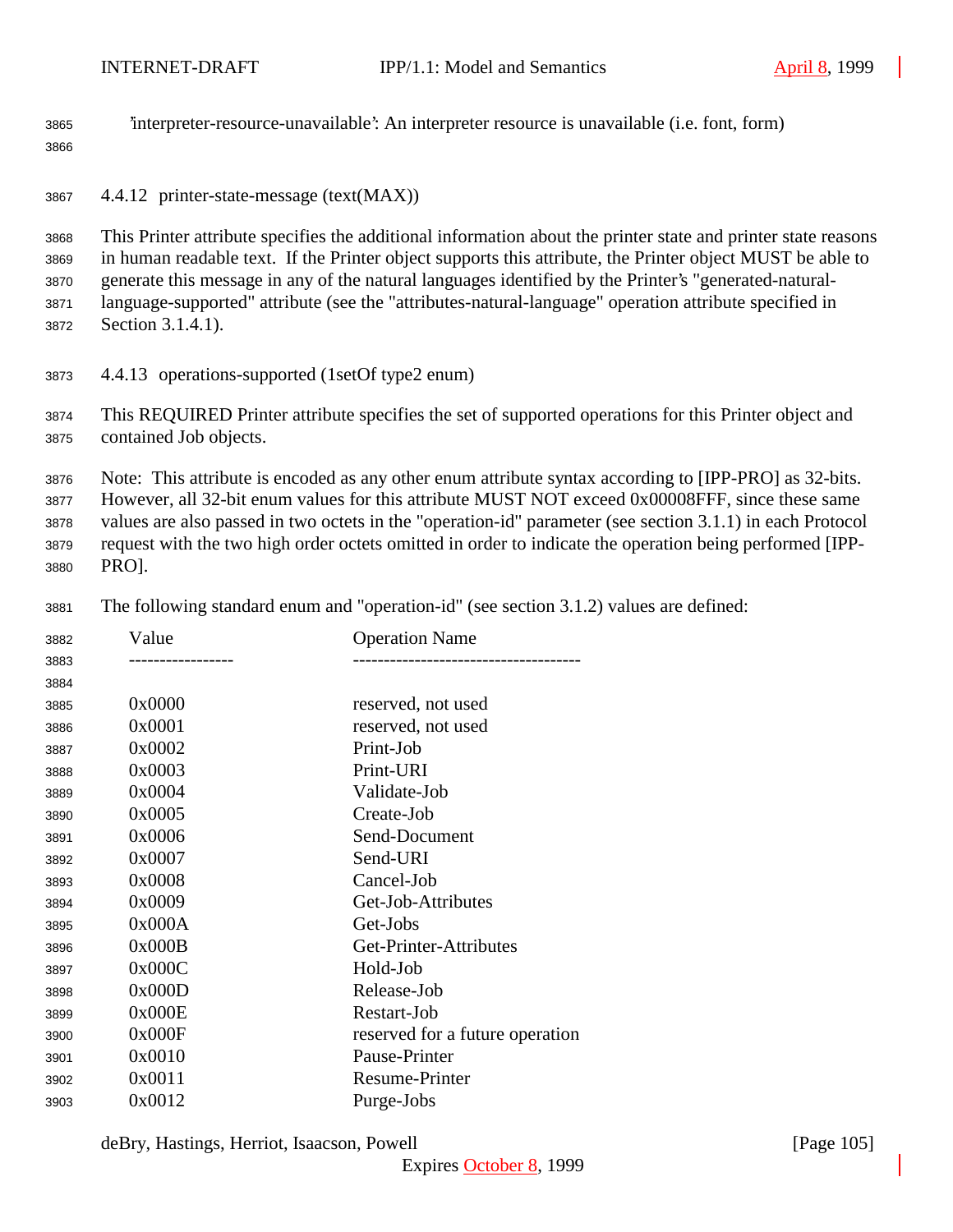'interpreter-resource-unavailable': An interpreter resource is unavailable (i.e. font, form)

### 4.4.12 printer-state-message (text(MAX))

This Printer attribute specifies the additional information about the printer state and printer state reasons in human readable text. If the Printer object supports this attribute, the Printer object MUST be able to generate this message in any of the natural languages identified by the Printer's "generated-natural-language-supported" attribute (see the "attributes-natural-language" operation attribute specified in Section 3.1.4.1).

### 4.4.13 operations-supported (1setOf type2 enum)

This REQUIRED Printer attribute specifies the set of supported operations for this Printer object and contained Job objects.

Note: This attribute is encoded as any other enum attribute syntax according to [IPP-PRO] as 32-bits. However, all 32-bit enum values for this attribute MUST NOT exceed 0x00008FFF, since these same values are also passed in two octets in the "operation-id" parameter (see section 3.1.1) in each Protocol request with the two high order octets omitted in order to indicate the operation being performed [IPP-PRO].

The following standard enum and "operation-id" (see section 3.1.2) values are defined:

| Value | Operation Name |
|---|---|
| 0x0000 | reserved, not used |
| 0x0001 | reserved, not used |
| 0x0002 | Print-Job |
| 0x0003 | Print-URI |
| 0x0004 | Validate-Job |
| 0x0005 | Create-Job |
| 0x0006 | Send-Document |
| 0x0007 | Send-URI |
| 0x0008 | Cancel-Job |
| 0x0009 | Get-Job-Attributes |
| 0x000A | Get-Jobs |
| 0x000B | Get-Printer-Attributes |
| 0x000C | Hold-Job |
| 0x000D | Release-Job |
| 0x000E | Restart-Job |
| 0x000F | reserved for a future operation |
| 0x0010 | Pause-Printer |
| 0x0011 | Resume-Printer |
| 0x0012 | Purge-Jobs |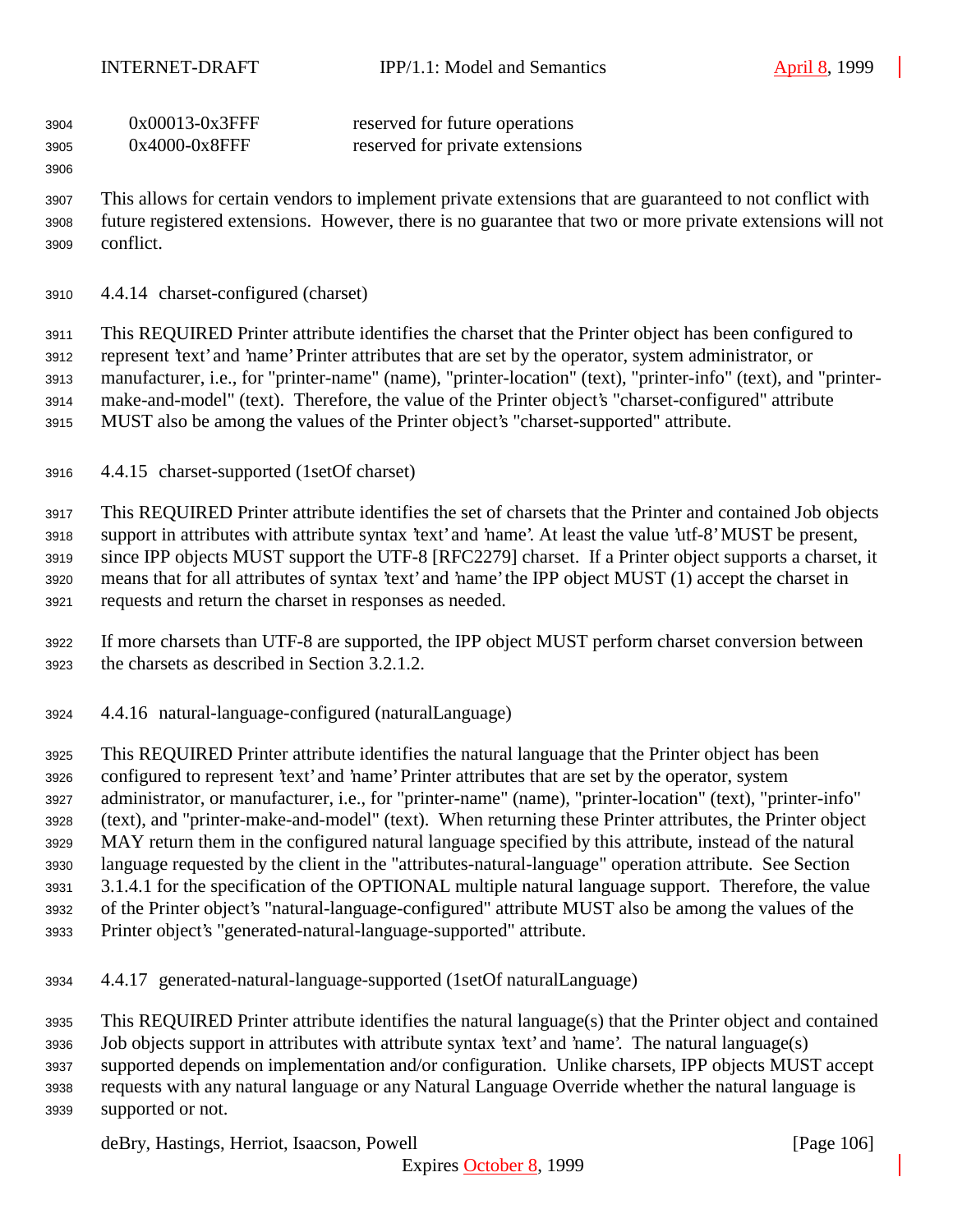| | |
|---|---|
| 0x00013-0x3FFF | reserved for future operations |
| 0x4000-0x8FFF | reserved for private extensions |

This allows for certain vendors to implement private extensions that are guaranteed to not conflict with future registered extensions. However, there is no guarantee that two or more private extensions will not conflict.

#### 4.4.14 charset-configured (charset)

This REQUIRED Printer attribute identifies the charset that the Printer object has been configured to represent 'text' and 'name' Printer attributes that are set by the operator, system administrator, or manufacturer, i.e., for "printer-name" (name), "printer-location" (text), "printer-info" (text), and "printer-make-and-model" (text). Therefore, the value of the Printer object's "charset-configured" attribute MUST also be among the values of the Printer object's "charset-supported" attribute.

#### 4.4.15 charset-supported (1setOf charset)

This REQUIRED Printer attribute identifies the set of charsets that the Printer and contained Job objects support in attributes with attribute syntax 'text' and 'name'. At least the value 'utf-8' MUST be present, since IPP objects MUST support the UTF-8 [RFC2279] charset. If a Printer object supports a charset, it means that for all attributes of syntax 'text' and 'name' the IPP object MUST (1) accept the charset in requests and return the charset in responses as needed.

If more charsets than UTF-8 are supported, the IPP object MUST perform charset conversion between the charsets as described in Section 3.2.1.2.

#### 4.4.16 natural-language-configured (naturalLanguage)

This REQUIRED Printer attribute identifies the natural language that the Printer object has been configured to represent 'text' and 'name' Printer attributes that are set by the operator, system administrator, or manufacturer, i.e., for "printer-name" (name), "printer-location" (text), "printer-info" (text), and "printer-make-and-model" (text). When returning these Printer attributes, the Printer object MAY return them in the configured natural language specified by this attribute, instead of the natural language requested by the client in the "attributes-natural-language" operation attribute. See Section 3.1.4.1 for the specification of the OPTIONAL multiple natural language support. Therefore, the value of the Printer object's "natural-language-configured" attribute MUST also be among the values of the Printer object's "generated-natural-language-supported" attribute.

#### 4.4.17 generated-natural-language-supported (1setOf naturalLanguage)

This REQUIRED Printer attribute identifies the natural language(s) that the Printer object and contained Job objects support in attributes with attribute syntax 'text' and 'name'. The natural language(s) supported depends on implementation and/or configuration. Unlike charsets, IPP objects MUST accept requests with any natural language or any Natural Language Override whether the natural language is supported or not.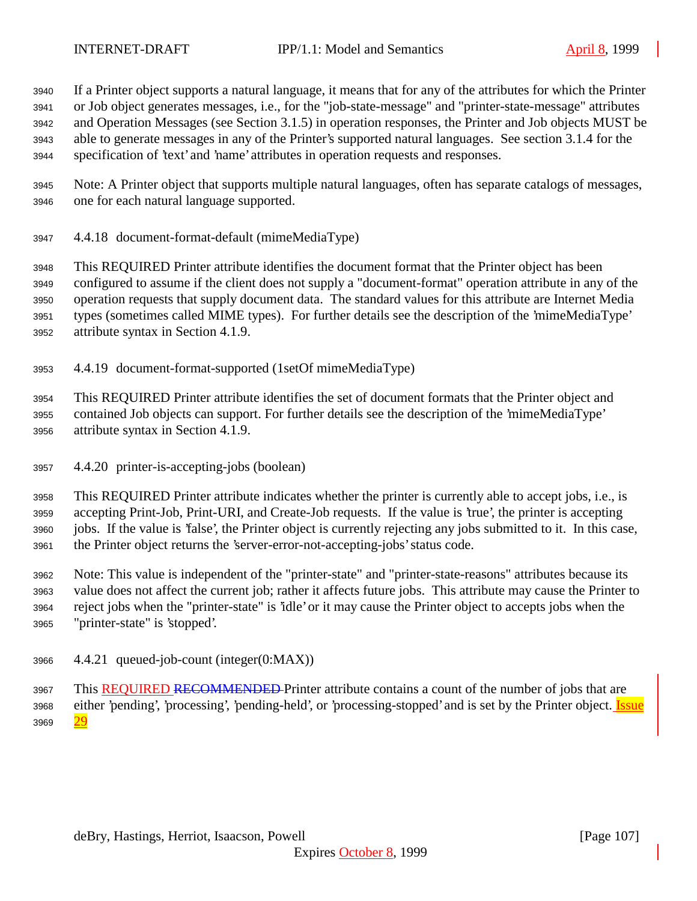If a Printer object supports a natural language, it means that for any of the attributes for which the Printer or Job object generates messages, i.e., for the "job-state-message" and "printer-state-message" attributes and Operation Messages (see Section 3.1.5) in operation responses, the Printer and Job objects MUST be able to generate messages in any of the Printer's supported natural languages. See section 3.1.4 for the specification of 'text' and 'name' attributes in operation requests and responses.

Note: A Printer object that supports multiple natural languages, often has separate catalogs of messages, one for each natural language supported.

### 4.4.18 document-format-default (mimeMediaType)

This REQUIRED Printer attribute identifies the document format that the Printer object has been configured to assume if the client does not supply a "document-format" operation attribute in any of the operation requests that supply document data. The standard values for this attribute are Internet Media types (sometimes called MIME types). For further details see the description of the 'mimeMediaType' attribute syntax in Section 4.1.9.

### 4.4.19 document-format-supported (1setOf mimeMediaType)

This REQUIRED Printer attribute identifies the set of document formats that the Printer object and contained Job objects can support. For further details see the description of the 'mimeMediaType' attribute syntax in Section 4.1.9.

### 4.4.20 printer-is-accepting-jobs (boolean)

This REQUIRED Printer attribute indicates whether the printer is currently able to accept jobs, i.e., is accepting Print-Job, Print-URI, and Create-Job requests. If the value is 'true', the printer is accepting jobs. If the value is 'false', the Printer object is currently rejecting any jobs submitted to it. In this case, the Printer object returns the 'server-error-not-accepting-jobs' status code.

Note: This value is independent of the "printer-state" and "printer-state-reasons" attributes because its value does not affect the current job; rather it affects future jobs. This attribute may cause the Printer to reject jobs when the "printer-state" is 'idle' or it may cause the Printer object to accepts jobs when the "printer-state" is 'stopped'.

### 4.4.21 queued-job-count (integer(0:MAX))

This REQUIRED ~~RECOMMENDED~~ Printer attribute contains a count of the number of jobs that are either 'pending', 'processing', 'pending-held', or 'processing-stopped' and is set by the Printer object. Issue 29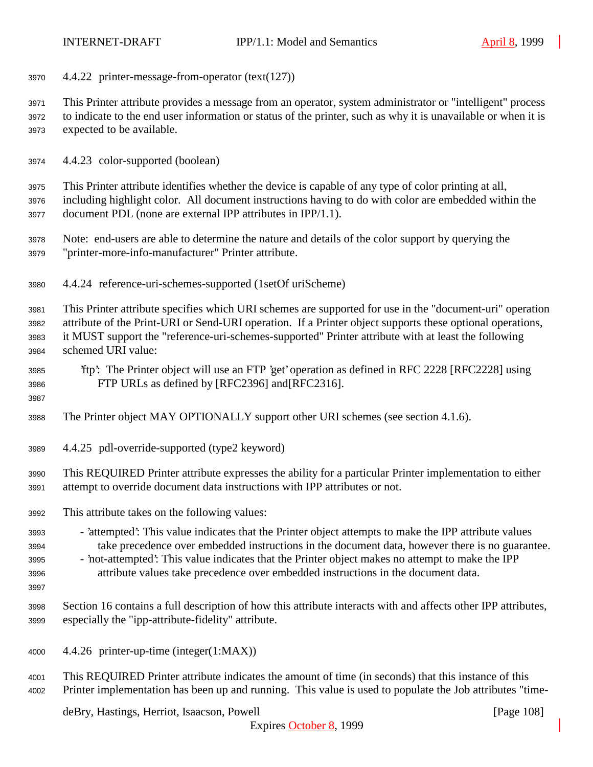#### 4.4.22 printer-message-from-operator (text(127))

This Printer attribute provides a message from an operator, system administrator or "intelligent" process to indicate to the end user information or status of the printer, such as why it is unavailable or when it is expected to be available.

#### 4.4.23 color-supported (boolean)

This Printer attribute identifies whether the device is capable of any type of color printing at all, including highlight color. All document instructions having to do with color are embedded within the document PDL (none are external IPP attributes in IPP/1.1).

Note: end-users are able to determine the nature and details of the color support by querying the "printer-more-info-manufacturer" Printer attribute.

#### 4.4.24 reference-uri-schemes-supported (1setOf uriScheme)

This Printer attribute specifies which URI schemes are supported for use in the "document-uri" operation attribute of the Print-URI or Send-URI operation. If a Printer object supports these optional operations, it MUST support the "reference-uri-schemes-supported" Printer attribute with at least the following schemed URI value:

'ftp': The Printer object will use an FTP 'get' operation as defined in RFC 2228 [RFC2228] using FTP URLs as defined by [RFC2396] and[RFC2316].

The Printer object MAY OPTIONALLY support other URI schemes (see section 4.1.6).

#### 4.4.25 pdl-override-supported (type2 keyword)

This REQUIRED Printer attribute expresses the ability for a particular Printer implementation to either attempt to override document data instructions with IPP attributes or not.

This attribute takes on the following values:

- 'attempted': This value indicates that the Printer object attempts to make the IPP attribute values take precedence over embedded instructions in the document data, however there is no guarantee.
- 'not-attempted': This value indicates that the Printer object makes no attempt to make the IPP attribute values take precedence over embedded instructions in the document data.

Section 16 contains a full description of how this attribute interacts with and affects other IPP attributes, especially the "ipp-attribute-fidelity" attribute.

#### 4.4.26 printer-up-time (integer(1:MAX))

This REQUIRED Printer attribute indicates the amount of time (in seconds) that this instance of this Printer implementation has been up and running. This value is used to populate the Job attributes "time-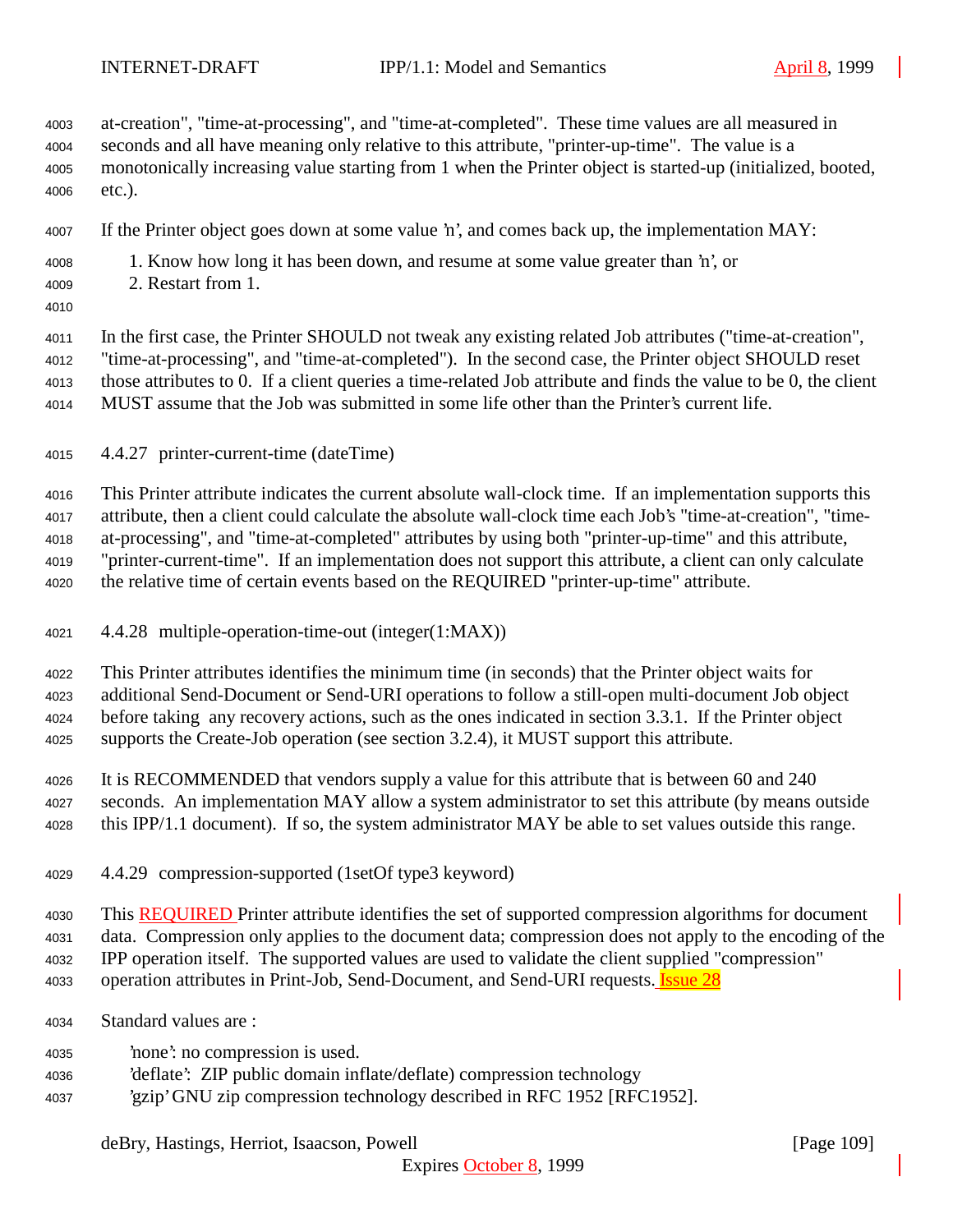at-creation", "time-at-processing", and "time-at-completed". These time values are all measured in seconds and all have meaning only relative to this attribute, "printer-up-time". The value is a monotonically increasing value starting from 1 when the Printer object is started-up (initialized, booted, etc.).

If the Printer object goes down at some value 'n', and comes back up, the implementation MAY:

1. Know how long it has been down, and resume at some value greater than 'n', or
2. Restart from 1.

In the first case, the Printer SHOULD not tweak any existing related Job attributes ("time-at-creation", "time-at-processing", and "time-at-completed"). In the second case, the Printer object SHOULD reset those attributes to 0. If a client queries a time-related Job attribute and finds the value to be 0, the client MUST assume that the Job was submitted in some life other than the Printer's current life.

### 4.4.27 printer-current-time (dateTime)

This Printer attribute indicates the current absolute wall-clock time. If an implementation supports this attribute, then a client could calculate the absolute wall-clock time each Job's "time-at-creation", "time-at-processing", and "time-at-completed" attributes by using both "printer-up-time" and this attribute, "printer-current-time". If an implementation does not support this attribute, a client can only calculate the relative time of certain events based on the REQUIRED "printer-up-time" attribute.

### 4.4.28 multiple-operation-time-out (integer(1:MAX))

This Printer attributes identifies the minimum time (in seconds) that the Printer object waits for additional Send-Document or Send-URI operations to follow a still-open multi-document Job object before taking any recovery actions, such as the ones indicated in section 3.3.1. If the Printer object supports the Create-Job operation (see section 3.2.4), it MUST support this attribute.

It is RECOMMENDED that vendors supply a value for this attribute that is between 60 and 240 seconds. An implementation MAY allow a system administrator to set this attribute (by means outside this IPP/1.1 document). If so, the system administrator MAY be able to set values outside this range.

### 4.4.29 compression-supported (1setOf type3 keyword)

This REQUIRED Printer attribute identifies the set of supported compression algorithms for document data. Compression only applies to the document data; compression does not apply to the encoding of the IPP operation itself. The supported values are used to validate the client supplied "compression" operation attributes in Print-Job, Send-Document, and Send-URI requests. Issue 28

Standard values are :

'none': no compression is used.
'deflate': ZIP public domain inflate/deflate) compression technology
'gzip' GNU zip compression technology described in RFC 1952 [RFC1952].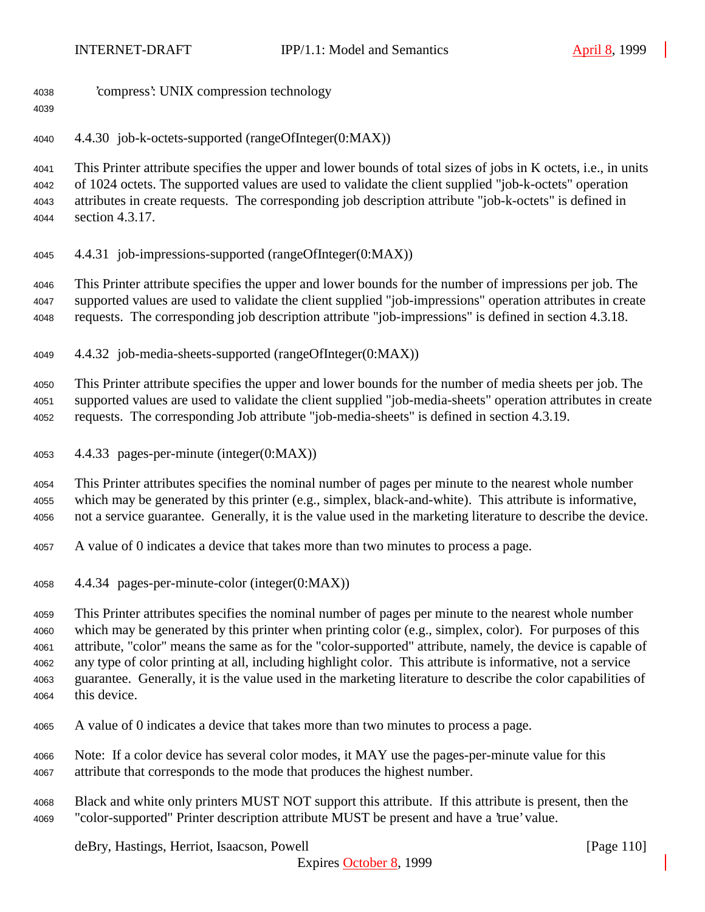'compress': UNIX compression technology

### 4.4.30 job-k-octets-supported (rangeOfInteger(0:MAX))

This Printer attribute specifies the upper and lower bounds of total sizes of jobs in K octets, i.e., in units of 1024 octets. The supported values are used to validate the client supplied "job-k-octets" operation attributes in create requests. The corresponding job description attribute "job-k-octets" is defined in section 4.3.17.

### 4.4.31 job-impressions-supported (rangeOfInteger(0:MAX))

This Printer attribute specifies the upper and lower bounds for the number of impressions per job. The supported values are used to validate the client supplied "job-impressions" operation attributes in create requests. The corresponding job description attribute "job-impressions" is defined in section 4.3.18.

### 4.4.32 job-media-sheets-supported (rangeOfInteger(0:MAX))

This Printer attribute specifies the upper and lower bounds for the number of media sheets per job. The supported values are used to validate the client supplied "job-media-sheets" operation attributes in create requests. The corresponding Job attribute "job-media-sheets" is defined in section 4.3.19.

### 4.4.33 pages-per-minute (integer(0:MAX))

This Printer attributes specifies the nominal number of pages per minute to the nearest whole number which may be generated by this printer (e.g., simplex, black-and-white). This attribute is informative, not a service guarantee. Generally, it is the value used in the marketing literature to describe the device.

A value of 0 indicates a device that takes more than two minutes to process a page.

### 4.4.34 pages-per-minute-color (integer(0:MAX))

This Printer attributes specifies the nominal number of pages per minute to the nearest whole number which may be generated by this printer when printing color (e.g., simplex, color). For purposes of this attribute, "color" means the same as for the "color-supported" attribute, namely, the device is capable of any type of color printing at all, including highlight color. This attribute is informative, not a service guarantee. Generally, it is the value used in the marketing literature to describe the color capabilities of this device.

A value of 0 indicates a device that takes more than two minutes to process a page.

Note: If a color device has several color modes, it MAY use the pages-per-minute value for this attribute that corresponds to the mode that produces the highest number.

Black and white only printers MUST NOT support this attribute. If this attribute is present, then the "color-supported" Printer description attribute MUST be present and have a 'true' value.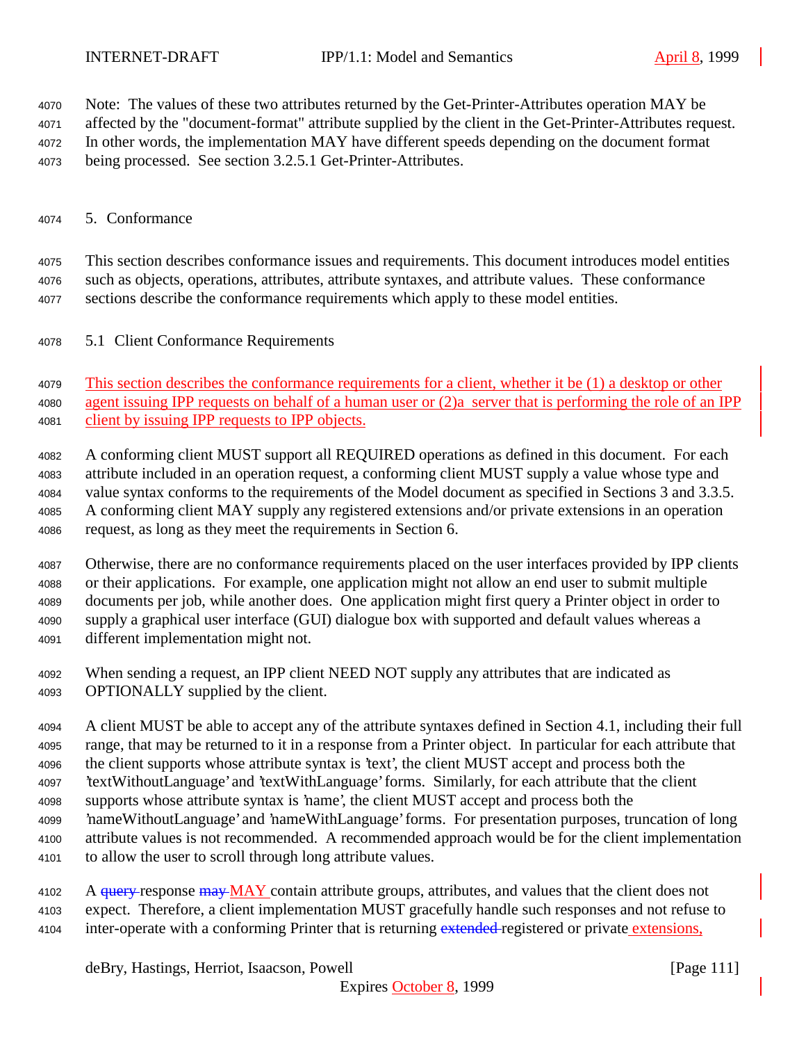Note: The values of these two attributes returned by the Get-Printer-Attributes operation MAY be affected by the "document-format" attribute supplied by the client in the Get-Printer-Attributes request. In other words, the implementation MAY have different speeds depending on the document format being processed. See section 3.2.5.1 Get-Printer-Attributes.

# 5. Conformance

This section describes conformance issues and requirements. This document introduces model entities such as objects, operations, attributes, attribute syntaxes, and attribute values. These conformance sections describe the conformance requirements which apply to these model entities.

## 5.1 Client Conformance Requirements

This section describes the conformance requirements for a client, whether it be (1) a desktop or other agent issuing IPP requests on behalf of a human user or (2)a server that is performing the role of an IPP client by issuing IPP requests to IPP objects.

A conforming client MUST support all REQUIRED operations as defined in this document. For each attribute included in an operation request, a conforming client MUST supply a value whose type and value syntax conforms to the requirements of the Model document as specified in Sections 3 and 3.3.5. A conforming client MAY supply any registered extensions and/or private extensions in an operation request, as long as they meet the requirements in Section 6.

Otherwise, there are no conformance requirements placed on the user interfaces provided by IPP clients or their applications. For example, one application might not allow an end user to submit multiple documents per job, while another does. One application might first query a Printer object in order to supply a graphical user interface (GUI) dialogue box with supported and default values whereas a different implementation might not.

When sending a request, an IPP client NEED NOT supply any attributes that are indicated as OPTIONALLY supplied by the client.

A client MUST be able to accept any of the attribute syntaxes defined in Section 4.1, including their full range, that may be returned to it in a response from a Printer object. In particular for each attribute that the client supports whose attribute syntax is 'text', the client MUST accept and process both the 'textWithoutLanguage' and 'textWithLanguage' forms. Similarly, for each attribute that the client supports whose attribute syntax is 'name', the client MUST accept and process both the 'nameWithoutLanguage' and 'nameWithLanguage' forms. For presentation purposes, truncation of long attribute values is not recommended. A recommended approach would be for the client implementation to allow the user to scroll through long attribute values.

A ~~query~~ response ~~may~~ MAY contain attribute groups, attributes, and values that the client does not expect. Therefore, a client implementation MUST gracefully handle such responses and not refuse to inter-operate with a conforming Printer that is returning ~~extended~~ registered or private extensions,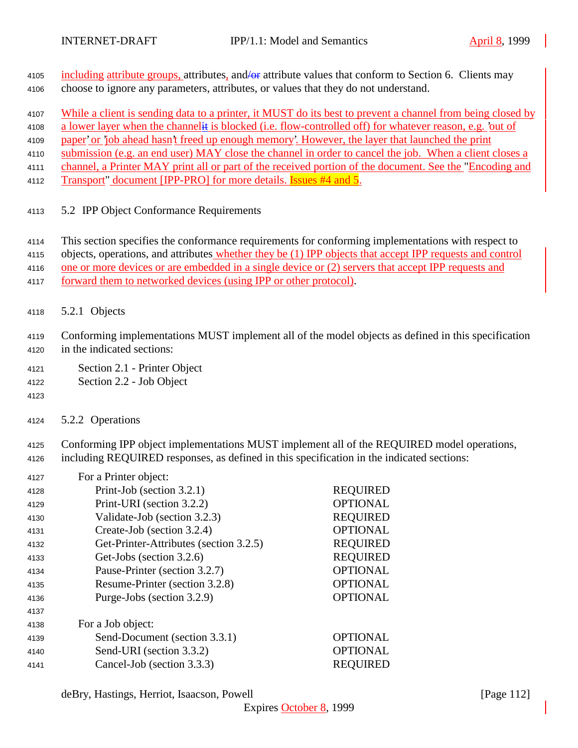including attribute groups, attributes, and attribute values that conform to Section 6. Clients may choose to ignore any parameters, attributes, or values that they do not understand.

While a client is sending data to a printer, it MUST do its best to prevent a channel from being closed by a lower layer when the channel is blocked (i.e. flow-controlled off) for whatever reason, e.g. 'out of paper' or 'job ahead hasn't freed up enough memory'. However, the layer that launched the print submission (e.g. an end user) MAY close the channel in order to cancel the job. When a client closes a channel, a Printer MAY print all or part of the received portion of the document. See the "Encoding and Transport" document [IPP-PRO] for more details. Issues #4 and 5.

### 5.2 IPP Object Conformance Requirements

This section specifies the conformance requirements for conforming implementations with respect to objects, operations, and attributes whether they be (1) IPP objects that accept IPP requests and control one or more devices or are embedded in a single device or (2) servers that accept IPP requests and forward them to networked devices (using IPP or other protocol).

#### 5.2.1 Objects

Conforming implementations MUST implement all of the model objects as defined in this specification in the indicated sections:

- Section 2.1 - Printer Object
- Section 2.2 - Job Object

#### 5.2.2 Operations

Conforming IPP object implementations MUST implement all of the REQUIRED model operations, including REQUIRED responses, as defined in this specification in the indicated sections:

| For a Printer object: | |
|---|---|
| Print-Job (section 3.2.1) | REQUIRED |
| Print-URI (section 3.2.2) | OPTIONAL |
| Validate-Job (section 3.2.3) | REQUIRED |
| Create-Job (section 3.2.4) | OPTIONAL |
| Get-Printer-Attributes (section 3.2.5) | REQUIRED |
| Get-Jobs (section 3.2.6) | REQUIRED |
| Pause-Printer (section 3.2.7) | OPTIONAL |
| Resume-Printer (section 3.2.8) | OPTIONAL |
| Purge-Jobs (section 3.2.9) | OPTIONAL |

| For a Job object: | |
|---|---|
| Send-Document (section 3.3.1) | OPTIONAL |
| Send-URI (section 3.3.2) | OPTIONAL |
| Cancel-Job (section 3.3.3) | REQUIRED |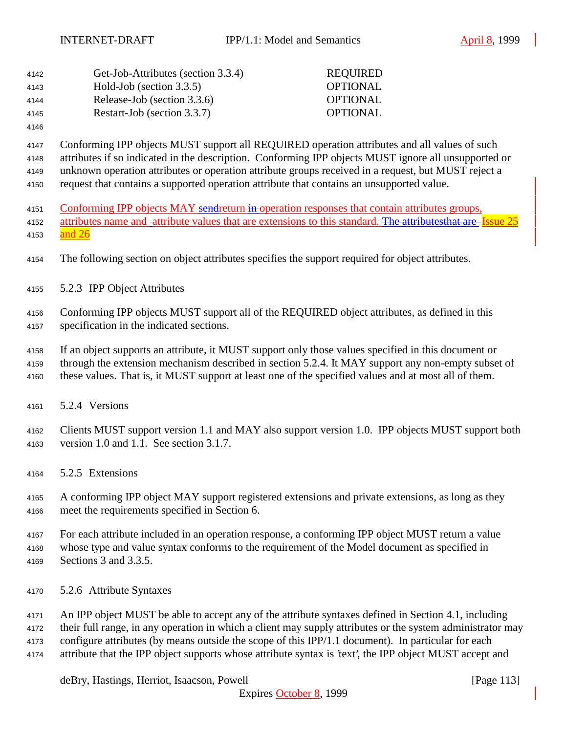| | |
|---|---|
| Get-Job-Attributes (section 3.3.4) | REQUIRED |
| Hold-Job (section 3.3.5) | OPTIONAL |
| Release-Job (section 3.3.6) | OPTIONAL |
| Restart-Job (section 3.3.7) | OPTIONAL |

Conforming IPP objects MUST support all REQUIRED operation attributes and all values of such attributes if so indicated in the description. Conforming IPP objects MUST ignore all unsupported or unknown operation attributes or operation attribute groups received in a request, but MUST reject a request that contains a supported operation attribute that contains an unsupported value.

Conforming IPP objects MAY ~~send~~return ~~in~~ operation responses that contain attributes groups, attributes name and ~~-~~attribute values that are extensions to this standard. ~~The attributesthat are~~ Issue 25 and 26

The following section on object attributes specifies the support required for object attributes.

### 5.2.3 IPP Object Attributes

Conforming IPP objects MUST support all of the REQUIRED object attributes, as defined in this specification in the indicated sections.

If an object supports an attribute, it MUST support only those values specified in this document or through the extension mechanism described in section 5.2.4. It MAY support any non-empty subset of these values. That is, it MUST support at least one of the specified values and at most all of them.

### 5.2.4 Versions

Clients MUST support version 1.1 and MAY also support version 1.0. IPP objects MUST support both version 1.0 and 1.1. See section 3.1.7.

### 5.2.5 Extensions

A conforming IPP object MAY support registered extensions and private extensions, as long as they meet the requirements specified in Section 6.

For each attribute included in an operation response, a conforming IPP object MUST return a value whose type and value syntax conforms to the requirement of the Model document as specified in Sections 3 and 3.3.5.

### 5.2.6 Attribute Syntaxes

An IPP object MUST be able to accept any of the attribute syntaxes defined in Section 4.1, including their full range, in any operation in which a client may supply attributes or the system administrator may configure attributes (by means outside the scope of this IPP/1.1 document). In particular for each attribute that the IPP object supports whose attribute syntax is 'text', the IPP object MUST accept and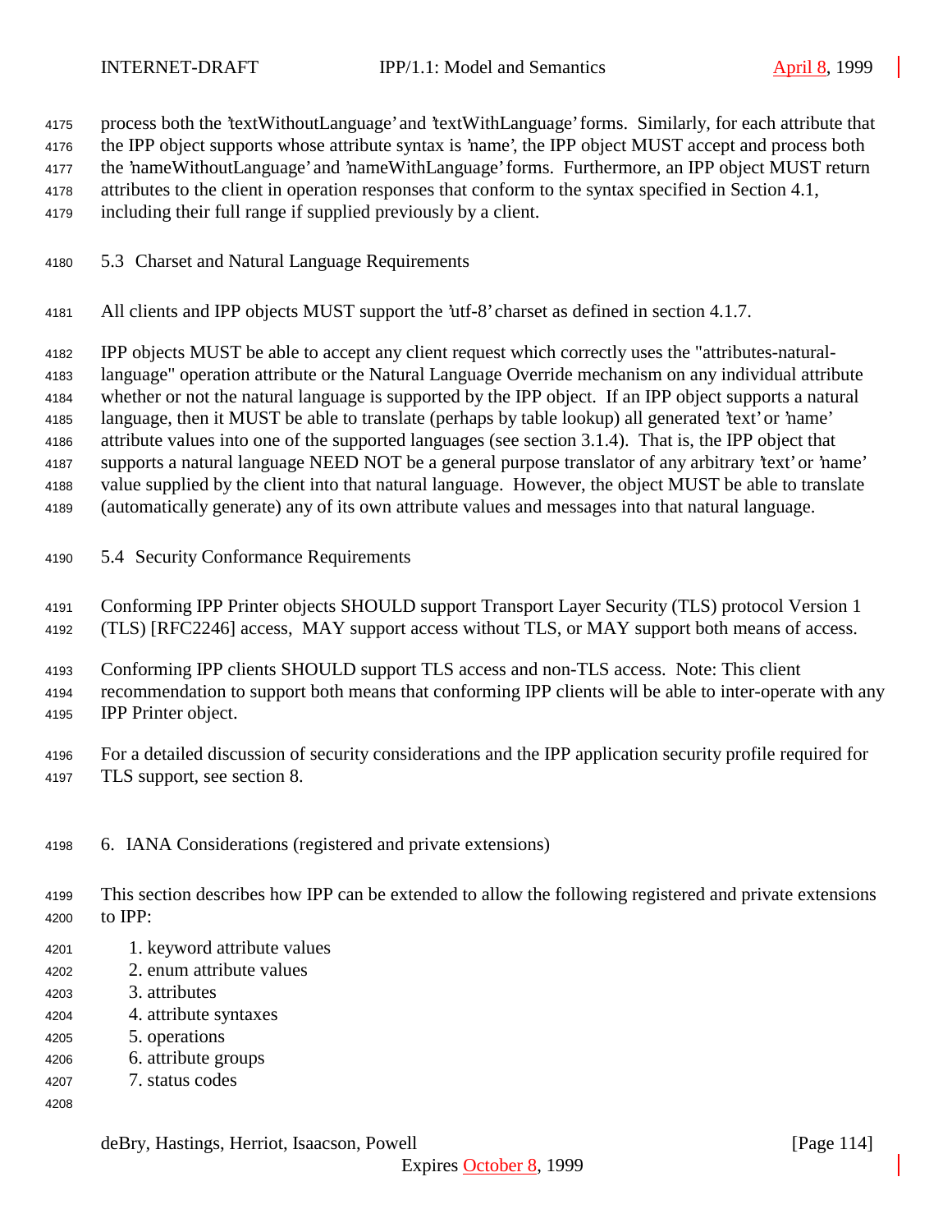process both the 'textWithoutLanguage' and 'textWithLanguage' forms. Similarly, for each attribute that the IPP object supports whose attribute syntax is 'name', the IPP object MUST accept and process both the 'nameWithoutLanguage' and 'nameWithLanguage' forms. Furthermore, an IPP object MUST return attributes to the client in operation responses that conform to the syntax specified in Section 4.1, including their full range if supplied previously by a client.

## 5.3 Charset and Natural Language Requirements

All clients and IPP objects MUST support the 'utf-8' charset as defined in section 4.1.7.

IPP objects MUST be able to accept any client request which correctly uses the "attributes-natural-language" operation attribute or the Natural Language Override mechanism on any individual attribute whether or not the natural language is supported by the IPP object. If an IPP object supports a natural language, then it MUST be able to translate (perhaps by table lookup) all generated 'text' or 'name' attribute values into one of the supported languages (see section 3.1.4). That is, the IPP object that supports a natural language NEED NOT be a general purpose translator of any arbitrary 'text' or 'name' value supplied by the client into that natural language. However, the object MUST be able to translate (automatically generate) any of its own attribute values and messages into that natural language.

## 5.4 Security Conformance Requirements

Conforming IPP Printer objects SHOULD support Transport Layer Security (TLS) protocol Version 1 (TLS) [RFC2246] access, MAY support access without TLS, or MAY support both means of access.

Conforming IPP clients SHOULD support TLS access and non-TLS access. Note: This client recommendation to support both means that conforming IPP clients will be able to inter-operate with any IPP Printer object.

For a detailed discussion of security considerations and the IPP application security profile required for TLS support, see section 8.

# 6. IANA Considerations (registered and private extensions)

This section describes how IPP can be extended to allow the following registered and private extensions to IPP:

1. keyword attribute values
2. enum attribute values
3. attributes
4. attribute syntaxes
5. operations
6. attribute groups
7. status codes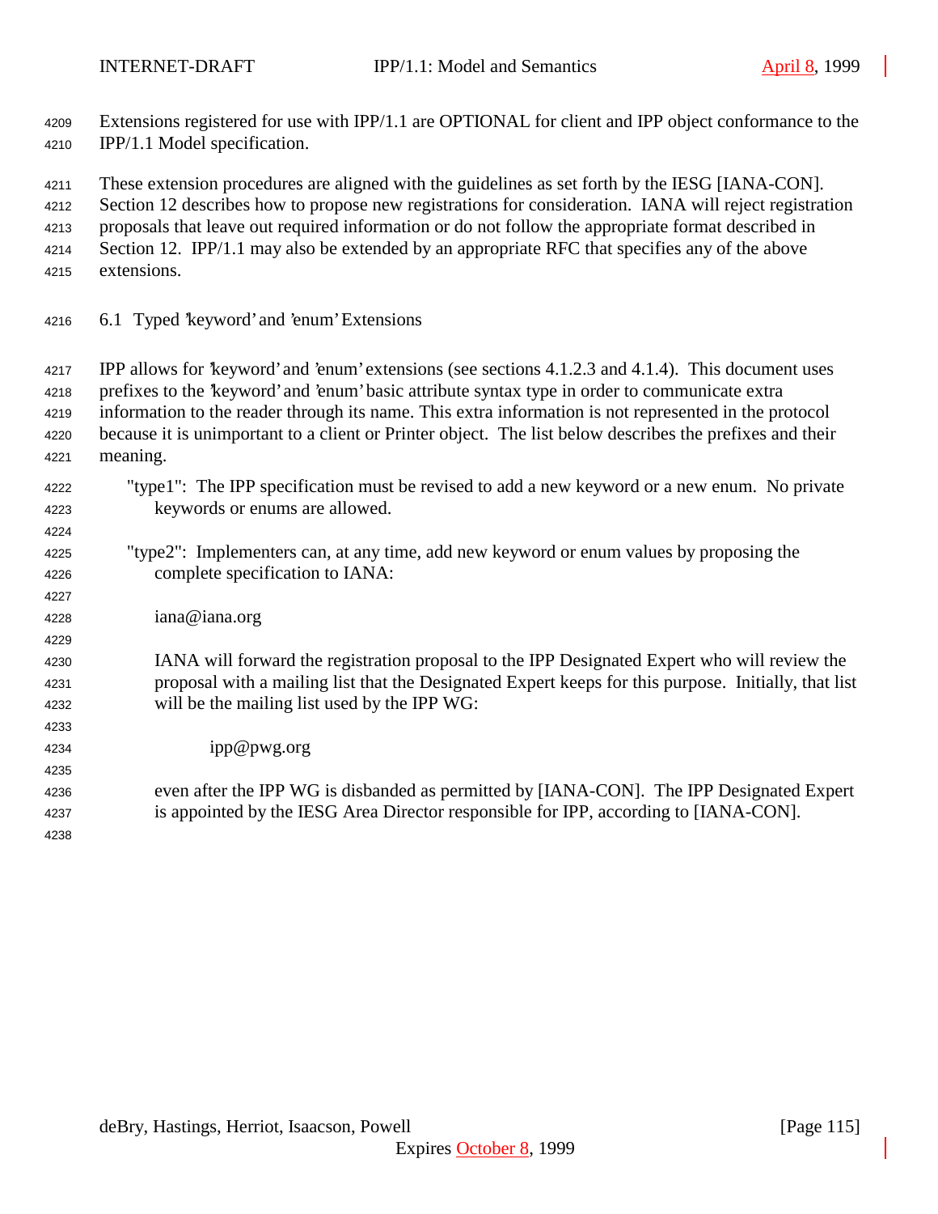Extensions registered for use with IPP/1.1 are OPTIONAL for client and IPP object conformance to the IPP/1.1 Model specification.

These extension procedures are aligned with the guidelines as set forth by the IESG [IANA-CON]. Section 12 describes how to propose new registrations for consideration. IANA will reject registration proposals that leave out required information or do not follow the appropriate format described in Section 12. IPP/1.1 may also be extended by an appropriate RFC that specifies any of the above extensions.

## 6.1 Typed 'keyword' and 'enum' Extensions

IPP allows for 'keyword' and 'enum' extensions (see sections 4.1.2.3 and 4.1.4). This document uses prefixes to the 'keyword' and 'enum' basic attribute syntax type in order to communicate extra information to the reader through its name. This extra information is not represented in the protocol because it is unimportant to a client or Printer object. The list below describes the prefixes and their meaning.

"type1": The IPP specification must be revised to add a new keyword or a new enum. No private keywords or enums are allowed.

"type2": Implementers can, at any time, add new keyword or enum values by proposing the complete specification to IANA:

iana@iana.org

IANA will forward the registration proposal to the IPP Designated Expert who will review the proposal with a mailing list that the Designated Expert keeps for this purpose. Initially, that list will be the mailing list used by the IPP WG:

ipp@pwg.org

even after the IPP WG is disbanded as permitted by [IANA-CON]. The IPP Designated Expert is appointed by the IESG Area Director responsible for IPP, according to [IANA-CON].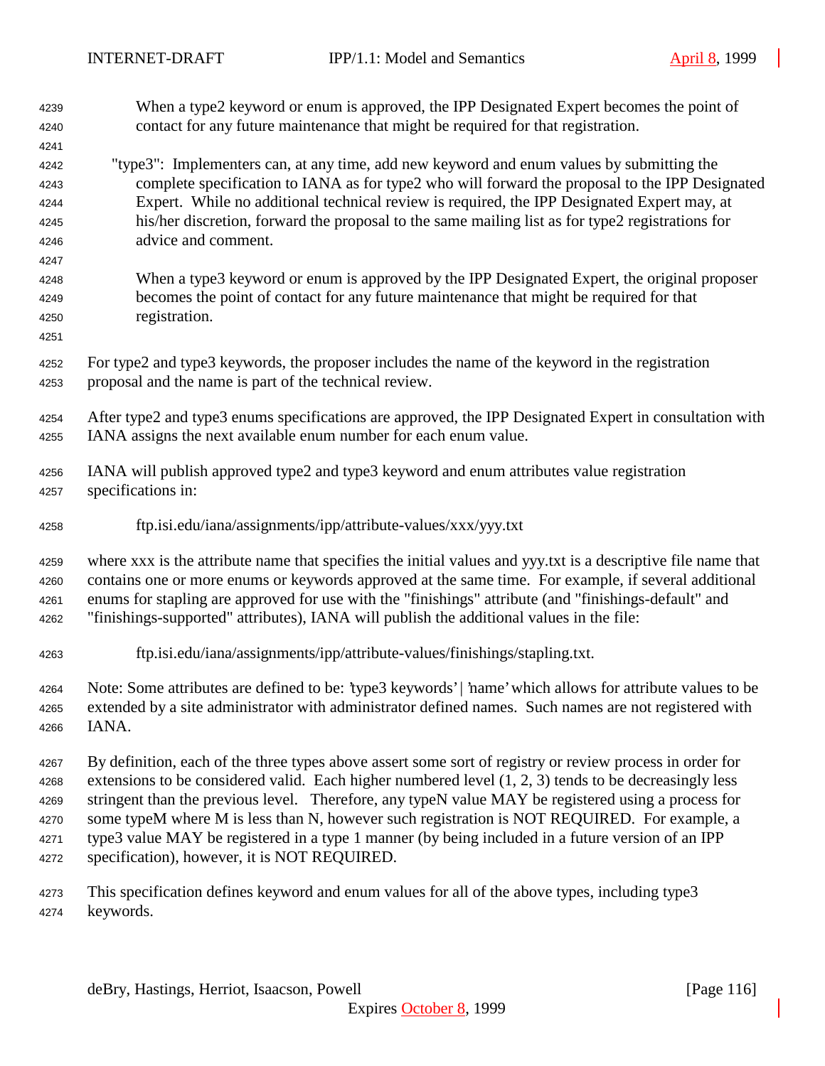When a type2 keyword or enum is approved, the IPP Designated Expert becomes the point of contact for any future maintenance that might be required for that registration.

"type3": Implementers can, at any time, add new keyword and enum values by submitting the complete specification to IANA as for type2 who will forward the proposal to the IPP Designated Expert. While no additional technical review is required, the IPP Designated Expert may, at his/her discretion, forward the proposal to the same mailing list as for type2 registrations for advice and comment.

When a type3 keyword or enum is approved by the IPP Designated Expert, the original proposer becomes the point of contact for any future maintenance that might be required for that registration.

For type2 and type3 keywords, the proposer includes the name of the keyword in the registration proposal and the name is part of the technical review.

After type2 and type3 enums specifications are approved, the IPP Designated Expert in consultation with IANA assigns the next available enum number for each enum value.

IANA will publish approved type2 and type3 keyword and enum attributes value registration specifications in:

ftp.isi.edu/iana/assignments/ipp/attribute-values/xxx/yyy.txt

where xxx is the attribute name that specifies the initial values and yyy.txt is a descriptive file name that contains one or more enums or keywords approved at the same time. For example, if several additional enums for stapling are approved for use with the "finishings" attribute (and "finishings-default" and "finishings-supported" attributes), IANA will publish the additional values in the file:

ftp.isi.edu/iana/assignments/ipp/attribute-values/finishings/stapling.txt.

Note: Some attributes are defined to be: 'type3 keywords' | 'name' which allows for attribute values to be extended by a site administrator with administrator defined names. Such names are not registered with IANA.

By definition, each of the three types above assert some sort of registry or review process in order for extensions to be considered valid. Each higher numbered level (1, 2, 3) tends to be decreasingly less stringent than the previous level. Therefore, any typeN value MAY be registered using a process for some typeM where M is less than N, however such registration is NOT REQUIRED. For example, a type3 value MAY be registered in a type 1 manner (by being included in a future version of an IPP specification), however, it is NOT REQUIRED.

This specification defines keyword and enum values for all of the above types, including type3 keywords.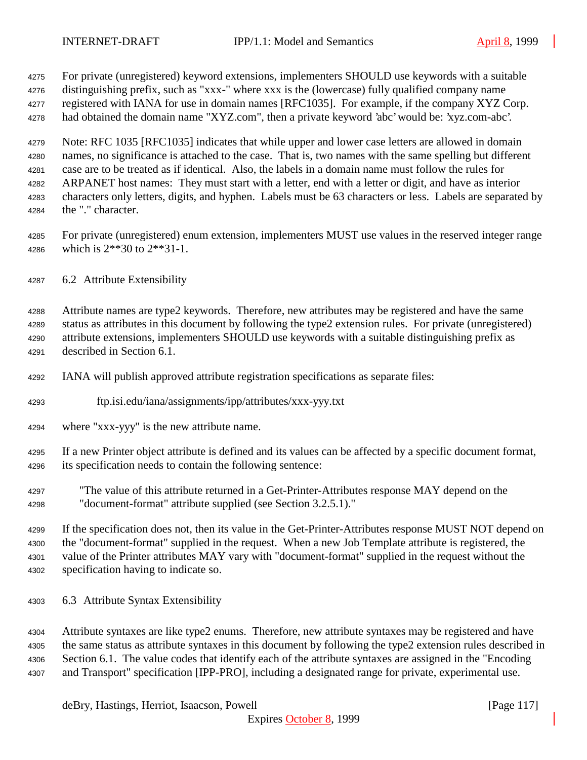For private (unregistered) keyword extensions, implementers SHOULD use keywords with a suitable distinguishing prefix, such as "xxx-" where xxx is the (lowercase) fully qualified company name registered with IANA for use in domain names [RFC1035]. For example, if the company XYZ Corp. had obtained the domain name "XYZ.com", then a private keyword 'abc' would be: 'xyz.com-abc'.

Note: RFC 1035 [RFC1035] indicates that while upper and lower case letters are allowed in domain names, no significance is attached to the case. That is, two names with the same spelling but different case are to be treated as if identical. Also, the labels in a domain name must follow the rules for ARPANET host names: They must start with a letter, end with a letter or digit, and have as interior characters only letters, digits, and hyphen. Labels must be 63 characters or less. Labels are separated by the "." character.

For private (unregistered) enum extension, implementers MUST use values in the reserved integer range which is 2**30 to 2**31-1.

## 6.2 Attribute Extensibility

Attribute names are type2 keywords. Therefore, new attributes may be registered and have the same status as attributes in this document by following the type2 extension rules. For private (unregistered) attribute extensions, implementers SHOULD use keywords with a suitable distinguishing prefix as described in Section 6.1.

IANA will publish approved attribute registration specifications as separate files:

    ftp.isi.edu/iana/assignments/ipp/attributes/xxx-yyy.txt

where "xxx-yyy" is the new attribute name.

If a new Printer object attribute is defined and its values can be affected by a specific document format, its specification needs to contain the following sentence:

> "The value of this attribute returned in a Get-Printer-Attributes response MAY depend on the "document-format" attribute supplied (see Section 3.2.5.1)."

If the specification does not, then its value in the Get-Printer-Attributes response MUST NOT depend on the "document-format" supplied in the request. When a new Job Template attribute is registered, the value of the Printer attributes MAY vary with "document-format" supplied in the request without the specification having to indicate so.

## 6.3 Attribute Syntax Extensibility

Attribute syntaxes are like type2 enums. Therefore, new attribute syntaxes may be registered and have the same status as attribute syntaxes in this document by following the type2 extension rules described in Section 6.1. The value codes that identify each of the attribute syntaxes are assigned in the "Encoding and Transport" specification [IPP-PRO], including a designated range for private, experimental use.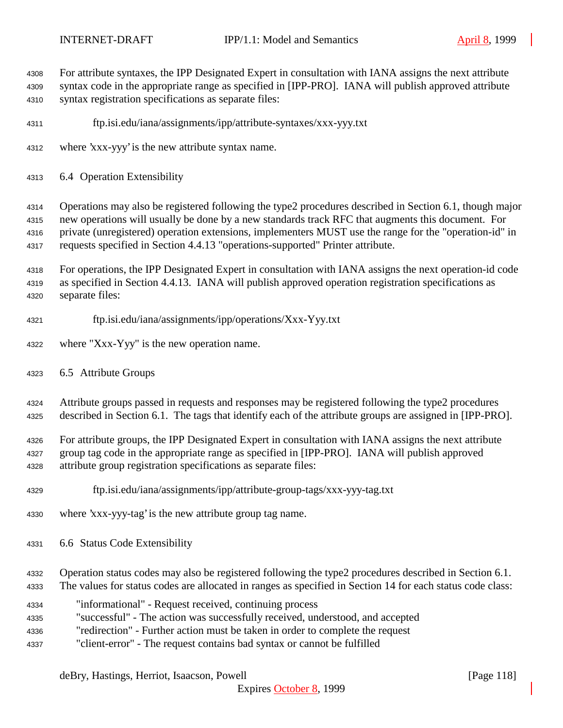For attribute syntaxes, the IPP Designated Expert in consultation with IANA assigns the next attribute syntax code in the appropriate range as specified in [IPP-PRO]. IANA will publish approved attribute syntax registration specifications as separate files:

    ftp.isi.edu/iana/assignments/ipp/attribute-syntaxes/xxx-yyy.txt

where 'xxx-yyy' is the new attribute syntax name.

### 6.4 Operation Extensibility

Operations may also be registered following the type2 procedures described in Section 6.1, though major new operations will usually be done by a new standards track RFC that augments this document. For private (unregistered) operation extensions, implementers MUST use the range for the "operation-id" in requests specified in Section 4.4.13 "operations-supported" Printer attribute.

For operations, the IPP Designated Expert in consultation with IANA assigns the next operation-id code as specified in Section 4.4.13. IANA will publish approved operation registration specifications as separate files:

    ftp.isi.edu/iana/assignments/ipp/operations/Xxx-Yyy.txt

where "Xxx-Yyy" is the new operation name.

### 6.5 Attribute Groups

Attribute groups passed in requests and responses may be registered following the type2 procedures described in Section 6.1. The tags that identify each of the attribute groups are assigned in [IPP-PRO].

For attribute groups, the IPP Designated Expert in consultation with IANA assigns the next attribute group tag code in the appropriate range as specified in [IPP-PRO]. IANA will publish approved attribute group registration specifications as separate files:

    ftp.isi.edu/iana/assignments/ipp/attribute-group-tags/xxx-yyy-tag.txt

where 'xxx-yyy-tag' is the new attribute group tag name.

### 6.6 Status Code Extensibility

Operation status codes may also be registered following the type2 procedures described in Section 6.1. The values for status codes are allocated in ranges as specified in Section 14 for each status code class:

- "informational" - Request received, continuing process
- "successful" - The action was successfully received, understood, and accepted
- "redirection" - Further action must be taken in order to complete the request
- "client-error" - The request contains bad syntax or cannot be fulfilled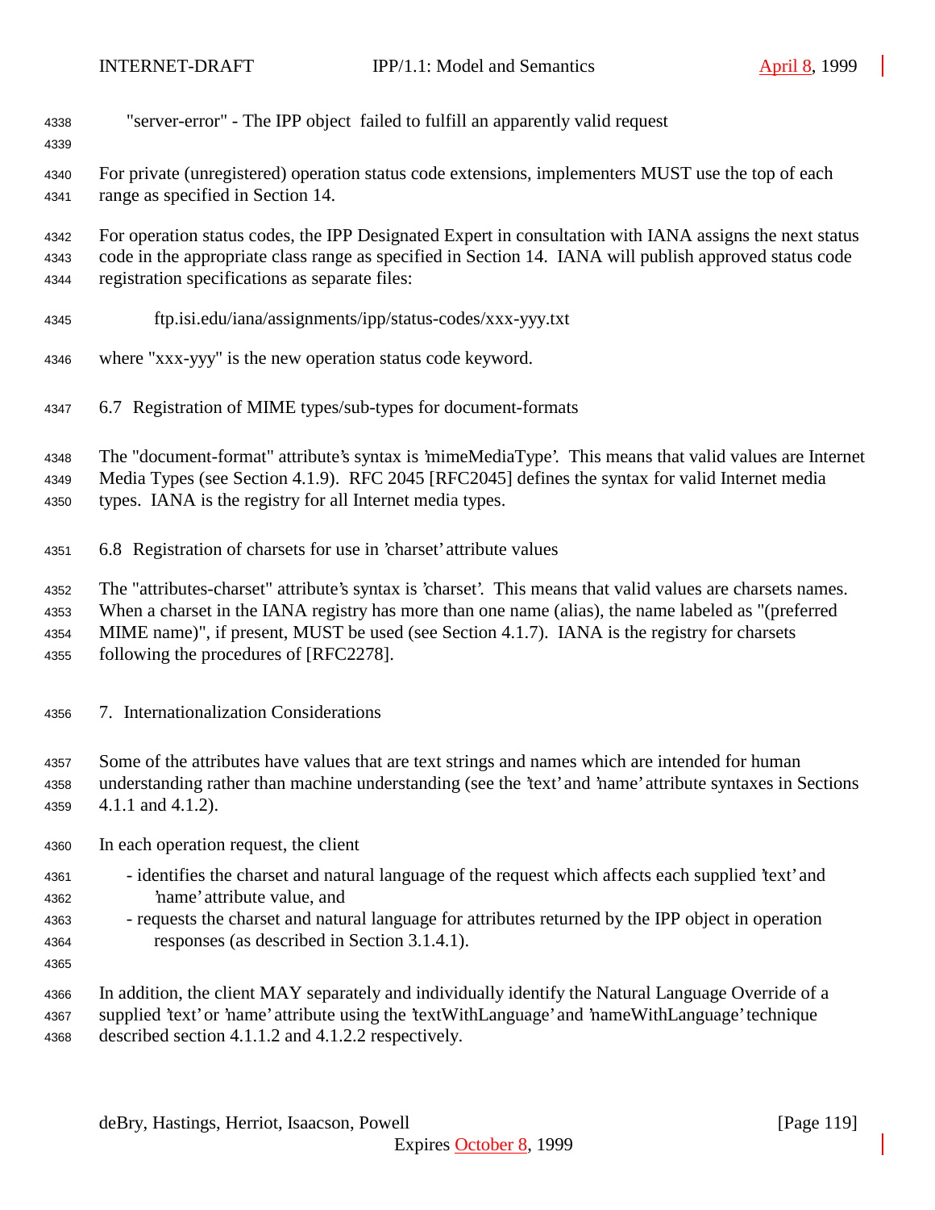"server-error" - The IPP object failed to fulfill an apparently valid request

For private (unregistered) operation status code extensions, implementers MUST use the top of each range as specified in Section 14.

For operation status codes, the IPP Designated Expert in consultation with IANA assigns the next status code in the appropriate class range as specified in Section 14. IANA will publish approved status code registration specifications as separate files:

ftp.isi.edu/iana/assignments/ipp/status-codes/xxx-yyy.txt

where "xxx-yyy" is the new operation status code keyword.

## 6.7 Registration of MIME types/sub-types for document-formats

The "document-format" attribute's syntax is 'mimeMediaType'. This means that valid values are Internet Media Types (see Section 4.1.9). RFC 2045 [RFC2045] defines the syntax for valid Internet media types. IANA is the registry for all Internet media types.

## 6.8 Registration of charsets for use in 'charset' attribute values

The "attributes-charset" attribute's syntax is 'charset'. This means that valid values are charsets names. When a charset in the IANA registry has more than one name (alias), the name labeled as "(preferred MIME name)", if present, MUST be used (see Section 4.1.7). IANA is the registry for charsets following the procedures of [RFC2278].

# 7. Internationalization Considerations

Some of the attributes have values that are text strings and names which are intended for human understanding rather than machine understanding (see the 'text' and 'name' attribute syntaxes in Sections 4.1.1 and 4.1.2).

In each operation request, the client

- identifies the charset and natural language of the request which affects each supplied 'text' and 'name' attribute value, and
- requests the charset and natural language for attributes returned by the IPP object in operation responses (as described in Section 3.1.4.1).

In addition, the client MAY separately and individually identify the Natural Language Override of a supplied 'text' or 'name' attribute using the 'textWithLanguage' and 'nameWithLanguage' technique described section 4.1.1.2 and 4.1.2.2 respectively.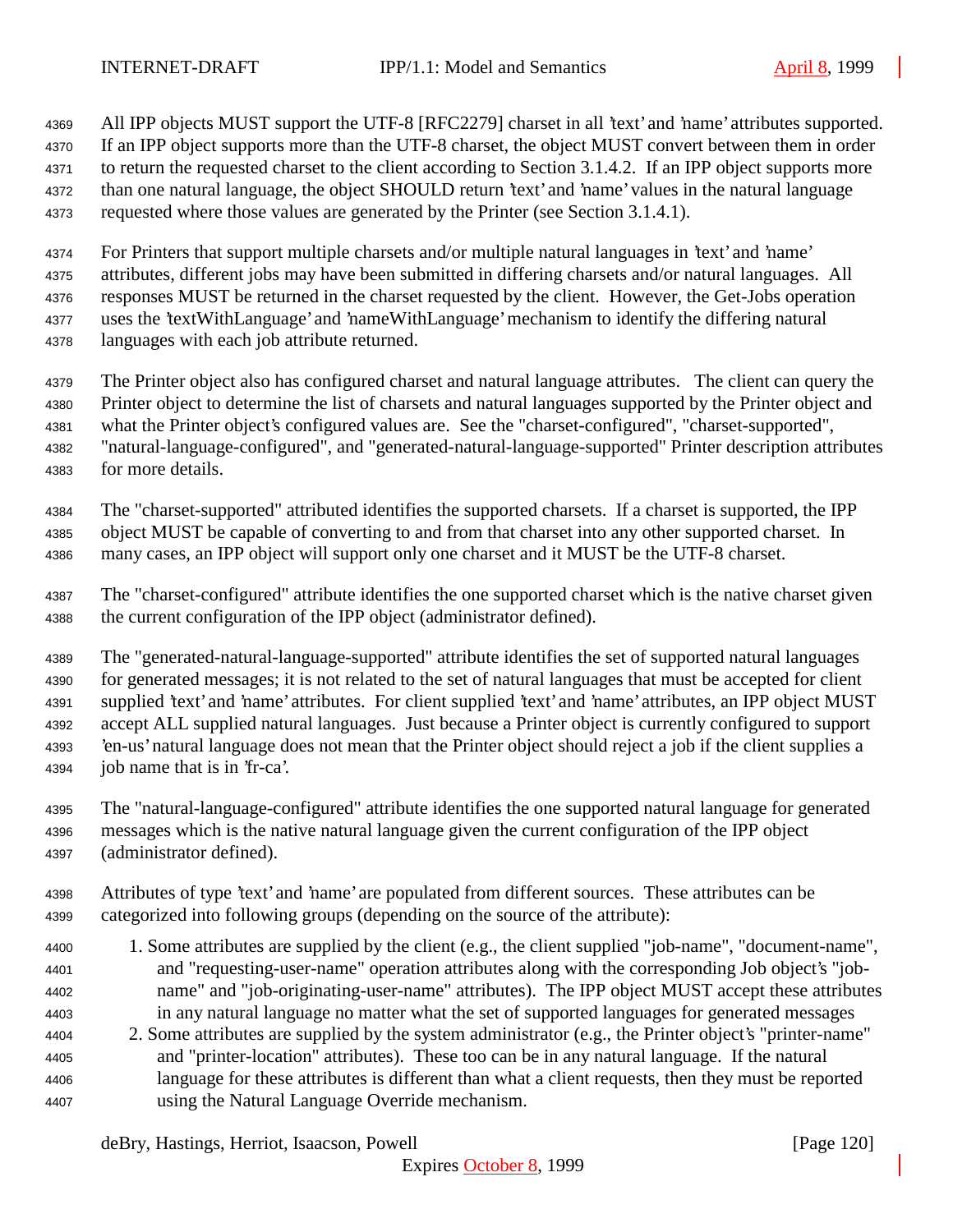All IPP objects MUST support the UTF-8 [RFC2279] charset in all 'text' and 'name' attributes supported. If an IPP object supports more than the UTF-8 charset, the object MUST convert between them in order to return the requested charset to the client according to Section 3.1.4.2. If an IPP object supports more than one natural language, the object SHOULD return 'text' and 'name' values in the natural language requested where those values are generated by the Printer (see Section 3.1.4.1).

For Printers that support multiple charsets and/or multiple natural languages in 'text' and 'name' attributes, different jobs may have been submitted in differing charsets and/or natural languages. All responses MUST be returned in the charset requested by the client. However, the Get-Jobs operation uses the 'textWithLanguage' and 'nameWithLanguage' mechanism to identify the differing natural languages with each job attribute returned.

The Printer object also has configured charset and natural language attributes. The client can query the Printer object to determine the list of charsets and natural languages supported by the Printer object and what the Printer object's configured values are. See the "charset-configured", "charset-supported", "natural-language-configured", and "generated-natural-language-supported" Printer description attributes for more details.

The "charset-supported" attributed identifies the supported charsets. If a charset is supported, the IPP object MUST be capable of converting to and from that charset into any other supported charset. In many cases, an IPP object will support only one charset and it MUST be the UTF-8 charset.

The "charset-configured" attribute identifies the one supported charset which is the native charset given the current configuration of the IPP object (administrator defined).

The "generated-natural-language-supported" attribute identifies the set of supported natural languages for generated messages; it is not related to the set of natural languages that must be accepted for client supplied 'text' and 'name' attributes. For client supplied 'text' and 'name' attributes, an IPP object MUST accept ALL supplied natural languages. Just because a Printer object is currently configured to support 'en-us' natural language does not mean that the Printer object should reject a job if the client supplies a job name that is in 'fr-ca'.

The "natural-language-configured" attribute identifies the one supported natural language for generated messages which is the native natural language given the current configuration of the IPP object (administrator defined).

Attributes of type 'text' and 'name' are populated from different sources. These attributes can be categorized into following groups (depending on the source of the attribute):

1. Some attributes are supplied by the client (e.g., the client supplied "job-name", "document-name", and "requesting-user-name" operation attributes along with the corresponding Job object's "job-name" and "job-originating-user-name" attributes). The IPP object MUST accept these attributes in any natural language no matter what the set of supported languages for generated messages
2. Some attributes are supplied by the system administrator (e.g., the Printer object's "printer-name" and "printer-location" attributes). These too can be in any natural language. If the natural language for these attributes is different than what a client requests, then they must be reported using the Natural Language Override mechanism.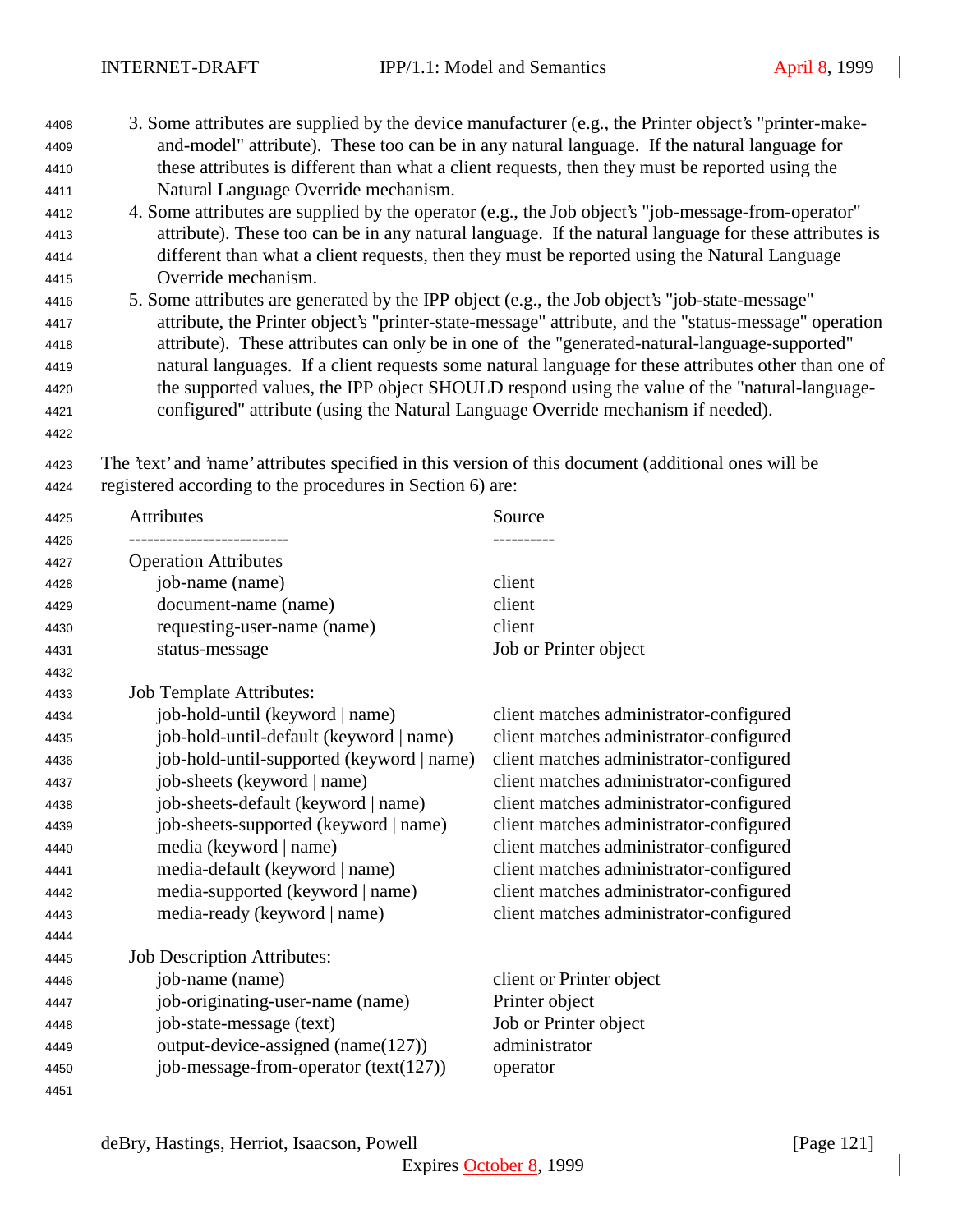3. Some attributes are supplied by the device manufacturer (e.g., the Printer object's "printer-make-and-model" attribute). These too can be in any natural language. If the natural language for these attributes is different than what a client requests, then they must be reported using the Natural Language Override mechanism.
4. Some attributes are supplied by the operator (e.g., the Job object's "job-message-from-operator" attribute). These too can be in any natural language. If the natural language for these attributes is different than what a client requests, then they must be reported using the Natural Language Override mechanism.
5. Some attributes are generated by the IPP object (e.g., the Job object's "job-state-message" attribute, the Printer object's "printer-state-message" attribute, and the "status-message" operation attribute). These attributes can only be in one of the "generated-natural-language-supported" natural languages. If a client requests some natural language for these attributes other than one of the supported values, the IPP object SHOULD respond using the value of the "natural-language-configured" attribute (using the Natural Language Override mechanism if needed).

The 'text' and 'name' attributes specified in this version of this document (additional ones will be registered according to the procedures in Section 6) are:

| Attributes | Source |
|---|---|
| **Operation Attributes** | |
| job-name (name) | client |
| document-name (name) | client |
| requesting-user-name (name) | client |
| status-message | Job or Printer object |
| **Job Template Attributes:** | |
| job-hold-until (keyword \| name) | client matches administrator-configured |
| job-hold-until-default (keyword \| name) | client matches administrator-configured |
| job-hold-until-supported (keyword \| name) | client matches administrator-configured |
| job-sheets (keyword \| name) | client matches administrator-configured |
| job-sheets-default (keyword \| name) | client matches administrator-configured |
| job-sheets-supported (keyword \| name) | client matches administrator-configured |
| media (keyword \| name) | client matches administrator-configured |
| media-default (keyword \| name) | client matches administrator-configured |
| media-supported (keyword \| name) | client matches administrator-configured |
| media-ready (keyword \| name) | client matches administrator-configured |
| **Job Description Attributes:** | |
| job-name (name) | client or Printer object |
| job-originating-user-name (name) | Printer object |
| job-state-message (text) | Job or Printer object |
| output-device-assigned (name(127)) | administrator |
| job-message-from-operator (text(127)) | operator |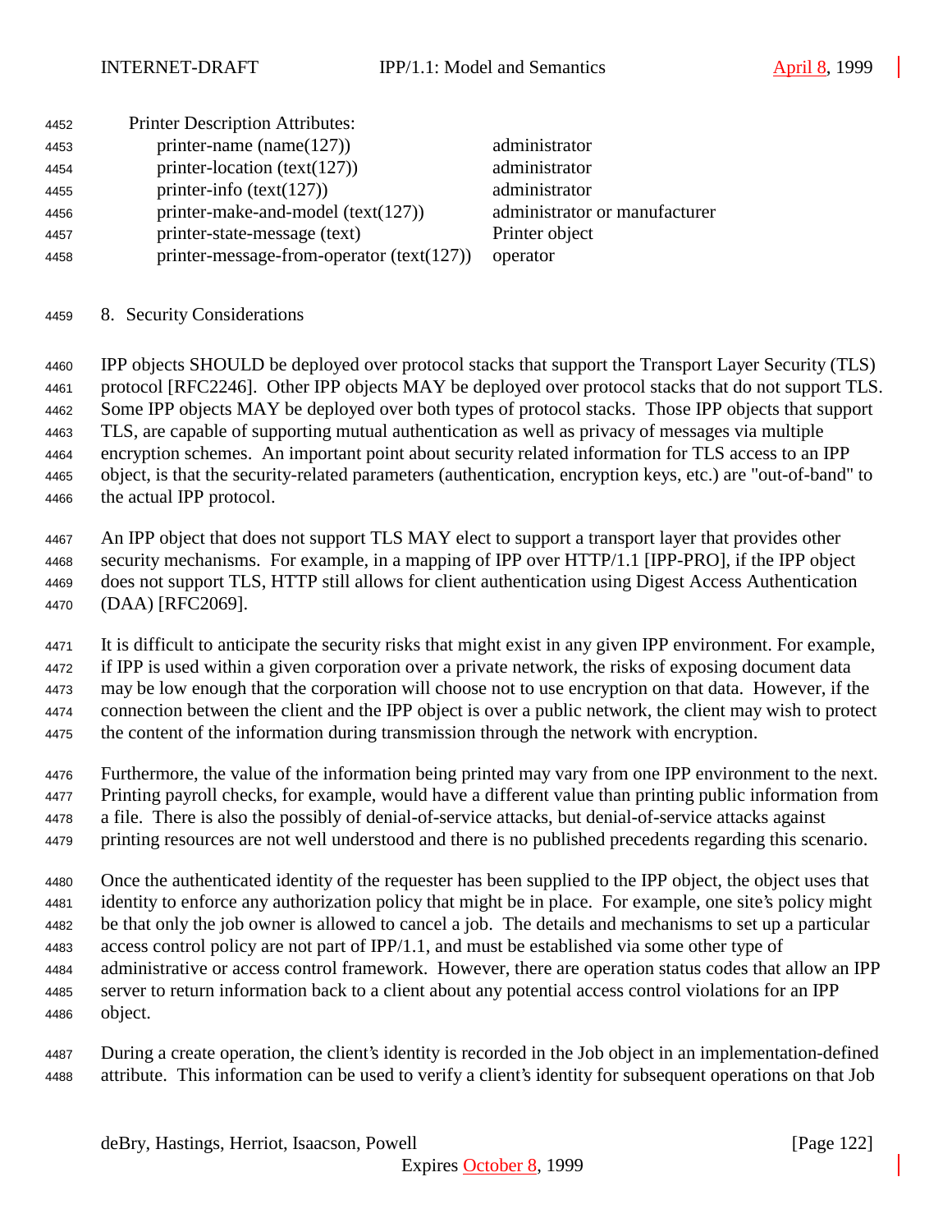Printer Description Attributes:

| | |
|---|---|
| printer-name (name(127)) | administrator |
| printer-location (text(127)) | administrator |
| printer-info (text(127)) | administrator |
| printer-make-and-model (text(127)) | administrator or manufacturer |
| printer-state-message (text) | Printer object |
| printer-message-from-operator (text(127)) | operator |

# 8. Security Considerations

IPP objects SHOULD be deployed over protocol stacks that support the Transport Layer Security (TLS) protocol [RFC2246]. Other IPP objects MAY be deployed over protocol stacks that do not support TLS. Some IPP objects MAY be deployed over both types of protocol stacks. Those IPP objects that support TLS, are capable of supporting mutual authentication as well as privacy of messages via multiple encryption schemes. An important point about security related information for TLS access to an IPP object, is that the security-related parameters (authentication, encryption keys, etc.) are "out-of-band" to the actual IPP protocol.

An IPP object that does not support TLS MAY elect to support a transport layer that provides other security mechanisms. For example, in a mapping of IPP over HTTP/1.1 [IPP-PRO], if the IPP object does not support TLS, HTTP still allows for client authentication using Digest Access Authentication (DAA) [RFC2069].

It is difficult to anticipate the security risks that might exist in any given IPP environment. For example, if IPP is used within a given corporation over a private network, the risks of exposing document data may be low enough that the corporation will choose not to use encryption on that data. However, if the connection between the client and the IPP object is over a public network, the client may wish to protect the content of the information during transmission through the network with encryption.

Furthermore, the value of the information being printed may vary from one IPP environment to the next. Printing payroll checks, for example, would have a different value than printing public information from a file. There is also the possibly of denial-of-service attacks, but denial-of-service attacks against printing resources are not well understood and there is no published precedents regarding this scenario.

Once the authenticated identity of the requester has been supplied to the IPP object, the object uses that identity to enforce any authorization policy that might be in place. For example, one site's policy might be that only the job owner is allowed to cancel a job. The details and mechanisms to set up a particular access control policy are not part of IPP/1.1, and must be established via some other type of administrative or access control framework. However, there are operation status codes that allow an IPP server to return information back to a client about any potential access control violations for an IPP object.

During a create operation, the client's identity is recorded in the Job object in an implementation-defined attribute. This information can be used to verify a client's identity for subsequent operations on that Job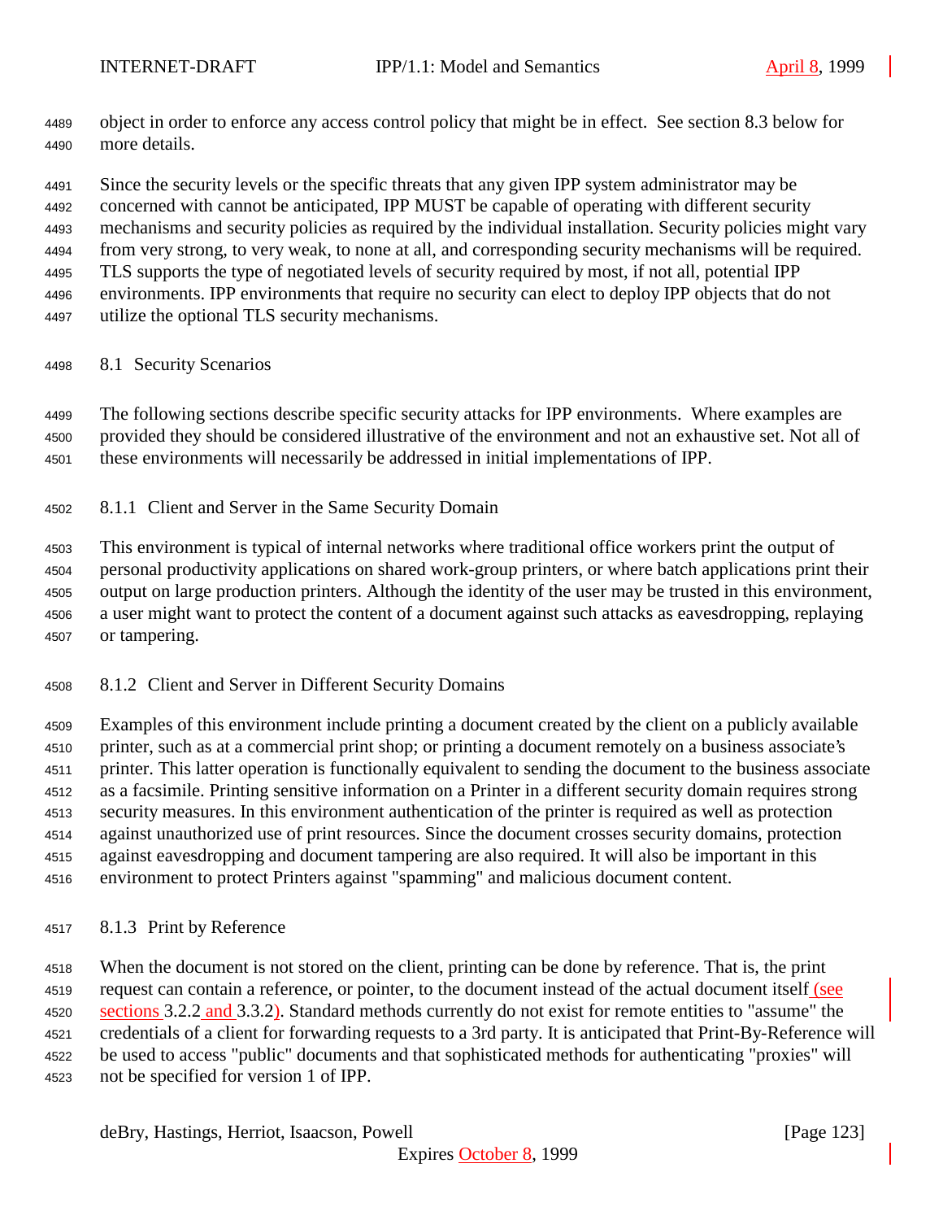object in order to enforce any access control policy that might be in effect. See section 8.3 below for more details.

Since the security levels or the specific threats that any given IPP system administrator may be concerned with cannot be anticipated, IPP MUST be capable of operating with different security mechanisms and security policies as required by the individual installation. Security policies might vary from very strong, to very weak, to none at all, and corresponding security mechanisms will be required. TLS supports the type of negotiated levels of security required by most, if not all, potential IPP environments. IPP environments that require no security can elect to deploy IPP objects that do not utilize the optional TLS security mechanisms.

## 8.1 Security Scenarios

The following sections describe specific security attacks for IPP environments. Where examples are provided they should be considered illustrative of the environment and not an exhaustive set. Not all of these environments will necessarily be addressed in initial implementations of IPP.

### 8.1.1 Client and Server in the Same Security Domain

This environment is typical of internal networks where traditional office workers print the output of personal productivity applications on shared work-group printers, or where batch applications print their output on large production printers. Although the identity of the user may be trusted in this environment, a user might want to protect the content of a document against such attacks as eavesdropping, replaying or tampering.

### 8.1.2 Client and Server in Different Security Domains

Examples of this environment include printing a document created by the client on a publicly available printer, such as at a commercial print shop; or printing a document remotely on a business associate's printer. This latter operation is functionally equivalent to sending the document to the business associate as a facsimile. Printing sensitive information on a Printer in a different security domain requires strong security measures. In this environment authentication of the printer is required as well as protection against unauthorized use of print resources. Since the document crosses security domains, protection against eavesdropping and document tampering are also required. It will also be important in this environment to protect Printers against "spamming" and malicious document content.

### 8.1.3 Print by Reference

When the document is not stored on the client, printing can be done by reference. That is, the print request can contain a reference, or pointer, to the document instead of the actual document itself (see sections 3.2.2 and 3.3.2). Standard methods currently do not exist for remote entities to "assume" the credentials of a client for forwarding requests to a 3rd party. It is anticipated that Print-By-Reference will be used to access "public" documents and that sophisticated methods for authenticating "proxies" will not be specified for version 1 of IPP.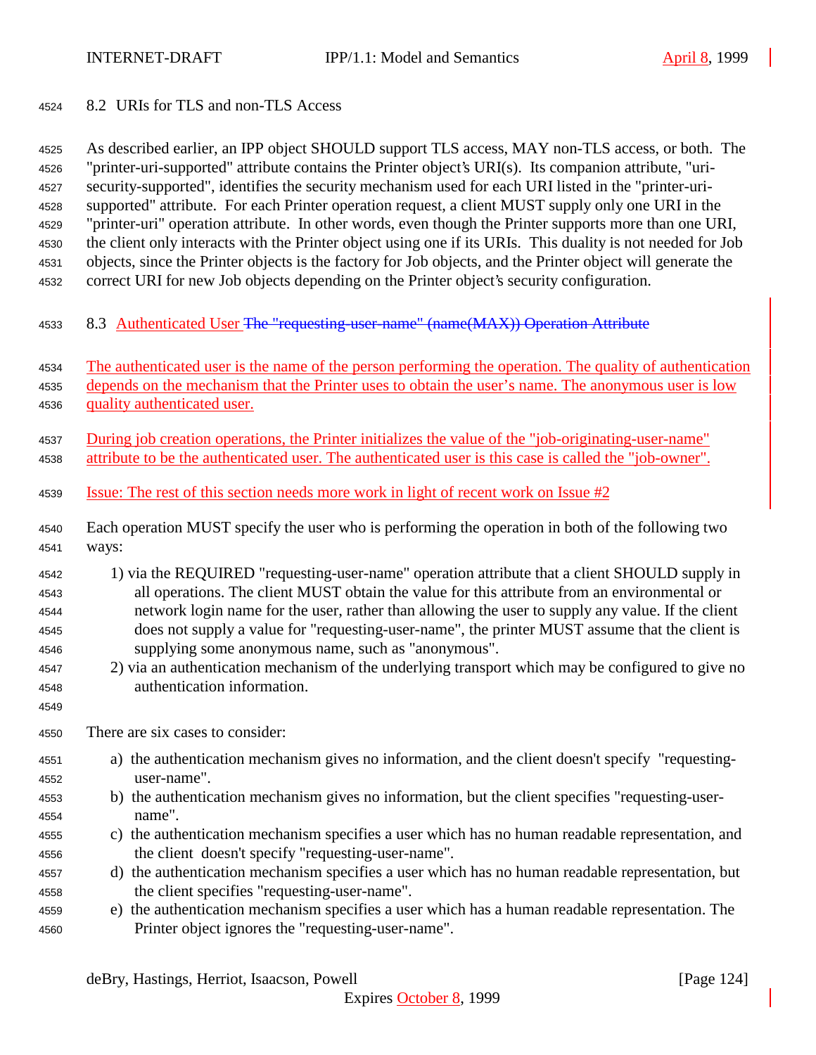## 8.2 URIs for TLS and non-TLS Access

As described earlier, an IPP object SHOULD support TLS access, MAY non-TLS access, or both. The "printer-uri-supported" attribute contains the Printer object's URI(s). Its companion attribute, "uri-security-supported", identifies the security mechanism used for each URI listed in the "printer-uri-supported" attribute. For each Printer operation request, a client MUST supply only one URI in the "printer-uri" operation attribute. In other words, even though the Printer supports more than one URI, the client only interacts with the Printer object using one if its URIs. This duality is not needed for Job objects, since the Printer objects is the factory for Job objects, and the Printer object will generate the correct URI for new Job objects depending on the Printer object's security configuration.

## 8.3 Authenticated User ~~The "requesting-user-name" (name(MAX)) Operation Attribute~~

The authenticated user is the name of the person performing the operation. The quality of authentication depends on the mechanism that the Printer uses to obtain the user's name. The anonymous user is low quality authenticated user.

During job creation operations, the Printer initializes the value of the "job-originating-user-name" attribute to be the authenticated user. The authenticated user is this case is called the "job-owner".

Issue: The rest of this section needs more work in light of recent work on Issue #2

Each operation MUST specify the user who is performing the operation in both of the following two ways:

1) via the REQUIRED "requesting-user-name" operation attribute that a client SHOULD supply in all operations. The client MUST obtain the value for this attribute from an environmental or network login name for the user, rather than allowing the user to supply any value. If the client does not supply a value for "requesting-user-name", the printer MUST assume that the client is supplying some anonymous name, such as "anonymous".
2) via an authentication mechanism of the underlying transport which may be configured to give no authentication information.

There are six cases to consider:

a) the authentication mechanism gives no information, and the client doesn't specify "requesting-user-name".
b) the authentication mechanism gives no information, but the client specifies "requesting-user-name".
c) the authentication mechanism specifies a user which has no human readable representation, and the client doesn't specify "requesting-user-name".
d) the authentication mechanism specifies a user which has no human readable representation, but the client specifies "requesting-user-name".
e) the authentication mechanism specifies a user which has a human readable representation. The Printer object ignores the "requesting-user-name".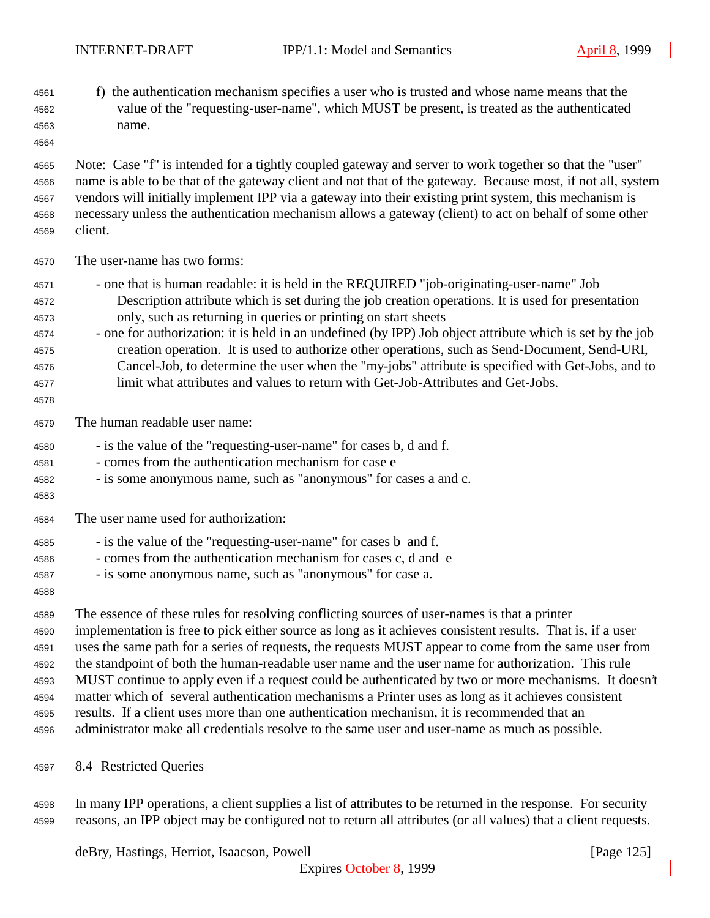f) the authentication mechanism specifies a user who is trusted and whose name means that the value of the "requesting-user-name", which MUST be present, is treated as the authenticated name.

Note: Case "f" is intended for a tightly coupled gateway and server to work together so that the "user" name is able to be that of the gateway client and not that of the gateway. Because most, if not all, system vendors will initially implement IPP via a gateway into their existing print system, this mechanism is necessary unless the authentication mechanism allows a gateway (client) to act on behalf of some other client.

The user-name has two forms:

- one that is human readable: it is held in the REQUIRED "job-originating-user-name" Job Description attribute which is set during the job creation operations. It is used for presentation only, such as returning in queries or printing on start sheets
- one for authorization: it is held in an undefined (by IPP) Job object attribute which is set by the job creation operation. It is used to authorize other operations, such as Send-Document, Send-URI, Cancel-Job, to determine the user when the "my-jobs" attribute is specified with Get-Jobs, and to limit what attributes and values to return with Get-Job-Attributes and Get-Jobs.

The human readable user name:

- is the value of the "requesting-user-name" for cases b, d and f.
- comes from the authentication mechanism for case e
- is some anonymous name, such as "anonymous" for cases a and c.

The user name used for authorization:

- is the value of the "requesting-user-name" for cases b and f.
- comes from the authentication mechanism for cases c, d and e
- is some anonymous name, such as "anonymous" for case a.

The essence of these rules for resolving conflicting sources of user-names is that a printer implementation is free to pick either source as long as it achieves consistent results. That is, if a user uses the same path for a series of requests, the requests MUST appear to come from the same user from the standpoint of both the human-readable user name and the user name for authorization. This rule MUST continue to apply even if a request could be authenticated by two or more mechanisms. It doesn't matter which of several authentication mechanisms a Printer uses as long as it achieves consistent results. If a client uses more than one authentication mechanism, it is recommended that an administrator make all credentials resolve to the same user and user-name as much as possible.

## 8.4 Restricted Queries

In many IPP operations, a client supplies a list of attributes to be returned in the response. For security reasons, an IPP object may be configured not to return all attributes (or all values) that a client requests.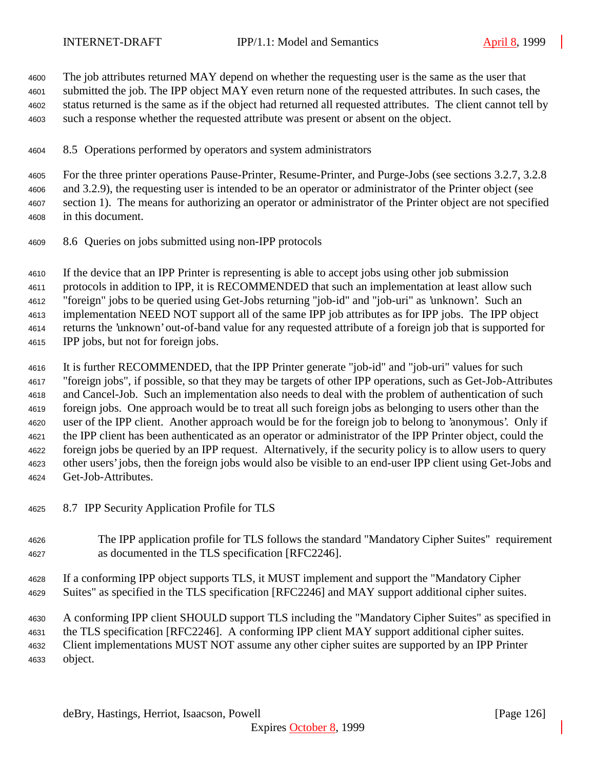The job attributes returned MAY depend on whether the requesting user is the same as the user that submitted the job. The IPP object MAY even return none of the requested attributes. In such cases, the status returned is the same as if the object had returned all requested attributes. The client cannot tell by such a response whether the requested attribute was present or absent on the object.

## 8.5 Operations performed by operators and system administrators

For the three printer operations Pause-Printer, Resume-Printer, and Purge-Jobs (see sections 3.2.7, 3.2.8 and 3.2.9), the requesting user is intended to be an operator or administrator of the Printer object (see section 1). The means for authorizing an operator or administrator of the Printer object are not specified in this document.

## 8.6 Queries on jobs submitted using non-IPP protocols

If the device that an IPP Printer is representing is able to accept jobs using other job submission protocols in addition to IPP, it is RECOMMENDED that such an implementation at least allow such "foreign" jobs to be queried using Get-Jobs returning "job-id" and "job-uri" as 'unknown'. Such an implementation NEED NOT support all of the same IPP job attributes as for IPP jobs. The IPP object returns the 'unknown' out-of-band value for any requested attribute of a foreign job that is supported for IPP jobs, but not for foreign jobs.

It is further RECOMMENDED, that the IPP Printer generate "job-id" and "job-uri" values for such "foreign jobs", if possible, so that they may be targets of other IPP operations, such as Get-Job-Attributes and Cancel-Job. Such an implementation also needs to deal with the problem of authentication of such foreign jobs. One approach would be to treat all such foreign jobs as belonging to users other than the user of the IPP client. Another approach would be for the foreign job to belong to 'anonymous'. Only if the IPP client has been authenticated as an operator or administrator of the IPP Printer object, could the foreign jobs be queried by an IPP request. Alternatively, if the security policy is to allow users to query other users' jobs, then the foreign jobs would also be visible to an end-user IPP client using Get-Jobs and Get-Job-Attributes.

## 8.7 IPP Security Application Profile for TLS

The IPP application profile for TLS follows the standard "Mandatory Cipher Suites" requirement as documented in the TLS specification [RFC2246].

If a conforming IPP object supports TLS, it MUST implement and support the "Mandatory Cipher Suites" as specified in the TLS specification [RFC2246] and MAY support additional cipher suites.

A conforming IPP client SHOULD support TLS including the "Mandatory Cipher Suites" as specified in the TLS specification [RFC2246]. A conforming IPP client MAY support additional cipher suites. Client implementations MUST NOT assume any other cipher suites are supported by an IPP Printer object.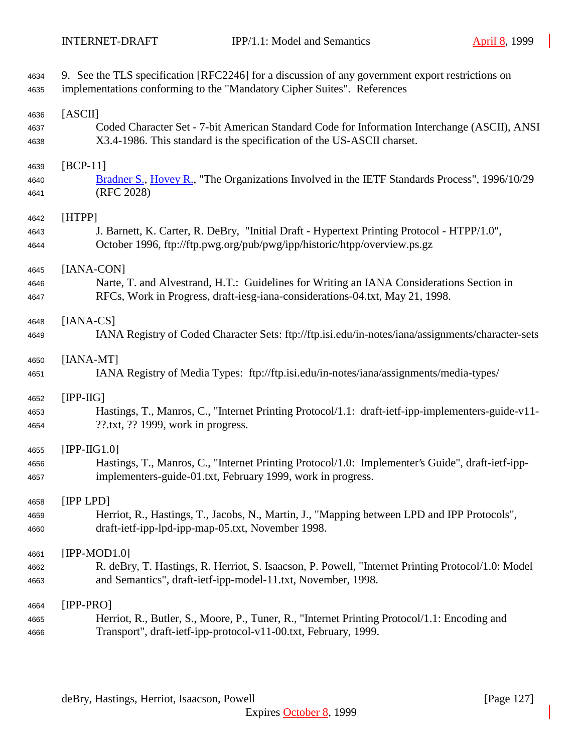9. See the TLS specification [RFC2246] for a discussion of any government export restrictions on implementations conforming to the "Mandatory Cipher Suites". References

[ASCII]
Coded Character Set - 7-bit American Standard Code for Information Interchange (ASCII), ANSI X3.4-1986. This standard is the specification of the US-ASCII charset.

[BCP-11]
Bradner S., Hovey R., "The Organizations Involved in the IETF Standards Process", 1996/10/29 (RFC 2028)

[HTPP]
J. Barnett, K. Carter, R. DeBry, "Initial Draft - Hypertext Printing Protocol - HTPP/1.0", October 1996, ftp://ftp.pwg.org/pub/pwg/ipp/historic/htpp/overview.ps.gz

[IANA-CON]
Narte, T. and Alvestrand, H.T.: Guidelines for Writing an IANA Considerations Section in RFCs, Work in Progress, draft-iesg-iana-considerations-04.txt, May 21, 1998.

[IANA-CS]
IANA Registry of Coded Character Sets: ftp://ftp.isi.edu/in-notes/iana/assignments/character-sets

[IANA-MT]
IANA Registry of Media Types: ftp://ftp.isi.edu/in-notes/iana/assignments/media-types/

[IPP-IIG]
Hastings, T., Manros, C., "Internet Printing Protocol/1.1: draft-ietf-ipp-implementers-guide-v11-??.txt, ?? 1999, work in progress.

[IPP-IIG1.0]
Hastings, T., Manros, C., "Internet Printing Protocol/1.0: Implementer's Guide", draft-ietf-ipp-implementers-guide-01.txt, February 1999, work in progress.

[IPP LPD]
Herriot, R., Hastings, T., Jacobs, N., Martin, J., "Mapping between LPD and IPP Protocols", draft-ietf-ipp-lpd-ipp-map-05.txt, November 1998.

[IPP-MOD1.0]
R. deBry, T. Hastings, R. Herriot, S. Isaacson, P. Powell, "Internet Printing Protocol/1.0: Model and Semantics", draft-ietf-ipp-model-11.txt, November, 1998.

[IPP-PRO]
Herriot, R., Butler, S., Moore, P., Tuner, R., "Internet Printing Protocol/1.1: Encoding and Transport", draft-ietf-ipp-protocol-v11-00.txt, February, 1999.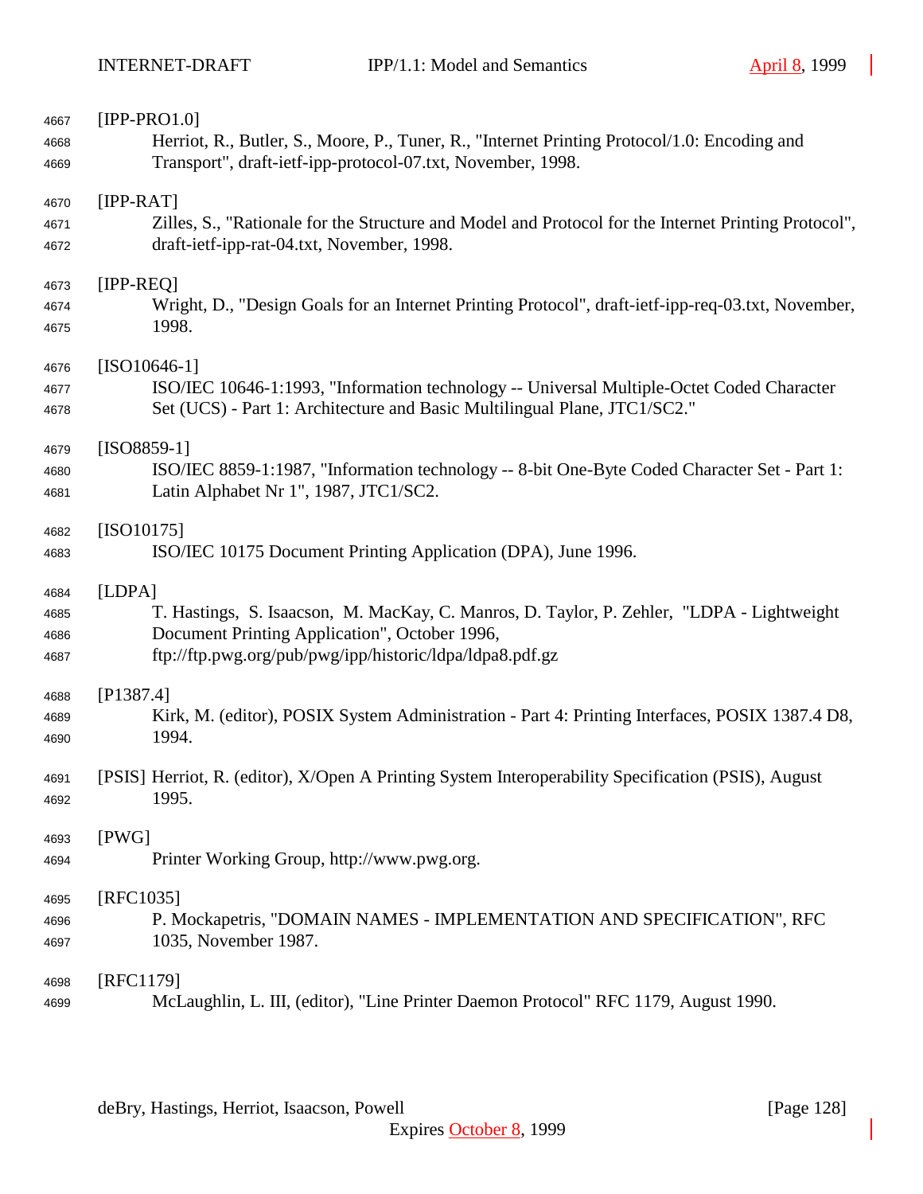[IPP-PRO1.0]
Herriot, R., Butler, S., Moore, P., Tuner, R., "Internet Printing Protocol/1.0: Encoding and Transport", draft-ietf-ipp-protocol-07.txt, November, 1998.

[IPP-RAT]
Zilles, S., "Rationale for the Structure and Model and Protocol for the Internet Printing Protocol", draft-ietf-ipp-rat-04.txt, November, 1998.

[IPP-REQ]
Wright, D., "Design Goals for an Internet Printing Protocol", draft-ietf-ipp-req-03.txt, November, 1998.

[ISO10646-1]
ISO/IEC 10646-1:1993, "Information technology -- Universal Multiple-Octet Coded Character Set (UCS) - Part 1: Architecture and Basic Multilingual Plane, JTC1/SC2."

[ISO8859-1]
ISO/IEC 8859-1:1987, "Information technology -- 8-bit One-Byte Coded Character Set - Part 1: Latin Alphabet Nr 1", 1987, JTC1/SC2.

[ISO10175]
ISO/IEC 10175 Document Printing Application (DPA), June 1996.

[LDPA]
T. Hastings, S. Isaacson, M. MacKay, C. Manros, D. Taylor, P. Zehler, "LDPA - Lightweight Document Printing Application", October 1996, ftp://ftp.pwg.org/pub/pwg/ipp/historic/ldpa/ldpa8.pdf.gz

[P1387.4]
Kirk, M. (editor), POSIX System Administration - Part 4: Printing Interfaces, POSIX 1387.4 D8, 1994.

[PSIS] Herriot, R. (editor), X/Open A Printing System Interoperability Specification (PSIS), August 1995.

[PWG]
Printer Working Group, http://www.pwg.org.

[RFC1035]
P. Mockapetris, "DOMAIN NAMES - IMPLEMENTATION AND SPECIFICATION", RFC 1035, November 1987.

[RFC1179]
McLaughlin, L. III, (editor), "Line Printer Daemon Protocol" RFC 1179, August 1990.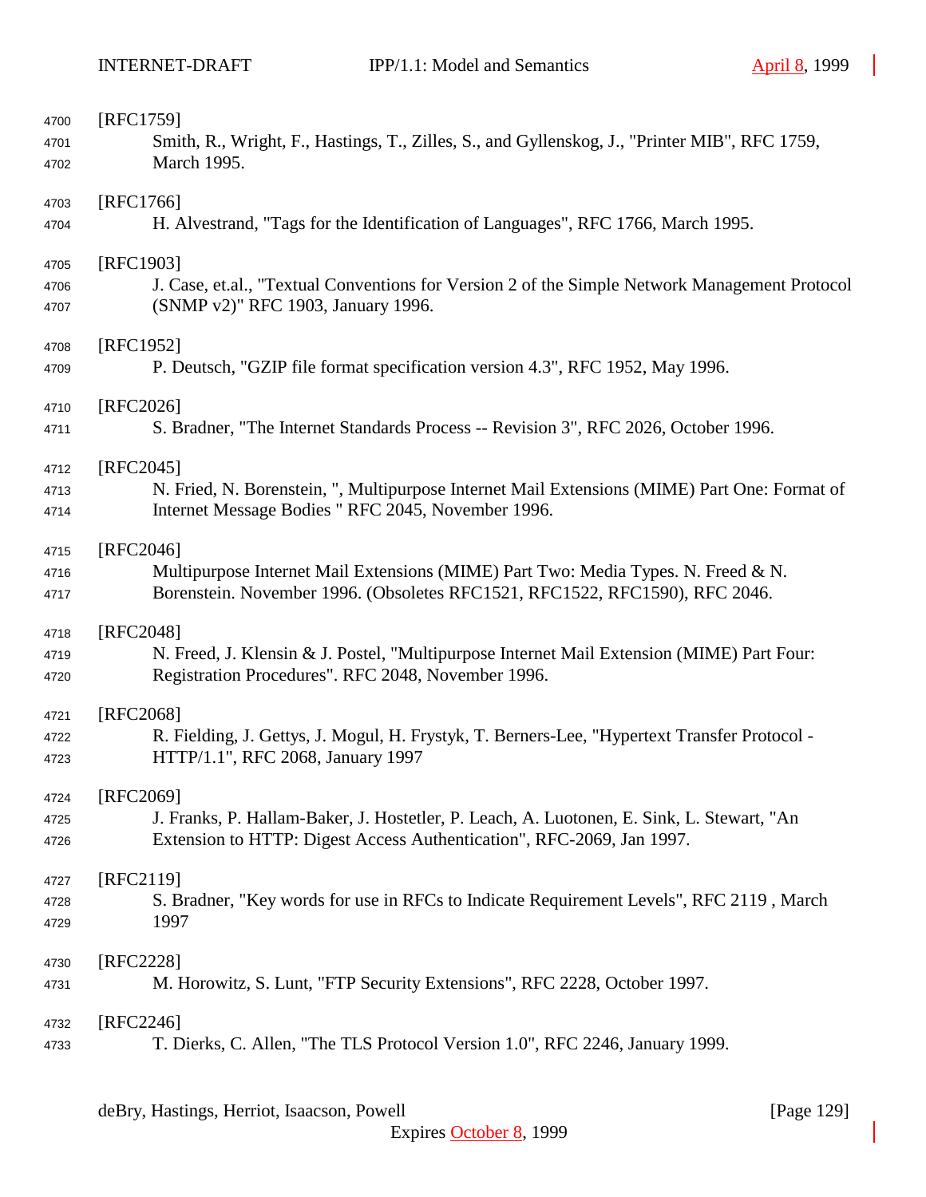[RFC1759]
Smith, R., Wright, F., Hastings, T., Zilles, S., and Gyllenskog, J., "Printer MIB", RFC 1759, March 1995.

[RFC1766]
H. Alvestrand, "Tags for the Identification of Languages", RFC 1766, March 1995.

[RFC1903]
J. Case, et.al., "Textual Conventions for Version 2 of the Simple Network Management Protocol (SNMP v2)" RFC 1903, January 1996.

[RFC1952]
P. Deutsch, "GZIP file format specification version 4.3", RFC 1952, May 1996.

[RFC2026]
S. Bradner, "The Internet Standards Process -- Revision 3", RFC 2026, October 1996.

[RFC2045]
N. Fried, N. Borenstein, ", Multipurpose Internet Mail Extensions (MIME) Part One: Format of Internet Message Bodies " RFC 2045, November 1996.

[RFC2046]
Multipurpose Internet Mail Extensions (MIME) Part Two: Media Types. N. Freed & N. Borenstein. November 1996. (Obsoletes RFC1521, RFC1522, RFC1590), RFC 2046.

[RFC2048]
N. Freed, J. Klensin & J. Postel, "Multipurpose Internet Mail Extension (MIME) Part Four: Registration Procedures". RFC 2048, November 1996.

[RFC2068]
R. Fielding, J. Gettys, J. Mogul, H. Frystyk, T. Berners-Lee, "Hypertext Transfer Protocol - HTTP/1.1", RFC 2068, January 1997

[RFC2069]
J. Franks, P. Hallam-Baker, J. Hostetler, P. Leach, A. Luotonen, E. Sink, L. Stewart, "An Extension to HTTP: Digest Access Authentication", RFC-2069, Jan 1997.

[RFC2119]
S. Bradner, "Key words for use in RFCs to Indicate Requirement Levels", RFC 2119 , March 1997

[RFC2228]
M. Horowitz, S. Lunt, "FTP Security Extensions", RFC 2228, October 1997.

[RFC2246]
T. Dierks, C. Allen, "The TLS Protocol Version 1.0", RFC 2246, January 1999.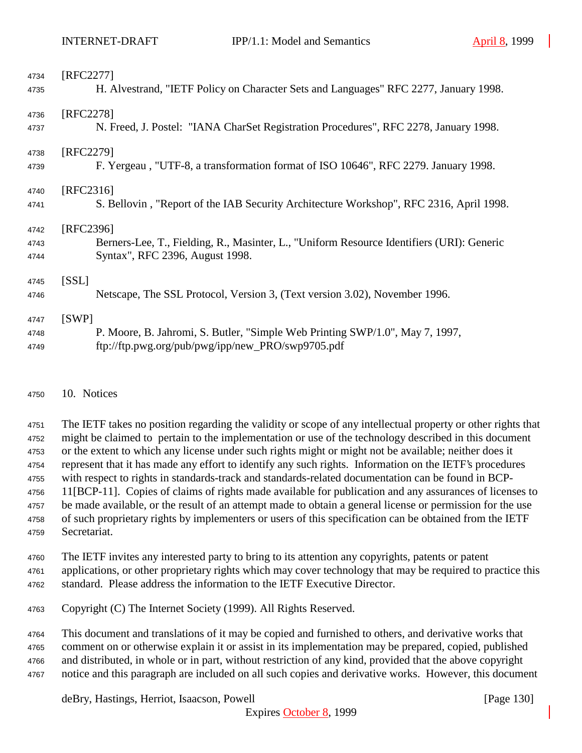[RFC2277]
H. Alvestrand, "IETF Policy on Character Sets and Languages" RFC 2277, January 1998.

[RFC2278]
N. Freed, J. Postel: "IANA CharSet Registration Procedures", RFC 2278, January 1998.

[RFC2279]
F. Yergeau , "UTF-8, a transformation format of ISO 10646", RFC 2279. January 1998.

[RFC2316]
S. Bellovin , "Report of the IAB Security Architecture Workshop", RFC 2316, April 1998.

[RFC2396]
Berners-Lee, T., Fielding, R., Masinter, L., "Uniform Resource Identifiers (URI): Generic Syntax", RFC 2396, August 1998.

[SSL]
Netscape, The SSL Protocol, Version 3, (Text version 3.02), November 1996.

[SWP]
P. Moore, B. Jahromi, S. Butler, "Simple Web Printing SWP/1.0", May 7, 1997, ftp://ftp.pwg.org/pub/pwg/ipp/new_PRO/swp9705.pdf

## 10. Notices

The IETF takes no position regarding the validity or scope of any intellectual property or other rights that might be claimed to pertain to the implementation or use of the technology described in this document or the extent to which any license under such rights might or might not be available; neither does it represent that it has made any effort to identify any such rights. Information on the IETF's procedures with respect to rights in standards-track and standards-related documentation can be found in BCP-11[BCP-11]. Copies of claims of rights made available for publication and any assurances of licenses to be made available, or the result of an attempt made to obtain a general license or permission for the use of such proprietary rights by implementers or users of this specification can be obtained from the IETF Secretariat.

The IETF invites any interested party to bring to its attention any copyrights, patents or patent applications, or other proprietary rights which may cover technology that may be required to practice this standard. Please address the information to the IETF Executive Director.

Copyright (C) The Internet Society (1999). All Rights Reserved.

This document and translations of it may be copied and furnished to others, and derivative works that comment on or otherwise explain it or assist in its implementation may be prepared, copied, published and distributed, in whole or in part, without restriction of any kind, provided that the above copyright notice and this paragraph are included on all such copies and derivative works. However, this document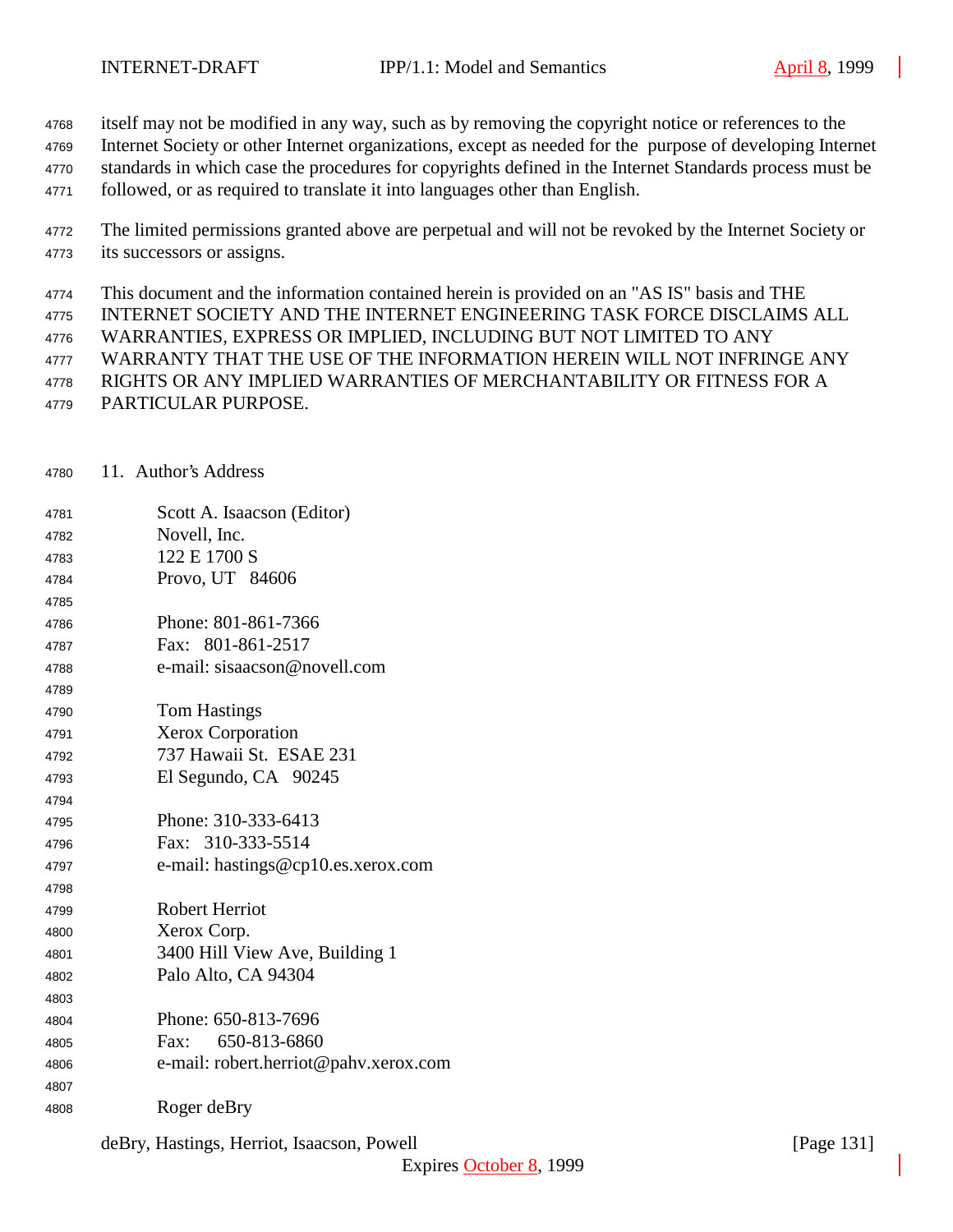itself may not be modified in any way, such as by removing the copyright notice or references to the Internet Society or other Internet organizations, except as needed for the purpose of developing Internet standards in which case the procedures for copyrights defined in the Internet Standards process must be followed, or as required to translate it into languages other than English.

The limited permissions granted above are perpetual and will not be revoked by the Internet Society or its successors or assigns.

This document and the information contained herein is provided on an "AS IS" basis and THE INTERNET SOCIETY AND THE INTERNET ENGINEERING TASK FORCE DISCLAIMS ALL WARRANTIES, EXPRESS OR IMPLIED, INCLUDING BUT NOT LIMITED TO ANY WARRANTY THAT THE USE OF THE INFORMATION HEREIN WILL NOT INFRINGE ANY RIGHTS OR ANY IMPLIED WARRANTIES OF MERCHANTABILITY OR FITNESS FOR A PARTICULAR PURPOSE.

## 11. Author's Address

Scott A. Isaacson (Editor)
Novell, Inc.
122 E 1700 S
Provo, UT 84606

Phone: 801-861-7366
Fax: 801-861-2517
e-mail: sisaacson@novell.com

Tom Hastings
Xerox Corporation
737 Hawaii St. ESAE 231
El Segundo, CA 90245

Phone: 310-333-6413
Fax: 310-333-5514
e-mail: hastings@cp10.es.xerox.com

Robert Herriot
Xerox Corp.
3400 Hill View Ave, Building 1
Palo Alto, CA 94304

Phone: 650-813-7696
Fax: 650-813-6860
e-mail: robert.herriot@pahv.xerox.com

Roger deBry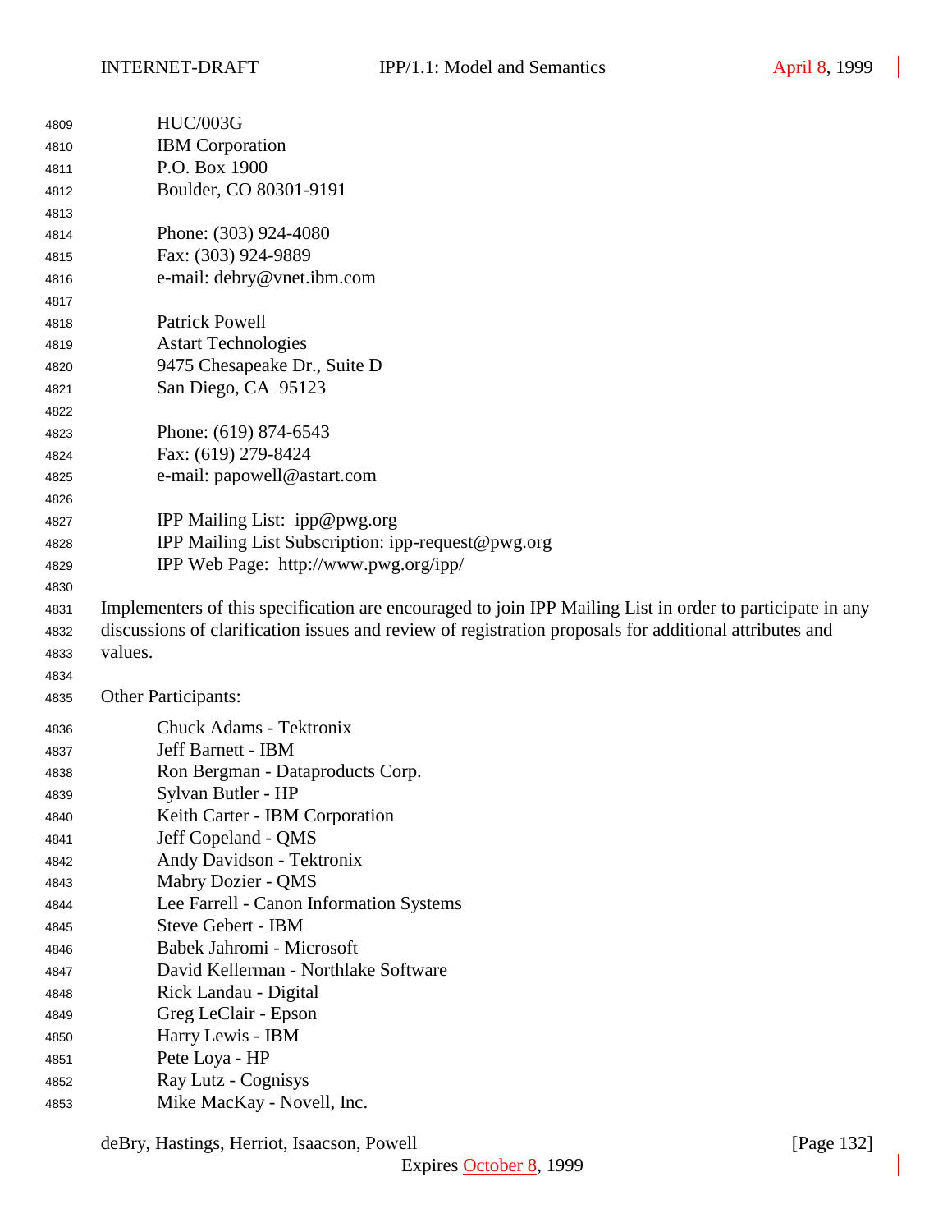HUC/003G
IBM Corporation
P.O. Box 1900
Boulder, CO 80301-9191

Phone: (303) 924-4080
Fax: (303) 924-9889
e-mail: debry@vnet.ibm.com

Patrick Powell
Astart Technologies
9475 Chesapeake Dr., Suite D
San Diego, CA  95123

Phone: (619) 874-6543
Fax: (619) 279-8424
e-mail: papowell@astart.com

IPP Mailing List:  ipp@pwg.org
IPP Mailing List Subscription: ipp-request@pwg.org
IPP Web Page:  http://www.pwg.org/ipp/

Implementers of this specification are encouraged to join IPP Mailing List in order to participate in any discussions of clarification issues and review of registration proposals for additional attributes and values.

Other Participants:

Chuck Adams - Tektronix
Jeff Barnett - IBM
Ron Bergman - Dataproducts Corp.
Sylvan Butler - HP
Keith Carter - IBM Corporation
Jeff Copeland - QMS
Andy Davidson - Tektronix
Mabry Dozier - QMS
Lee Farrell - Canon Information Systems
Steve Gebert - IBM
Babek Jahromi - Microsoft
David Kellerman - Northlake Software
Rick Landau - Digital
Greg LeClair - Epson
Harry Lewis - IBM
Pete Loya - HP
Ray Lutz - Cognisys
Mike MacKay - Novell, Inc.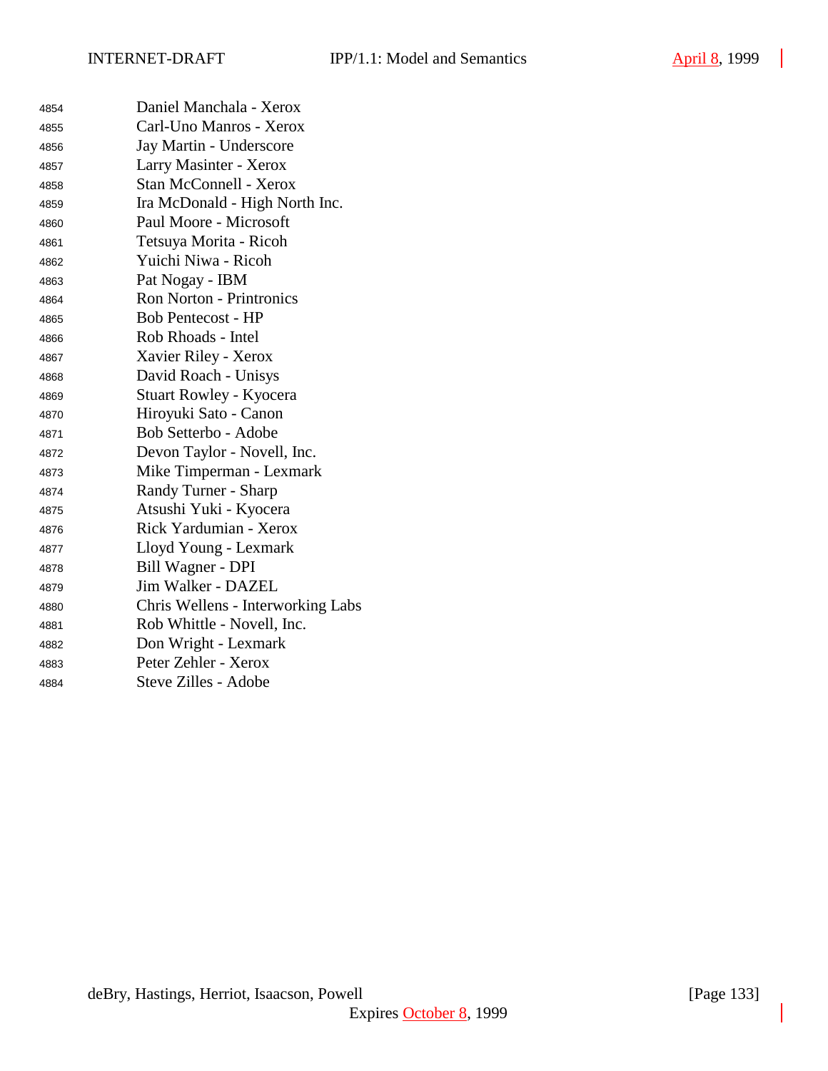Daniel Manchala - Xerox
Carl-Uno Manros - Xerox
Jay Martin - Underscore
Larry Masinter - Xerox
Stan McConnell - Xerox
Ira McDonald - High North Inc.
Paul Moore - Microsoft
Tetsuya Morita - Ricoh
Yuichi Niwa - Ricoh
Pat Nogay - IBM
Ron Norton - Printronics
Bob Pentecost - HP
Rob Rhoads - Intel
Xavier Riley - Xerox
David Roach - Unisys
Stuart Rowley - Kyocera
Hiroyuki Sato - Canon
Bob Setterbo - Adobe
Devon Taylor - Novell, Inc.
Mike Timperman - Lexmark
Randy Turner - Sharp
Atsushi Yuki - Kyocera
Rick Yardumian - Xerox
Lloyd Young - Lexmark
Bill Wagner - DPI
Jim Walker - DAZEL
Chris Wellens - Interworking Labs
Rob Whittle - Novell, Inc.
Don Wright - Lexmark
Peter Zehler - Xerox
Steve Zilles - Adobe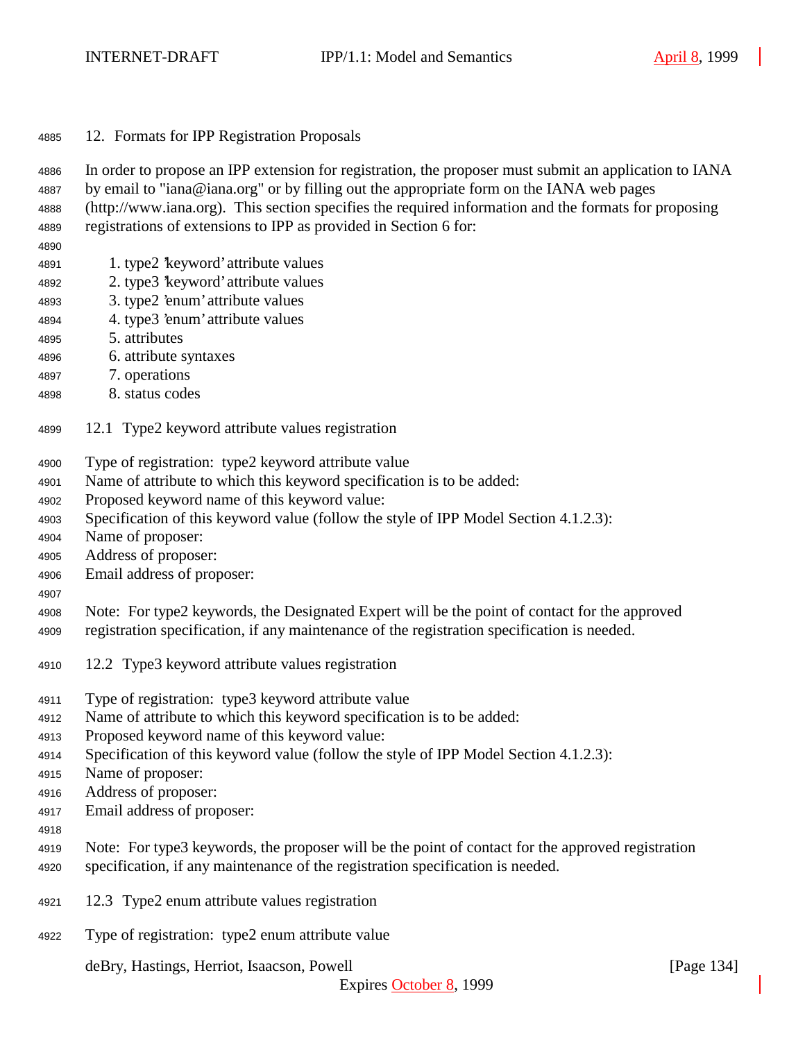## 12. Formats for IPP Registration Proposals

In order to propose an IPP extension for registration, the proposer must submit an application to IANA by email to "iana@iana.org" or by filling out the appropriate form on the IANA web pages (http://www.iana.org). This section specifies the required information and the formats for proposing registrations of extensions to IPP as provided in Section 6 for:

1. type2 'keyword' attribute values
2. type3 'keyword' attribute values
3. type2 'enum' attribute values
4. type3 'enum' attribute values
5. attributes
6. attribute syntaxes
7. operations
8. status codes

### 12.1 Type2 keyword attribute values registration

Type of registration: type2 keyword attribute value
Name of attribute to which this keyword specification is to be added:
Proposed keyword name of this keyword value:
Specification of this keyword value (follow the style of IPP Model Section 4.1.2.3):
Name of proposer:
Address of proposer:
Email address of proposer:

Note: For type2 keywords, the Designated Expert will be the point of contact for the approved registration specification, if any maintenance of the registration specification is needed.

### 12.2 Type3 keyword attribute values registration

Type of registration: type3 keyword attribute value
Name of attribute to which this keyword specification is to be added:
Proposed keyword name of this keyword value:
Specification of this keyword value (follow the style of IPP Model Section 4.1.2.3):
Name of proposer:
Address of proposer:
Email address of proposer:

Note: For type3 keywords, the proposer will be the point of contact for the approved registration specification, if any maintenance of the registration specification is needed.

### 12.3 Type2 enum attribute values registration

Type of registration: type2 enum attribute value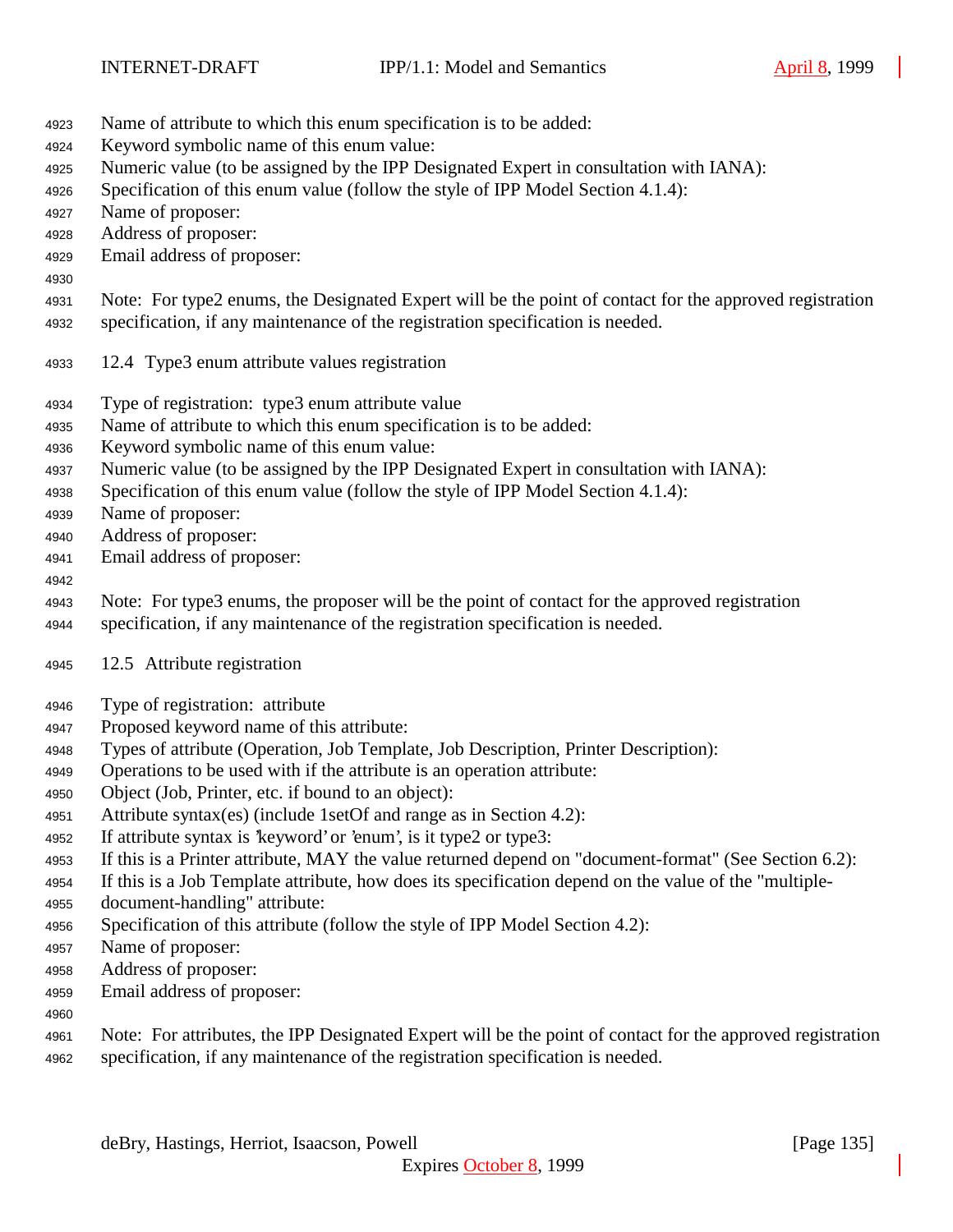Name of attribute to which this enum specification is to be added:
Keyword symbolic name of this enum value:
Numeric value (to be assigned by the IPP Designated Expert in consultation with IANA):
Specification of this enum value (follow the style of IPP Model Section 4.1.4):
Name of proposer:
Address of proposer:
Email address of proposer:

Note: For type2 enums, the Designated Expert will be the point of contact for the approved registration specification, if any maintenance of the registration specification is needed.

## 12.4 Type3 enum attribute values registration

Type of registration: type3 enum attribute value
Name of attribute to which this enum specification is to be added:
Keyword symbolic name of this enum value:
Numeric value (to be assigned by the IPP Designated Expert in consultation with IANA):
Specification of this enum value (follow the style of IPP Model Section 4.1.4):
Name of proposer:
Address of proposer:
Email address of proposer:

Note: For type3 enums, the proposer will be the point of contact for the approved registration specification, if any maintenance of the registration specification is needed.

## 12.5 Attribute registration

Type of registration: attribute
Proposed keyword name of this attribute:
Types of attribute (Operation, Job Template, Job Description, Printer Description):
Operations to be used with if the attribute is an operation attribute:
Object (Job, Printer, etc. if bound to an object):
Attribute syntax(es) (include 1setOf and range as in Section 4.2):
If attribute syntax is 'keyword' or 'enum', is it type2 or type3:
If this is a Printer attribute, MAY the value returned depend on "document-format" (See Section 6.2):
If this is a Job Template attribute, how does its specification depend on the value of the "multiple-document-handling" attribute:
Specification of this attribute (follow the style of IPP Model Section 4.2):
Name of proposer:
Address of proposer:
Email address of proposer:

Note: For attributes, the IPP Designated Expert will be the point of contact for the approved registration specification, if any maintenance of the registration specification is needed.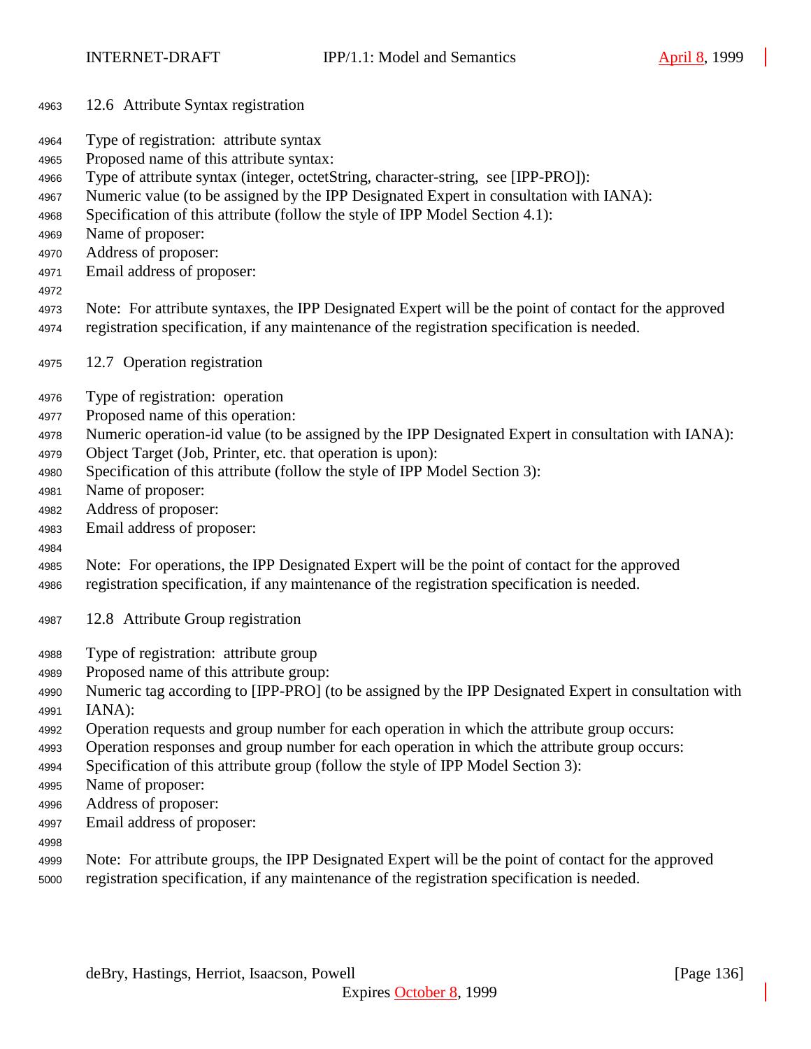### 12.6 Attribute Syntax registration

Type of registration: attribute syntax
Proposed name of this attribute syntax:
Type of attribute syntax (integer, octetString, character-string, see [IPP-PRO]):
Numeric value (to be assigned by the IPP Designated Expert in consultation with IANA):
Specification of this attribute (follow the style of IPP Model Section 4.1):
Name of proposer:
Address of proposer:
Email address of proposer:

Note: For attribute syntaxes, the IPP Designated Expert will be the point of contact for the approved registration specification, if any maintenance of the registration specification is needed.

### 12.7 Operation registration

Type of registration: operation
Proposed name of this operation:
Numeric operation-id value (to be assigned by the IPP Designated Expert in consultation with IANA):
Object Target (Job, Printer, etc. that operation is upon):
Specification of this attribute (follow the style of IPP Model Section 3):
Name of proposer:
Address of proposer:
Email address of proposer:

Note: For operations, the IPP Designated Expert will be the point of contact for the approved registration specification, if any maintenance of the registration specification is needed.

### 12.8 Attribute Group registration

Type of registration: attribute group
Proposed name of this attribute group:
Numeric tag according to [IPP-PRO] (to be assigned by the IPP Designated Expert in consultation with IANA):
Operation requests and group number for each operation in which the attribute group occurs:
Operation responses and group number for each operation in which the attribute group occurs:
Specification of this attribute group (follow the style of IPP Model Section 3):
Name of proposer:
Address of proposer:
Email address of proposer:

Note: For attribute groups, the IPP Designated Expert will be the point of contact for the approved registration specification, if any maintenance of the registration specification is needed.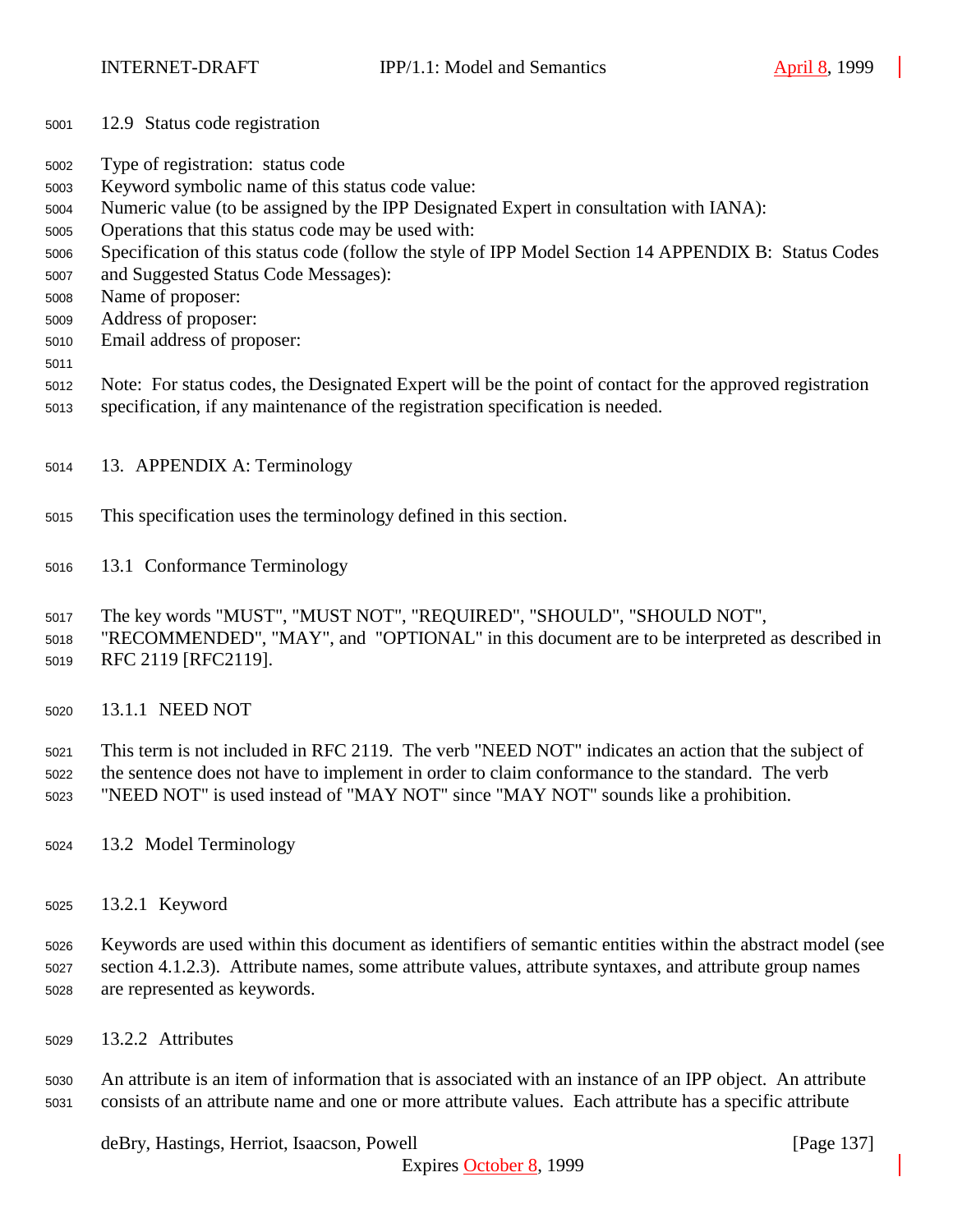### 12.9 Status code registration

Type of registration: status code
Keyword symbolic name of this status code value:
Numeric value (to be assigned by the IPP Designated Expert in consultation with IANA):
Operations that this status code may be used with:
Specification of this status code (follow the style of IPP Model Section 14 APPENDIX B: Status Codes and Suggested Status Code Messages):
Name of proposer:
Address of proposer:
Email address of proposer:

Note: For status codes, the Designated Expert will be the point of contact for the approved registration specification, if any maintenance of the registration specification is needed.

## 13. APPENDIX A: Terminology

This specification uses the terminology defined in this section.

### 13.1 Conformance Terminology

The key words "MUST", "MUST NOT", "REQUIRED", "SHOULD", "SHOULD NOT", "RECOMMENDED", "MAY", and "OPTIONAL" in this document are to be interpreted as described in RFC 2119 [RFC2119].

#### 13.1.1 NEED NOT

This term is not included in RFC 2119. The verb "NEED NOT" indicates an action that the subject of the sentence does not have to implement in order to claim conformance to the standard. The verb "NEED NOT" is used instead of "MAY NOT" since "MAY NOT" sounds like a prohibition.

### 13.2 Model Terminology

#### 13.2.1 Keyword

Keywords are used within this document as identifiers of semantic entities within the abstract model (see section 4.1.2.3). Attribute names, some attribute values, attribute syntaxes, and attribute group names are represented as keywords.

#### 13.2.2 Attributes

An attribute is an item of information that is associated with an instance of an IPP object. An attribute consists of an attribute name and one or more attribute values. Each attribute has a specific attribute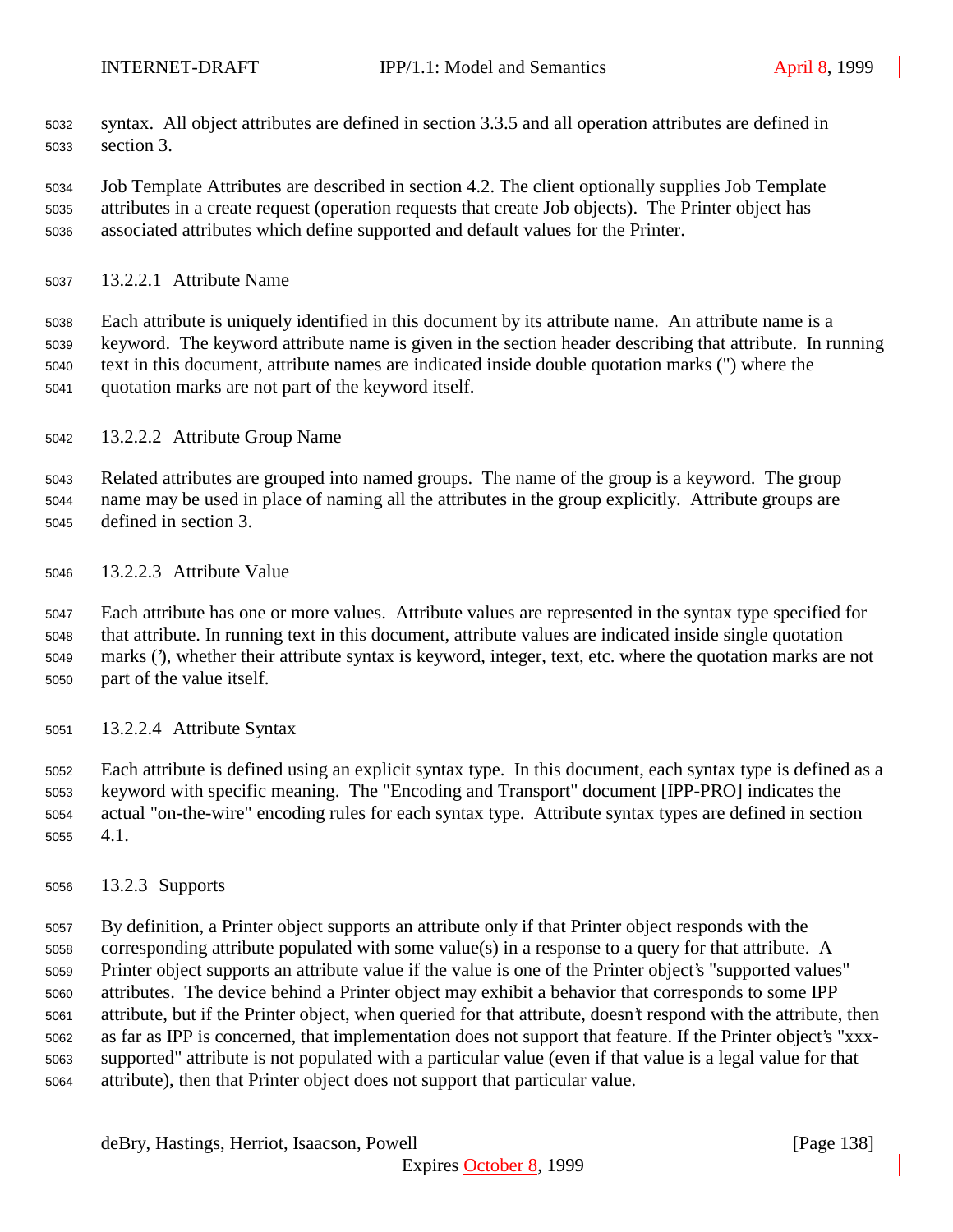syntax. All object attributes are defined in section 3.3.5 and all operation attributes are defined in section 3.

Job Template Attributes are described in section 4.2. The client optionally supplies Job Template attributes in a create request (operation requests that create Job objects). The Printer object has associated attributes which define supported and default values for the Printer.

#### 13.2.2.1 Attribute Name

Each attribute is uniquely identified in this document by its attribute name. An attribute name is a keyword. The keyword attribute name is given in the section header describing that attribute. In running text in this document, attribute names are indicated inside double quotation marks (") where the quotation marks are not part of the keyword itself.

#### 13.2.2.2 Attribute Group Name

Related attributes are grouped into named groups. The name of the group is a keyword. The group name may be used in place of naming all the attributes in the group explicitly. Attribute groups are defined in section 3.

#### 13.2.2.3 Attribute Value

Each attribute has one or more values. Attribute values are represented in the syntax type specified for that attribute. In running text in this document, attribute values are indicated inside single quotation marks ('), whether their attribute syntax is keyword, integer, text, etc. where the quotation marks are not part of the value itself.

#### 13.2.2.4 Attribute Syntax

Each attribute is defined using an explicit syntax type. In this document, each syntax type is defined as a keyword with specific meaning. The "Encoding and Transport" document [IPP-PRO] indicates the actual "on-the-wire" encoding rules for each syntax type. Attribute syntax types are defined in section 4.1.

### 13.2.3 Supports

By definition, a Printer object supports an attribute only if that Printer object responds with the corresponding attribute populated with some value(s) in a response to a query for that attribute. A Printer object supports an attribute value if the value is one of the Printer object's "supported values" attributes. The device behind a Printer object may exhibit a behavior that corresponds to some IPP attribute, but if the Printer object, when queried for that attribute, doesn't respond with the attribute, then as far as IPP is concerned, that implementation does not support that feature. If the Printer object's "xxx-supported" attribute is not populated with a particular value (even if that value is a legal value for that attribute), then that Printer object does not support that particular value.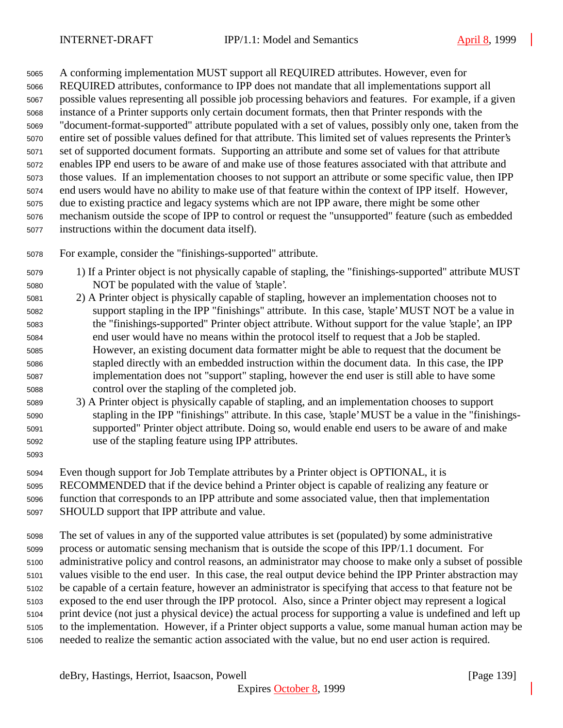A conforming implementation MUST support all REQUIRED attributes. However, even for REQUIRED attributes, conformance to IPP does not mandate that all implementations support all possible values representing all possible job processing behaviors and features. For example, if a given instance of a Printer supports only certain document formats, then that Printer responds with the "document-format-supported" attribute populated with a set of values, possibly only one, taken from the entire set of possible values defined for that attribute. This limited set of values represents the Printer's set of supported document formats. Supporting an attribute and some set of values for that attribute enables IPP end users to be aware of and make use of those features associated with that attribute and those values. If an implementation chooses to not support an attribute or some specific value, then IPP end users would have no ability to make use of that feature within the context of IPP itself. However, due to existing practice and legacy systems which are not IPP aware, there might be some other mechanism outside the scope of IPP to control or request the "unsupported" feature (such as embedded instructions within the document data itself).

For example, consider the "finishings-supported" attribute.

1) If a Printer object is not physically capable of stapling, the "finishings-supported" attribute MUST NOT be populated with the value of 'staple'.
2) A Printer object is physically capable of stapling, however an implementation chooses not to support stapling in the IPP "finishings" attribute. In this case, 'staple' MUST NOT be a value in the "finishings-supported" Printer object attribute. Without support for the value 'staple', an IPP end user would have no means within the protocol itself to request that a Job be stapled. However, an existing document data formatter might be able to request that the document be stapled directly with an embedded instruction within the document data. In this case, the IPP implementation does not "support" stapling, however the end user is still able to have some control over the stapling of the completed job.
3) A Printer object is physically capable of stapling, and an implementation chooses to support stapling in the IPP "finishings" attribute. In this case, 'staple' MUST be a value in the "finishings-supported" Printer object attribute. Doing so, would enable end users to be aware of and make use of the stapling feature using IPP attributes.

Even though support for Job Template attributes by a Printer object is OPTIONAL, it is RECOMMENDED that if the device behind a Printer object is capable of realizing any feature or function that corresponds to an IPP attribute and some associated value, then that implementation SHOULD support that IPP attribute and value.

The set of values in any of the supported value attributes is set (populated) by some administrative process or automatic sensing mechanism that is outside the scope of this IPP/1.1 document. For administrative policy and control reasons, an administrator may choose to make only a subset of possible values visible to the end user. In this case, the real output device behind the IPP Printer abstraction may be capable of a certain feature, however an administrator is specifying that access to that feature not be exposed to the end user through the IPP protocol. Also, since a Printer object may represent a logical print device (not just a physical device) the actual process for supporting a value is undefined and left up to the implementation. However, if a Printer object supports a value, some manual human action may be needed to realize the semantic action associated with the value, but no end user action is required.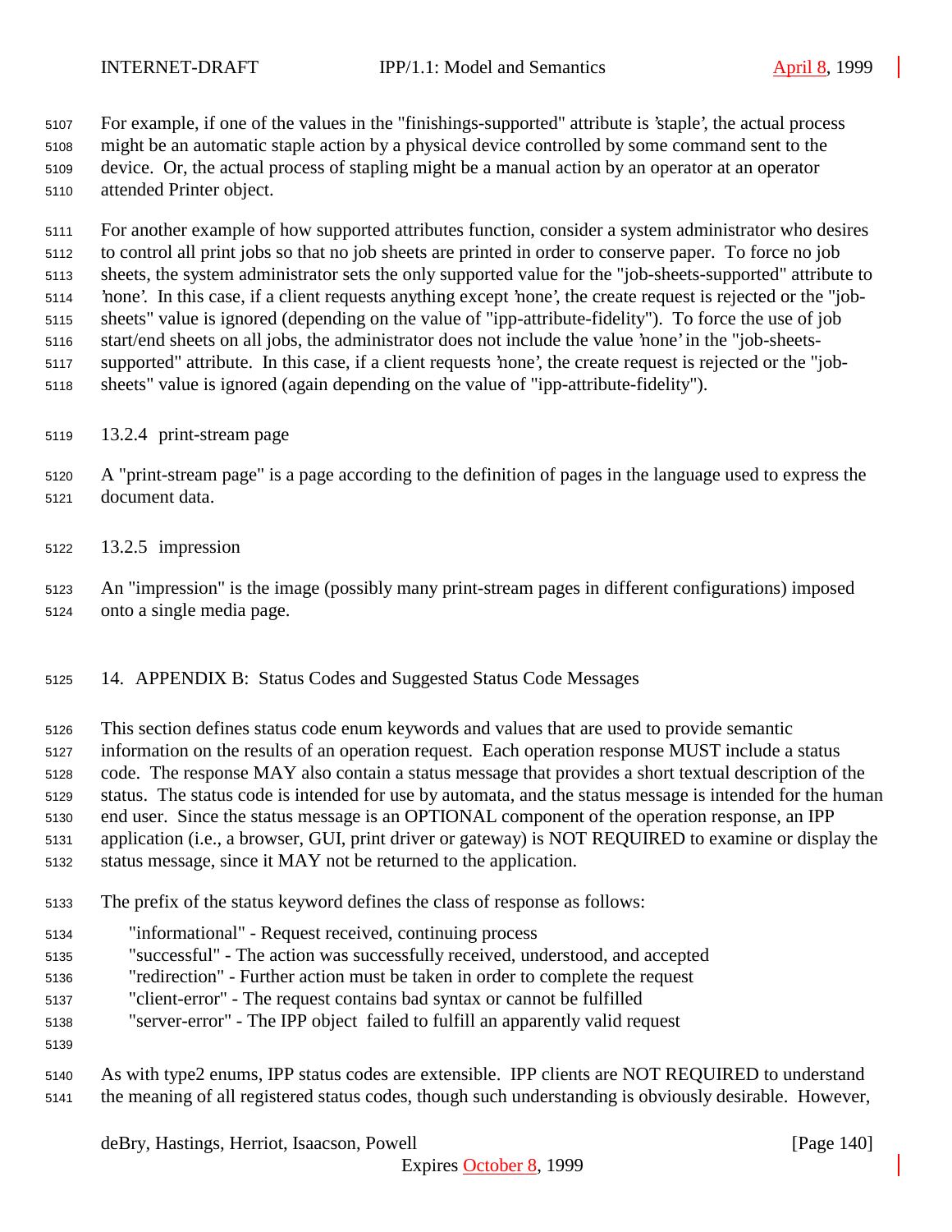For example, if one of the values in the "finishings-supported" attribute is 'staple', the actual process might be an automatic staple action by a physical device controlled by some command sent to the device. Or, the actual process of stapling might be a manual action by an operator at an operator attended Printer object.

For another example of how supported attributes function, consider a system administrator who desires to control all print jobs so that no job sheets are printed in order to conserve paper. To force no job sheets, the system administrator sets the only supported value for the "job-sheets-supported" attribute to 'none'. In this case, if a client requests anything except 'none', the create request is rejected or the "job-sheets" value is ignored (depending on the value of "ipp-attribute-fidelity"). To force the use of job start/end sheets on all jobs, the administrator does not include the value 'none' in the "job-sheets-supported" attribute. In this case, if a client requests 'none', the create request is rejected or the "job-sheets" value is ignored (again depending on the value of "ipp-attribute-fidelity").

### 13.2.4 print-stream page

A "print-stream page" is a page according to the definition of pages in the language used to express the document data.

### 13.2.5 impression

An "impression" is the image (possibly many print-stream pages in different configurations) imposed onto a single media page.

## 14. APPENDIX B: Status Codes and Suggested Status Code Messages

This section defines status code enum keywords and values that are used to provide semantic information on the results of an operation request. Each operation response MUST include a status code. The response MAY also contain a status message that provides a short textual description of the status. The status code is intended for use by automata, and the status message is intended for the human end user. Since the status message is an OPTIONAL component of the operation response, an IPP application (i.e., a browser, GUI, print driver or gateway) is NOT REQUIRED to examine or display the status message, since it MAY not be returned to the application.

The prefix of the status keyword defines the class of response as follows:

- "informational" - Request received, continuing process
- "successful" - The action was successfully received, understood, and accepted
- "redirection" - Further action must be taken in order to complete the request
- "client-error" - The request contains bad syntax or cannot be fulfilled
- "server-error" - The IPP object failed to fulfill an apparently valid request

As with type2 enums, IPP status codes are extensible. IPP clients are NOT REQUIRED to understand the meaning of all registered status codes, though such understanding is obviously desirable. However,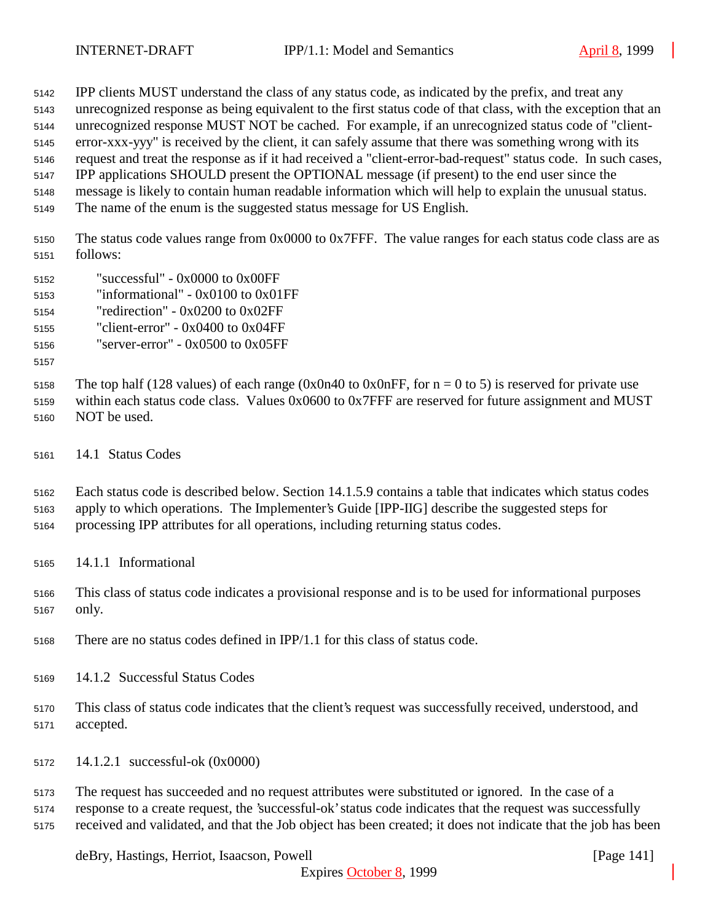IPP clients MUST understand the class of any status code, as indicated by the prefix, and treat any unrecognized response as being equivalent to the first status code of that class, with the exception that an unrecognized response MUST NOT be cached. For example, if an unrecognized status code of "client-error-xxx-yyy" is received by the client, it can safely assume that there was something wrong with its request and treat the response as if it had received a "client-error-bad-request" status code. In such cases, IPP applications SHOULD present the OPTIONAL message (if present) to the end user since the message is likely to contain human readable information which will help to explain the unusual status. The name of the enum is the suggested status message for US English.

The status code values range from 0x0000 to 0x7FFF. The value ranges for each status code class are as follows:

"successful" - 0x0000 to 0x00FF
"informational" - 0x0100 to 0x01FF
"redirection" - 0x0200 to 0x02FF
"client-error" - 0x0400 to 0x04FF
"server-error" - 0x0500 to 0x05FF

The top half (128 values) of each range (0x0n40 to 0x0nFF, for n = 0 to 5) is reserved for private use within each status code class. Values 0x0600 to 0x7FFF are reserved for future assignment and MUST NOT be used.

## 14.1 Status Codes

Each status code is described below. Section 14.1.5.9 contains a table that indicates which status codes apply to which operations. The Implementer's Guide [IPP-IIG] describe the suggested steps for processing IPP attributes for all operations, including returning status codes.

### 14.1.1 Informational

This class of status code indicates a provisional response and is to be used for informational purposes only.

There are no status codes defined in IPP/1.1 for this class of status code.

### 14.1.2 Successful Status Codes

This class of status code indicates that the client's request was successfully received, understood, and accepted.

#### 14.1.2.1 successful-ok (0x0000)

The request has succeeded and no request attributes were substituted or ignored. In the case of a response to a create request, the 'successful-ok' status code indicates that the request was successfully received and validated, and that the Job object has been created; it does not indicate that the job has been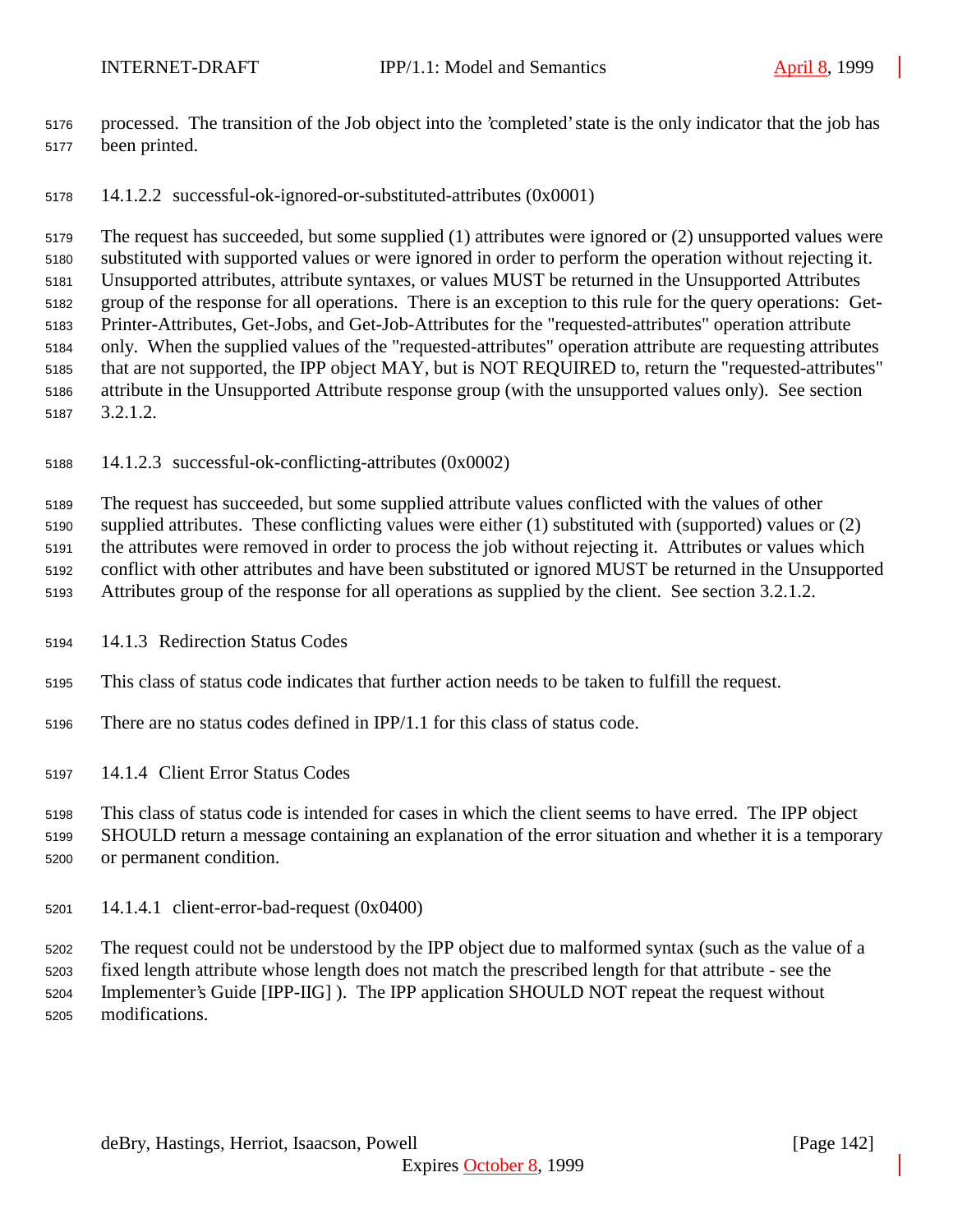processed. The transition of the Job object into the 'completed' state is the only indicator that the job has been printed.

#### 14.1.2.2 successful-ok-ignored-or-substituted-attributes (0x0001)

The request has succeeded, but some supplied (1) attributes were ignored or (2) unsupported values were substituted with supported values or were ignored in order to perform the operation without rejecting it. Unsupported attributes, attribute syntaxes, or values MUST be returned in the Unsupported Attributes group of the response for all operations. There is an exception to this rule for the query operations: Get-Printer-Attributes, Get-Jobs, and Get-Job-Attributes for the "requested-attributes" operation attribute only. When the supplied values of the "requested-attributes" operation attribute are requesting attributes that are not supported, the IPP object MAY, but is NOT REQUIRED to, return the "requested-attributes" attribute in the Unsupported Attribute response group (with the unsupported values only). See section 3.2.1.2.

#### 14.1.2.3 successful-ok-conflicting-attributes (0x0002)

The request has succeeded, but some supplied attribute values conflicted with the values of other supplied attributes. These conflicting values were either (1) substituted with (supported) values or (2) the attributes were removed in order to process the job without rejecting it. Attributes or values which conflict with other attributes and have been substituted or ignored MUST be returned in the Unsupported Attributes group of the response for all operations as supplied by the client. See section 3.2.1.2.

### 14.1.3 Redirection Status Codes

This class of status code indicates that further action needs to be taken to fulfill the request.

There are no status codes defined in IPP/1.1 for this class of status code.

### 14.1.4 Client Error Status Codes

This class of status code is intended for cases in which the client seems to have erred. The IPP object SHOULD return a message containing an explanation of the error situation and whether it is a temporary or permanent condition.

#### 14.1.4.1 client-error-bad-request (0x0400)

The request could not be understood by the IPP object due to malformed syntax (such as the value of a fixed length attribute whose length does not match the prescribed length for that attribute - see the Implementer's Guide [IPP-IIG] ). The IPP application SHOULD NOT repeat the request without modifications.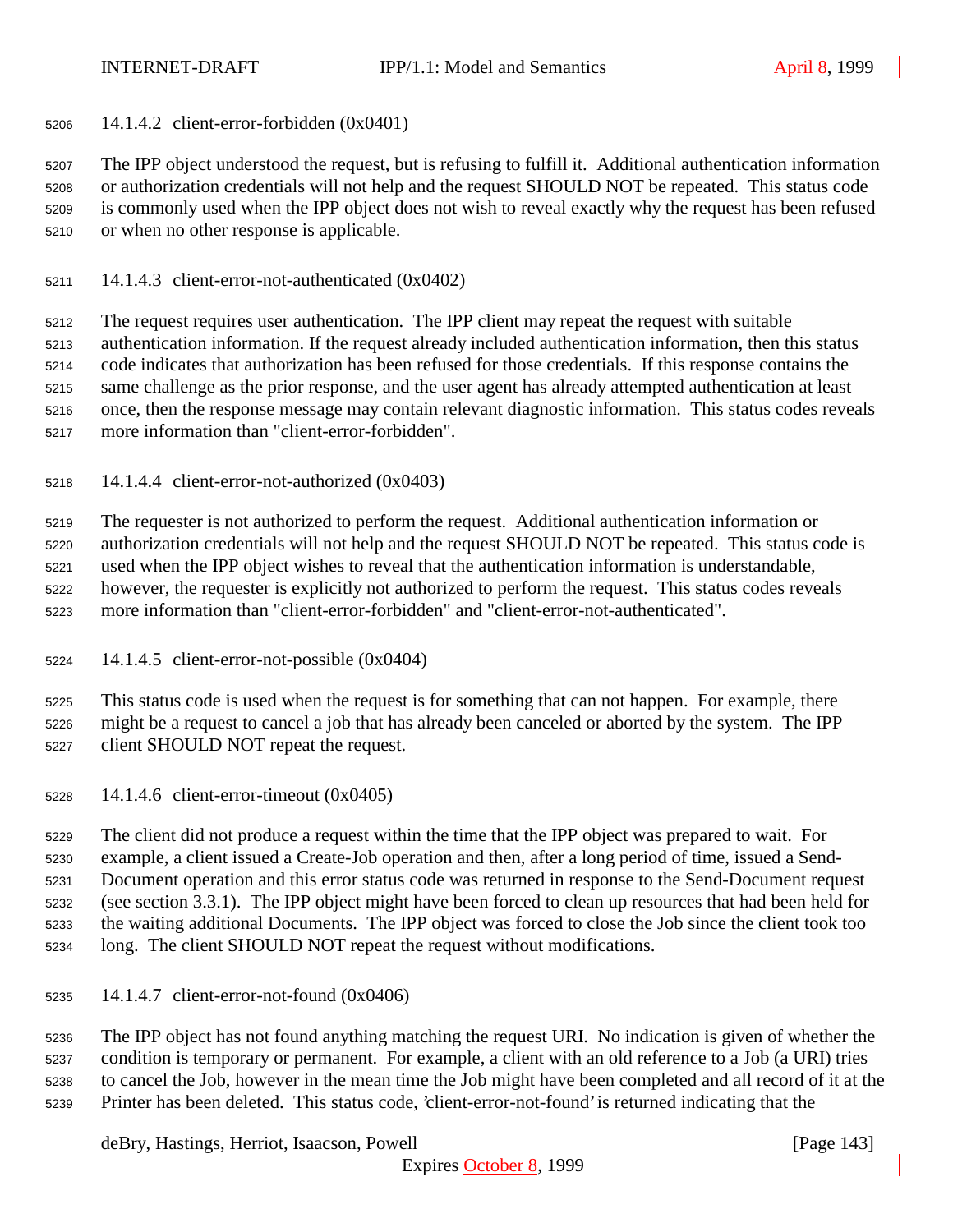#### 14.1.4.2 client-error-forbidden (0x0401)

The IPP object understood the request, but is refusing to fulfill it. Additional authentication information or authorization credentials will not help and the request SHOULD NOT be repeated. This status code is commonly used when the IPP object does not wish to reveal exactly why the request has been refused or when no other response is applicable.

#### 14.1.4.3 client-error-not-authenticated (0x0402)

The request requires user authentication. The IPP client may repeat the request with suitable authentication information. If the request already included authentication information, then this status code indicates that authorization has been refused for those credentials. If this response contains the same challenge as the prior response, and the user agent has already attempted authentication at least once, then the response message may contain relevant diagnostic information. This status codes reveals more information than "client-error-forbidden".

#### 14.1.4.4 client-error-not-authorized (0x0403)

The requester is not authorized to perform the request. Additional authentication information or authorization credentials will not help and the request SHOULD NOT be repeated. This status code is used when the IPP object wishes to reveal that the authentication information is understandable, however, the requester is explicitly not authorized to perform the request. This status codes reveals more information than "client-error-forbidden" and "client-error-not-authenticated".

#### 14.1.4.5 client-error-not-possible (0x0404)

This status code is used when the request is for something that can not happen. For example, there might be a request to cancel a job that has already been canceled or aborted by the system. The IPP client SHOULD NOT repeat the request.

#### 14.1.4.6 client-error-timeout (0x0405)

The client did not produce a request within the time that the IPP object was prepared to wait. For example, a client issued a Create-Job operation and then, after a long period of time, issued a Send-Document operation and this error status code was returned in response to the Send-Document request (see section 3.3.1). The IPP object might have been forced to clean up resources that had been held for the waiting additional Documents. The IPP object was forced to close the Job since the client took too long. The client SHOULD NOT repeat the request without modifications.

#### 14.1.4.7 client-error-not-found (0x0406)

The IPP object has not found anything matching the request URI. No indication is given of whether the condition is temporary or permanent. For example, a client with an old reference to a Job (a URI) tries to cancel the Job, however in the mean time the Job might have been completed and all record of it at the Printer has been deleted. This status code, 'client-error-not-found' is returned indicating that the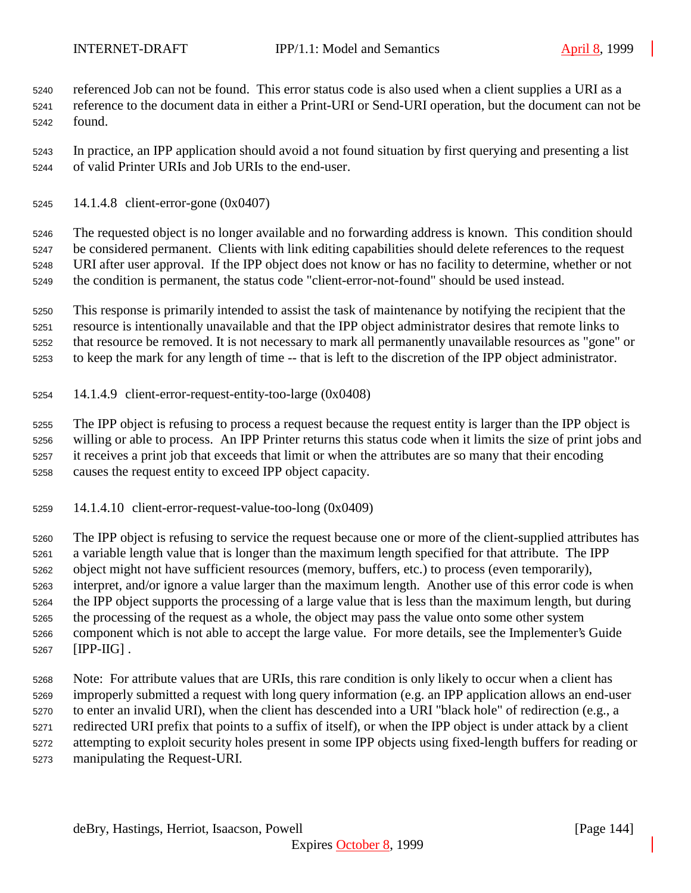referenced Job can not be found. This error status code is also used when a client supplies a URI as a reference to the document data in either a Print-URI or Send-URI operation, but the document can not be found.

In practice, an IPP application should avoid a not found situation by first querying and presenting a list of valid Printer URIs and Job URIs to the end-user.

#### 14.1.4.8 client-error-gone (0x0407)

The requested object is no longer available and no forwarding address is known. This condition should be considered permanent. Clients with link editing capabilities should delete references to the request URI after user approval. If the IPP object does not know or has no facility to determine, whether or not the condition is permanent, the status code "client-error-not-found" should be used instead.

This response is primarily intended to assist the task of maintenance by notifying the recipient that the resource is intentionally unavailable and that the IPP object administrator desires that remote links to that resource be removed. It is not necessary to mark all permanently unavailable resources as "gone" or to keep the mark for any length of time -- that is left to the discretion of the IPP object administrator.

#### 14.1.4.9 client-error-request-entity-too-large (0x0408)

The IPP object is refusing to process a request because the request entity is larger than the IPP object is willing or able to process. An IPP Printer returns this status code when it limits the size of print jobs and it receives a print job that exceeds that limit or when the attributes are so many that their encoding causes the request entity to exceed IPP object capacity.

#### 14.1.4.10 client-error-request-value-too-long (0x0409)

The IPP object is refusing to service the request because one or more of the client-supplied attributes has a variable length value that is longer than the maximum length specified for that attribute. The IPP object might not have sufficient resources (memory, buffers, etc.) to process (even temporarily), interpret, and/or ignore a value larger than the maximum length. Another use of this error code is when the IPP object supports the processing of a large value that is less than the maximum length, but during the processing of the request as a whole, the object may pass the value onto some other system component which is not able to accept the large value. For more details, see the Implementer's Guide [IPP-IIG] .

Note: For attribute values that are URIs, this rare condition is only likely to occur when a client has improperly submitted a request with long query information (e.g. an IPP application allows an end-user to enter an invalid URI), when the client has descended into a URI "black hole" of redirection (e.g., a redirected URI prefix that points to a suffix of itself), or when the IPP object is under attack by a client attempting to exploit security holes present in some IPP objects using fixed-length buffers for reading or manipulating the Request-URI.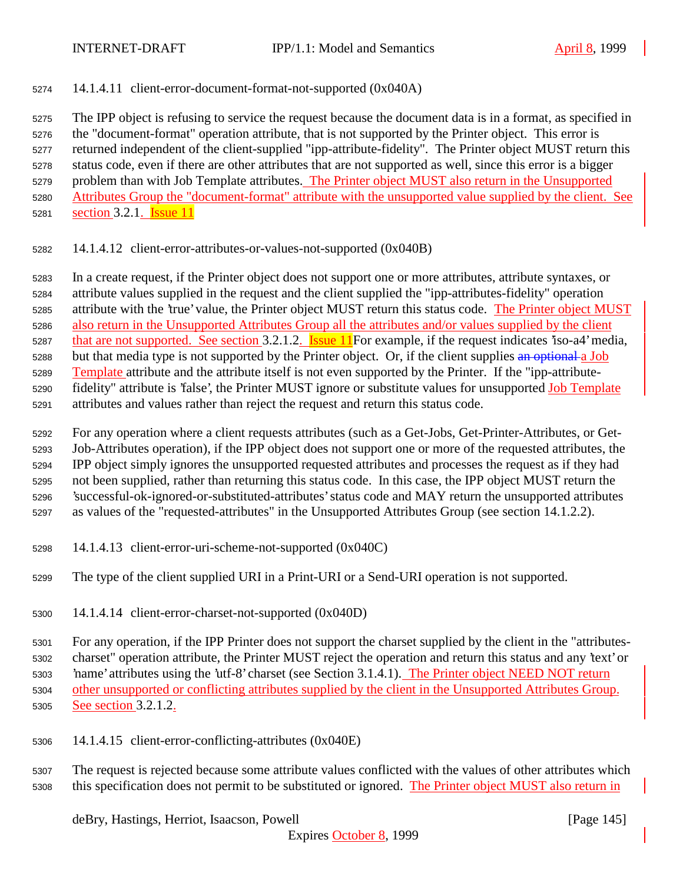#### 14.1.4.11 client-error-document-format-not-supported (0x040A)

The IPP object is refusing to service the request because the document data is in a format, as specified in the "document-format" operation attribute, that is not supported by the Printer object. This error is returned independent of the client-supplied "ipp-attribute-fidelity". The Printer object MUST return this status code, even if there are other attributes that are not supported as well, since this error is a bigger problem than with Job Template attributes. The Printer object MUST also return in the Unsupported Attributes Group the "document-format" attribute with the unsupported value supplied by the client. See section 3.2.1. Issue 11

#### 14.1.4.12 client-error-attributes-or-values-not-supported (0x040B)

In a create request, if the Printer object does not support one or more attributes, attribute syntaxes, or attribute values supplied in the request and the client supplied the "ipp-attributes-fidelity" operation attribute with the 'true' value, the Printer object MUST return this status code. The Printer object MUST also return in the Unsupported Attributes Group all the attributes and/or values supplied by the client that are not supported. See section 3.2.1.2. Issue 11For example, if the request indicates 'iso-a4' media, but that media type is not supported by the Printer object. Or, if the client supplies ~~an optional~~ a Job Template attribute and the attribute itself is not even supported by the Printer. If the "ipp-attribute-fidelity" attribute is 'false', the Printer MUST ignore or substitute values for unsupported Job Template attributes and values rather than reject the request and return this status code.

For any operation where a client requests attributes (such as a Get-Jobs, Get-Printer-Attributes, or Get-Job-Attributes operation), if the IPP object does not support one or more of the requested attributes, the IPP object simply ignores the unsupported requested attributes and processes the request as if they had not been supplied, rather than returning this status code. In this case, the IPP object MUST return the 'successful-ok-ignored-or-substituted-attributes' status code and MAY return the unsupported attributes as values of the "requested-attributes" in the Unsupported Attributes Group (see section 14.1.2.2).

#### 14.1.4.13 client-error-uri-scheme-not-supported (0x040C)

The type of the client supplied URI in a Print-URI or a Send-URI operation is not supported.

#### 14.1.4.14 client-error-charset-not-supported (0x040D)

For any operation, if the IPP Printer does not support the charset supplied by the client in the "attributes-charset" operation attribute, the Printer MUST reject the operation and return this status and any 'text' or 'name' attributes using the 'utf-8' charset (see Section 3.1.4.1). The Printer object NEED NOT return other unsupported or conflicting attributes supplied by the client in the Unsupported Attributes Group. See section 3.2.1.2.

#### 14.1.4.15 client-error-conflicting-attributes (0x040E)

The request is rejected because some attribute values conflicted with the values of other attributes which this specification does not permit to be substituted or ignored. The Printer object MUST also return in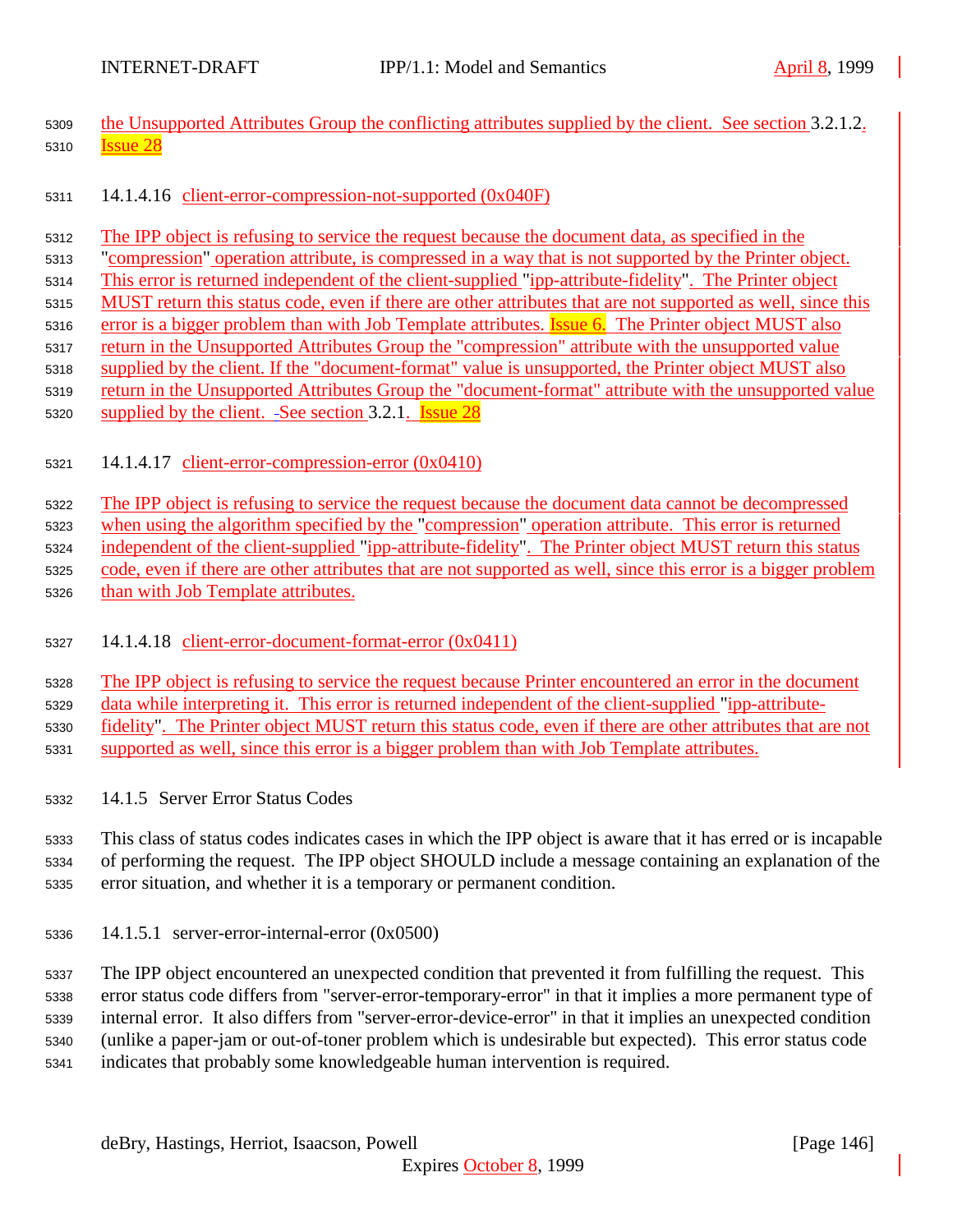the Unsupported Attributes Group the conflicting attributes supplied by the client. See section 3.2.1.2. Issue 28

#### 14.1.4.16 client-error-compression-not-supported (0x040F)

The IPP object is refusing to service the request because the document data, as specified in the "compression" operation attribute, is compressed in a way that is not supported by the Printer object. This error is returned independent of the client-supplied "ipp-attribute-fidelity". The Printer object MUST return this status code, even if there are other attributes that are not supported as well, since this error is a bigger problem than with Job Template attributes. Issue 6. The Printer object MUST also return in the Unsupported Attributes Group the "compression" attribute with the unsupported value supplied by the client. If the "document-format" value is unsupported, the Printer object MUST also return in the Unsupported Attributes Group the "document-format" attribute with the unsupported value supplied by the client. -See section 3.2.1. Issue 28

#### 14.1.4.17 client-error-compression-error (0x0410)

The IPP object is refusing to service the request because the document data cannot be decompressed when using the algorithm specified by the "compression" operation attribute. This error is returned independent of the client-supplied "ipp-attribute-fidelity". The Printer object MUST return this status code, even if there are other attributes that are not supported as well, since this error is a bigger problem than with Job Template attributes.

#### 14.1.4.18 client-error-document-format-error (0x0411)

The IPP object is refusing to service the request because Printer encountered an error in the document data while interpreting it. This error is returned independent of the client-supplied "ipp-attribute-fidelity". The Printer object MUST return this status code, even if there are other attributes that are not supported as well, since this error is a bigger problem than with Job Template attributes.

### 14.1.5 Server Error Status Codes

This class of status codes indicates cases in which the IPP object is aware that it has erred or is incapable of performing the request. The IPP object SHOULD include a message containing an explanation of the error situation, and whether it is a temporary or permanent condition.

#### 14.1.5.1 server-error-internal-error (0x0500)

The IPP object encountered an unexpected condition that prevented it from fulfilling the request. This error status code differs from "server-error-temporary-error" in that it implies a more permanent type of internal error. It also differs from "server-error-device-error" in that it implies an unexpected condition (unlike a paper-jam or out-of-toner problem which is undesirable but expected). This error status code indicates that probably some knowledgeable human intervention is required.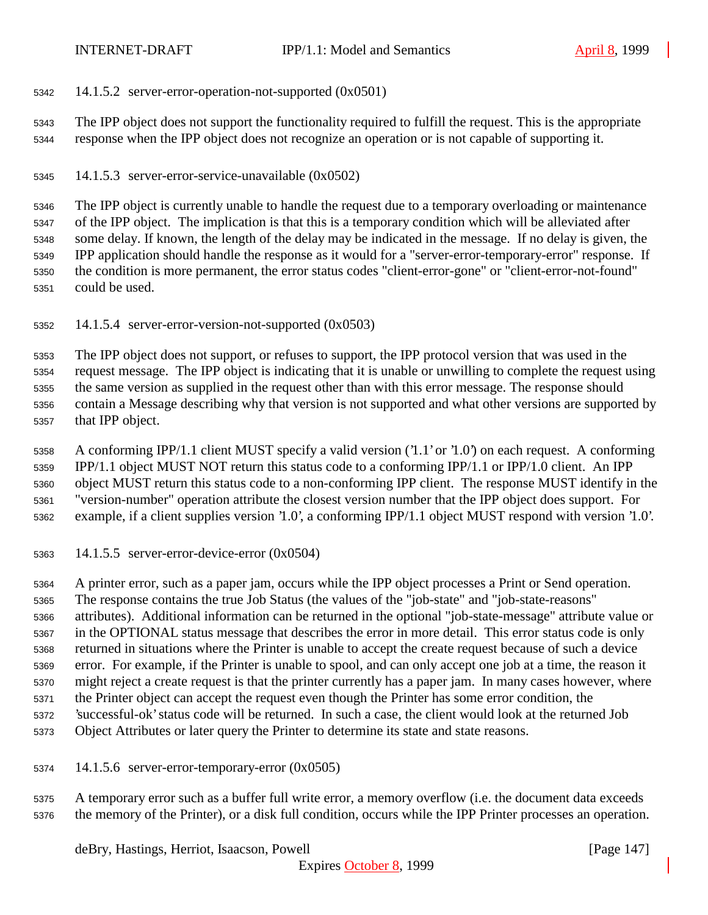#### 14.1.5.2 server-error-operation-not-supported (0x0501)

The IPP object does not support the functionality required to fulfill the request. This is the appropriate response when the IPP object does not recognize an operation or is not capable of supporting it.

#### 14.1.5.3 server-error-service-unavailable (0x0502)

The IPP object is currently unable to handle the request due to a temporary overloading or maintenance of the IPP object. The implication is that this is a temporary condition which will be alleviated after some delay. If known, the length of the delay may be indicated in the message. If no delay is given, the IPP application should handle the response as it would for a "server-error-temporary-error" response. If the condition is more permanent, the error status codes "client-error-gone" or "client-error-not-found" could be used.

#### 14.1.5.4 server-error-version-not-supported (0x0503)

The IPP object does not support, or refuses to support, the IPP protocol version that was used in the request message. The IPP object is indicating that it is unable or unwilling to complete the request using the same version as supplied in the request other than with this error message. The response should contain a Message describing why that version is not supported and what other versions are supported by that IPP object.

A conforming IPP/1.1 client MUST specify a valid version ('1.1' or '1.0') on each request. A conforming IPP/1.1 object MUST NOT return this status code to a conforming IPP/1.1 or IPP/1.0 client. An IPP object MUST return this status code to a non-conforming IPP client. The response MUST identify in the "version-number" operation attribute the closest version number that the IPP object does support. For example, if a client supplies version '1.0', a conforming IPP/1.1 object MUST respond with version '1.0'.

#### 14.1.5.5 server-error-device-error (0x0504)

A printer error, such as a paper jam, occurs while the IPP object processes a Print or Send operation. The response contains the true Job Status (the values of the "job-state" and "job-state-reasons" attributes). Additional information can be returned in the optional "job-state-message" attribute value or in the OPTIONAL status message that describes the error in more detail. This error status code is only returned in situations where the Printer is unable to accept the create request because of such a device error. For example, if the Printer is unable to spool, and can only accept one job at a time, the reason it might reject a create request is that the printer currently has a paper jam. In many cases however, where the Printer object can accept the request even though the Printer has some error condition, the 'successful-ok' status code will be returned. In such a case, the client would look at the returned Job Object Attributes or later query the Printer to determine its state and state reasons.

#### 14.1.5.6 server-error-temporary-error (0x0505)

A temporary error such as a buffer full write error, a memory overflow (i.e. the document data exceeds the memory of the Printer), or a disk full condition, occurs while the IPP Printer processes an operation.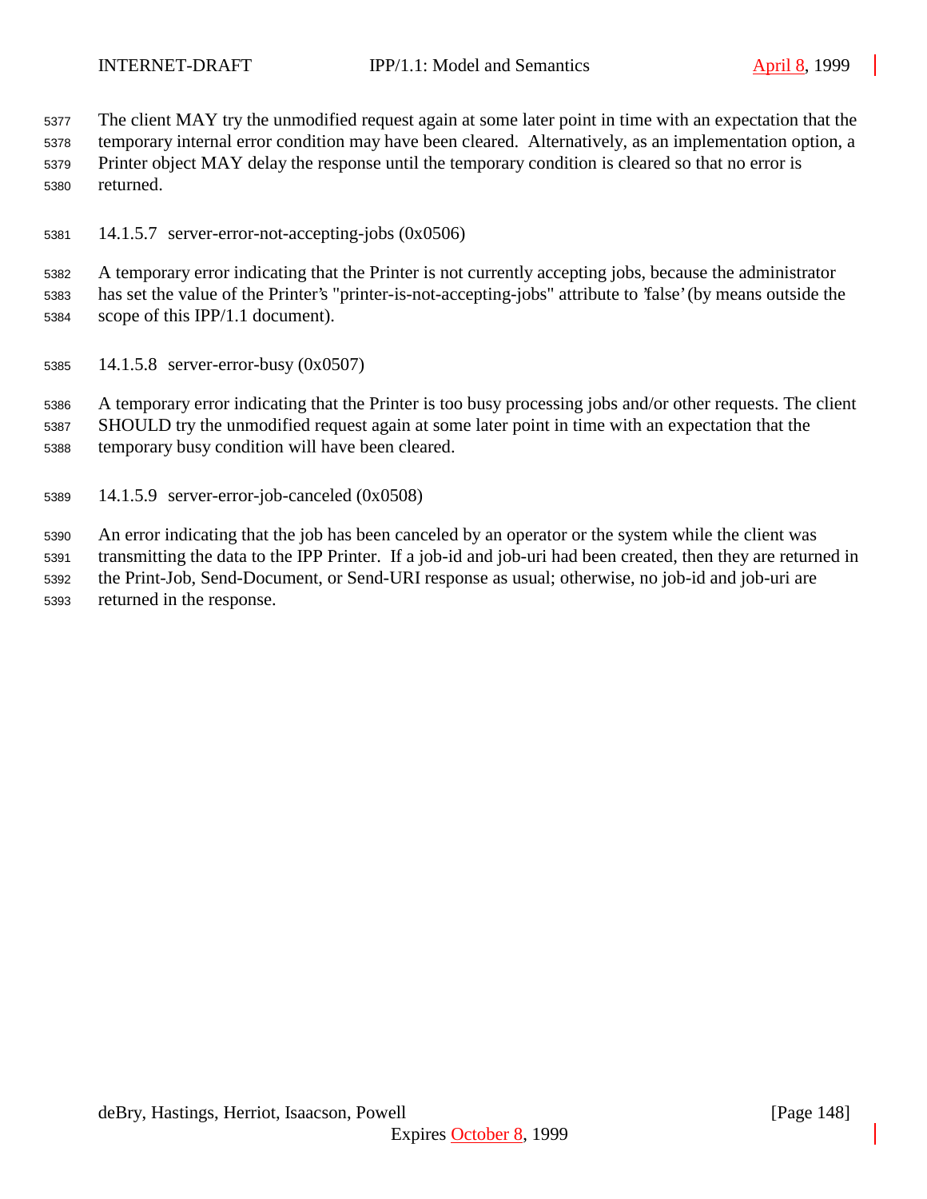The client MAY try the unmodified request again at some later point in time with an expectation that the temporary internal error condition may have been cleared. Alternatively, as an implementation option, a Printer object MAY delay the response until the temporary condition is cleared so that no error is returned.

#### 14.1.5.7 server-error-not-accepting-jobs (0x0506)

A temporary error indicating that the Printer is not currently accepting jobs, because the administrator has set the value of the Printer's "printer-is-not-accepting-jobs" attribute to 'false' (by means outside the scope of this IPP/1.1 document).

#### 14.1.5.8 server-error-busy (0x0507)

A temporary error indicating that the Printer is too busy processing jobs and/or other requests. The client SHOULD try the unmodified request again at some later point in time with an expectation that the temporary busy condition will have been cleared.

#### 14.1.5.9 server-error-job-canceled (0x0508)

An error indicating that the job has been canceled by an operator or the system while the client was transmitting the data to the IPP Printer. If a job-id and job-uri had been created, then they are returned in the Print-Job, Send-Document, or Send-URI response as usual; otherwise, no job-id and job-uri are returned in the response.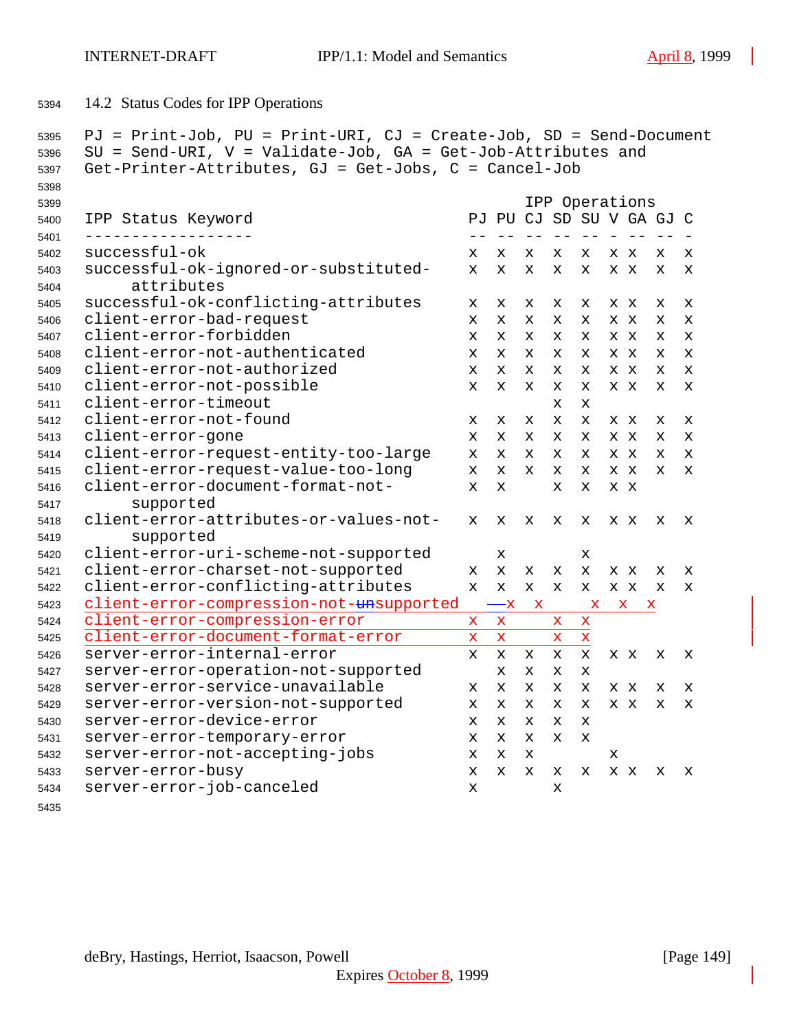## 14.2 Status Codes for IPP Operations

PJ = Print-Job, PU = Print-URI, CJ = Create-Job, SD = Send-Document
SU = Send-URI, V = Validate-Job, GA = Get-Job-Attributes and
Get-Printer-Attributes, GJ = Get-Jobs, C = Cancel-Job

| | IPP Operations | | | | | | | | |
|---|---|---|---|---|---|---|---|---|---|
| IPP Status Keyword | PJ | PU | CJ | SD | SU | V | GA | GJ | C |
| successful-ok | x | x | x | x | x | x | x | x | x |
| successful-ok-ignored-or-substituted-attributes | x | x | x | x | x | x | x | x | x |
| successful-ok-conflicting-attributes | x | x | x | x | x | x | x | x | x |
| client-error-bad-request | x | x | x | x | x | x | x | x | x |
| client-error-forbidden | x | x | x | x | x | x | x | x | x |
| client-error-not-authenticated | x | x | x | x | x | x | x | x | x |
| client-error-not-authorized | x | x | x | x | x | x | x | x | x |
| client-error-not-possible | x | x | x | x | x | x | x | x | x |
| client-error-timeout | | | | x | x | | | | |
| client-error-not-found | x | x | x | x | x | x | x | x | x |
| client-error-gone | x | x | x | x | x | x | x | x | x |
| client-error-request-entity-too-large | x | x | x | x | x | x | x | x | x |
| client-error-request-value-too-long | x | x | x | x | x | x | x | x | x |
| client-error-document-format-not-supported | x | x | | x | x | x | x | | |
| client-error-attributes-or-values-not-supported | x | x | x | x | x | x | x | x | x |
| client-error-uri-scheme-not-supported | | x | | | x | | | | |
| client-error-charset-not-supported | x | x | x | x | x | x | x | x | x |
| client-error-conflicting-attributes | x | x | x | x | x | x | x | x | x |
| client-error-compression-not-~~un~~supported | x | x | | x | x | x | | | |
| client-error-compression-error | x | x | | x | x | | | | |
| client-error-document-format-error | x | x | | x | x | | | | |
| server-error-internal-error | x | x | x | x | x | x | x | x | x |
| server-error-operation-not-supported | | x | x | x | x | | | | |
| server-error-service-unavailable | x | x | x | x | x | x | x | x | x |
| server-error-version-not-supported | x | x | x | x | x | x | x | x | x |
| server-error-device-error | x | x | x | x | x | | | | |
| server-error-temporary-error | x | x | x | x | x | | | | |
| server-error-not-accepting-jobs | x | x | x | | | x | | | |
| server-error-busy | x | x | x | x | x | x | x | x | x |
| server-error-job-canceled | x | | | x | | | | | |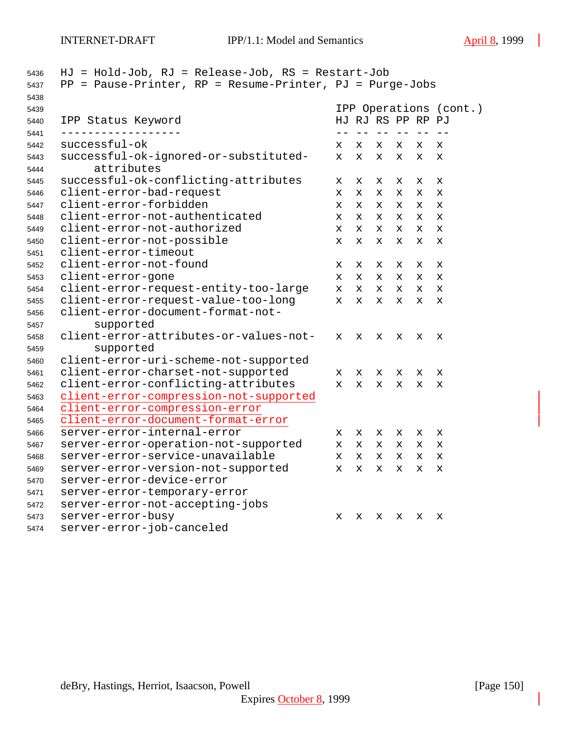HJ = Hold-Job, RJ = Release-Job, RS = Restart-Job
PP = Pause-Printer, RP = Resume-Printer, PJ = Purge-Jobs

| IPP Status Keyword | IPP Operations (cont.) | | | | | |
|---|---|---|---|---|---|---|
| | HJ | RJ | RS | PP | RP | PJ |
| successful-ok | x | x | x | x | x | x |
| successful-ok-ignored-or-substituted-attributes | x | x | x | x | x | x |
| successful-ok-conflicting-attributes | x | x | x | x | x | x |
| client-error-bad-request | x | x | x | x | x | x |
| client-error-forbidden | x | x | x | x | x | x |
| client-error-not-authenticated | x | x | x | x | x | x |
| client-error-not-authorized | x | x | x | x | x | x |
| client-error-not-possible | x | x | x | x | x | x |
| client-error-timeout | | | | | | |
| client-error-not-found | x | x | x | x | x | x |
| client-error-gone | x | x | x | x | x | x |
| client-error-request-entity-too-large | x | x | x | x | x | x |
| client-error-request-value-too-long | x | x | x | x | x | x |
| client-error-document-format-not-supported | | | | | | |
| client-error-attributes-or-values-not-supported | x | x | x | x | x | x |
| client-error-uri-scheme-not-supported | | | | | | |
| client-error-charset-not-supported | x | x | x | x | x | x |
| client-error-conflicting-attributes | x | x | x | x | x | x |
| client-error-compression-not-supported | | | | | | |
| client-error-compression-error | | | | | | |
| client-error-document-format-error | | | | | | |
| server-error-internal-error | x | x | x | x | x | x |
| server-error-operation-not-supported | x | x | x | x | x | x |
| server-error-service-unavailable | x | x | x | x | x | x |
| server-error-version-not-supported | x | x | x | x | x | x |
| server-error-device-error | | | | | | |
| server-error-temporary-error | | | | | | |
| server-error-not-accepting-jobs | | | | | | |
| server-error-busy | x | x | x | x | x | x |
| server-error-job-canceled | | | | | | |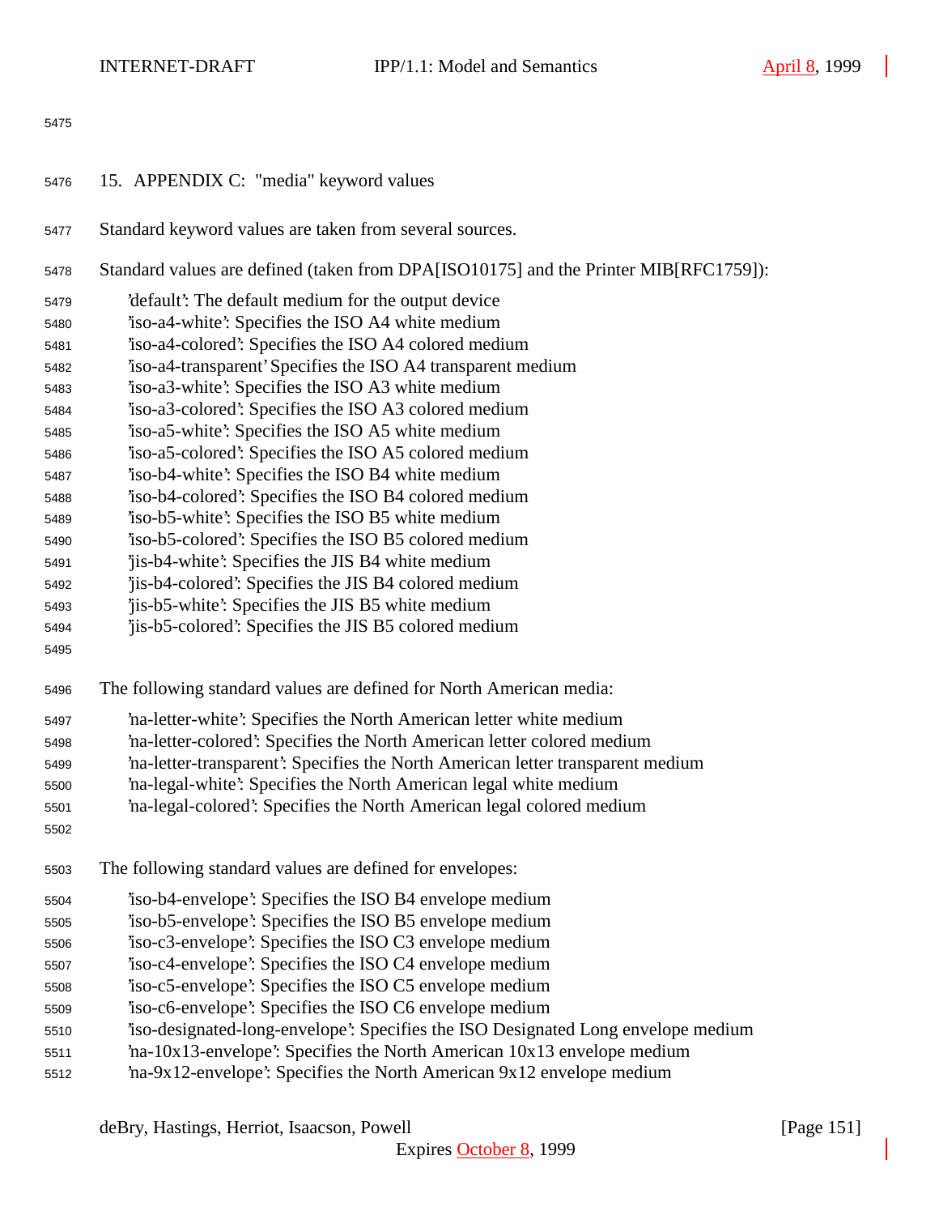## 15. APPENDIX C: "media" keyword values

Standard keyword values are taken from several sources.

Standard values are defined (taken from DPA[ISO10175] and the Printer MIB[RFC1759]):

- 'default': The default medium for the output device
- 'iso-a4-white': Specifies the ISO A4 white medium
- 'iso-a4-colored': Specifies the ISO A4 colored medium
- 'iso-a4-transparent' Specifies the ISO A4 transparent medium
- 'iso-a3-white': Specifies the ISO A3 white medium
- 'iso-a3-colored': Specifies the ISO A3 colored medium
- 'iso-a5-white': Specifies the ISO A5 white medium
- 'iso-a5-colored': Specifies the ISO A5 colored medium
- 'iso-b4-white': Specifies the ISO B4 white medium
- 'iso-b4-colored': Specifies the ISO B4 colored medium
- 'iso-b5-white': Specifies the ISO B5 white medium
- 'iso-b5-colored': Specifies the ISO B5 colored medium
- 'jis-b4-white': Specifies the JIS B4 white medium
- 'jis-b4-colored': Specifies the JIS B4 colored medium
- 'jis-b5-white': Specifies the JIS B5 white medium
- 'jis-b5-colored': Specifies the JIS B5 colored medium

The following standard values are defined for North American media:

- 'na-letter-white': Specifies the North American letter white medium
- 'na-letter-colored': Specifies the North American letter colored medium
- 'na-letter-transparent': Specifies the North American letter transparent medium
- 'na-legal-white': Specifies the North American legal white medium
- 'na-legal-colored': Specifies the North American legal colored medium

The following standard values are defined for envelopes:

- 'iso-b4-envelope': Specifies the ISO B4 envelope medium
- 'iso-b5-envelope': Specifies the ISO B5 envelope medium
- 'iso-c3-envelope': Specifies the ISO C3 envelope medium
- 'iso-c4-envelope': Specifies the ISO C4 envelope medium
- 'iso-c5-envelope': Specifies the ISO C5 envelope medium
- 'iso-c6-envelope': Specifies the ISO C6 envelope medium
- 'iso-designated-long-envelope': Specifies the ISO Designated Long envelope medium
- 'na-10x13-envelope': Specifies the North American 10x13 envelope medium
- 'na-9x12-envelope': Specifies the North American 9x12 envelope medium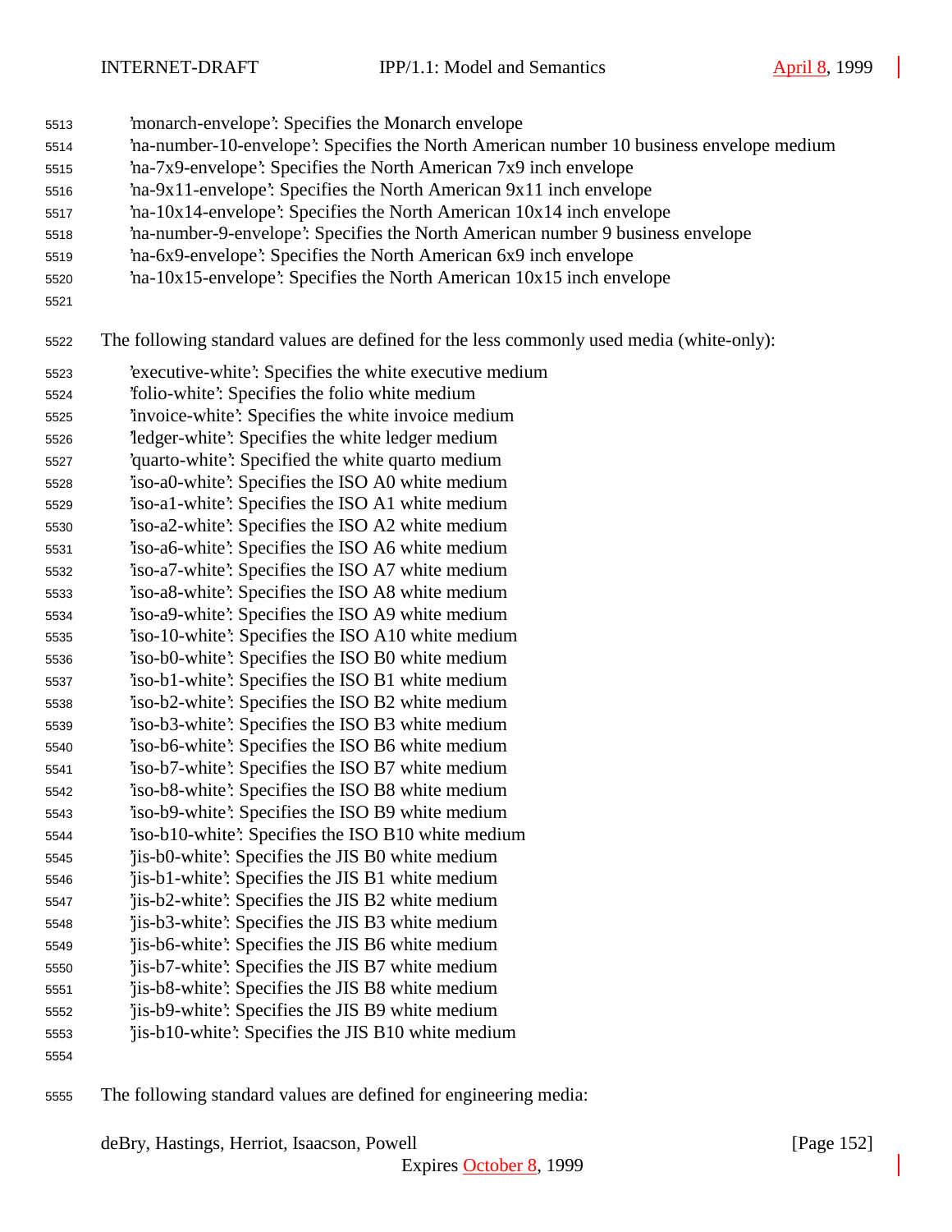'monarch-envelope': Specifies the Monarch envelope
'na-number-10-envelope': Specifies the North American number 10 business envelope medium
'na-7x9-envelope': Specifies the North American 7x9 inch envelope
'na-9x11-envelope': Specifies the North American 9x11 inch envelope
'na-10x14-envelope': Specifies the North American 10x14 inch envelope
'na-number-9-envelope': Specifies the North American number 9 business envelope
'na-6x9-envelope': Specifies the North American 6x9 inch envelope
'na-10x15-envelope': Specifies the North American 10x15 inch envelope

The following standard values are defined for the less commonly used media (white-only):

'executive-white': Specifies the white executive medium
'folio-white': Specifies the folio white medium
'invoice-white': Specifies the white invoice medium
'ledger-white': Specifies the white ledger medium
'quarto-white': Specified the white quarto medium
'iso-a0-white': Specifies the ISO A0 white medium
'iso-a1-white': Specifies the ISO A1 white medium
'iso-a2-white': Specifies the ISO A2 white medium
'iso-a6-white': Specifies the ISO A6 white medium
'iso-a7-white': Specifies the ISO A7 white medium
'iso-a8-white': Specifies the ISO A8 white medium
'iso-a9-white': Specifies the ISO A9 white medium
'iso-10-white': Specifies the ISO A10 white medium
'iso-b0-white': Specifies the ISO B0 white medium
'iso-b1-white': Specifies the ISO B1 white medium
'iso-b2-white': Specifies the ISO B2 white medium
'iso-b3-white': Specifies the ISO B3 white medium
'iso-b6-white': Specifies the ISO B6 white medium
'iso-b7-white': Specifies the ISO B7 white medium
'iso-b8-white': Specifies the ISO B8 white medium
'iso-b9-white': Specifies the ISO B9 white medium
'iso-b10-white': Specifies the ISO B10 white medium
'jis-b0-white': Specifies the JIS B0 white medium
'jis-b1-white': Specifies the JIS B1 white medium
'jis-b2-white': Specifies the JIS B2 white medium
'jis-b3-white': Specifies the JIS B3 white medium
'jis-b6-white': Specifies the JIS B6 white medium
'jis-b7-white': Specifies the JIS B7 white medium
'jis-b8-white': Specifies the JIS B8 white medium
'jis-b9-white': Specifies the JIS B9 white medium
'jis-b10-white': Specifies the JIS B10 white medium

The following standard values are defined for engineering media: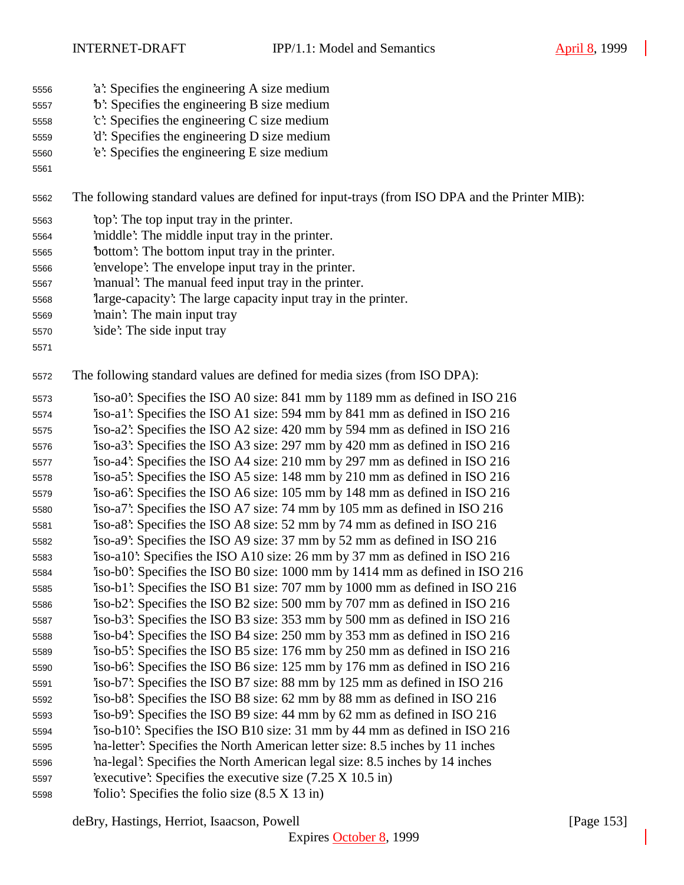'a': Specifies the engineering A size medium
'b': Specifies the engineering B size medium
'c': Specifies the engineering C size medium
'd': Specifies the engineering D size medium
'e': Specifies the engineering E size medium

The following standard values are defined for input-trays (from ISO DPA and the Printer MIB):

'top': The top input tray in the printer.
'middle': The middle input tray in the printer.
'bottom': The bottom input tray in the printer.
'envelope': The envelope input tray in the printer.
'manual': The manual feed input tray in the printer.
'large-capacity': The large capacity input tray in the printer.
'main': The main input tray
'side': The side input tray

The following standard values are defined for media sizes (from ISO DPA):

'iso-a0': Specifies the ISO A0 size: 841 mm by 1189 mm as defined in ISO 216
'iso-a1': Specifies the ISO A1 size: 594 mm by 841 mm as defined in ISO 216
'iso-a2': Specifies the ISO A2 size: 420 mm by 594 mm as defined in ISO 216
'iso-a3': Specifies the ISO A3 size: 297 mm by 420 mm as defined in ISO 216
'iso-a4': Specifies the ISO A4 size: 210 mm by 297 mm as defined in ISO 216
'iso-a5': Specifies the ISO A5 size: 148 mm by 210 mm as defined in ISO 216
'iso-a6': Specifies the ISO A6 size: 105 mm by 148 mm as defined in ISO 216
'iso-a7': Specifies the ISO A7 size: 74 mm by 105 mm as defined in ISO 216
'iso-a8': Specifies the ISO A8 size: 52 mm by 74 mm as defined in ISO 216
'iso-a9': Specifies the ISO A9 size: 37 mm by 52 mm as defined in ISO 216
'iso-a10': Specifies the ISO A10 size: 26 mm by 37 mm as defined in ISO 216
'iso-b0': Specifies the ISO B0 size: 1000 mm by 1414 mm as defined in ISO 216
'iso-b1': Specifies the ISO B1 size: 707 mm by 1000 mm as defined in ISO 216
'iso-b2': Specifies the ISO B2 size: 500 mm by 707 mm as defined in ISO 216
'iso-b3': Specifies the ISO B3 size: 353 mm by 500 mm as defined in ISO 216
'iso-b4': Specifies the ISO B4 size: 250 mm by 353 mm as defined in ISO 216
'iso-b5': Specifies the ISO B5 size: 176 mm by 250 mm as defined in ISO 216
'iso-b6': Specifies the ISO B6 size: 125 mm by 176 mm as defined in ISO 216
'iso-b7': Specifies the ISO B7 size: 88 mm by 125 mm as defined in ISO 216
'iso-b8': Specifies the ISO B8 size: 62 mm by 88 mm as defined in ISO 216
'iso-b9': Specifies the ISO B9 size: 44 mm by 62 mm as defined in ISO 216
'iso-b10': Specifies the ISO B10 size: 31 mm by 44 mm as defined in ISO 216
'na-letter': Specifies the North American letter size: 8.5 inches by 11 inches
'na-legal': Specifies the North American legal size: 8.5 inches by 14 inches
'executive': Specifies the executive size (7.25 X 10.5 in)
'folio': Specifies the folio size (8.5 X 13 in)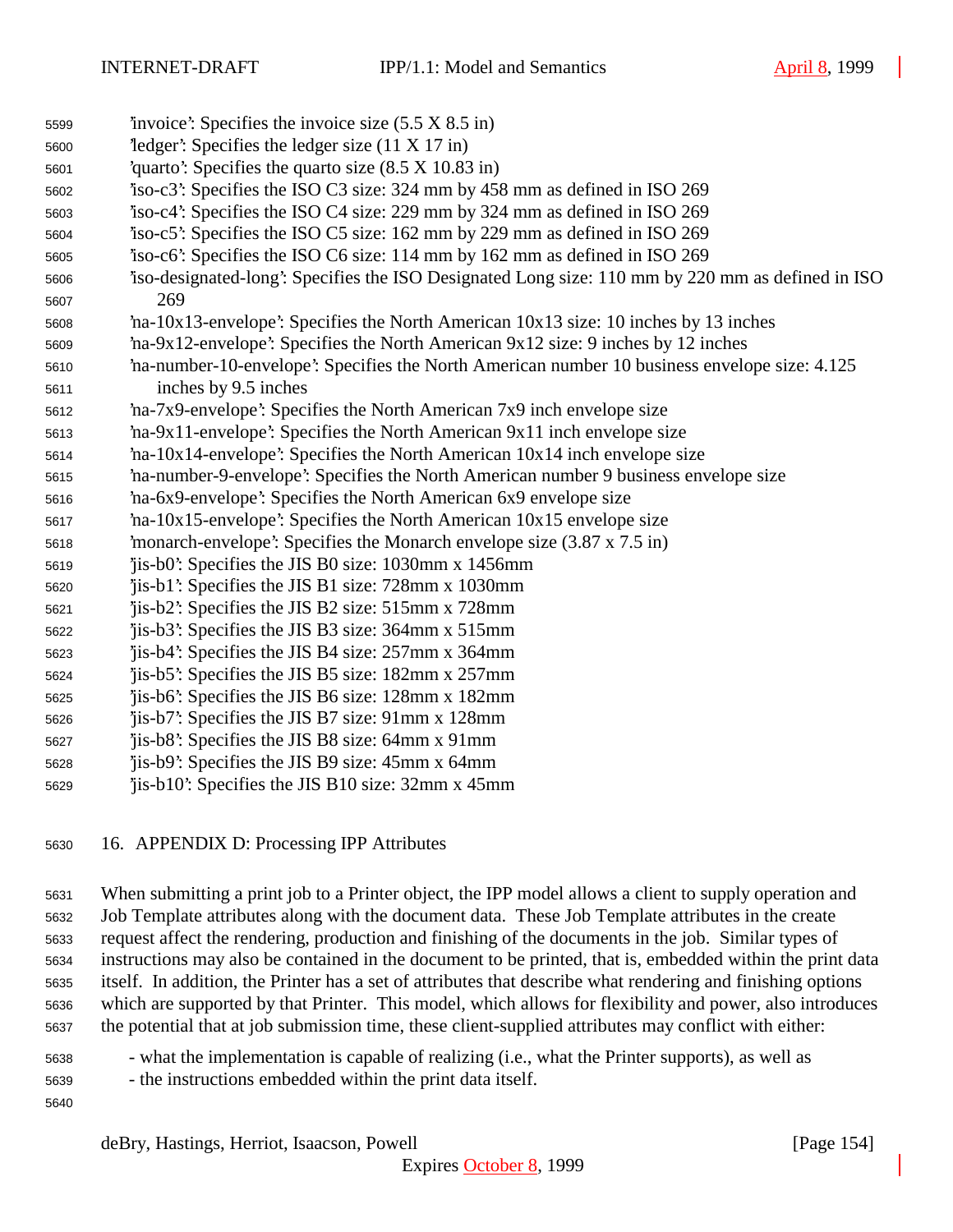'invoice': Specifies the invoice size (5.5 X 8.5 in)
'ledger': Specifies the ledger size (11 X 17 in)
'quarto': Specifies the quarto size (8.5 X 10.83 in)
'iso-c3': Specifies the ISO C3 size: 324 mm by 458 mm as defined in ISO 269
'iso-c4': Specifies the ISO C4 size: 229 mm by 324 mm as defined in ISO 269
'iso-c5': Specifies the ISO C5 size: 162 mm by 229 mm as defined in ISO 269
'iso-c6': Specifies the ISO C6 size: 114 mm by 162 mm as defined in ISO 269
'iso-designated-long': Specifies the ISO Designated Long size: 110 mm by 220 mm as defined in ISO 269
'na-10x13-envelope': Specifies the North American 10x13 size: 10 inches by 13 inches
'na-9x12-envelope': Specifies the North American 9x12 size: 9 inches by 12 inches
'na-number-10-envelope': Specifies the North American number 10 business envelope size: 4.125 inches by 9.5 inches
'na-7x9-envelope': Specifies the North American 7x9 inch envelope size
'na-9x11-envelope': Specifies the North American 9x11 inch envelope size
'na-10x14-envelope': Specifies the North American 10x14 inch envelope size
'na-number-9-envelope': Specifies the North American number 9 business envelope size
'na-6x9-envelope': Specifies the North American 6x9 envelope size
'na-10x15-envelope': Specifies the North American 10x15 envelope size
'monarch-envelope': Specifies the Monarch envelope size (3.87 x 7.5 in)
'jis-b0': Specifies the JIS B0 size: 1030mm x 1456mm
'jis-b1': Specifies the JIS B1 size: 728mm x 1030mm
'jis-b2': Specifies the JIS B2 size: 515mm x 728mm
'jis-b3': Specifies the JIS B3 size: 364mm x 515mm
'jis-b4': Specifies the JIS B4 size: 257mm x 364mm
'jis-b5': Specifies the JIS B5 size: 182mm x 257mm
'jis-b6': Specifies the JIS B6 size: 128mm x 182mm
'jis-b7': Specifies the JIS B7 size: 91mm x 128mm
'jis-b8': Specifies the JIS B8 size: 64mm x 91mm
'jis-b9': Specifies the JIS B9 size: 45mm x 64mm
'jis-b10': Specifies the JIS B10 size: 32mm x 45mm

# 16. APPENDIX D: Processing IPP Attributes

When submitting a print job to a Printer object, the IPP model allows a client to supply operation and Job Template attributes along with the document data. These Job Template attributes in the create request affect the rendering, production and finishing of the documents in the job. Similar types of instructions may also be contained in the document to be printed, that is, embedded within the print data itself. In addition, the Printer has a set of attributes that describe what rendering and finishing options which are supported by that Printer. This model, which allows for flexibility and power, also introduces the potential that at job submission time, these client-supplied attributes may conflict with either:

- what the implementation is capable of realizing (i.e., what the Printer supports), as well as
- the instructions embedded within the print data itself.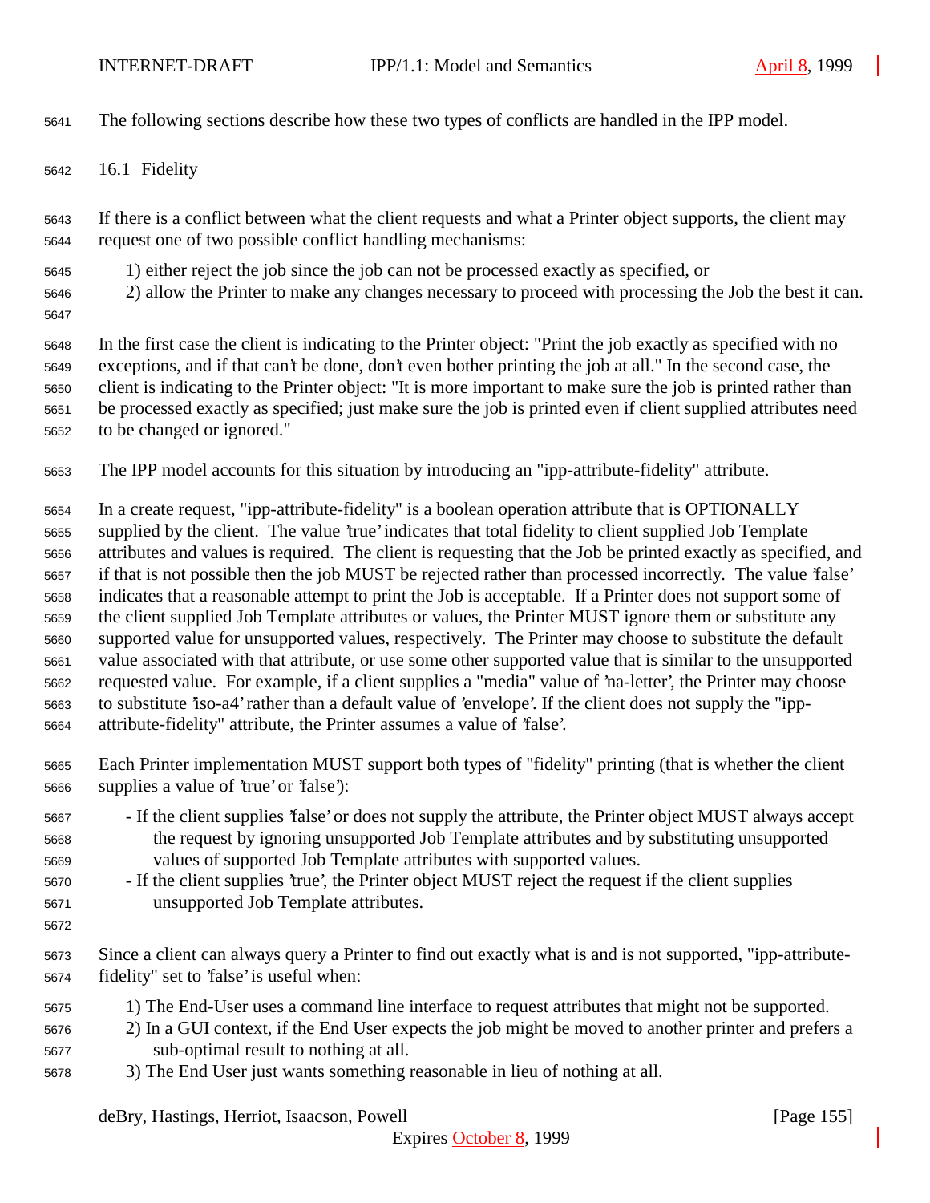The following sections describe how these two types of conflicts are handled in the IPP model.

## 16.1 Fidelity

If there is a conflict between what the client requests and what a Printer object supports, the client may request one of two possible conflict handling mechanisms:

1) either reject the job since the job can not be processed exactly as specified, or
2) allow the Printer to make any changes necessary to proceed with processing the Job the best it can.

In the first case the client is indicating to the Printer object: "Print the job exactly as specified with no exceptions, and if that can't be done, don't even bother printing the job at all." In the second case, the client is indicating to the Printer object: "It is more important to make sure the job is printed rather than be processed exactly as specified; just make sure the job is printed even if client supplied attributes need to be changed or ignored."

The IPP model accounts for this situation by introducing an "ipp-attribute-fidelity" attribute.

In a create request, "ipp-attribute-fidelity" is a boolean operation attribute that is OPTIONALLY supplied by the client. The value 'true' indicates that total fidelity to client supplied Job Template attributes and values is required. The client is requesting that the Job be printed exactly as specified, and if that is not possible then the job MUST be rejected rather than processed incorrectly. The value 'false' indicates that a reasonable attempt to print the Job is acceptable. If a Printer does not support some of the client supplied Job Template attributes or values, the Printer MUST ignore them or substitute any supported value for unsupported values, respectively. The Printer may choose to substitute the default value associated with that attribute, or use some other supported value that is similar to the unsupported requested value. For example, if a client supplies a "media" value of 'na-letter', the Printer may choose to substitute 'iso-a4' rather than a default value of 'envelope'. If the client does not supply the "ipp-attribute-fidelity" attribute, the Printer assumes a value of 'false'.

Each Printer implementation MUST support both types of "fidelity" printing (that is whether the client supplies a value of 'true' or 'false'):

- If the client supplies 'false' or does not supply the attribute, the Printer object MUST always accept the request by ignoring unsupported Job Template attributes and by substituting unsupported values of supported Job Template attributes with supported values.
- If the client supplies 'true', the Printer object MUST reject the request if the client supplies unsupported Job Template attributes.

Since a client can always query a Printer to find out exactly what is and is not supported, "ipp-attribute-fidelity" set to 'false' is useful when:

1) The End-User uses a command line interface to request attributes that might not be supported.
2) In a GUI context, if the End User expects the job might be moved to another printer and prefers a sub-optimal result to nothing at all.
3) The End User just wants something reasonable in lieu of nothing at all.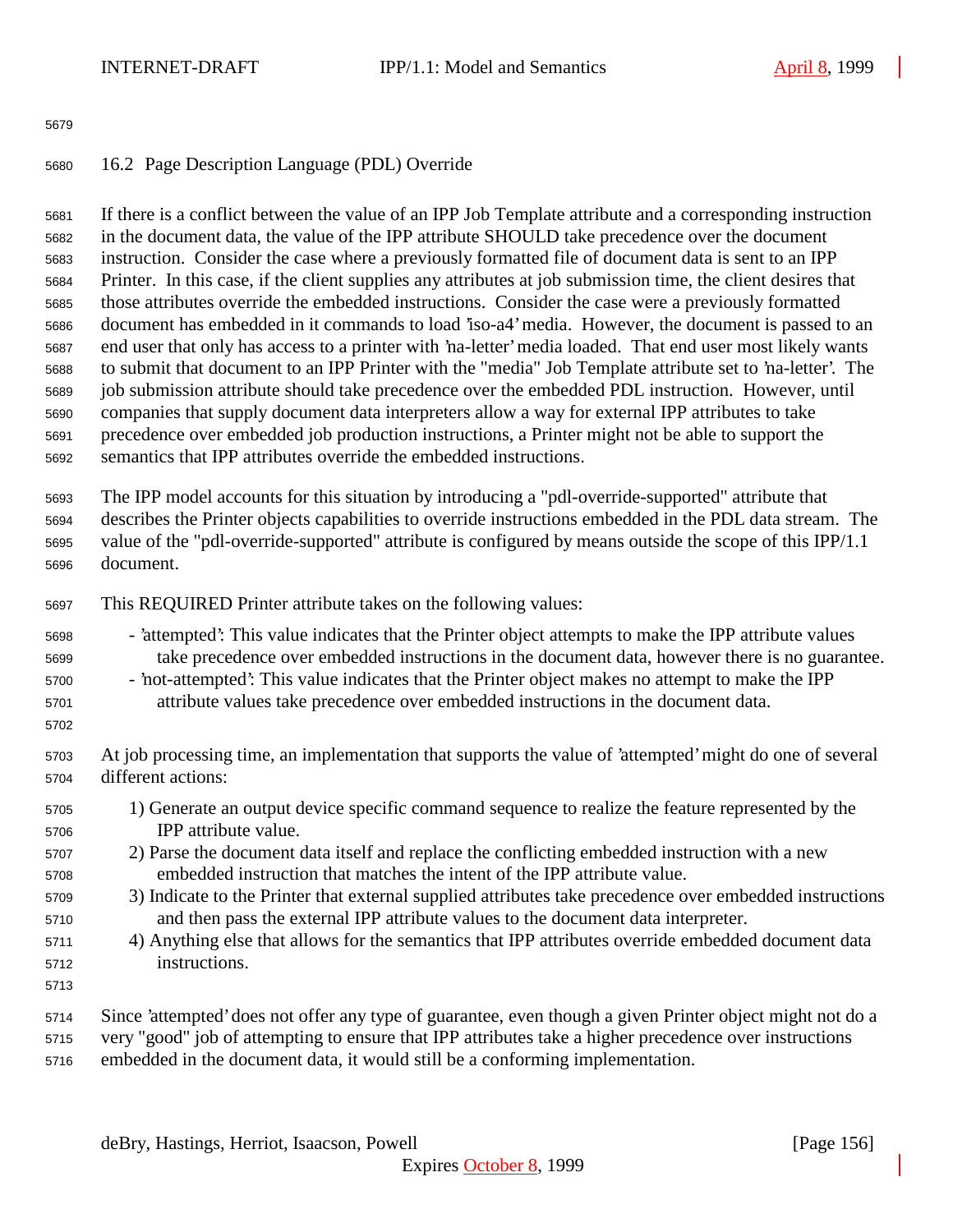## 16.2 Page Description Language (PDL) Override

If there is a conflict between the value of an IPP Job Template attribute and a corresponding instruction in the document data, the value of the IPP attribute SHOULD take precedence over the document instruction. Consider the case where a previously formatted file of document data is sent to an IPP Printer. In this case, if the client supplies any attributes at job submission time, the client desires that those attributes override the embedded instructions. Consider the case were a previously formatted document has embedded in it commands to load 'iso-a4' media. However, the document is passed to an end user that only has access to a printer with 'na-letter' media loaded. That end user most likely wants to submit that document to an IPP Printer with the "media" Job Template attribute set to 'na-letter'. The job submission attribute should take precedence over the embedded PDL instruction. However, until companies that supply document data interpreters allow a way for external IPP attributes to take precedence over embedded job production instructions, a Printer might not be able to support the semantics that IPP attributes override the embedded instructions.

The IPP model accounts for this situation by introducing a "pdl-override-supported" attribute that describes the Printer objects capabilities to override instructions embedded in the PDL data stream. The value of the "pdl-override-supported" attribute is configured by means outside the scope of this IPP/1.1 document.

This REQUIRED Printer attribute takes on the following values:

- 'attempted': This value indicates that the Printer object attempts to make the IPP attribute values take precedence over embedded instructions in the document data, however there is no guarantee.
- 'not-attempted': This value indicates that the Printer object makes no attempt to make the IPP attribute values take precedence over embedded instructions in the document data.

At job processing time, an implementation that supports the value of 'attempted' might do one of several different actions:

1) Generate an output device specific command sequence to realize the feature represented by the IPP attribute value.
2) Parse the document data itself and replace the conflicting embedded instruction with a new embedded instruction that matches the intent of the IPP attribute value.
3) Indicate to the Printer that external supplied attributes take precedence over embedded instructions and then pass the external IPP attribute values to the document data interpreter.
4) Anything else that allows for the semantics that IPP attributes override embedded document data instructions.

Since 'attempted' does not offer any type of guarantee, even though a given Printer object might not do a very "good" job of attempting to ensure that IPP attributes take a higher precedence over instructions embedded in the document data, it would still be a conforming implementation.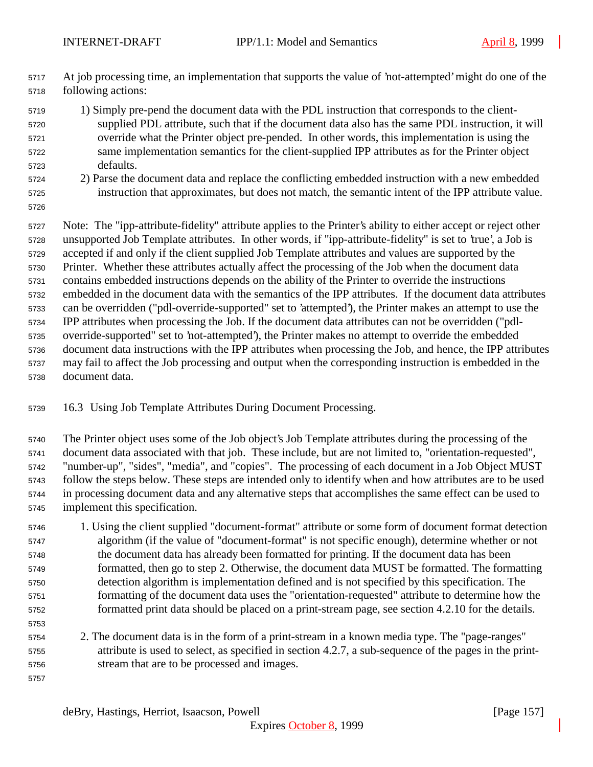At job processing time, an implementation that supports the value of 'not-attempted' might do one of the following actions:

1) Simply pre-pend the document data with the PDL instruction that corresponds to the client-supplied PDL attribute, such that if the document data also has the same PDL instruction, it will override what the Printer object pre-pended. In other words, this implementation is using the same implementation semantics for the client-supplied IPP attributes as for the Printer object defaults.
2) Parse the document data and replace the conflicting embedded instruction with a new embedded instruction that approximates, but does not match, the semantic intent of the IPP attribute value.

Note: The "ipp-attribute-fidelity" attribute applies to the Printer's ability to either accept or reject other unsupported Job Template attributes. In other words, if "ipp-attribute-fidelity" is set to 'true', a Job is accepted if and only if the client supplied Job Template attributes and values are supported by the Printer. Whether these attributes actually affect the processing of the Job when the document data contains embedded instructions depends on the ability of the Printer to override the instructions embedded in the document data with the semantics of the IPP attributes. If the document data attributes can be overridden ("pdl-override-supported" set to 'attempted'), the Printer makes an attempt to use the IPP attributes when processing the Job. If the document data attributes can not be overridden ("pdl-override-supported" set to 'not-attempted'), the Printer makes no attempt to override the embedded document data instructions with the IPP attributes when processing the Job, and hence, the IPP attributes may fail to affect the Job processing and output when the corresponding instruction is embedded in the document data.

## 16.3 Using Job Template Attributes During Document Processing.

The Printer object uses some of the Job object's Job Template attributes during the processing of the document data associated with that job. These include, but are not limited to, "orientation-requested", "number-up", "sides", "media", and "copies". The processing of each document in a Job Object MUST follow the steps below. These steps are intended only to identify when and how attributes are to be used in processing document data and any alternative steps that accomplishes the same effect can be used to implement this specification.

1. Using the client supplied "document-format" attribute or some form of document format detection algorithm (if the value of "document-format" is not specific enough), determine whether or not the document data has already been formatted for printing. If the document data has been formatted, then go to step 2. Otherwise, the document data MUST be formatted. The formatting detection algorithm is implementation defined and is not specified by this specification. The formatting of the document data uses the "orientation-requested" attribute to determine how the formatted print data should be placed on a print-stream page, see section 4.2.10 for the details.

2. The document data is in the form of a print-stream in a known media type. The "page-ranges" attribute is used to select, as specified in section 4.2.7, a sub-sequence of the pages in the print-stream that are to be processed and images.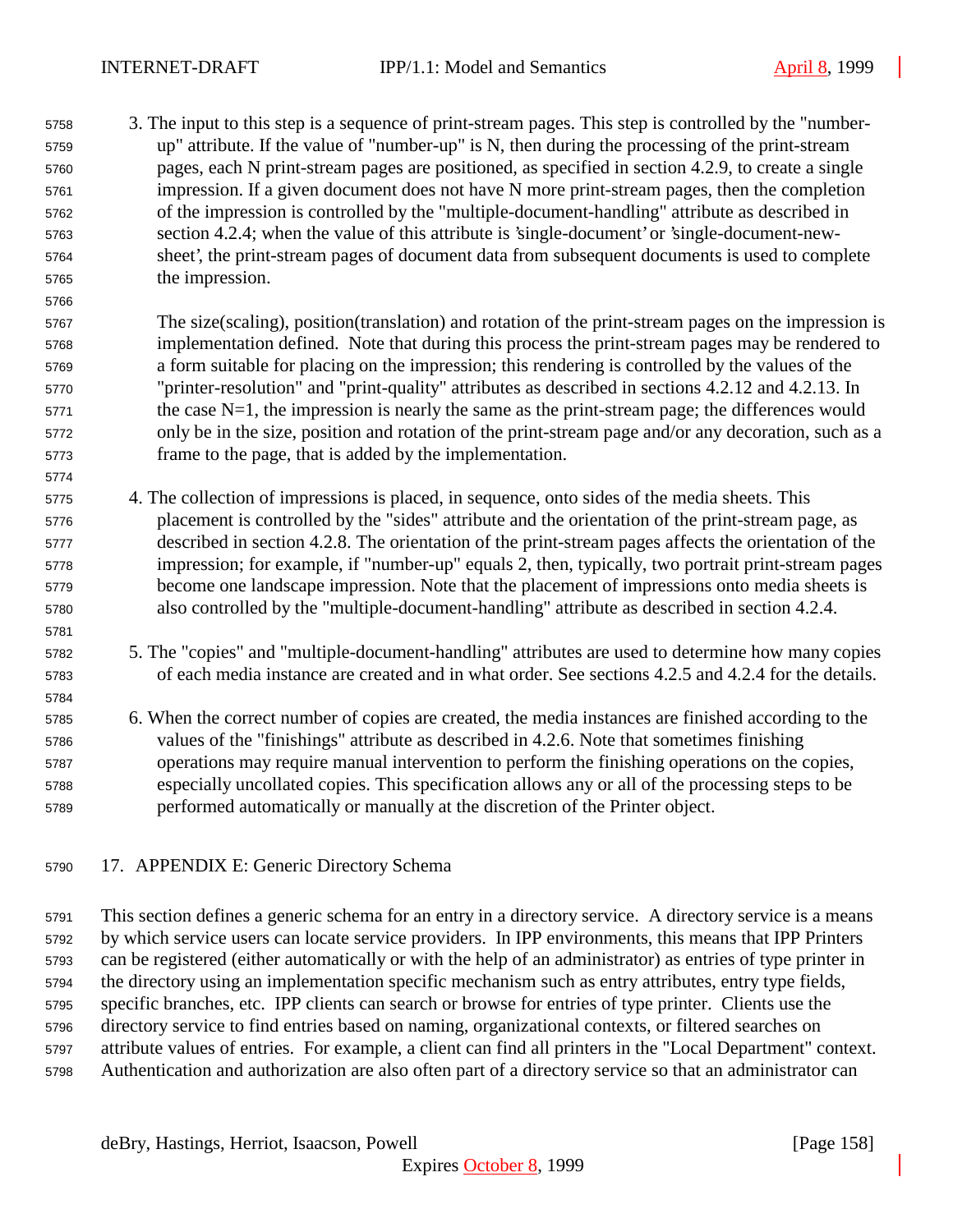3. The input to this step is a sequence of print-stream pages. This step is controlled by the "number-up" attribute. If the value of "number-up" is N, then during the processing of the print-stream pages, each N print-stream pages are positioned, as specified in section 4.2.9, to create a single impression. If a given document does not have N more print-stream pages, then the completion of the impression is controlled by the "multiple-document-handling" attribute as described in section 4.2.4; when the value of this attribute is 'single-document' or 'single-document-new-sheet', the print-stream pages of document data from subsequent documents is used to complete the impression.

   The size(scaling), position(translation) and rotation of the print-stream pages on the impression is implementation defined. Note that during this process the print-stream pages may be rendered to a form suitable for placing on the impression; this rendering is controlled by the values of the "printer-resolution" and "print-quality" attributes as described in sections 4.2.12 and 4.2.13. In the case N=1, the impression is nearly the same as the print-stream page; the differences would only be in the size, position and rotation of the print-stream page and/or any decoration, such as a frame to the page, that is added by the implementation.

4. The collection of impressions is placed, in sequence, onto sides of the media sheets. This placement is controlled by the "sides" attribute and the orientation of the print-stream page, as described in section 4.2.8. The orientation of the print-stream pages affects the orientation of the impression; for example, if "number-up" equals 2, then, typically, two portrait print-stream pages become one landscape impression. Note that the placement of impressions onto media sheets is also controlled by the "multiple-document-handling" attribute as described in section 4.2.4.

5. The "copies" and "multiple-document-handling" attributes are used to determine how many copies of each media instance are created and in what order. See sections 4.2.5 and 4.2.4 for the details.

6. When the correct number of copies are created, the media instances are finished according to the values of the "finishings" attribute as described in 4.2.6. Note that sometimes finishing operations may require manual intervention to perform the finishing operations on the copies, especially uncollated copies. This specification allows any or all of the processing steps to be performed automatically or manually at the discretion of the Printer object.

# 17. APPENDIX E: Generic Directory Schema

This section defines a generic schema for an entry in a directory service. A directory service is a means by which service users can locate service providers. In IPP environments, this means that IPP Printers can be registered (either automatically or with the help of an administrator) as entries of type printer in the directory using an implementation specific mechanism such as entry attributes, entry type fields, specific branches, etc. IPP clients can search or browse for entries of type printer. Clients use the directory service to find entries based on naming, organizational contexts, or filtered searches on attribute values of entries. For example, a client can find all printers in the "Local Department" context. Authentication and authorization are also often part of a directory service so that an administrator can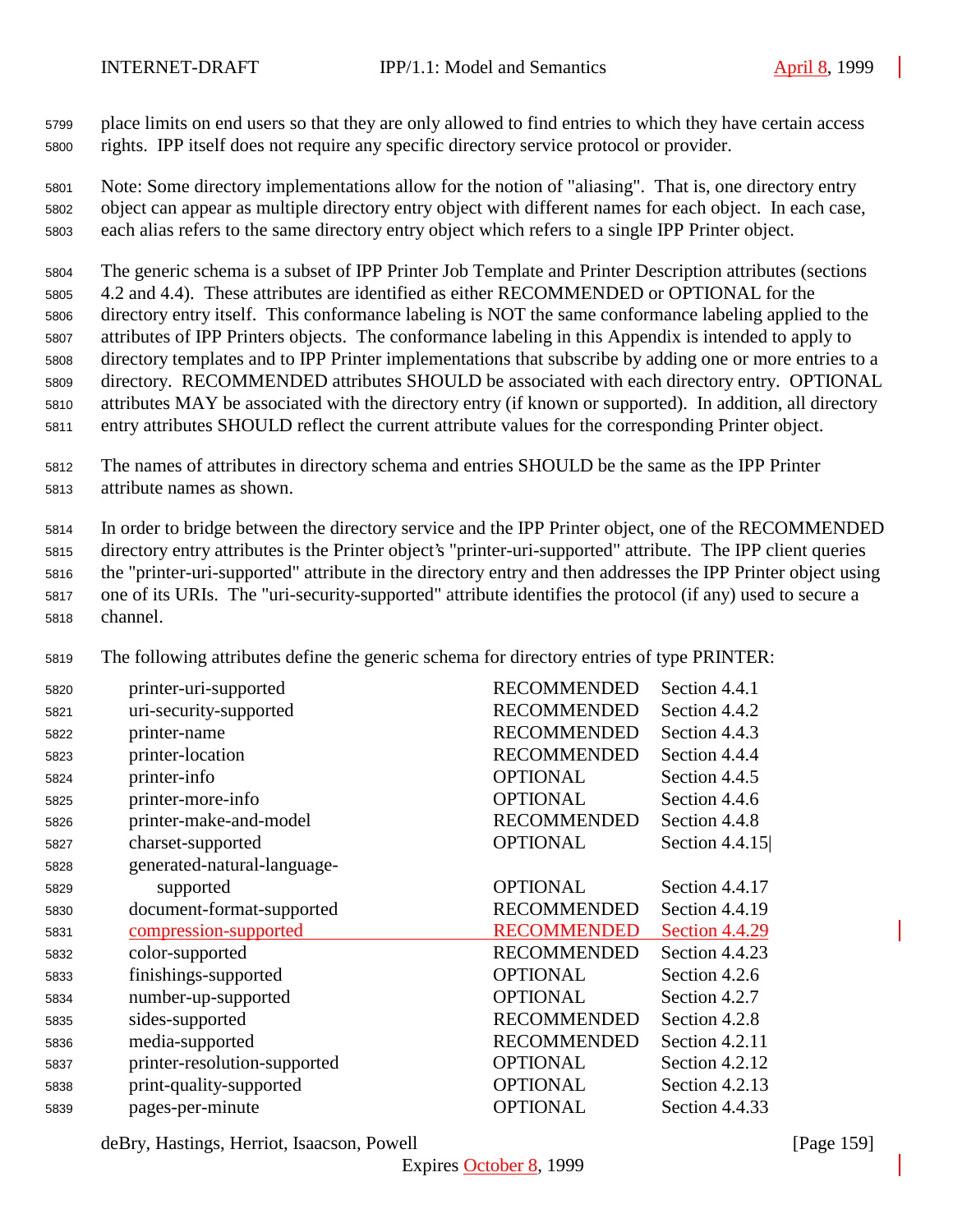place limits on end users so that they are only allowed to find entries to which they have certain access rights. IPP itself does not require any specific directory service protocol or provider.

Note: Some directory implementations allow for the notion of "aliasing". That is, one directory entry object can appear as multiple directory entry object with different names for each object. In each case, each alias refers to the same directory entry object which refers to a single IPP Printer object.

The generic schema is a subset of IPP Printer Job Template and Printer Description attributes (sections 4.2 and 4.4). These attributes are identified as either RECOMMENDED or OPTIONAL for the directory entry itself. This conformance labeling is NOT the same conformance labeling applied to the attributes of IPP Printers objects. The conformance labeling in this Appendix is intended to apply to directory templates and to IPP Printer implementations that subscribe by adding one or more entries to a directory. RECOMMENDED attributes SHOULD be associated with each directory entry. OPTIONAL attributes MAY be associated with the directory entry (if known or supported). In addition, all directory entry attributes SHOULD reflect the current attribute values for the corresponding Printer object.

The names of attributes in directory schema and entries SHOULD be the same as the IPP Printer attribute names as shown.

In order to bridge between the directory service and the IPP Printer object, one of the RECOMMENDED directory entry attributes is the Printer object's "printer-uri-supported" attribute. The IPP client queries the "printer-uri-supported" attribute in the directory entry and then addresses the IPP Printer object using one of its URIs. The "uri-security-supported" attribute identifies the protocol (if any) used to secure a channel.

The following attributes define the generic schema for directory entries of type PRINTER:

| Attribute | Conformance | Reference |
|---|---|---|
| printer-uri-supported | RECOMMENDED | Section 4.4.1 |
| uri-security-supported | RECOMMENDED | Section 4.4.2 |
| printer-name | RECOMMENDED | Section 4.4.3 |
| printer-location | RECOMMENDED | Section 4.4.4 |
| printer-info | OPTIONAL | Section 4.4.5 |
| printer-more-info | OPTIONAL | Section 4.4.6 |
| printer-make-and-model | RECOMMENDED | Section 4.4.8 |
| charset-supported | OPTIONAL | Section 4.4.15 |
| generated-natural-language-supported | OPTIONAL | Section 4.4.17 |
| document-format-supported | RECOMMENDED | Section 4.4.19 |
| compression-supported | RECOMMENDED | Section 4.4.29 |
| color-supported | RECOMMENDED | Section 4.4.23 |
| finishings-supported | OPTIONAL | Section 4.2.6 |
| number-up-supported | OPTIONAL | Section 4.2.7 |
| sides-supported | RECOMMENDED | Section 4.2.8 |
| media-supported | RECOMMENDED | Section 4.2.11 |
| printer-resolution-supported | OPTIONAL | Section 4.2.12 |
| print-quality-supported | OPTIONAL | Section 4.2.13 |
| pages-per-minute | OPTIONAL | Section 4.4.33 |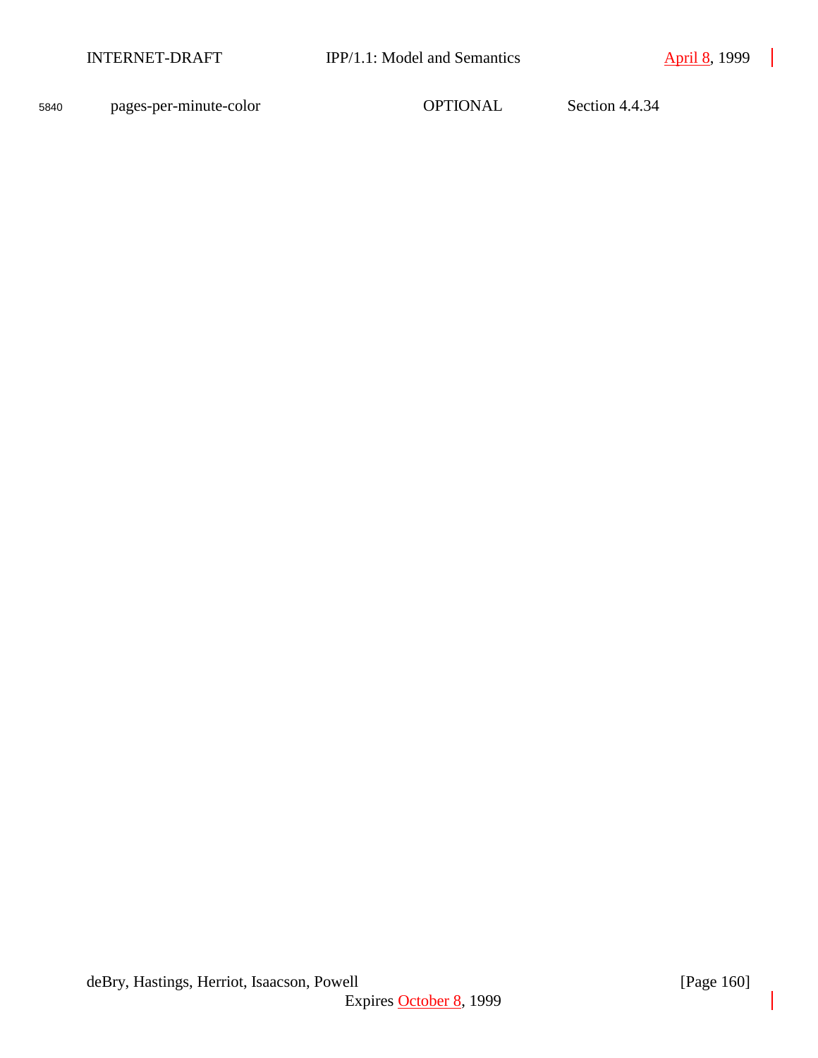5840 pages-per-minute-color OPTIONAL Section 4.4.34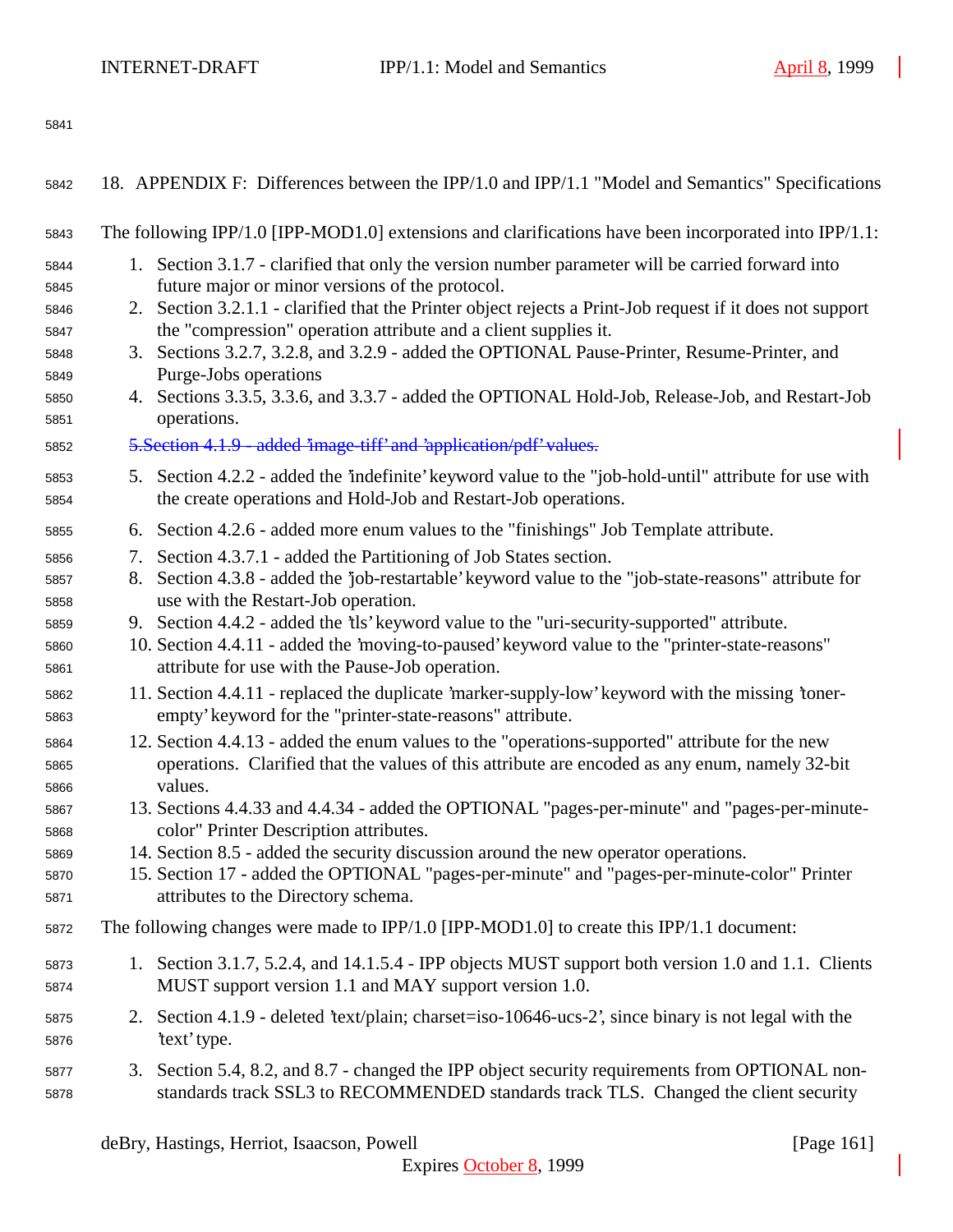# 18. APPENDIX F: Differences between the IPP/1.0 and IPP/1.1 "Model and Semantics" Specifications

The following IPP/1.0 [IPP-MOD1.0] extensions and clarifications have been incorporated into IPP/1.1:

1. Section 3.1.7 - clarified that only the version number parameter will be carried forward into future major or minor versions of the protocol.
2. Section 3.2.1.1 - clarified that the Printer object rejects a Print-Job request if it does not support the "compression" operation attribute and a client supplies it.
3. Sections 3.2.7, 3.2.8, and 3.2.9 - added the OPTIONAL Pause-Printer, Resume-Printer, and Purge-Jobs operations
4. Sections 3.3.5, 3.3.6, and 3.3.7 - added the OPTIONAL Hold-Job, Release-Job, and Restart-Job operations.

~~5.Section 4.1.9 - added 'image-tiff' and 'application/pdf' values.~~

5. Section 4.2.2 - added the 'indefinite' keyword value to the "job-hold-until" attribute for use with the create operations and Hold-Job and Restart-Job operations.
6. Section 4.2.6 - added more enum values to the "finishings" Job Template attribute.
7. Section 4.3.7.1 - added the Partitioning of Job States section.
8. Section 4.3.8 - added the 'job-restartable' keyword value to the "job-state-reasons" attribute for use with the Restart-Job operation.
9. Section 4.4.2 - added the 'tls' keyword value to the "uri-security-supported" attribute.
10. Section 4.4.11 - added the 'moving-to-paused' keyword value to the "printer-state-reasons" attribute for use with the Pause-Job operation.
11. Section 4.4.11 - replaced the duplicate 'marker-supply-low' keyword with the missing 'toner-empty' keyword for the "printer-state-reasons" attribute.
12. Section 4.4.13 - added the enum values to the "operations-supported" attribute for the new operations. Clarified that the values of this attribute are encoded as any enum, namely 32-bit values.
13. Sections 4.4.33 and 4.4.34 - added the OPTIONAL "pages-per-minute" and "pages-per-minute-color" Printer Description attributes.
14. Section 8.5 - added the security discussion around the new operator operations.
15. Section 17 - added the OPTIONAL "pages-per-minute" and "pages-per-minute-color" Printer attributes to the Directory schema.

The following changes were made to IPP/1.0 [IPP-MOD1.0] to create this IPP/1.1 document:

1. Section 3.1.7, 5.2.4, and 14.1.5.4 - IPP objects MUST support both version 1.0 and 1.1. Clients MUST support version 1.1 and MAY support version 1.0.
2. Section 4.1.9 - deleted 'text/plain; charset=iso-10646-ucs-2', since binary is not legal with the 'text' type.
3. Section 5.4, 8.2, and 8.7 - changed the IPP object security requirements from OPTIONAL non-standards track SSL3 to RECOMMENDED standards track TLS. Changed the client security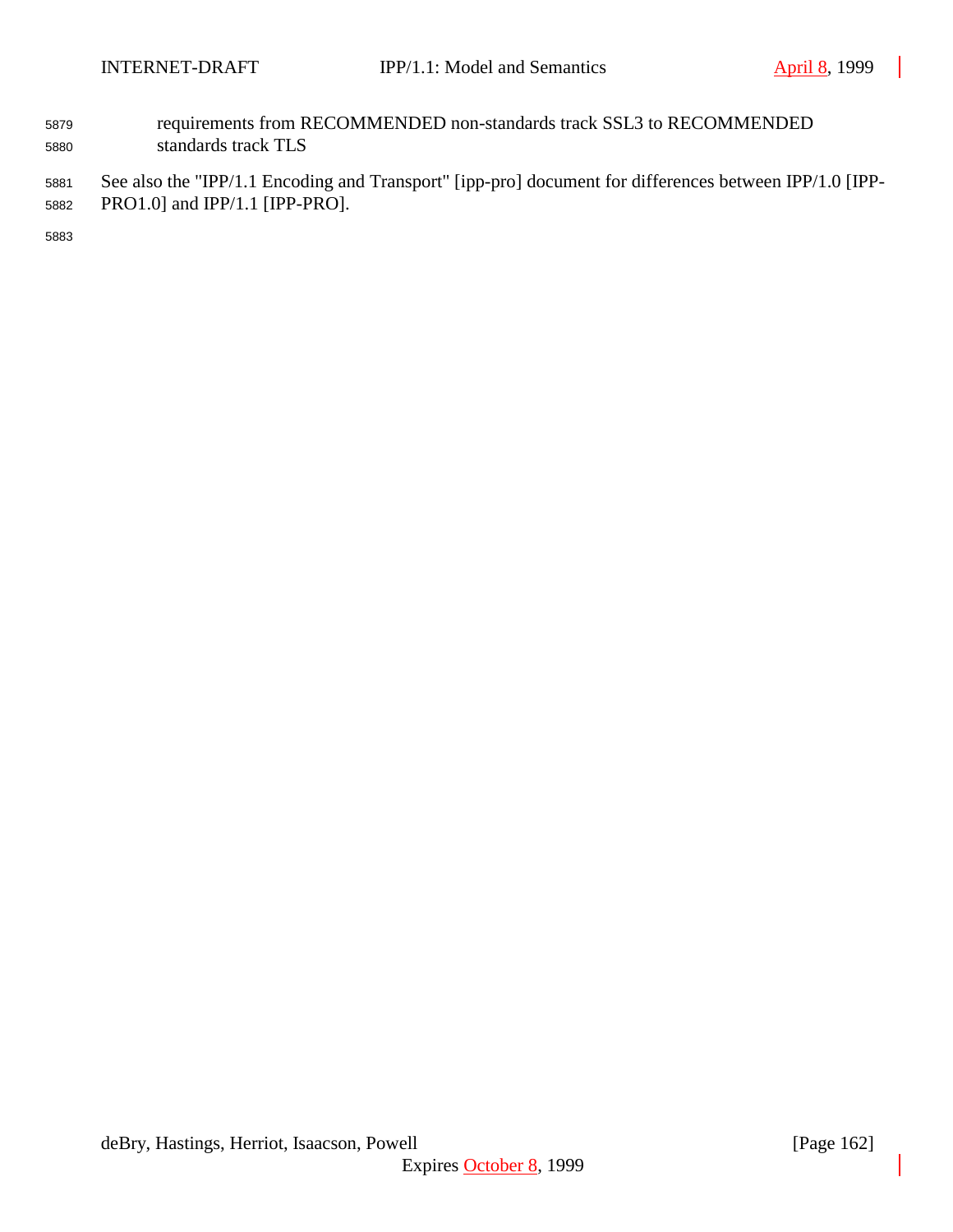requirements from RECOMMENDED non-standards track SSL3 to RECOMMENDED standards track TLS

See also the "IPP/1.1 Encoding and Transport" [ipp-pro] document for differences between IPP/1.0 [IPP-PRO1.0] and IPP/1.1 [IPP-PRO].